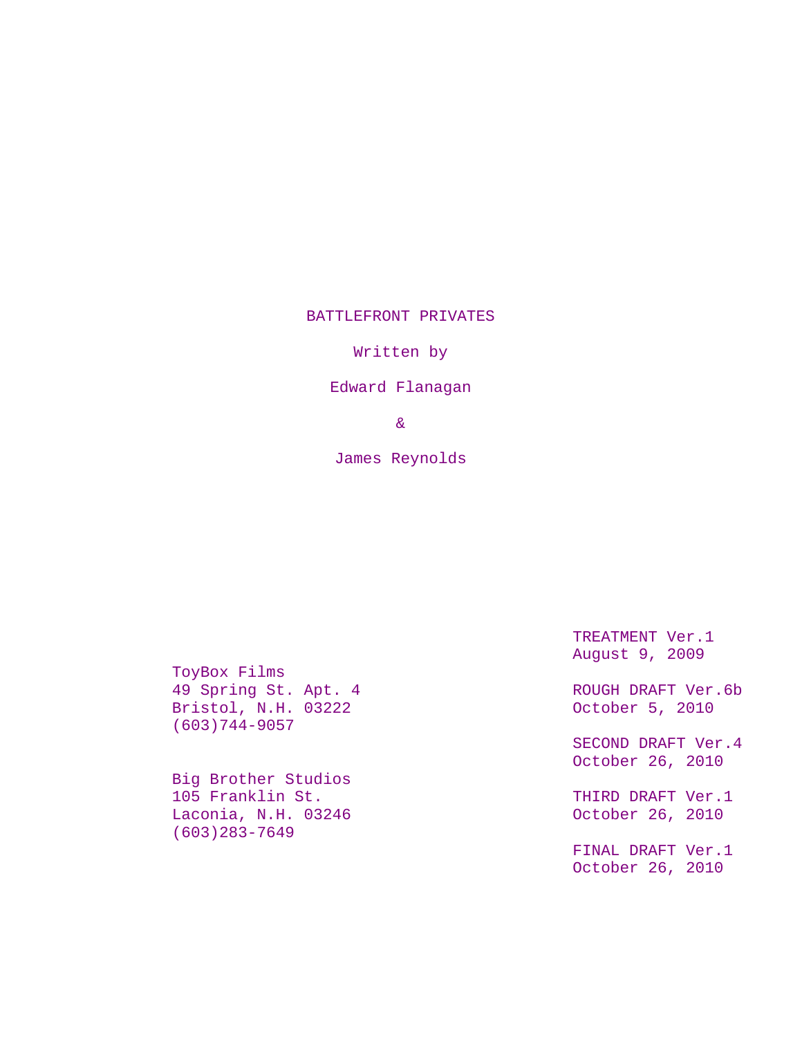# BATTLEFRONT PRIVATES

Written by

Edward Flanagan

&

James Reynolds

ToyBox Films
49 Spring St. Apt. 4
Bristol, N.H. 03222
(603)744-9057

Big Brother Studios
105 Franklin St.
Laconia, N.H. 03246
(603)283-7649

TREATMENT Ver.1
August 9, 2009

ROUGH DRAFT Ver.6b
October 5, 2010

SECOND DRAFT Ver.4
October 26, 2010

THIRD DRAFT Ver.1
October 26, 2010

FINAL DRAFT Ver.1
October 26, 2010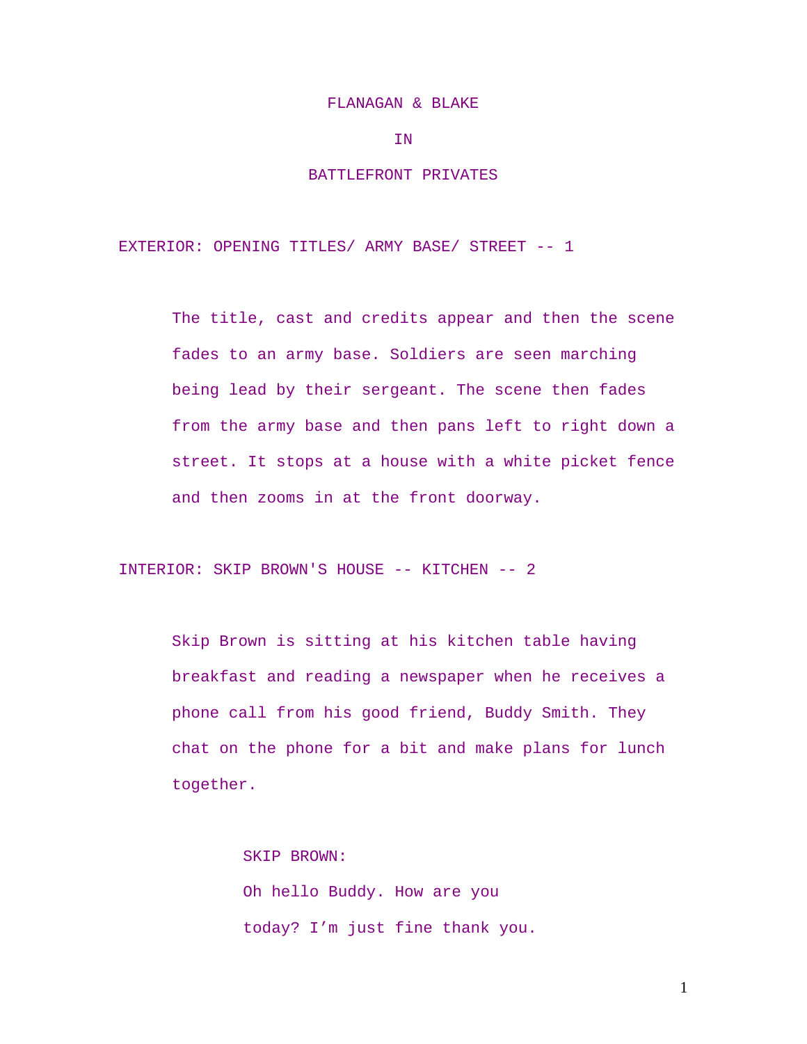FLANAGAN & BLAKE

IN

BATTLEFRONT PRIVATES

EXTERIOR: OPENING TITLES/ ARMY BASE/ STREET -- 1

The title, cast and credits appear and then the scene fades to an army base. Soldiers are seen marching being lead by their sergeant. The scene then fades from the army base and then pans left to right down a street. It stops at a house with a white picket fence and then zooms in at the front doorway.

INTERIOR: SKIP BROWN'S HOUSE -- KITCHEN -- 2

Skip Brown is sitting at his kitchen table having breakfast and reading a newspaper when he receives a phone call from his good friend, Buddy Smith. They chat on the phone for a bit and make plans for lunch together.

SKIP BROWN:

Oh hello Buddy. How are you today? I'm just fine thank you.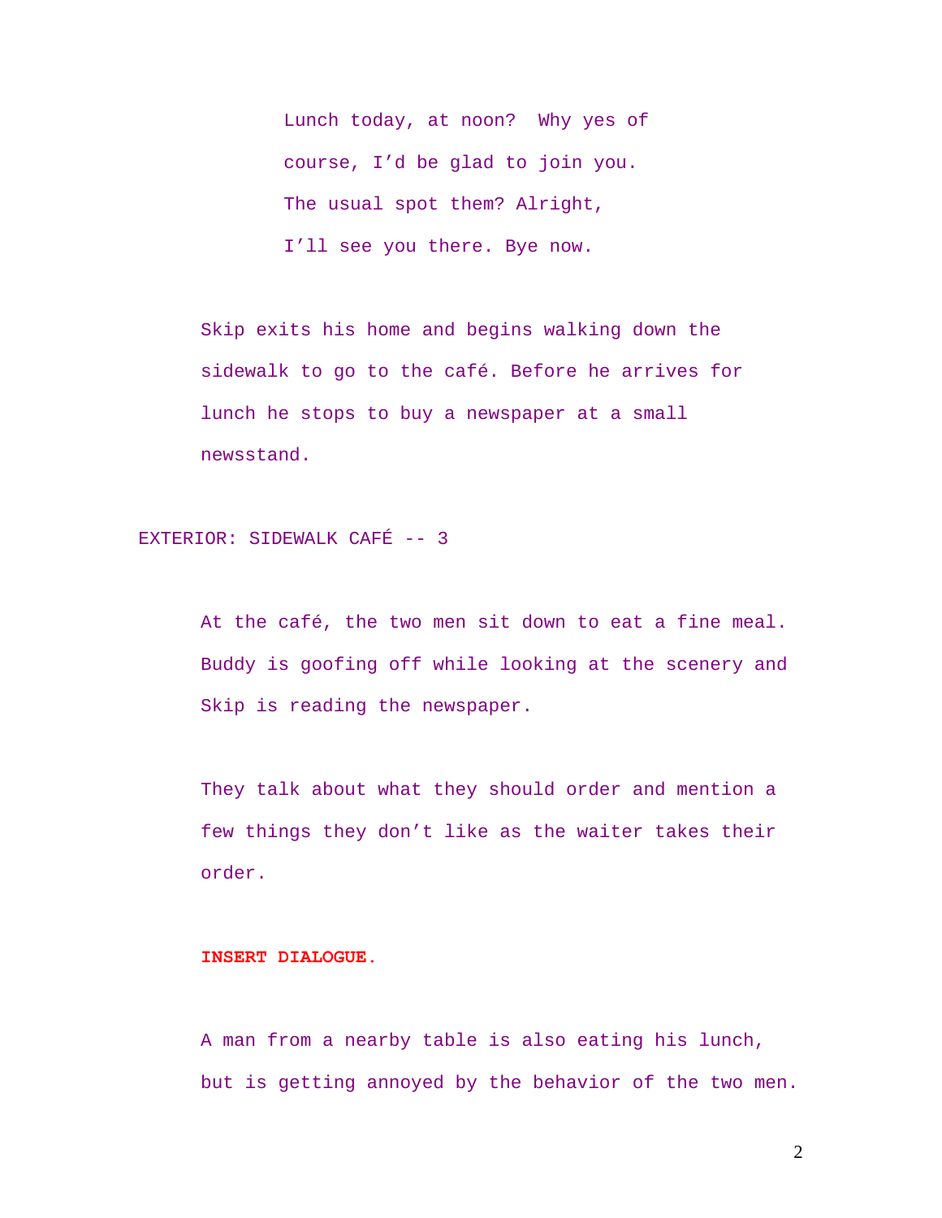Lunch today, at noon? Why yes of course, I'd be glad to join you. The usual spot them? Alright, I'll see you there. Bye now.

Skip exits his home and begins walking down the sidewalk to go to the café. Before he arrives for lunch he stops to buy a newspaper at a small newsstand.

EXTERIOR: SIDEWALK CAFÉ -- 3

At the café, the two men sit down to eat a fine meal. Buddy is goofing off while looking at the scenery and Skip is reading the newspaper.

They talk about what they should order and mention a few things they don't like as the waiter takes their order.

**INSERT DIALOGUE.**

A man from a nearby table is also eating his lunch, but is getting annoyed by the behavior of the two men.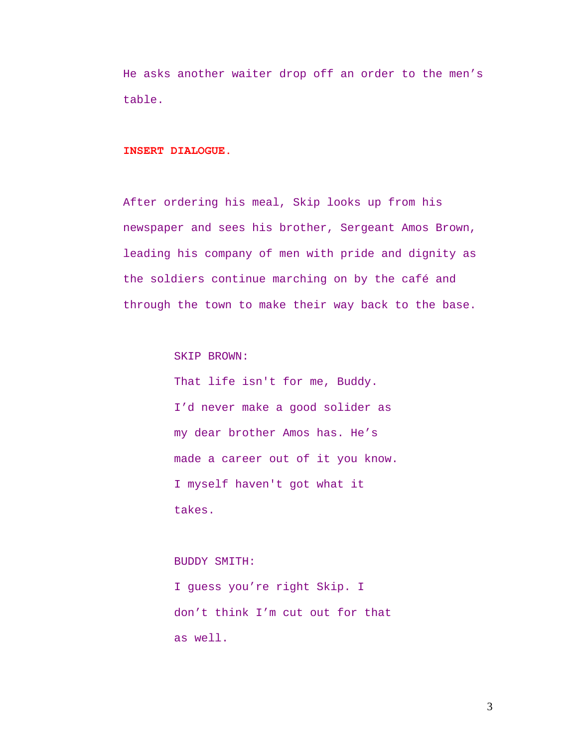He asks another waiter drop off an order to the men's table.

**INSERT DIALOGUE.**

After ordering his meal, Skip looks up from his newspaper and sees his brother, Sergeant Amos Brown, leading his company of men with pride and dignity as the soldiers continue marching on by the café and through the town to make their way back to the base.

SKIP BROWN:
That life isn't for me, Buddy. I'd never make a good solider as my dear brother Amos has. He's made a career out of it you know. I myself haven't got what it takes.

BUDDY SMITH:
I guess you're right Skip. I don't think I'm cut out for that as well.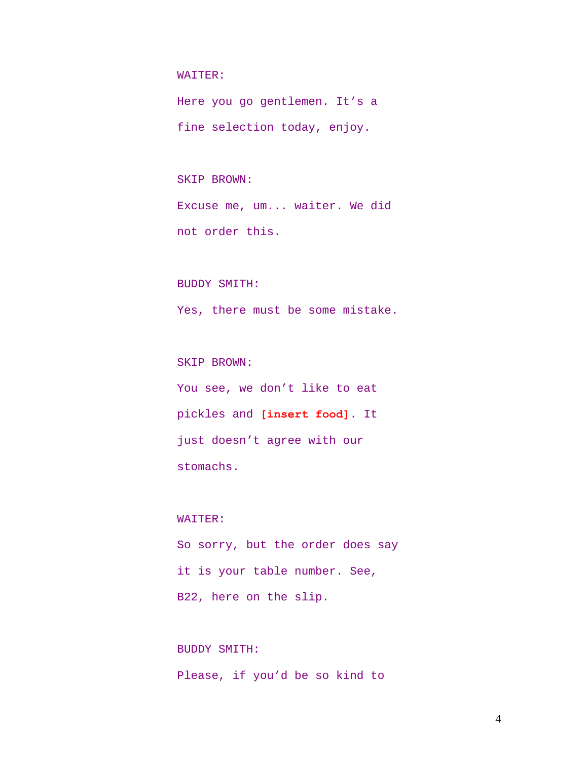WAITER:

Here you go gentlemen. It’s a fine selection today, enjoy.

SKIP BROWN:

Excuse me, um... waiter. We did not order this.

BUDDY SMITH:

Yes, there must be some mistake.

SKIP BROWN:

You see, we don’t like to eat pickles and **[insert food]**. It just doesn’t agree with our stomachs.

WAITER:

So sorry, but the order does say it is your table number. See, B22, here on the slip.

BUDDY SMITH:

Please, if you’d be so kind to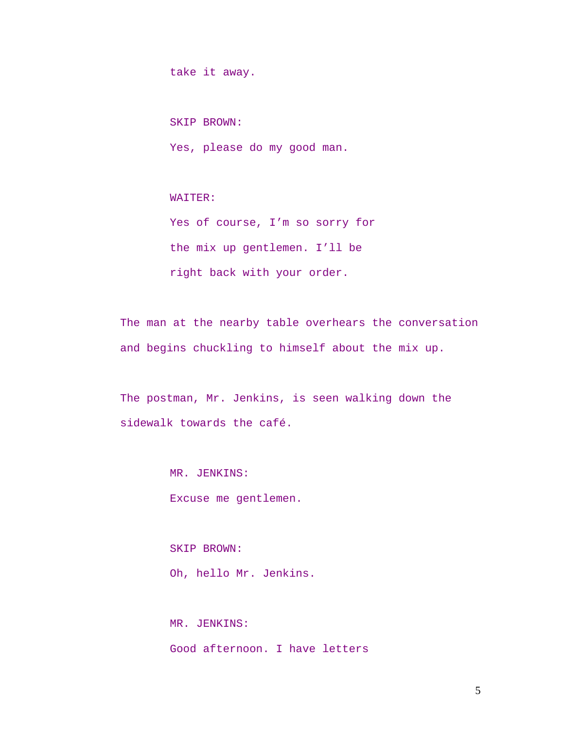take it away.

SKIP BROWN:

Yes, please do my good man.

WAITER:

Yes of course, I’m so sorry for the mix up gentlemen. I’ll be right back with your order.

The man at the nearby table overhears the conversation and begins chuckling to himself about the mix up.

The postman, Mr. Jenkins, is seen walking down the sidewalk towards the café.

MR. JENKINS:

Excuse me gentlemen.

SKIP BROWN:

Oh, hello Mr. Jenkins.

MR. JENKINS:

Good afternoon. I have letters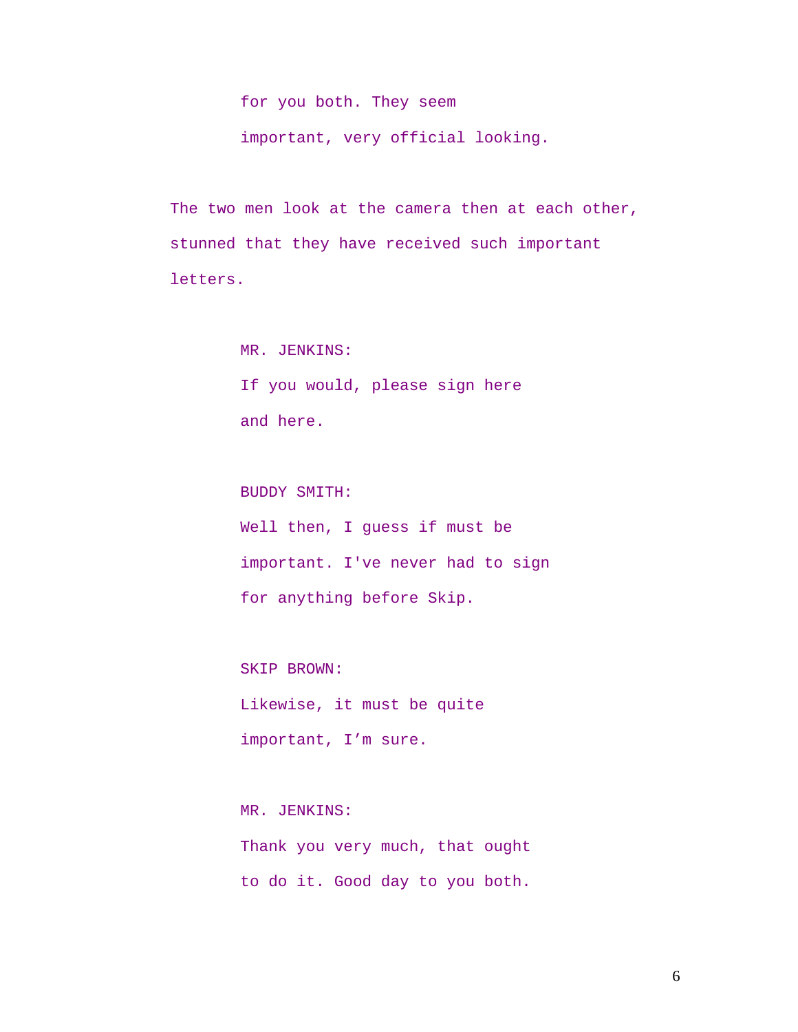for you both. They seem
important, very official looking.

The two men look at the camera then at each other, stunned that they have received such important letters.

MR. JENKINS:
If you would, please sign here
and here.

BUDDY SMITH:
Well then, I guess if must be
important. I've never had to sign
for anything before Skip.

SKIP BROWN:
Likewise, it must be quite
important, I'm sure.

MR. JENKINS:
Thank you very much, that ought
to do it. Good day to you both.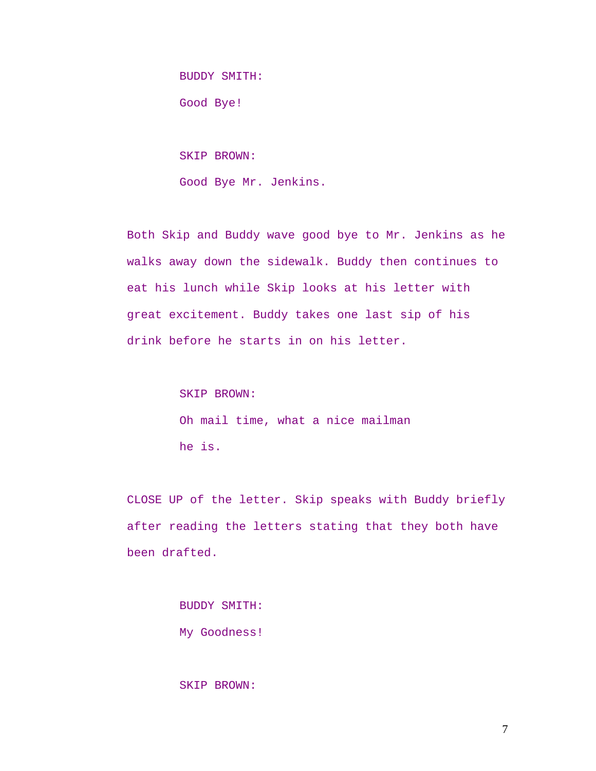BUDDY SMITH:

Good Bye!

SKIP BROWN:

Good Bye Mr. Jenkins.

Both Skip and Buddy wave good bye to Mr. Jenkins as he walks away down the sidewalk. Buddy then continues to eat his lunch while Skip looks at his letter with great excitement. Buddy takes one last sip of his drink before he starts in on his letter.

SKIP BROWN:

Oh mail time, what a nice mailman he is.

CLOSE UP of the letter. Skip speaks with Buddy briefly after reading the letters stating that they both have been drafted.

BUDDY SMITH:

My Goodness!

SKIP BROWN: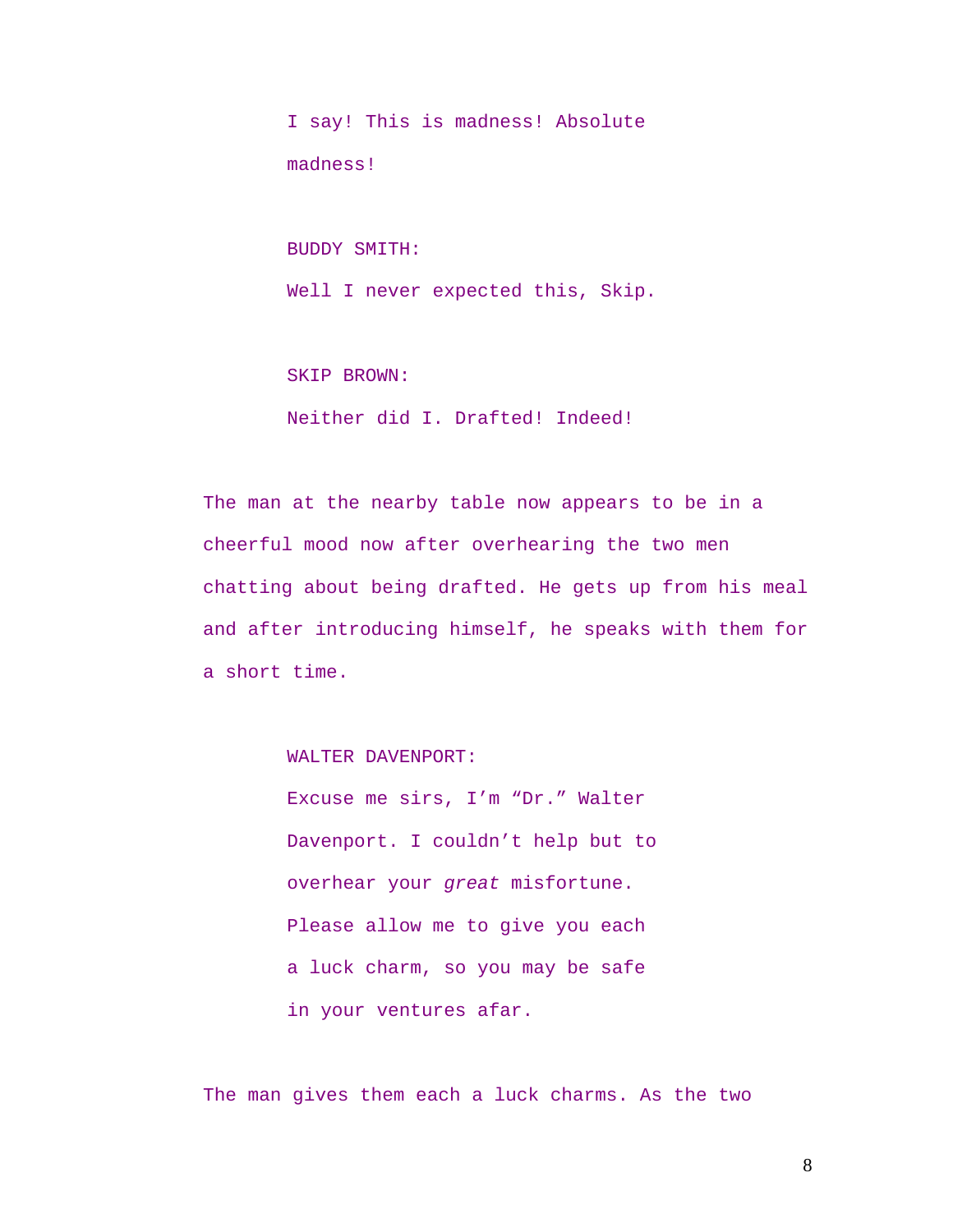I say! This is madness! Absolute madness!

BUDDY SMITH:

Well I never expected this, Skip.

SKIP BROWN:

Neither did I. Drafted! Indeed!

The man at the nearby table now appears to be in a cheerful mood now after overhearing the two men chatting about being drafted. He gets up from his meal and after introducing himself, he speaks with them for a short time.

WALTER DAVENPORT:

Excuse me sirs, I'm "Dr." Walter Davenport. I couldn't help but to overhear your *great* misfortune. Please allow me to give you each a luck charm, so you may be safe in your ventures afar.

The man gives them each a luck charms. As the two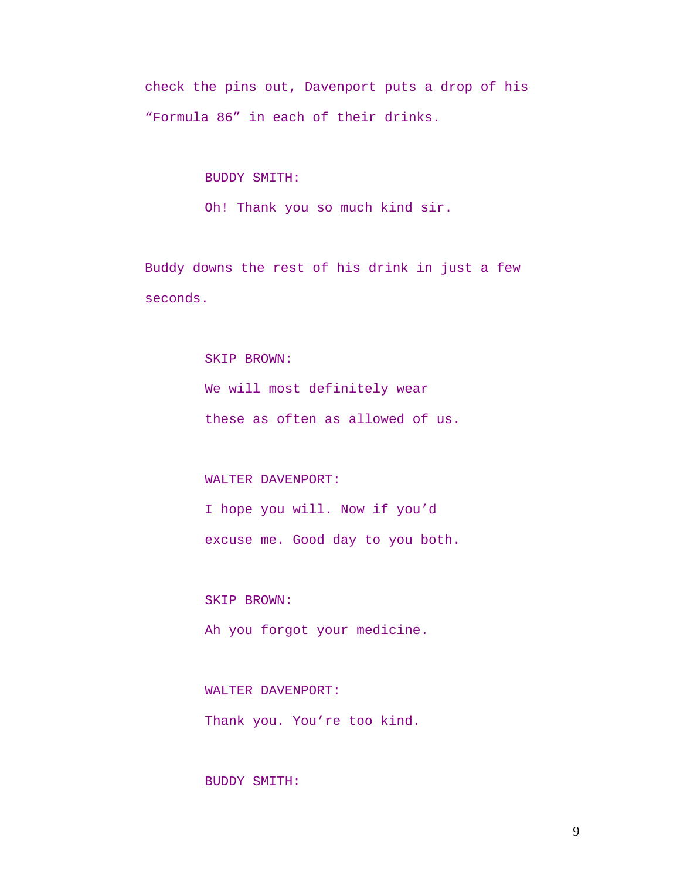check the pins out, Davenport puts a drop of his “Formula 86” in each of their drinks.

BUDDY SMITH:

Oh! Thank you so much kind sir.

Buddy downs the rest of his drink in just a few seconds.

SKIP BROWN:

We will most definitely wear these as often as allowed of us.

WALTER DAVENPORT:

I hope you will. Now if you’d excuse me. Good day to you both.

SKIP BROWN:

Ah you forgot your medicine.

WALTER DAVENPORT:

Thank you. You’re too kind.

BUDDY SMITH: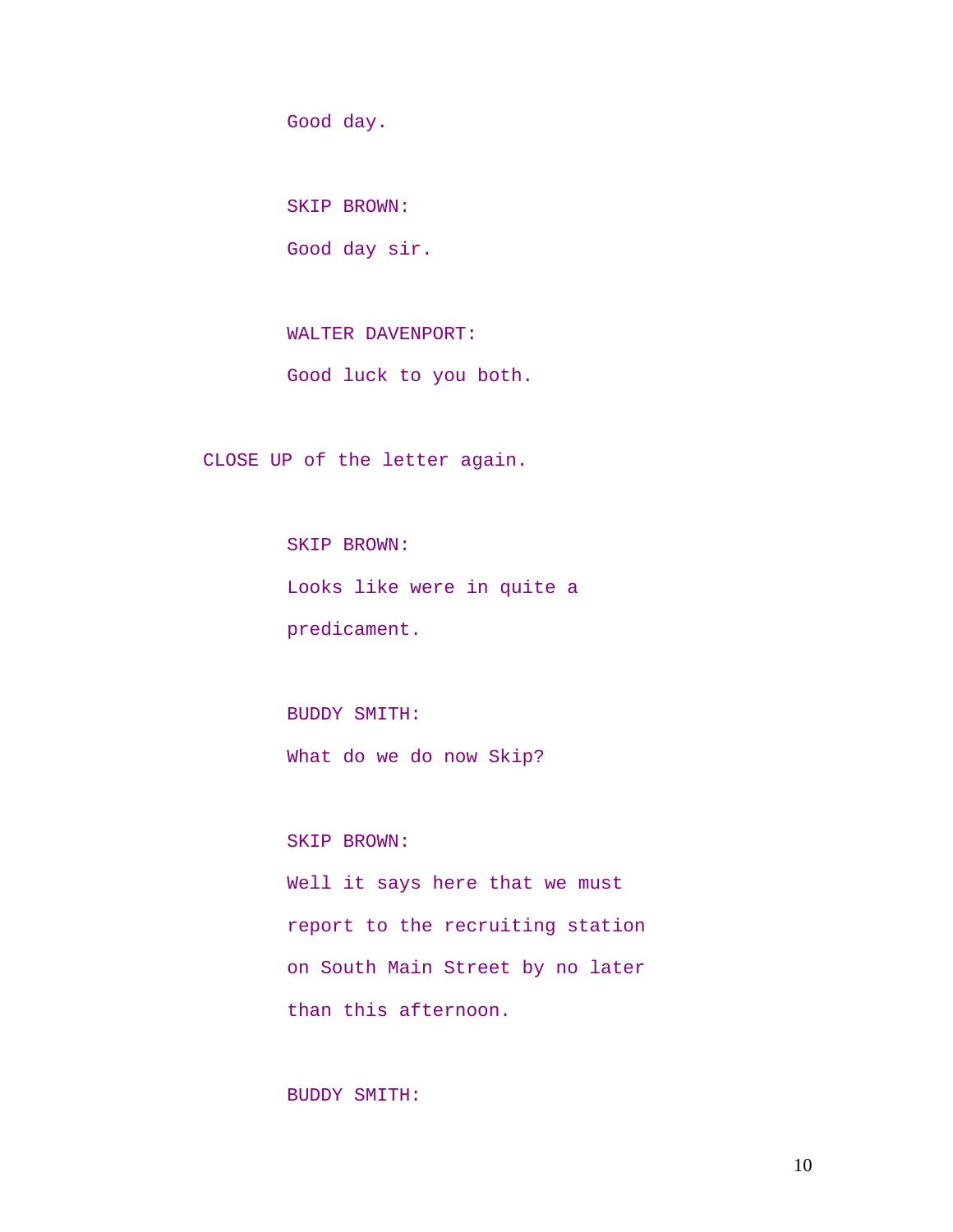Good day.

SKIP BROWN:

Good day sir.

WALTER DAVENPORT:

Good luck to you both.

CLOSE UP of the letter again.

SKIP BROWN:

Looks like were in quite a predicament.

BUDDY SMITH:

What do we do now Skip?

SKIP BROWN:

Well it says here that we must report to the recruiting station on South Main Street by no later than this afternoon.

BUDDY SMITH: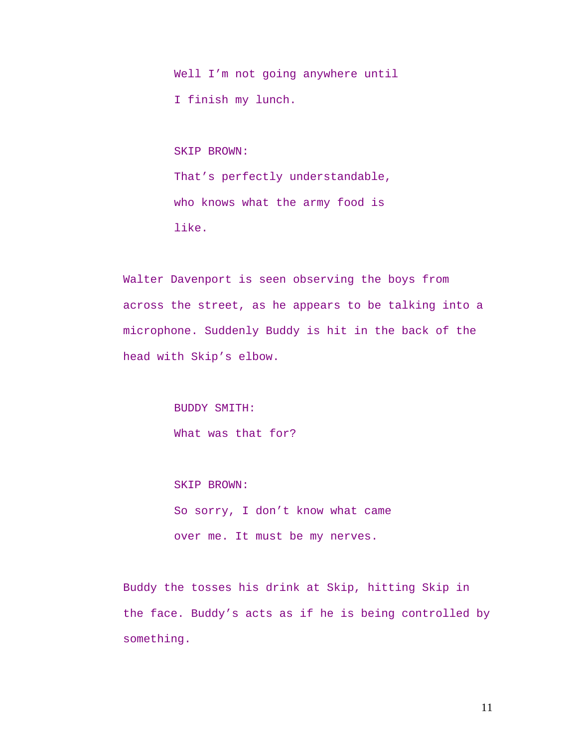Well I'm not going anywhere until
I finish my lunch.

SKIP BROWN:
That's perfectly understandable,
who knows what the army food is
like.

Walter Davenport is seen observing the boys from across the street, as he appears to be talking into a microphone. Suddenly Buddy is hit in the back of the head with Skip's elbow.

BUDDY SMITH:
What was that for?

SKIP BROWN:
So sorry, I don't know what came
over me. It must be my nerves.

Buddy the tosses his drink at Skip, hitting Skip in the face. Buddy's acts as if he is being controlled by something.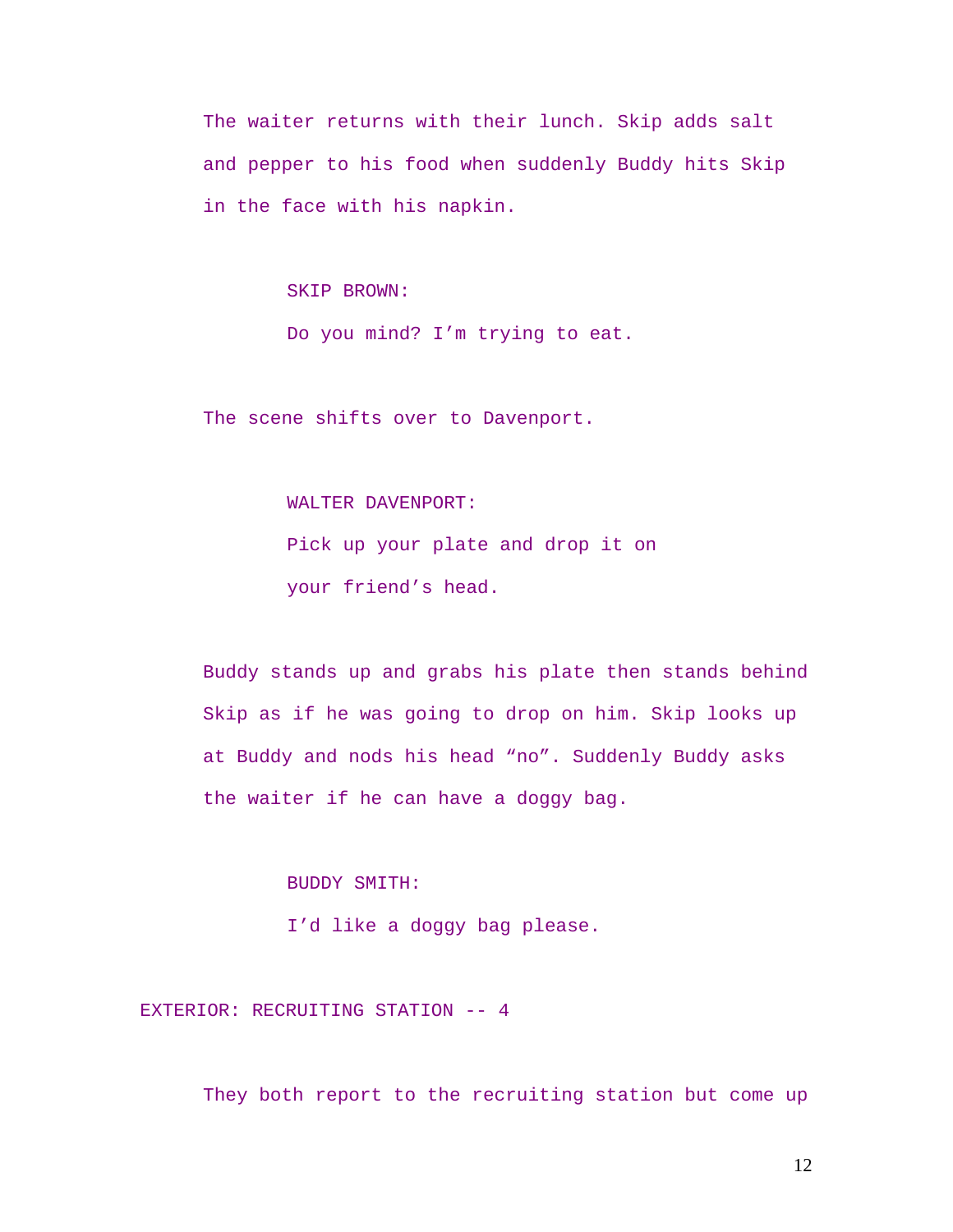The waiter returns with their lunch. Skip adds salt and pepper to his food when suddenly Buddy hits Skip in the face with his napkin.

SKIP BROWN:

Do you mind? I’m trying to eat.

The scene shifts over to Davenport.

WALTER DAVENPORT:

Pick up your plate and drop it on your friend’s head.

Buddy stands up and grabs his plate then stands behind Skip as if he was going to drop on him. Skip looks up at Buddy and nods his head “no”. Suddenly Buddy asks the waiter if he can have a doggy bag.

BUDDY SMITH:

I’d like a doggy bag please.

EXTERIOR: RECRUITING STATION -- 4

They both report to the recruiting station but come up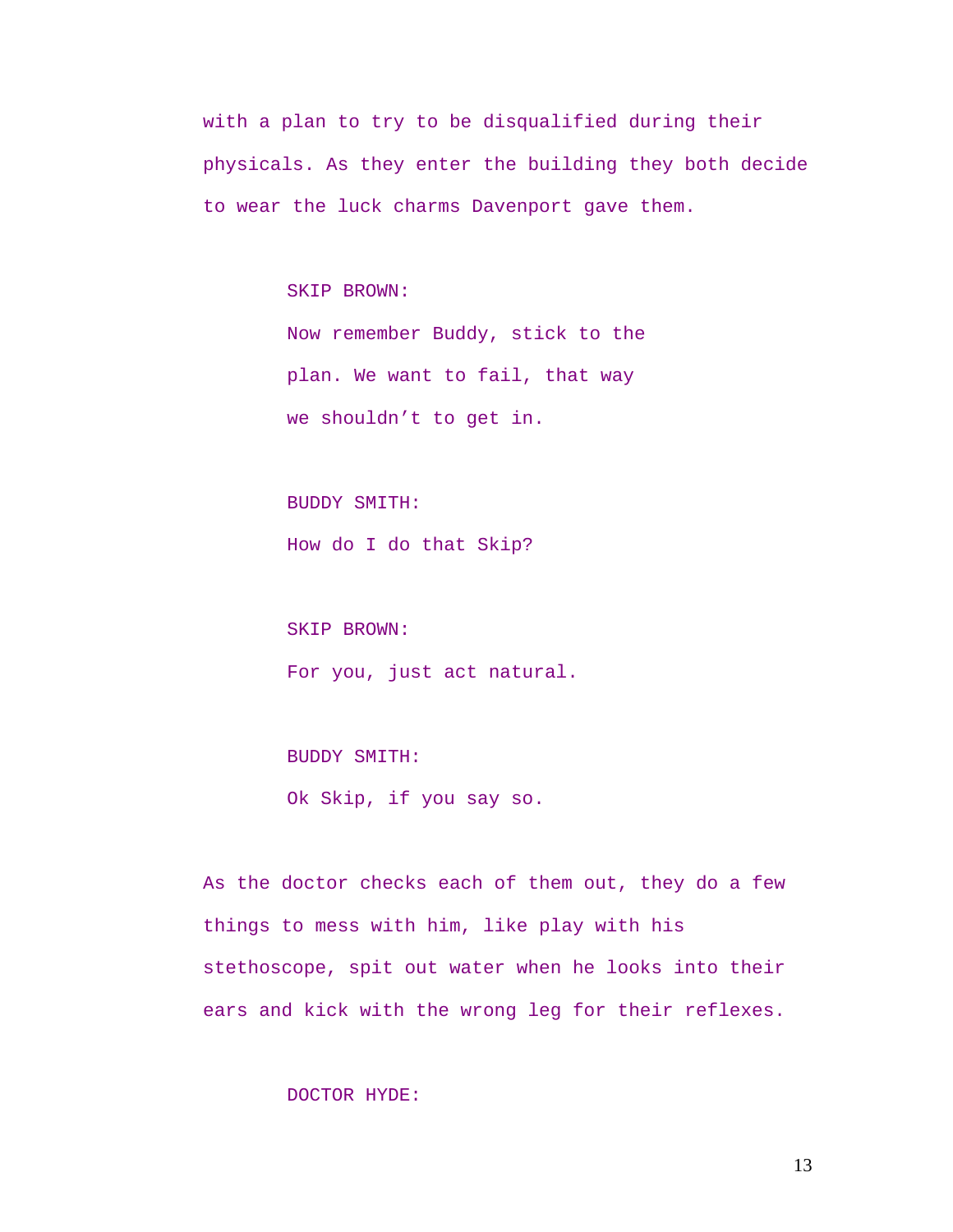with a plan to try to be disqualified during their physicals. As they enter the building they both decide to wear the luck charms Davenport gave them.

SKIP BROWN:

Now remember Buddy, stick to the plan. We want to fail, that way we shouldn't to get in.

BUDDY SMITH:

How do I do that Skip?

SKIP BROWN:

For you, just act natural.

BUDDY SMITH:

Ok Skip, if you say so.

As the doctor checks each of them out, they do a few things to mess with him, like play with his stethoscope, spit out water when he looks into their ears and kick with the wrong leg for their reflexes.

DOCTOR HYDE: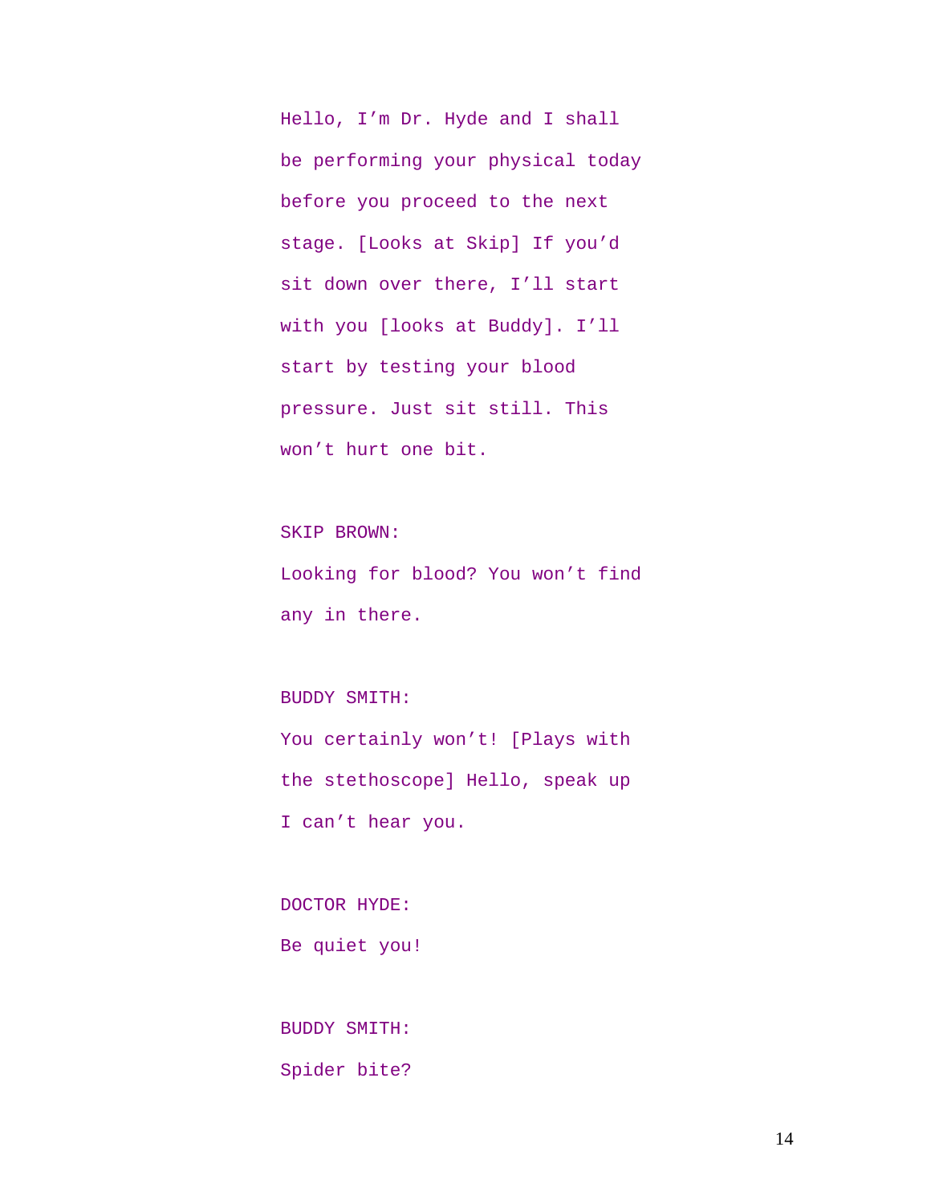Hello, I'm Dr. Hyde and I shall be performing your physical today before you proceed to the next stage. [Looks at Skip] If you'd sit down over there, I'll start with you [looks at Buddy]. I'll start by testing your blood pressure. Just sit still. This won't hurt one bit.

SKIP BROWN:

Looking for blood? You won't find any in there.

BUDDY SMITH:

You certainly won't! [Plays with the stethoscope] Hello, speak up I can't hear you.

DOCTOR HYDE:

Be quiet you!

BUDDY SMITH:

Spider bite?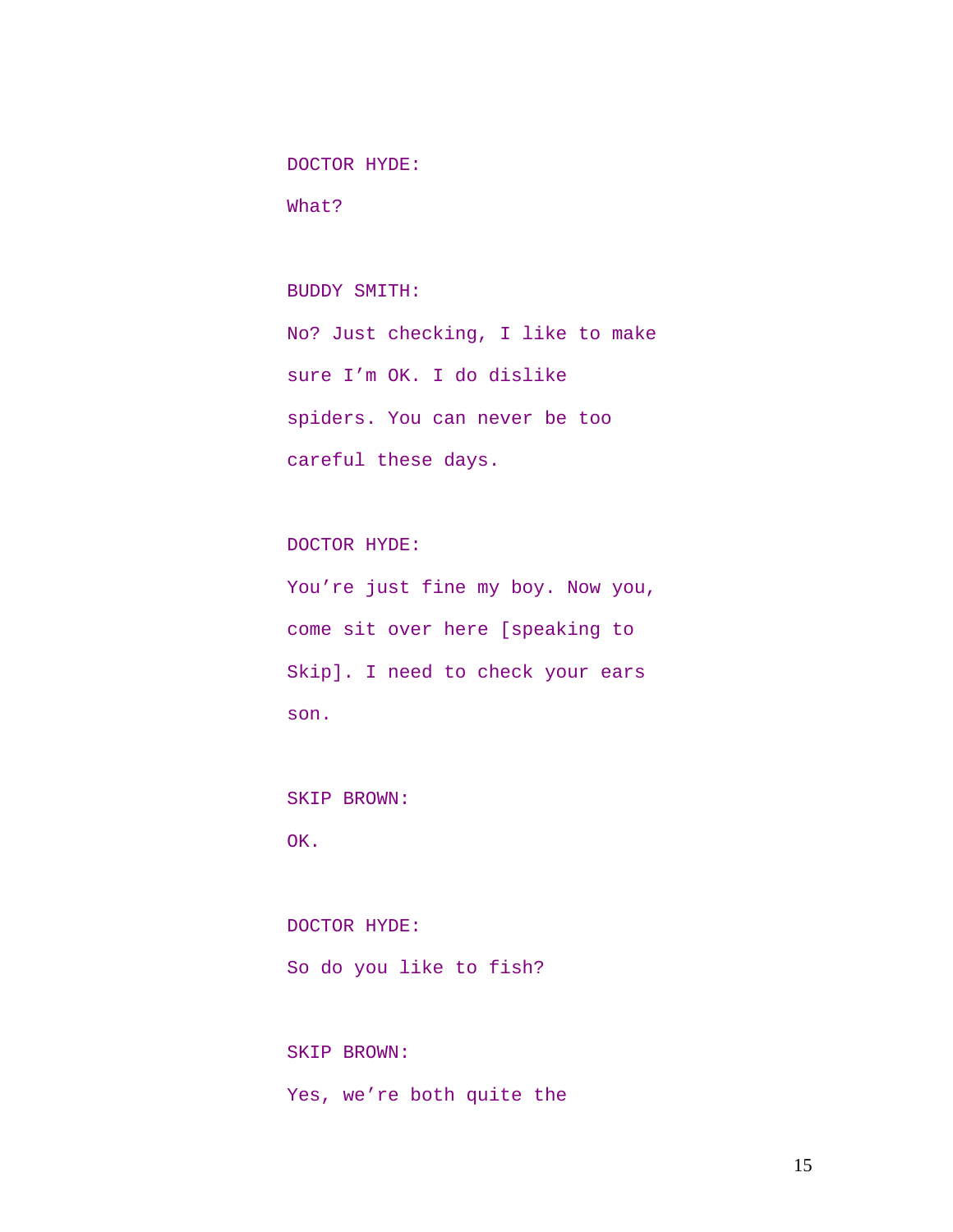DOCTOR HYDE:

What?

BUDDY SMITH:

No? Just checking, I like to make sure I'm OK. I do dislike spiders. You can never be too careful these days.

DOCTOR HYDE:

You're just fine my boy. Now you, come sit over here [speaking to Skip]. I need to check your ears son.

SKIP BROWN:

OK.

DOCTOR HYDE:

So do you like to fish?

SKIP BROWN:

Yes, we're both quite the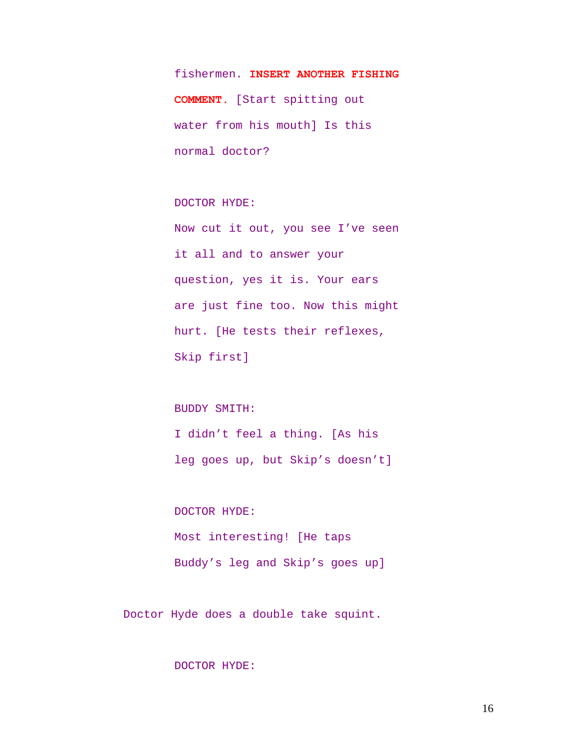fishermen. **INSERT ANOTHER FISHING COMMENT**. [Start spitting out water from his mouth] Is this normal doctor?

DOCTOR HYDE:

Now cut it out, you see I've seen it all and to answer your question, yes it is. Your ears are just fine too. Now this might hurt. [He tests their reflexes, Skip first]

BUDDY SMITH:

I didn't feel a thing. [As his leg goes up, but Skip's doesn't]

DOCTOR HYDE:

Most interesting! [He taps Buddy's leg and Skip's goes up]

Doctor Hyde does a double take squint.

DOCTOR HYDE: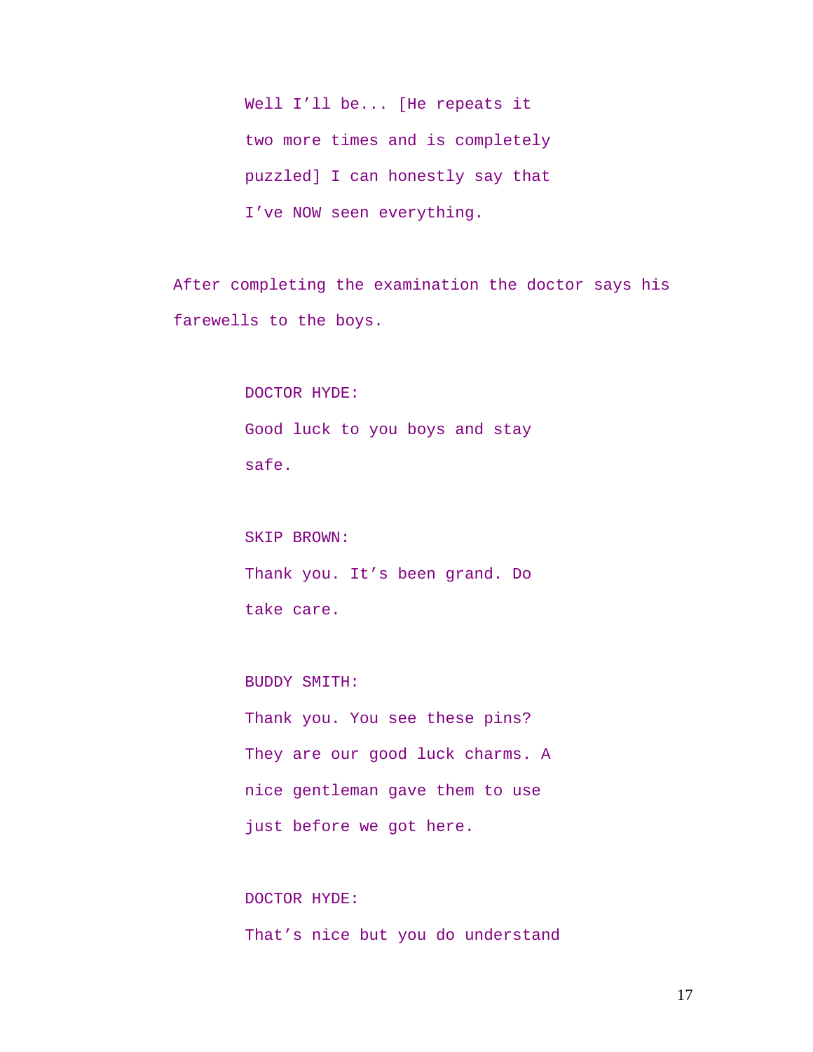Well I'll be... [He repeats it two more times and is completely puzzled] I can honestly say that I've NOW seen everything.

After completing the examination the doctor says his farewells to the boys.

DOCTOR HYDE:

Good luck to you boys and stay safe.

SKIP BROWN:

Thank you. It's been grand. Do take care.

BUDDY SMITH:

Thank you. You see these pins? They are our good luck charms. A nice gentleman gave them to use just before we got here.

DOCTOR HYDE:

That's nice but you do understand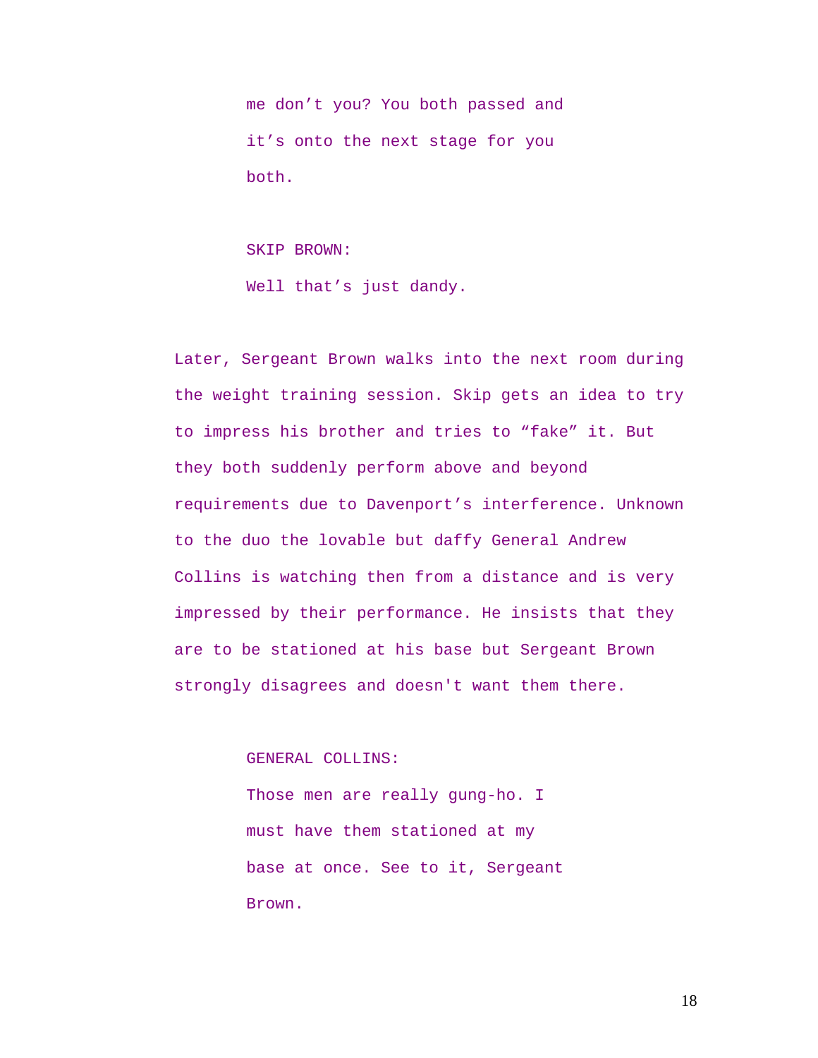me don't you? You both passed and it's onto the next stage for you both.

SKIP BROWN:
Well that's just dandy.

Later, Sergeant Brown walks into the next room during the weight training session. Skip gets an idea to try to impress his brother and tries to "fake" it. But they both suddenly perform above and beyond requirements due to Davenport's interference. Unknown to the duo the lovable but daffy General Andrew Collins is watching then from a distance and is very impressed by their performance. He insists that they are to be stationed at his base but Sergeant Brown strongly disagrees and doesn't want them there.

GENERAL COLLINS:
Those men are really gung-ho. I must have them stationed at my base at once. See to it, Sergeant Brown.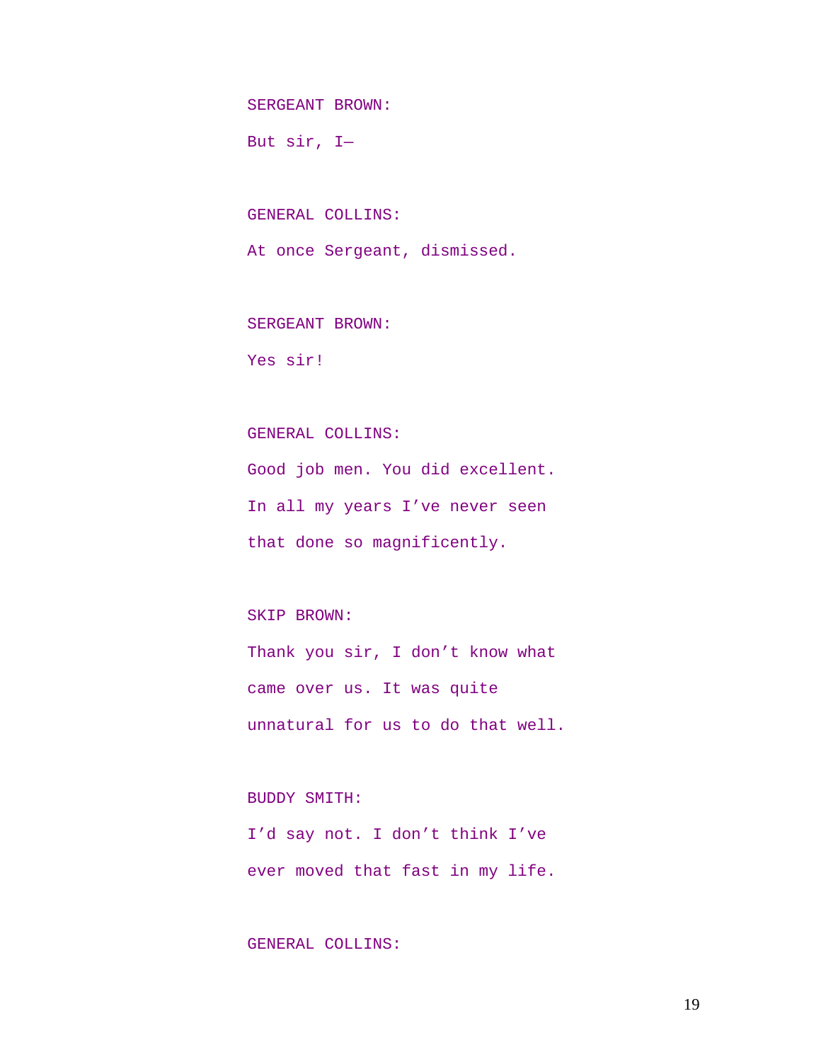SERGEANT BROWN:

But sir, I—

GENERAL COLLINS:

At once Sergeant, dismissed.

SERGEANT BROWN:

Yes sir!

GENERAL COLLINS:

Good job men. You did excellent.
In all my years I've never seen
that done so magnificently.

SKIP BROWN:

Thank you sir, I don't know what
came over us. It was quite
unnatural for us to do that well.

BUDDY SMITH:

I'd say not. I don't think I've
ever moved that fast in my life.

GENERAL COLLINS: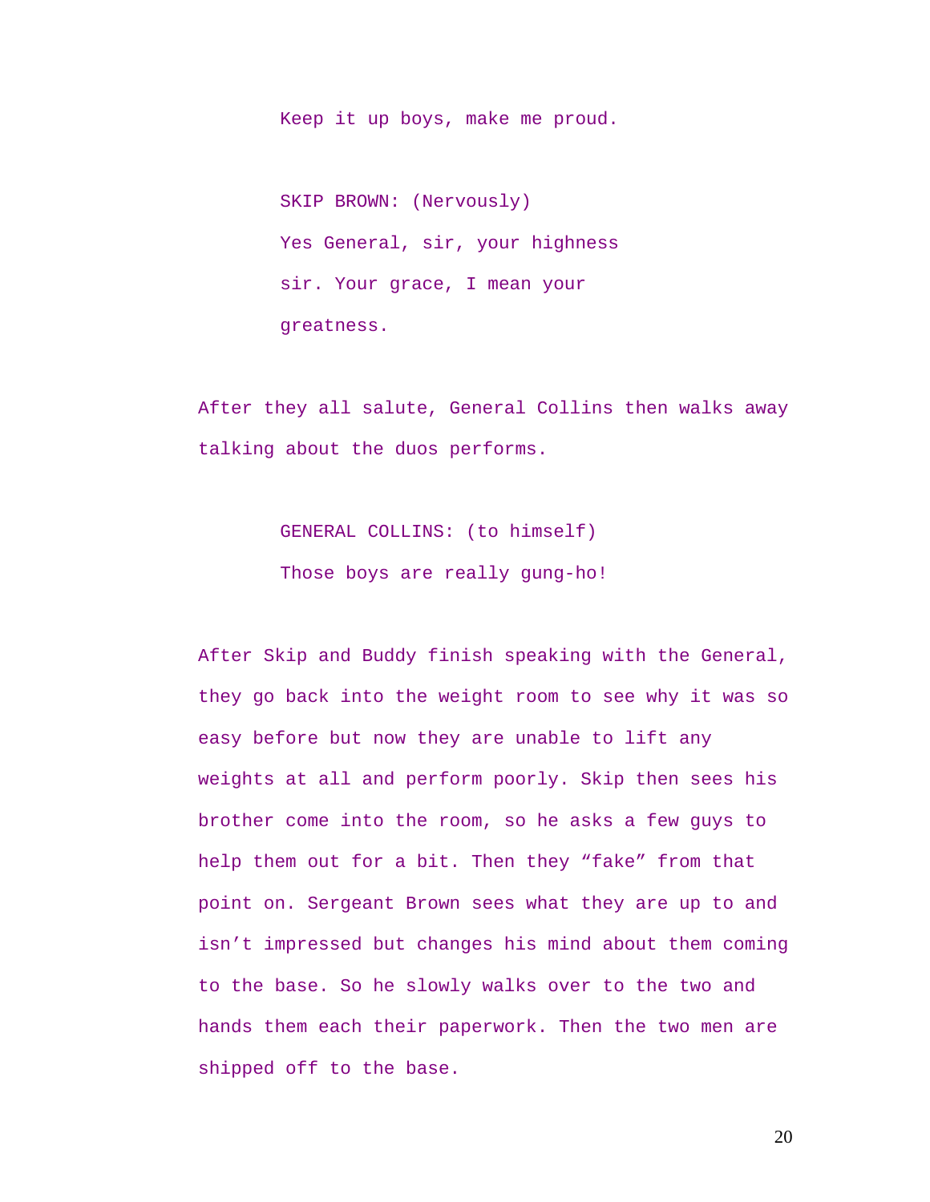Keep it up boys, make me proud.

SKIP BROWN: (Nervously)
Yes General, sir, your highness sir. Your grace, I mean your greatness.

After they all salute, General Collins then walks away talking about the duos performs.

GENERAL COLLINS: (to himself)
Those boys are really gung-ho!

After Skip and Buddy finish speaking with the General, they go back into the weight room to see why it was so easy before but now they are unable to lift any weights at all and perform poorly. Skip then sees his brother come into the room, so he asks a few guys to help them out for a bit. Then they "fake" from that point on. Sergeant Brown sees what they are up to and isn't impressed but changes his mind about them coming to the base. So he slowly walks over to the two and hands them each their paperwork. Then the two men are shipped off to the base.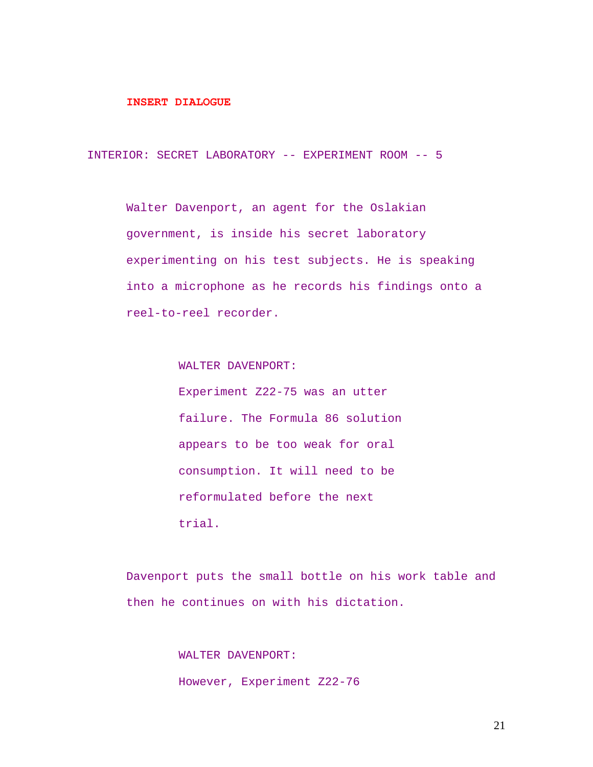**INSERT DIALOGUE**

INTERIOR: SECRET LABORATORY -- EXPERIMENT ROOM -- 5

Walter Davenport, an agent for the Oslakian government, is inside his secret laboratory experimenting on his test subjects. He is speaking into a microphone as he records his findings onto a reel-to-reel recorder.

WALTER DAVENPORT:
Experiment Z22-75 was an utter failure. The Formula 86 solution appears to be too weak for oral consumption. It will need to be reformulated before the next trial.

Davenport puts the small bottle on his work table and then he continues on with his dictation.

WALTER DAVENPORT:
However, Experiment Z22-76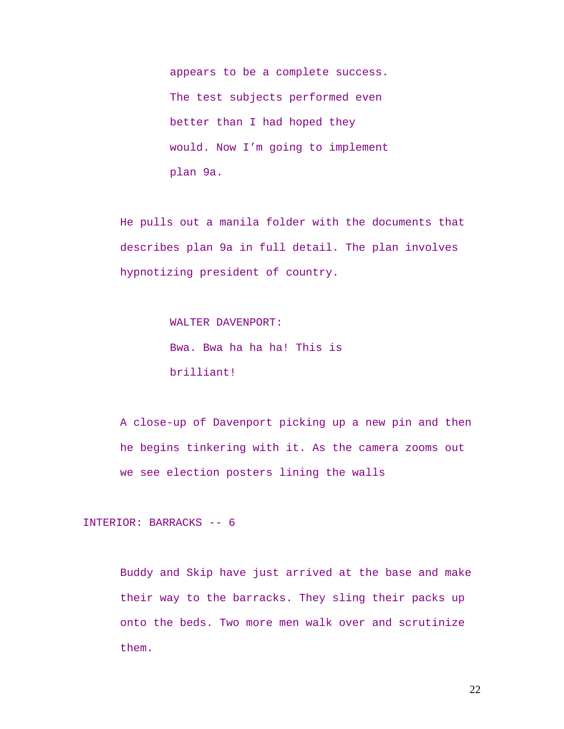appears to be a complete success. The test subjects performed even better than I had hoped they would. Now I'm going to implement plan 9a.

He pulls out a manila folder with the documents that describes plan 9a in full detail. The plan involves hypnotizing president of country.

WALTER DAVENPORT:
Bwa. Bwa ha ha ha! This is brilliant!

A close-up of Davenport picking up a new pin and then he begins tinkering with it. As the camera zooms out we see election posters lining the walls

INTERIOR: BARRACKS -- 6

Buddy and Skip have just arrived at the base and make their way to the barracks. They sling their packs up onto the beds. Two more men walk over and scrutinize them.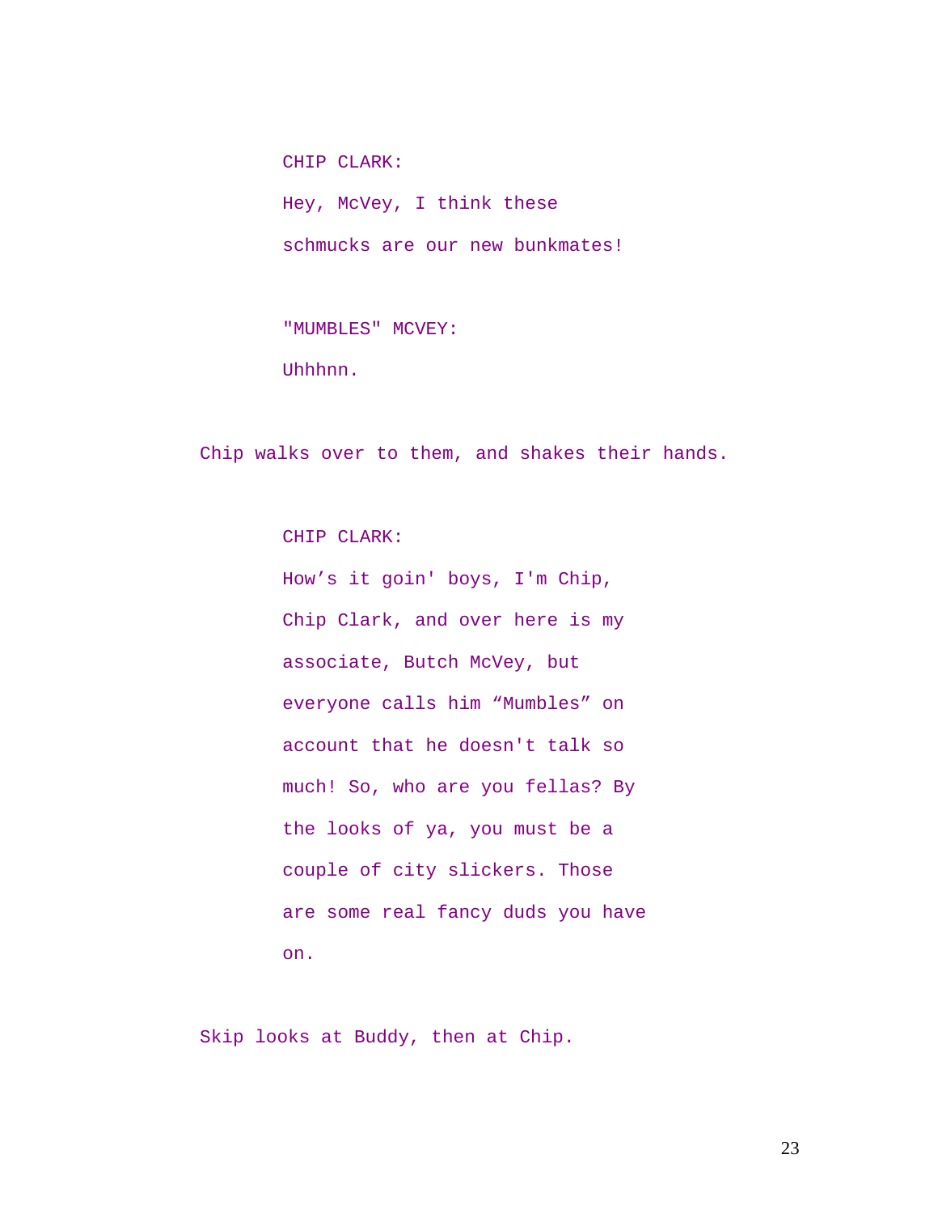CHIP CLARK:

Hey, McVey, I think these schmucks are our new bunkmates!

"MUMBLES" MCVEY:

Uhhhnn.

Chip walks over to them, and shakes their hands.

CHIP CLARK:

How’s it goin' boys, I'm Chip, Chip Clark, and over here is my associate, Butch McVey, but everyone calls him “Mumbles” on account that he doesn't talk so much! So, who are you fellas? By the looks of ya, you must be a couple of city slickers. Those are some real fancy duds you have on.

Skip looks at Buddy, then at Chip.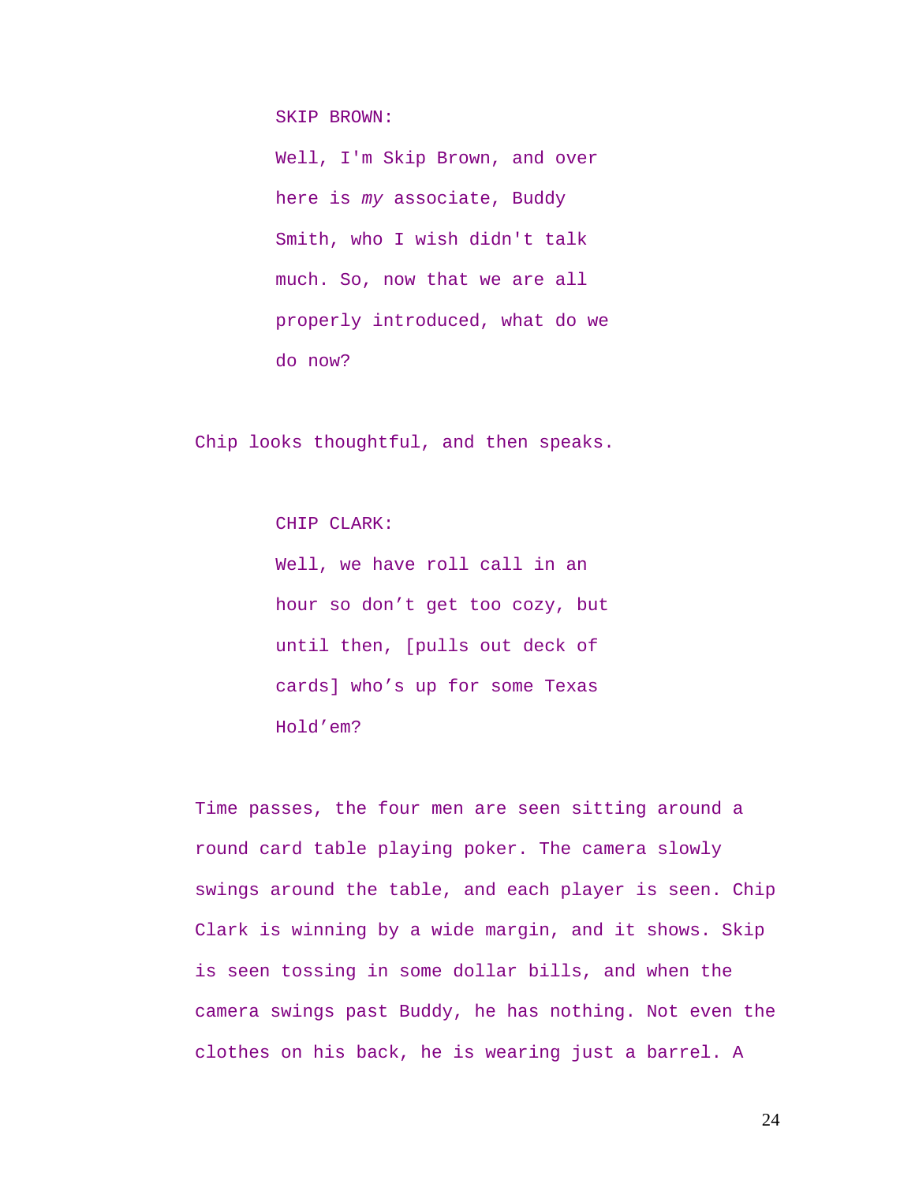SKIP BROWN:

Well, I'm Skip Brown, and over here is *my* associate, Buddy Smith, who I wish didn't talk much. So, now that we are all properly introduced, what do we do now?

Chip looks thoughtful, and then speaks.

CHIP CLARK:

Well, we have roll call in an hour so don't get too cozy, but until then, [pulls out deck of cards] who's up for some Texas Hold'em?

Time passes, the four men are seen sitting around a round card table playing poker. The camera slowly swings around the table, and each player is seen. Chip Clark is winning by a wide margin, and it shows. Skip is seen tossing in some dollar bills, and when the camera swings past Buddy, he has nothing. Not even the clothes on his back, he is wearing just a barrel. A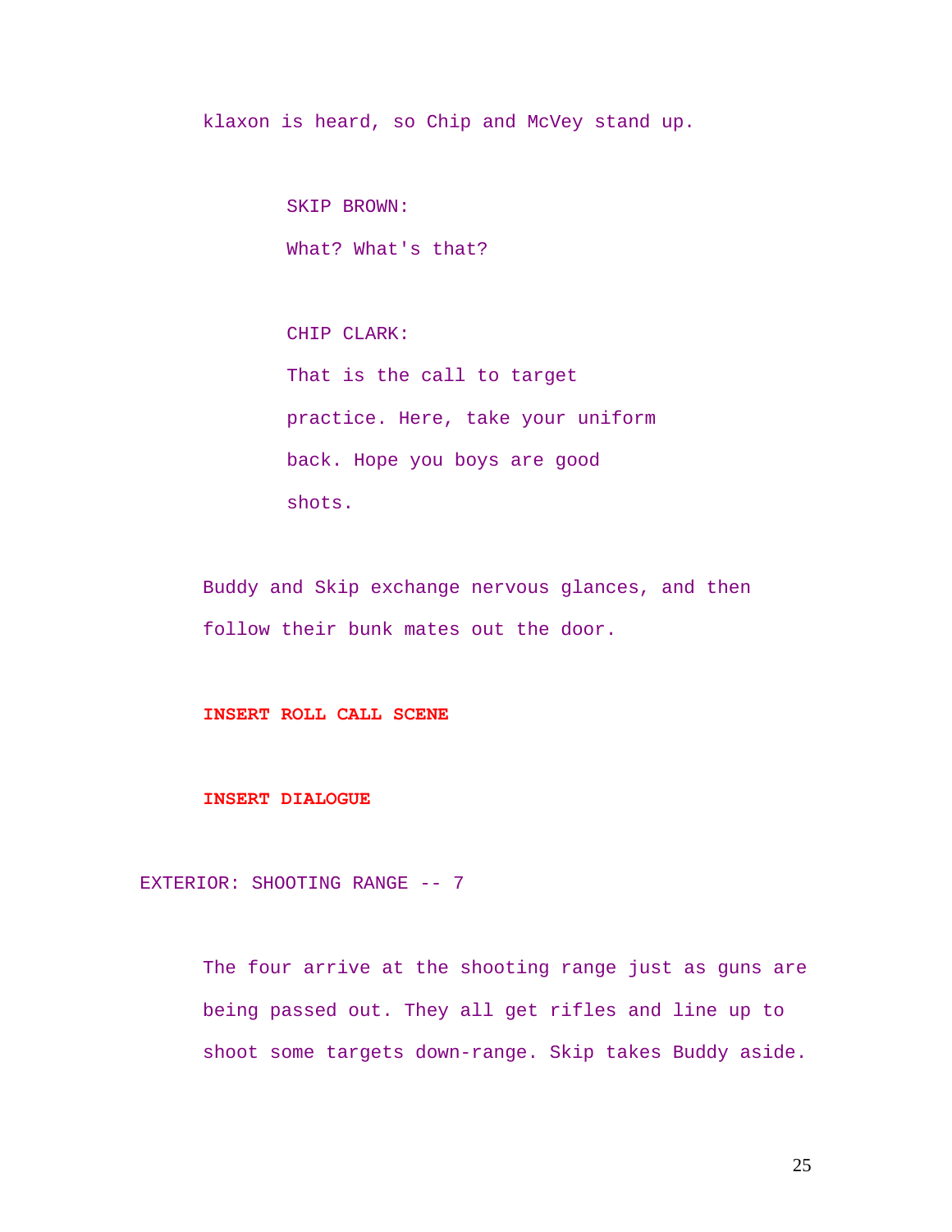klaxon is heard, so Chip and McVey stand up.

SKIP BROWN:

What? What's that?

CHIP CLARK:

That is the call to target practice. Here, take your uniform back. Hope you boys are good shots.

Buddy and Skip exchange nervous glances, and then follow their bunk mates out the door.

**INSERT ROLL CALL SCENE**

**INSERT DIALOGUE**

EXTERIOR: SHOOTING RANGE -- 7

The four arrive at the shooting range just as guns are being passed out. They all get rifles and line up to shoot some targets down-range. Skip takes Buddy aside.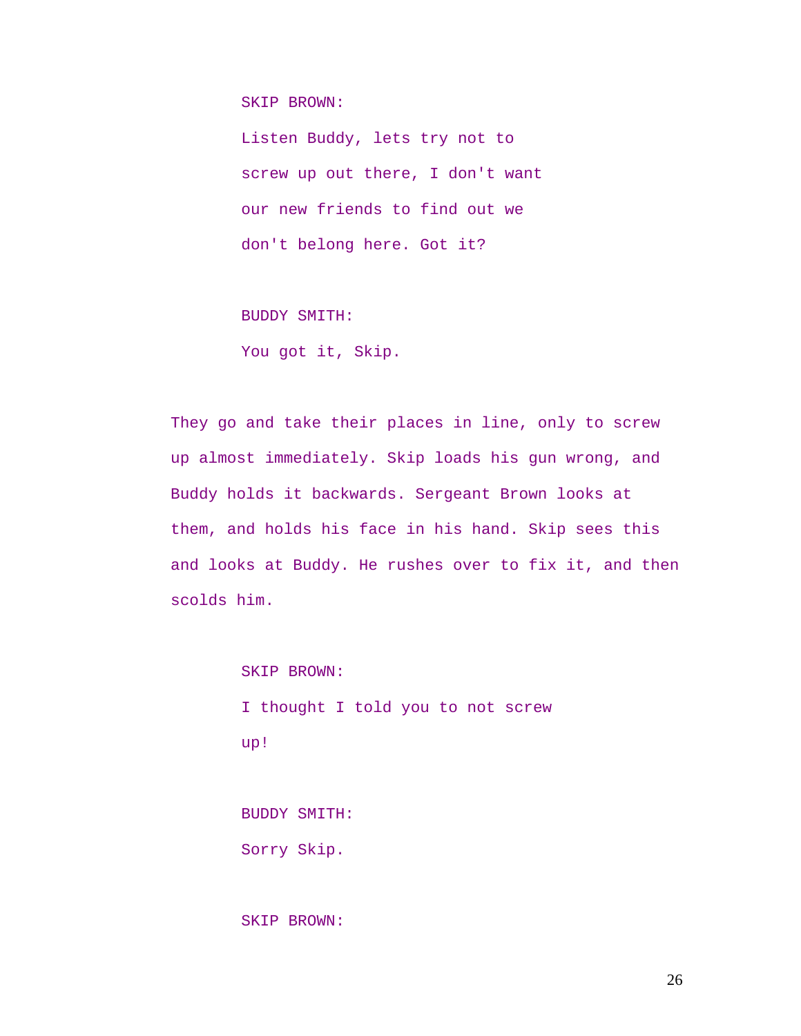SKIP BROWN:

Listen Buddy, lets try not to screw up out there, I don't want our new friends to find out we don't belong here. Got it?

BUDDY SMITH:

You got it, Skip.

They go and take their places in line, only to screw up almost immediately. Skip loads his gun wrong, and Buddy holds it backwards. Sergeant Brown looks at them, and holds his face in his hand. Skip sees this and looks at Buddy. He rushes over to fix it, and then scolds him.

SKIP BROWN:

I thought I told you to not screw up!

BUDDY SMITH:

Sorry Skip.

SKIP BROWN: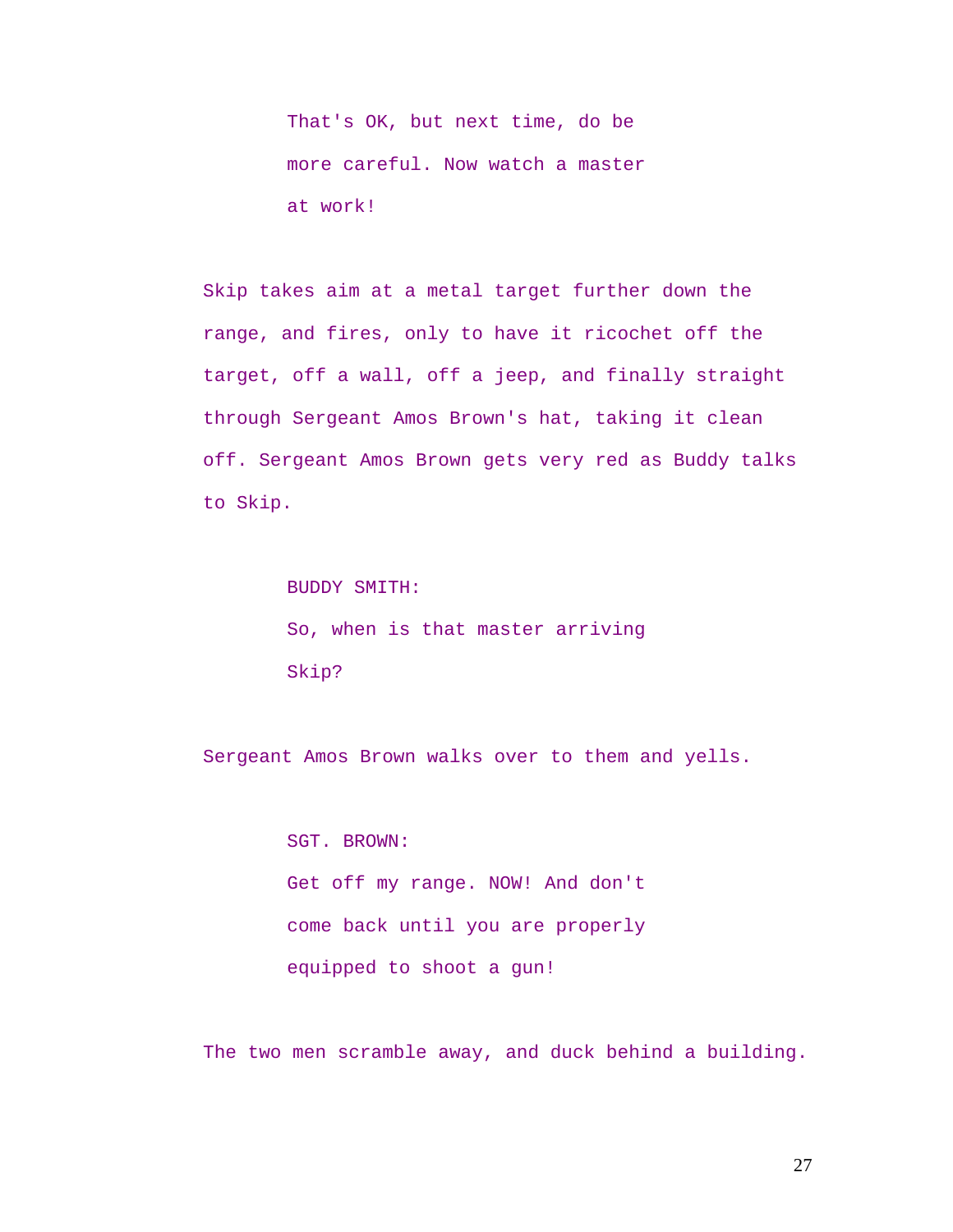That's OK, but next time, do be more careful. Now watch a master at work!

Skip takes aim at a metal target further down the range, and fires, only to have it ricochet off the target, off a wall, off a jeep, and finally straight through Sergeant Amos Brown's hat, taking it clean off. Sergeant Amos Brown gets very red as Buddy talks to Skip.

BUDDY SMITH:
So, when is that master arriving Skip?

Sergeant Amos Brown walks over to them and yells.

SGT. BROWN:
Get off my range. NOW! And don't come back until you are properly equipped to shoot a gun!

The two men scramble away, and duck behind a building.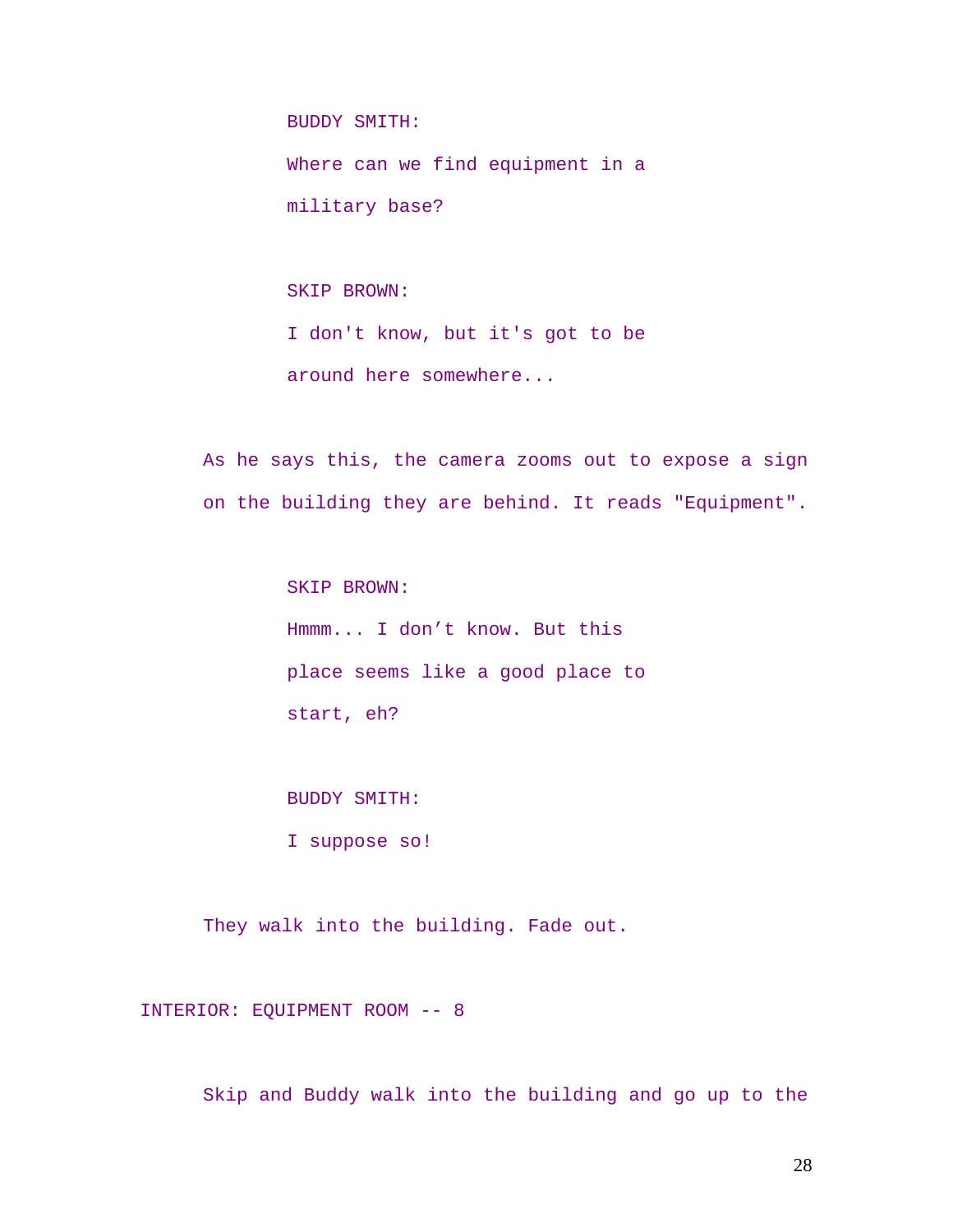BUDDY SMITH:

Where can we find equipment in a military base?

SKIP BROWN:

I don't know, but it's got to be around here somewhere...

As he says this, the camera zooms out to expose a sign on the building they are behind. It reads "Equipment".

SKIP BROWN:

Hmmm... I don’t know. But this place seems like a good place to start, eh?

BUDDY SMITH:

I suppose so!

They walk into the building. Fade out.

INTERIOR: EQUIPMENT ROOM -- 8

Skip and Buddy walk into the building and go up to the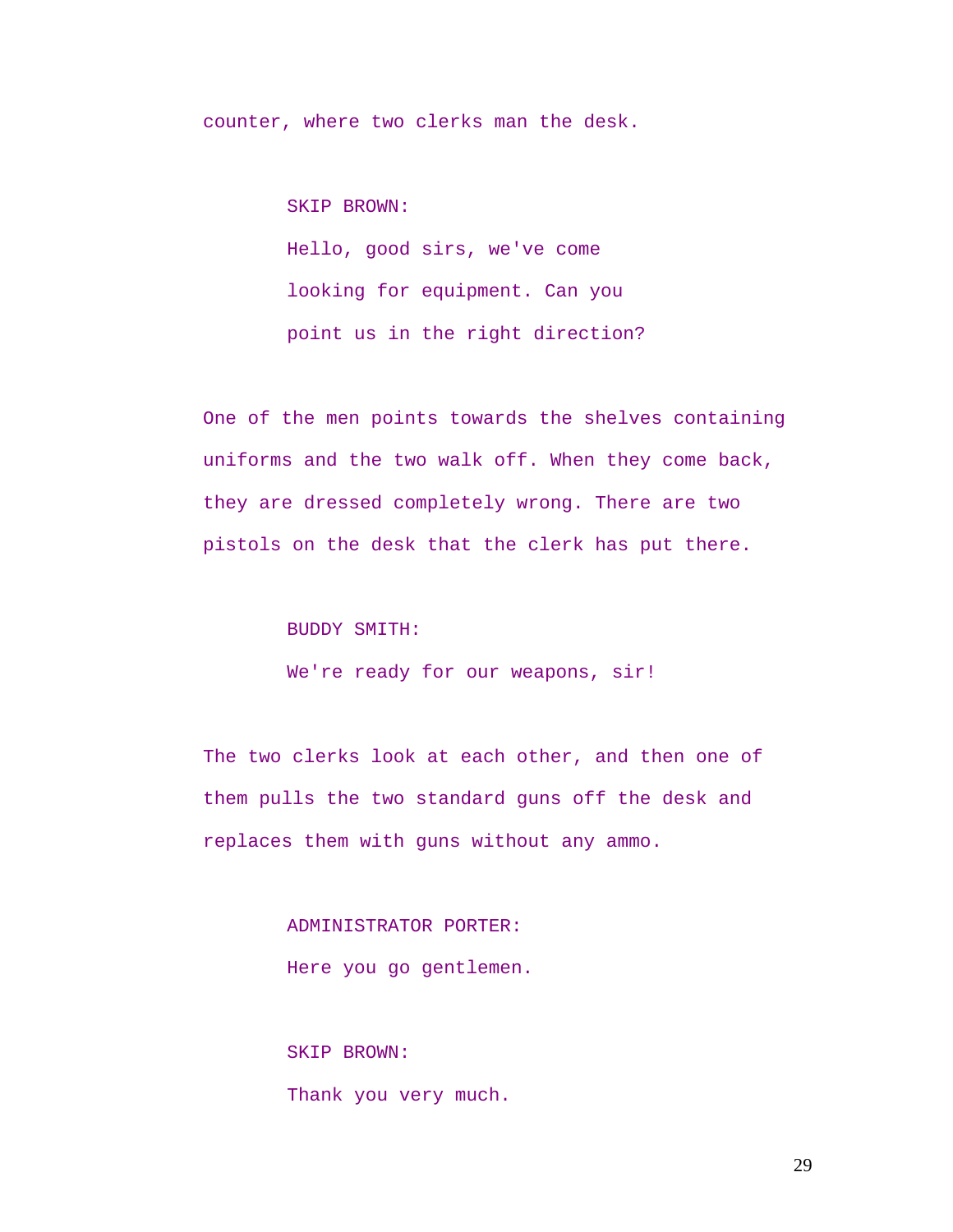counter, where two clerks man the desk.

SKIP BROWN:
Hello, good sirs, we've come looking for equipment. Can you point us in the right direction?

One of the men points towards the shelves containing uniforms and the two walk off. When they come back, they are dressed completely wrong. There are two pistols on the desk that the clerk has put there.

BUDDY SMITH:
We're ready for our weapons, sir!

The two clerks look at each other, and then one of them pulls the two standard guns off the desk and replaces them with guns without any ammo.

ADMINISTRATOR PORTER:
Here you go gentlemen.

SKIP BROWN:
Thank you very much.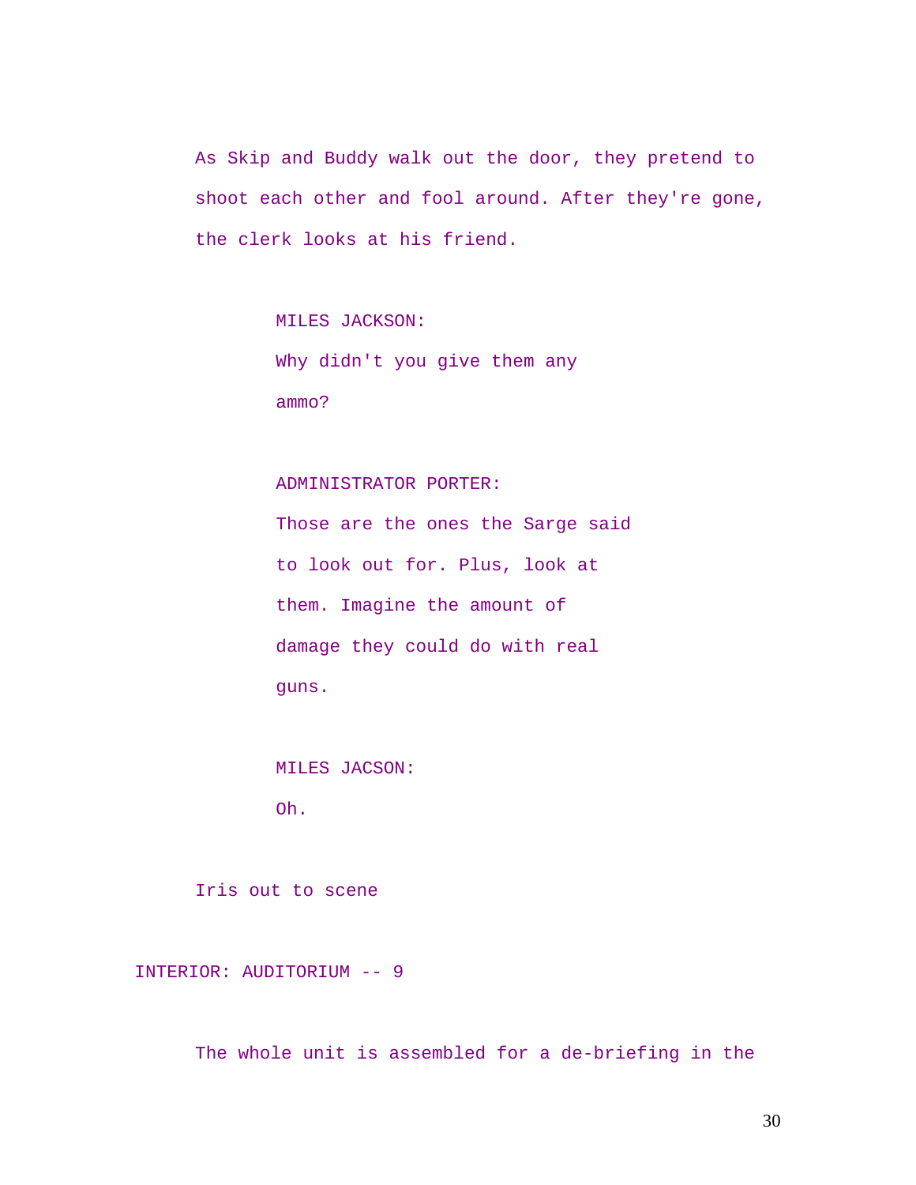As Skip and Buddy walk out the door, they pretend to shoot each other and fool around. After they're gone, the clerk looks at his friend.

MILES JACKSON:
Why didn't you give them any ammo?

ADMINISTRATOR PORTER:
Those are the ones the Sarge said to look out for. Plus, look at them. Imagine the amount of damage they could do with real guns.

MILES JACSON:
Oh.

Iris out to scene

INTERIOR: AUDITORIUM -- 9

The whole unit is assembled for a de-briefing in the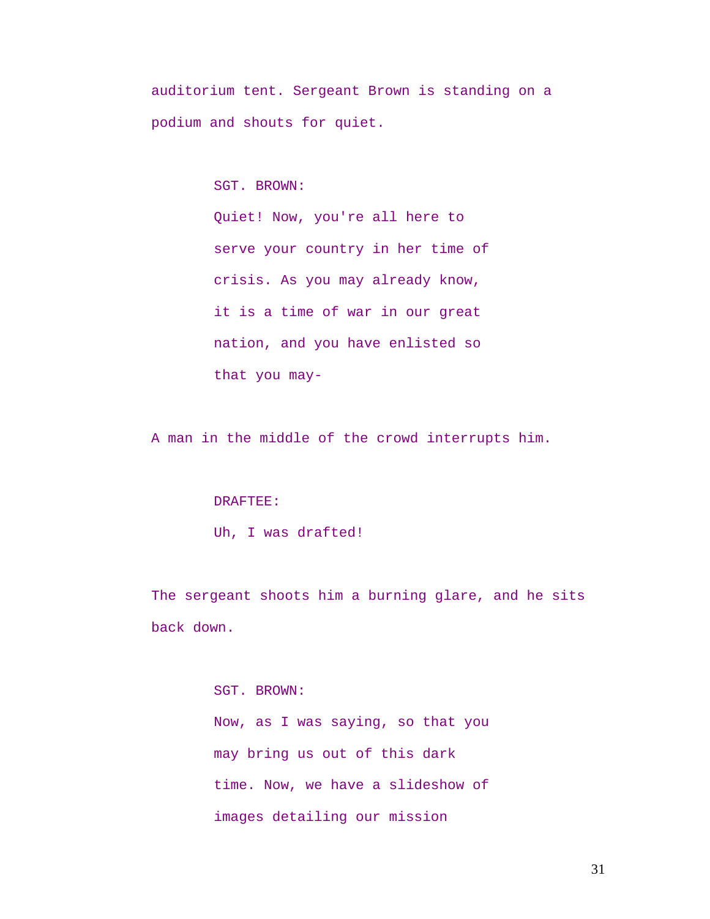auditorium tent. Sergeant Brown is standing on a podium and shouts for quiet.

SGT. BROWN:
Quiet! Now, you're all here to serve your country in her time of crisis. As you may already know, it is a time of war in our great nation, and you have enlisted so that you may-

A man in the middle of the crowd interrupts him.

DRAFTEE:
Uh, I was drafted!

The sergeant shoots him a burning glare, and he sits back down.

SGT. BROWN:
Now, as I was saying, so that you may bring us out of this dark time. Now, we have a slideshow of images detailing our mission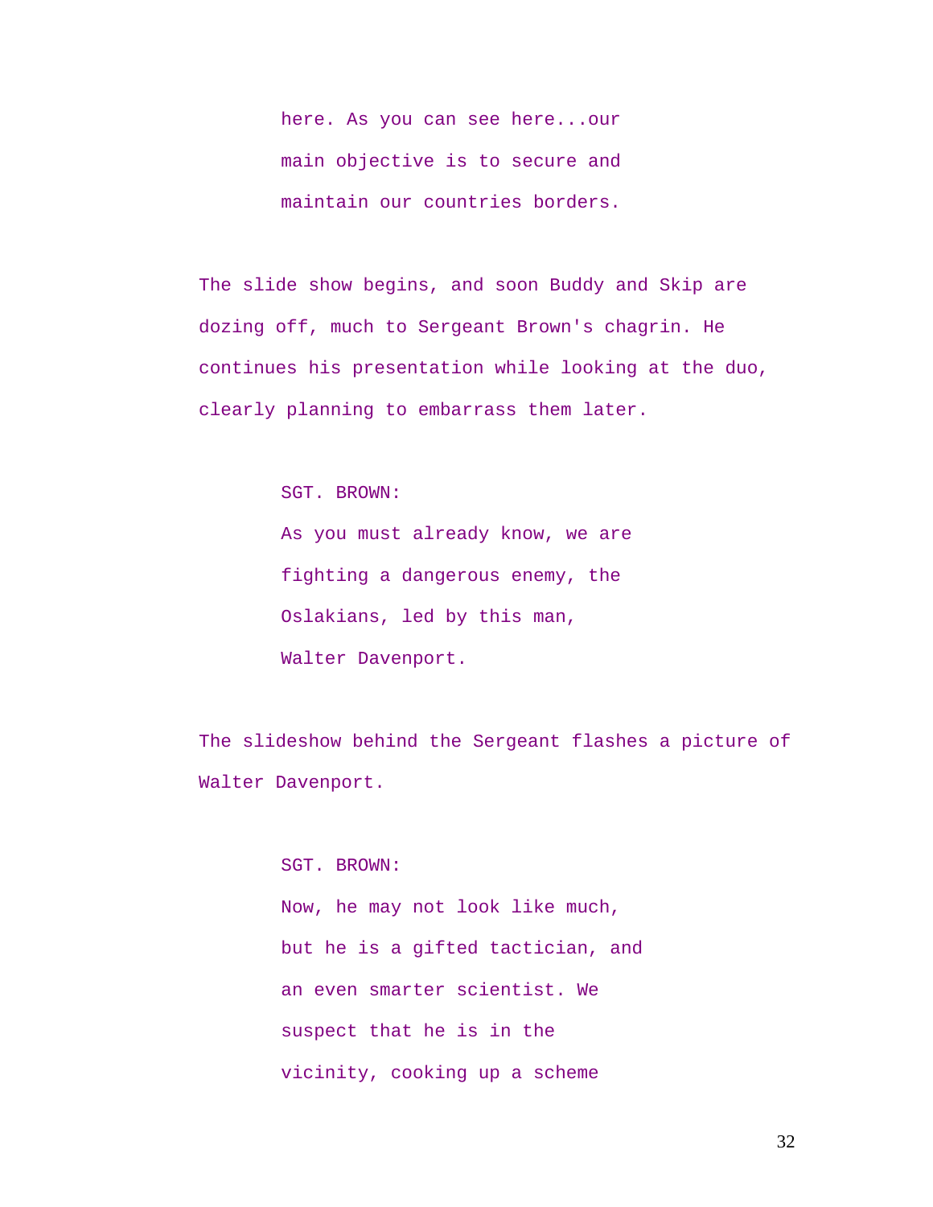here. As you can see here...our main objective is to secure and maintain our countries borders.

The slide show begins, and soon Buddy and Skip are dozing off, much to Sergeant Brown's chagrin. He continues his presentation while looking at the duo, clearly planning to embarrass them later.

SGT. BROWN:
As you must already know, we are fighting a dangerous enemy, the Oslakians, led by this man, Walter Davenport.

The slideshow behind the Sergeant flashes a picture of Walter Davenport.

SGT. BROWN:
Now, he may not look like much, but he is a gifted tactician, and an even smarter scientist. We suspect that he is in the vicinity, cooking up a scheme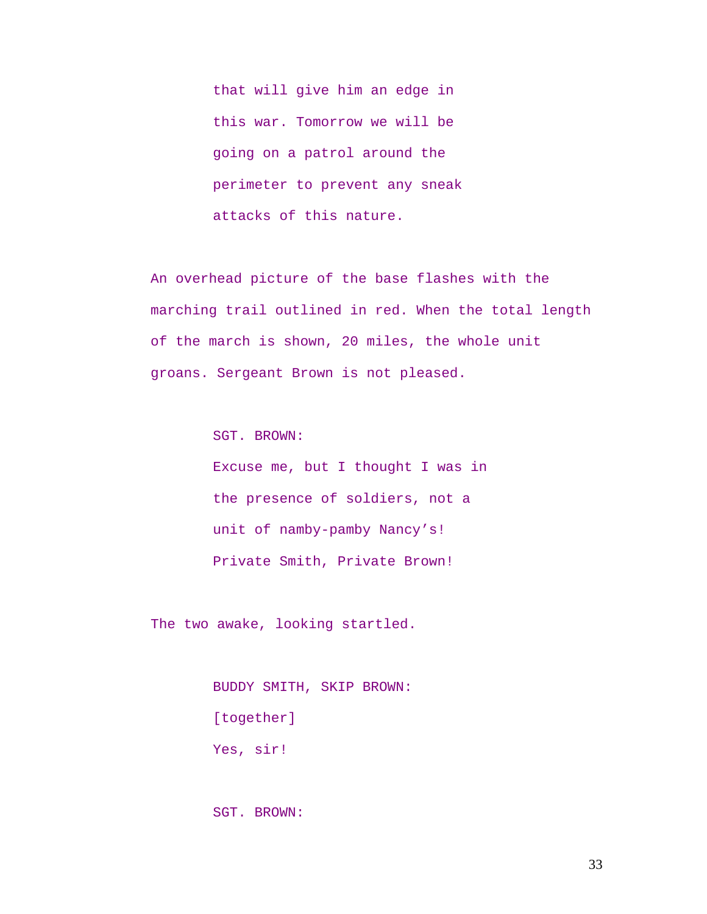that will give him an edge in this war. Tomorrow we will be going on a patrol around the perimeter to prevent any sneak attacks of this nature.

An overhead picture of the base flashes with the marching trail outlined in red. When the total length of the march is shown, 20 miles, the whole unit groans. Sergeant Brown is not pleased.

SGT. BROWN:
Excuse me, but I thought I was in the presence of soldiers, not a unit of namby-pamby Nancy's! Private Smith, Private Brown!

The two awake, looking startled.

BUDDY SMITH, SKIP BROWN:
[together]
Yes, sir!

SGT. BROWN: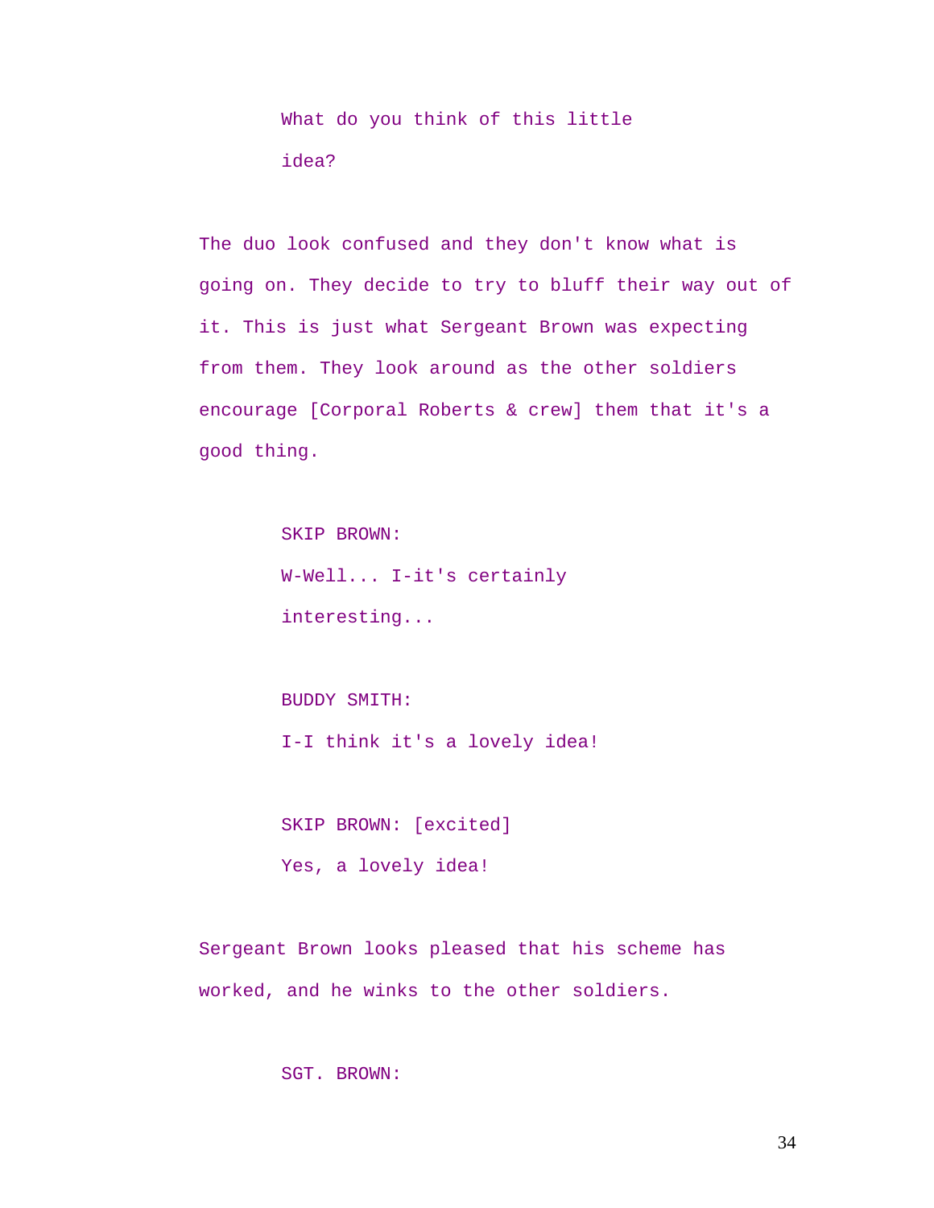What do you think of this little idea?

The duo look confused and they don't know what is going on. They decide to try to bluff their way out of it. This is just what Sergeant Brown was expecting from them. They look around as the other soldiers encourage [Corporal Roberts & crew] them that it's a good thing.

SKIP BROWN:

W-Well... I-it's certainly interesting...

BUDDY SMITH:

I-I think it's a lovely idea!

SKIP BROWN: [excited]

Yes, a lovely idea!

Sergeant Brown looks pleased that his scheme has worked, and he winks to the other soldiers.

SGT. BROWN: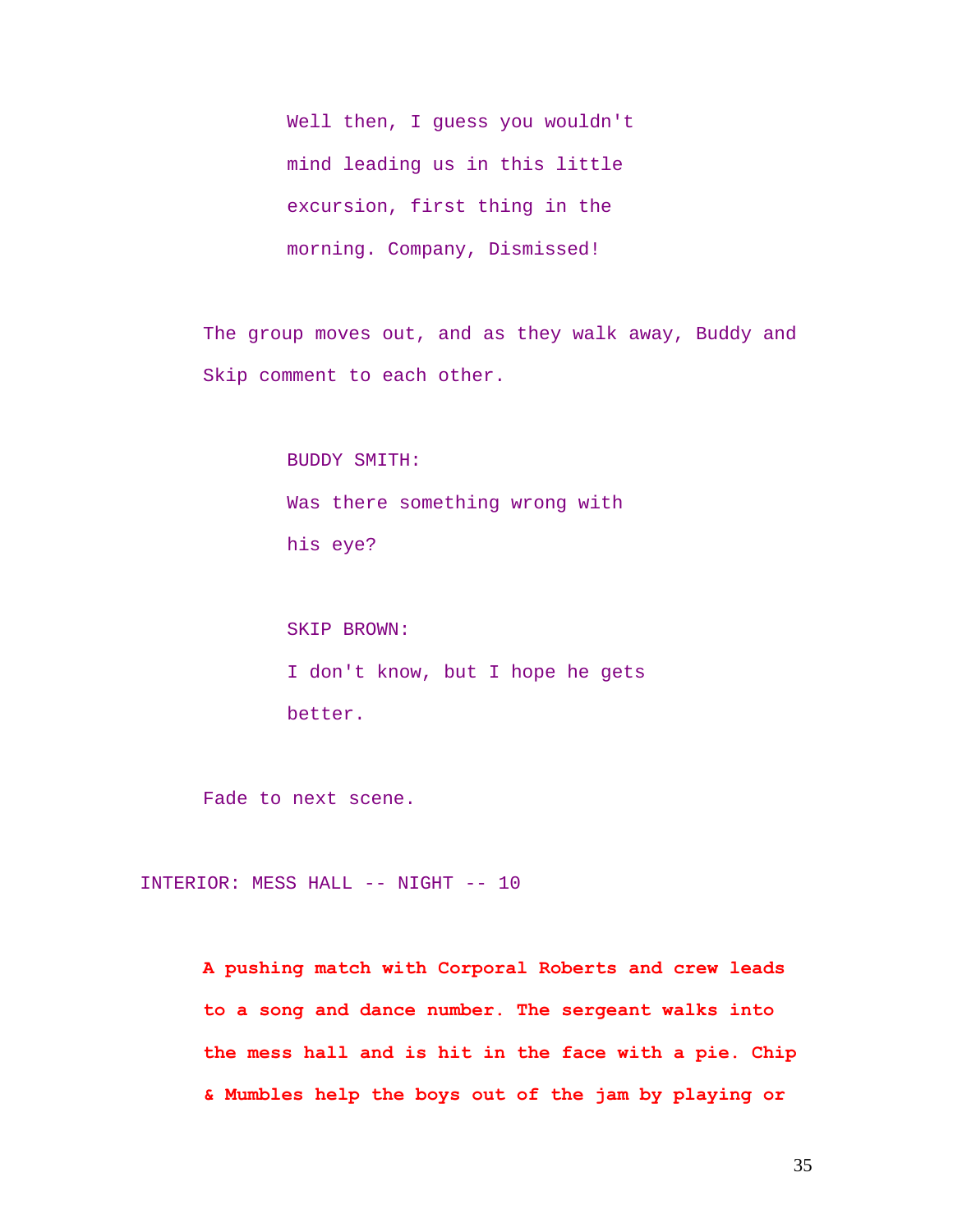Well then, I guess you wouldn't mind leading us in this little excursion, first thing in the morning. Company, Dismissed!

The group moves out, and as they walk away, Buddy and Skip comment to each other.

BUDDY SMITH:
Was there something wrong with his eye?

SKIP BROWN:
I don't know, but I hope he gets better.

Fade to next scene.

INTERIOR: MESS HALL -- NIGHT -- 10

**A pushing match with Corporal Roberts and crew leads to a song and dance number. The sergeant walks into the mess hall and is hit in the face with a pie. Chip & Mumbles help the boys out of the jam by playing or**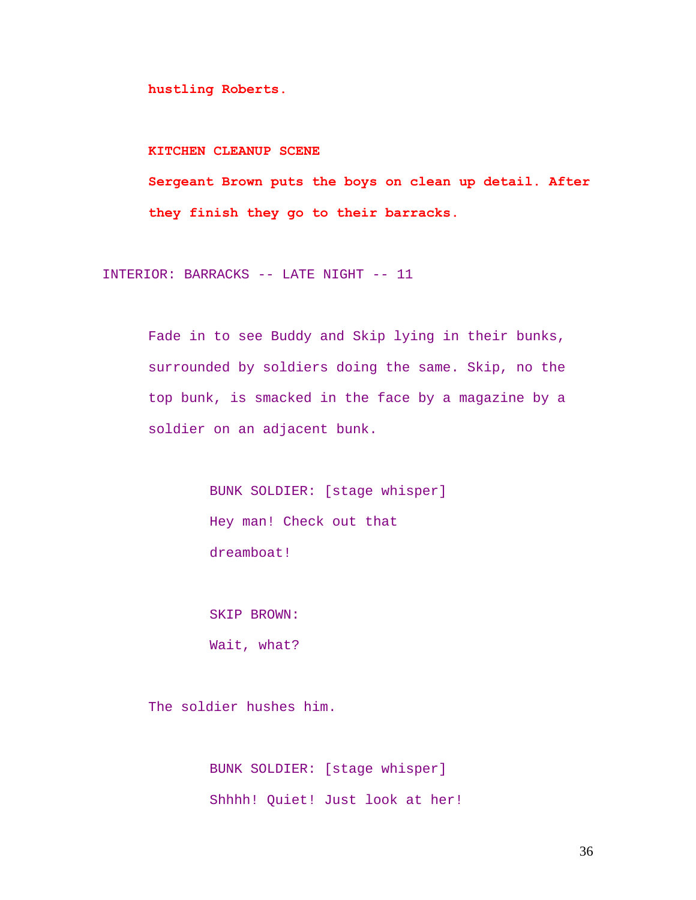**hustling Roberts.**

**KITCHEN CLEANUP SCENE**

**Sergeant Brown puts the boys on clean up detail. After they finish they go to their barracks.**

INTERIOR: BARRACKS -- LATE NIGHT -- 11

Fade in to see Buddy and Skip lying in their bunks, surrounded by soldiers doing the same. Skip, no the top bunk, is smacked in the face by a magazine by a soldier on an adjacent bunk.

BUNK SOLDIER: [stage whisper]
Hey man! Check out that dreamboat!

SKIP BROWN:
Wait, what?

The soldier hushes him.

BUNK SOLDIER: [stage whisper]
Shhhh! Quiet! Just look at her!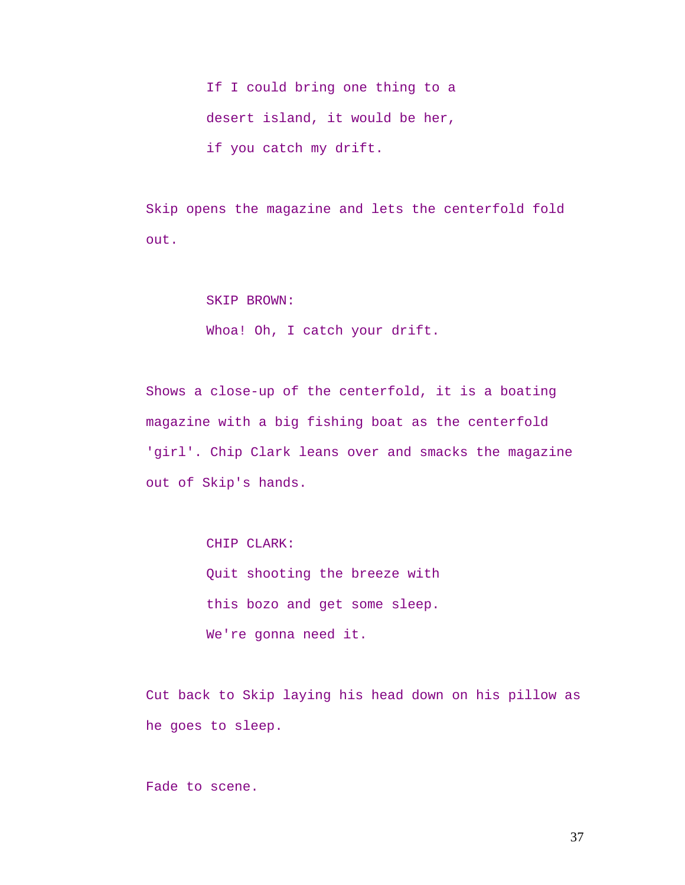If I could bring one thing to a desert island, it would be her, if you catch my drift.

Skip opens the magazine and lets the centerfold fold out.

SKIP BROWN:

Whoa! Oh, I catch your drift.

Shows a close-up of the centerfold, it is a boating magazine with a big fishing boat as the centerfold 'girl'. Chip Clark leans over and smacks the magazine out of Skip's hands.

CHIP CLARK:

Quit shooting the breeze with this bozo and get some sleep. We're gonna need it.

Cut back to Skip laying his head down on his pillow as he goes to sleep.

Fade to scene.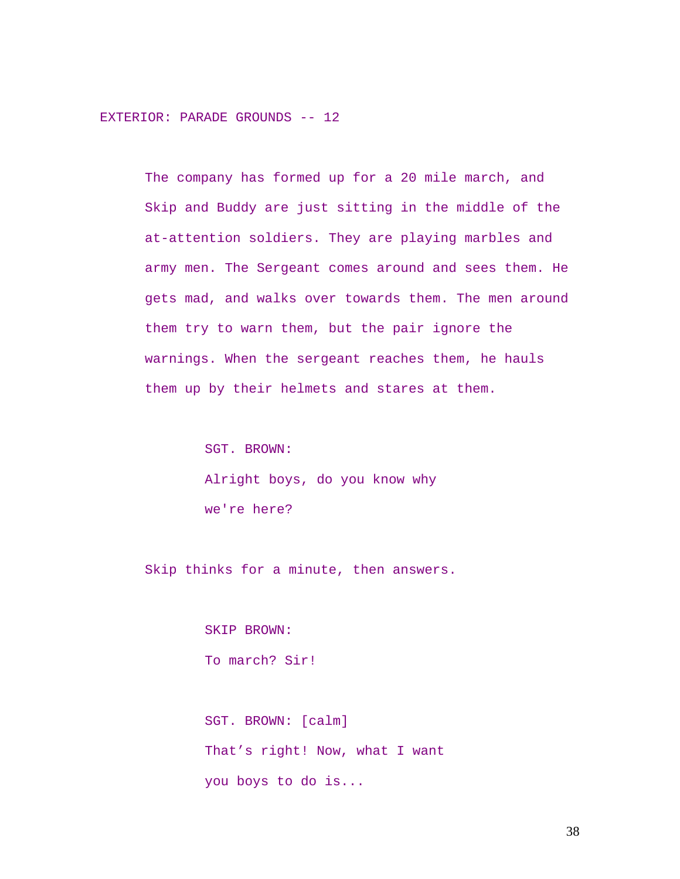EXTERIOR: PARADE GROUNDS -- 12

The company has formed up for a 20 mile march, and Skip and Buddy are just sitting in the middle of the at-attention soldiers. They are playing marbles and army men. The Sergeant comes around and sees them. He gets mad, and walks over towards them. The men around them try to warn them, but the pair ignore the warnings. When the sergeant reaches them, he hauls them up by their helmets and stares at them.

SGT. BROWN:
Alright boys, do you know why we're here?

Skip thinks for a minute, then answers.

SKIP BROWN:
To march? Sir!

SGT. BROWN: [calm]
That’s right! Now, what I want you boys to do is...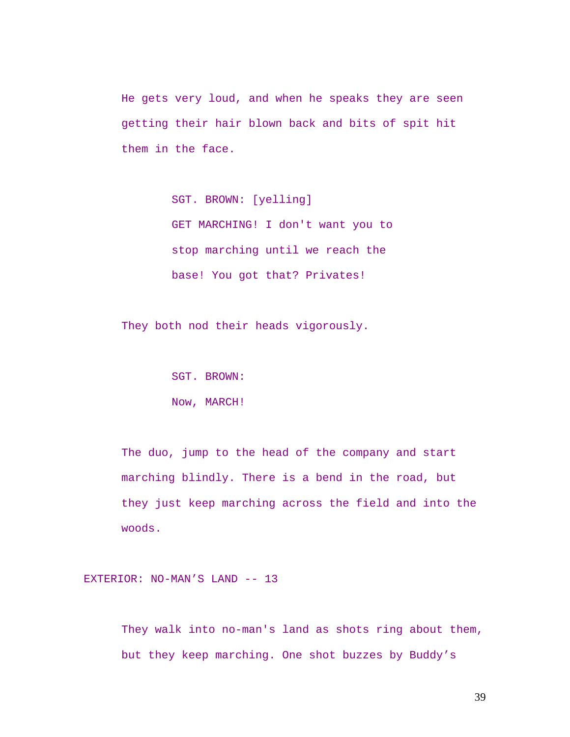He gets very loud, and when he speaks they are seen getting their hair blown back and bits of spit hit them in the face.

SGT. BROWN: [yelling]
GET MARCHING! I don't want you to stop marching until we reach the base! You got that? Privates!

They both nod their heads vigorously.

SGT. BROWN:
Now, MARCH!

The duo, jump to the head of the company and start marching blindly. There is a bend in the road, but they just keep marching across the field and into the woods.

EXTERIOR: NO-MAN’S LAND -- 13

They walk into no-man's land as shots ring about them, but they keep marching. One shot buzzes by Buddy’s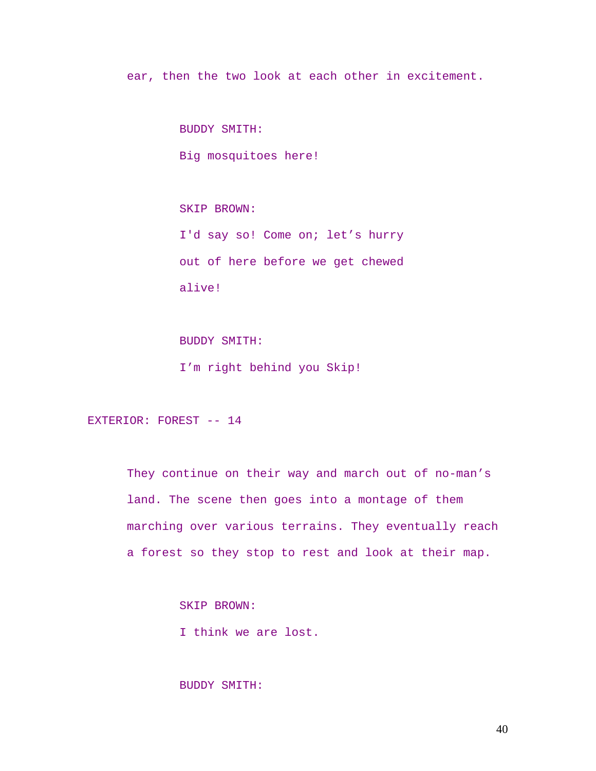ear, then the two look at each other in excitement.

BUDDY SMITH:

Big mosquitoes here!

SKIP BROWN:

I'd say so! Come on; let's hurry out of here before we get chewed alive!

BUDDY SMITH:

I'm right behind you Skip!

EXTERIOR: FOREST -- 14

They continue on their way and march out of no-man's land. The scene then goes into a montage of them marching over various terrains. They eventually reach a forest so they stop to rest and look at their map.

SKIP BROWN:

I think we are lost.

BUDDY SMITH: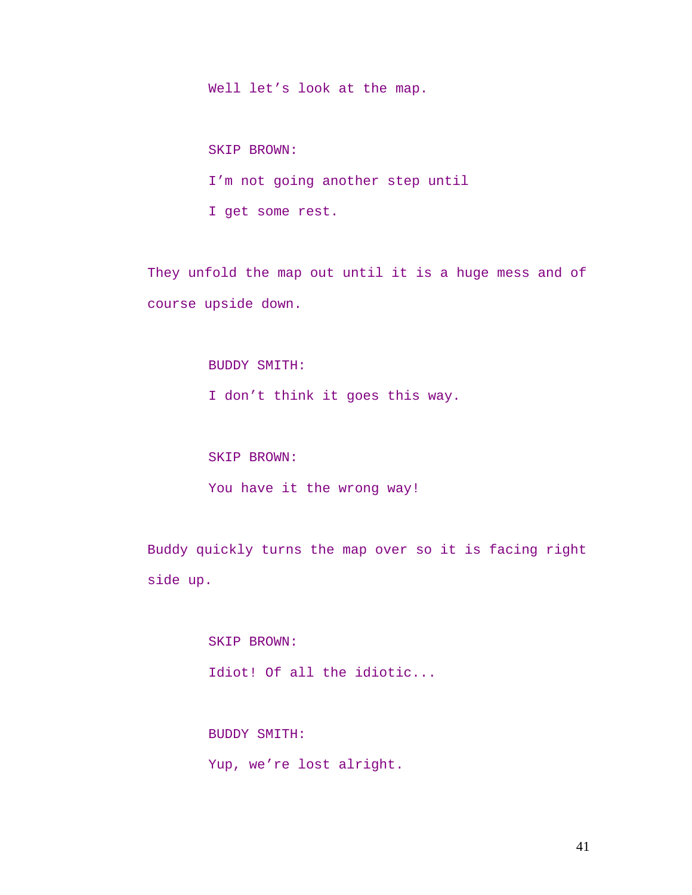Well let's look at the map.

SKIP BROWN:

I'm not going another step until

I get some rest.

They unfold the map out until it is a huge mess and of course upside down.

BUDDY SMITH:

I don't think it goes this way.

SKIP BROWN:

You have it the wrong way!

Buddy quickly turns the map over so it is facing right side up.

SKIP BROWN:

Idiot! Of all the idiotic...

BUDDY SMITH:

Yup, we're lost alright.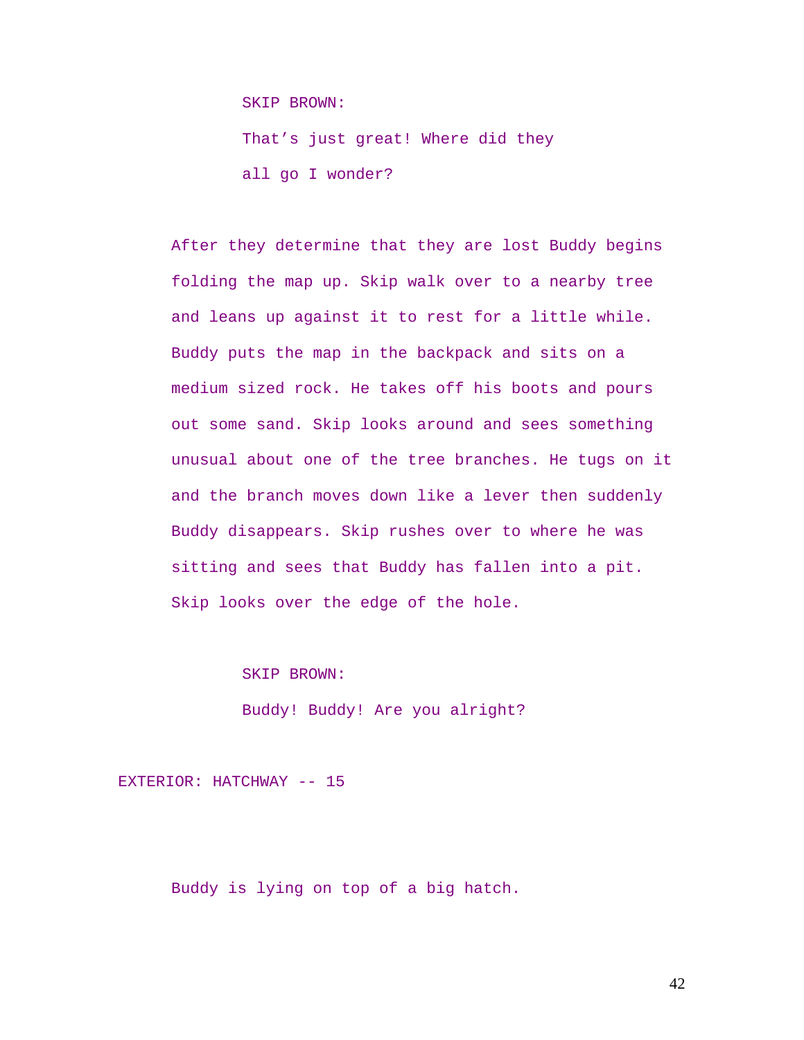SKIP BROWN:

That's just great! Where did they all go I wonder?

After they determine that they are lost Buddy begins folding the map up. Skip walk over to a nearby tree and leans up against it to rest for a little while. Buddy puts the map in the backpack and sits on a medium sized rock. He takes off his boots and pours out some sand. Skip looks around and sees something unusual about one of the tree branches. He tugs on it and the branch moves down like a lever then suddenly Buddy disappears. Skip rushes over to where he was sitting and sees that Buddy has fallen into a pit. Skip looks over the edge of the hole.

SKIP BROWN:

Buddy! Buddy! Are you alright?

EXTERIOR: HATCHWAY -- 15

Buddy is lying on top of a big hatch.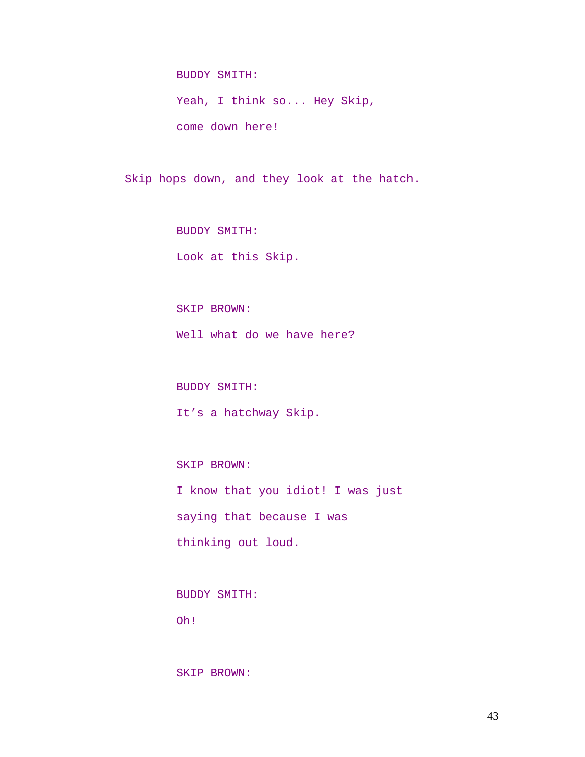BUDDY SMITH:

Yeah, I think so... Hey Skip,
come down here!

Skip hops down, and they look at the hatch.

BUDDY SMITH:

Look at this Skip.

SKIP BROWN:

Well what do we have here?

BUDDY SMITH:

It's a hatchway Skip.

SKIP BROWN:

I know that you idiot! I was just
saying that because I was
thinking out loud.

BUDDY SMITH:

Oh!

SKIP BROWN: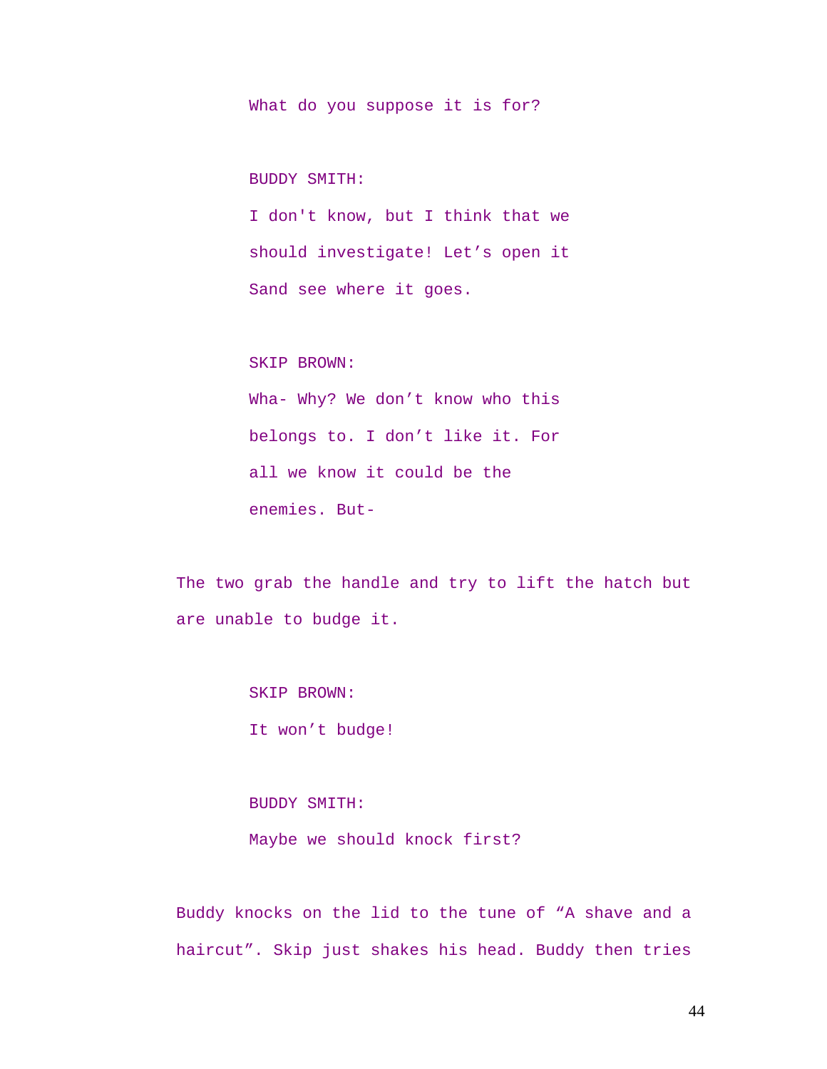What do you suppose it is for?

BUDDY SMITH:

I don't know, but I think that we should investigate! Let's open it Sand see where it goes.

SKIP BROWN:

Wha- Why? We don't know who this belongs to. I don't like it. For all we know it could be the enemies. But-

The two grab the handle and try to lift the hatch but are unable to budge it.

SKIP BROWN:

It won't budge!

BUDDY SMITH:

Maybe we should knock first?

Buddy knocks on the lid to the tune of "A shave and a haircut". Skip just shakes his head. Buddy then tries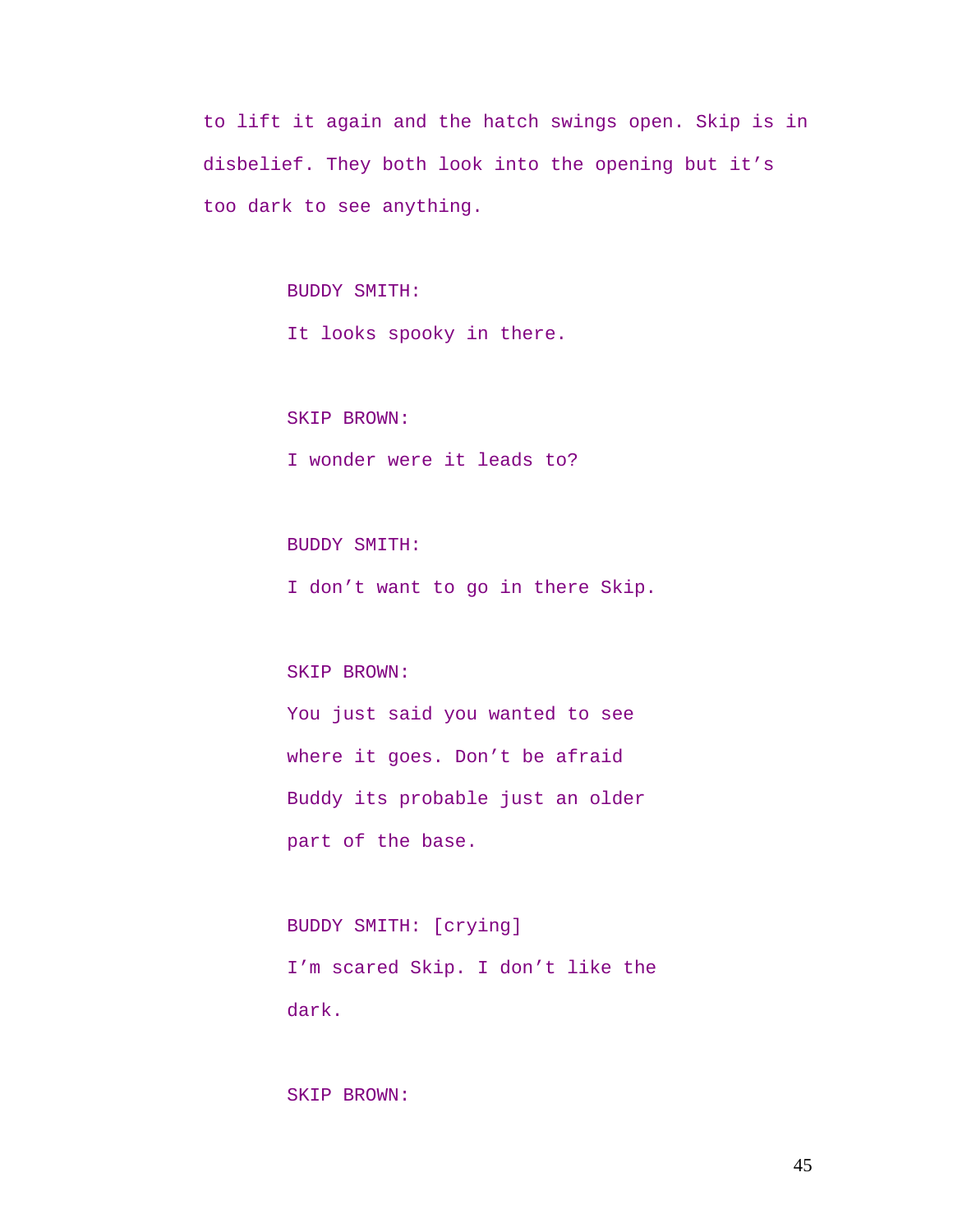to lift it again and the hatch swings open. Skip is in disbelief. They both look into the opening but it's too dark to see anything.

BUDDY SMITH:

It looks spooky in there.

SKIP BROWN:

I wonder were it leads to?

BUDDY SMITH:

I don't want to go in there Skip.

SKIP BROWN:

You just said you wanted to see where it goes. Don't be afraid Buddy its probable just an older part of the base.

BUDDY SMITH: [crying]

I'm scared Skip. I don't like the dark.

SKIP BROWN: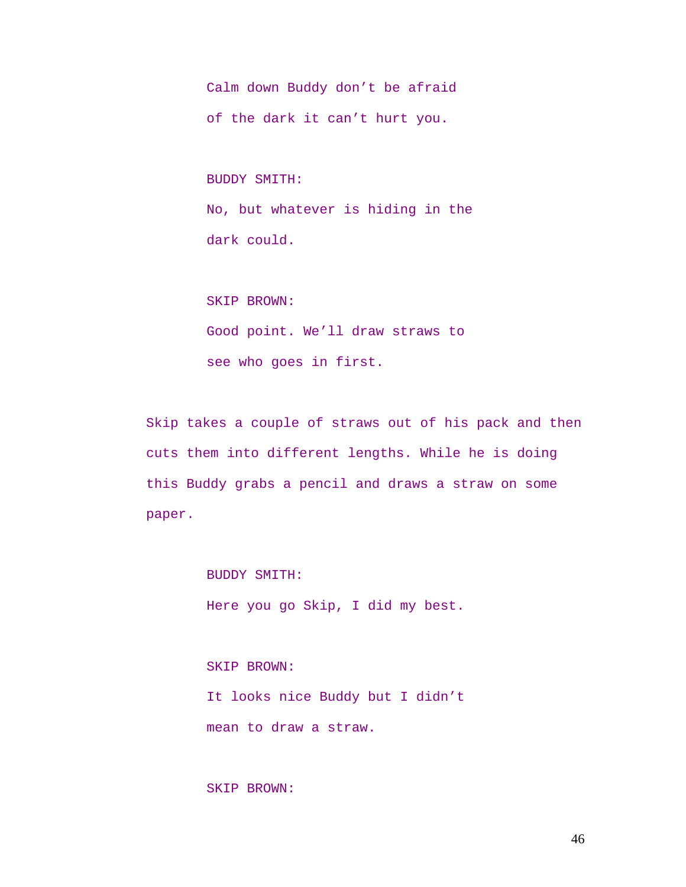Calm down Buddy don't be afraid of the dark it can't hurt you.

BUDDY SMITH:

No, but whatever is hiding in the dark could.

SKIP BROWN:

Good point. We'll draw straws to see who goes in first.

Skip takes a couple of straws out of his pack and then cuts them into different lengths. While he is doing this Buddy grabs a pencil and draws a straw on some paper.

BUDDY SMITH:

Here you go Skip, I did my best.

SKIP BROWN:

It looks nice Buddy but I didn't mean to draw a straw.

SKIP BROWN: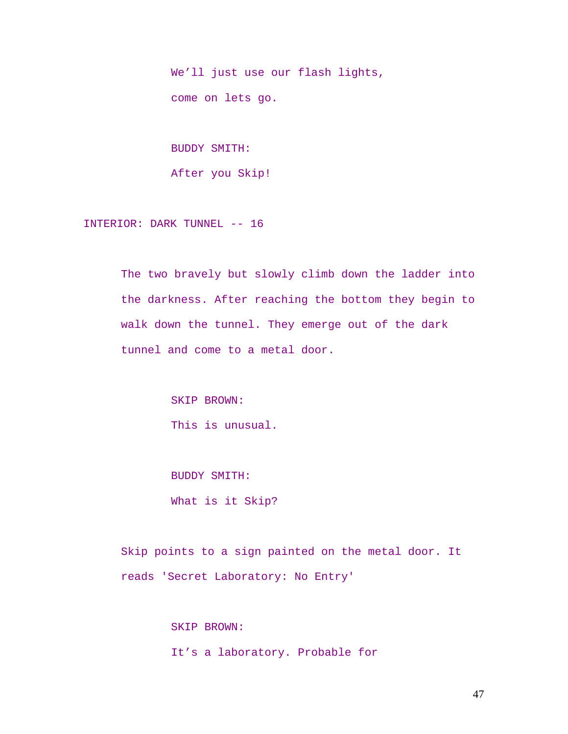We'll just use our flash lights,

come on lets go.

BUDDY SMITH:

After you Skip!

INTERIOR: DARK TUNNEL -- 16

The two bravely but slowly climb down the ladder into the darkness. After reaching the bottom they begin to walk down the tunnel. They emerge out of the dark tunnel and come to a metal door.

SKIP BROWN:

This is unusual.

BUDDY SMITH:

What is it Skip?

Skip points to a sign painted on the metal door. It reads 'Secret Laboratory: No Entry'

SKIP BROWN:

It's a laboratory. Probable for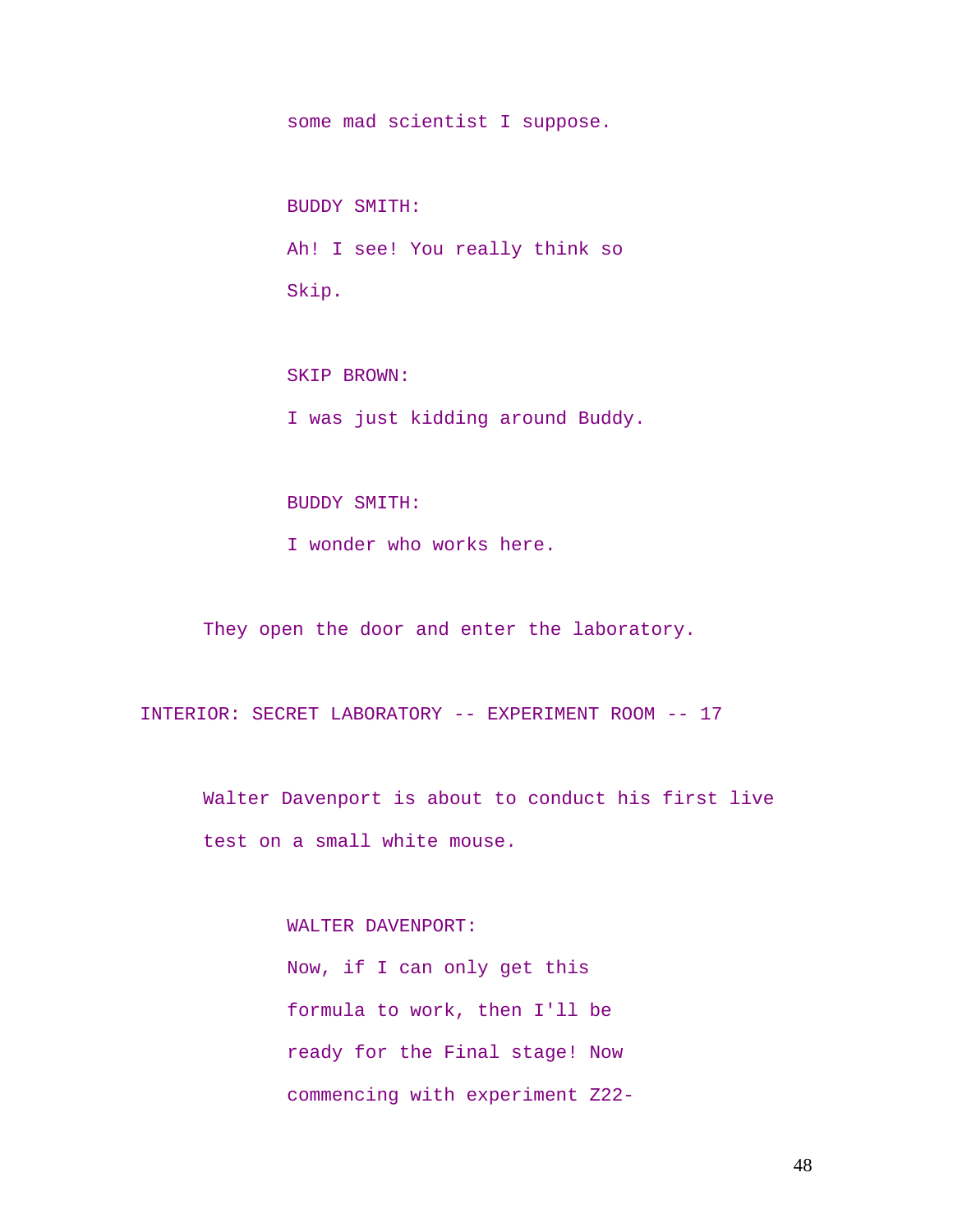some mad scientist I suppose.

BUDDY SMITH:

Ah! I see! You really think so Skip.

SKIP BROWN:

I was just kidding around Buddy.

BUDDY SMITH:

I wonder who works here.

They open the door and enter the laboratory.

INTERIOR: SECRET LABORATORY -- EXPERIMENT ROOM -- 17

Walter Davenport is about to conduct his first live test on a small white mouse.

WALTER DAVENPORT:

Now, if I can only get this formula to work, then I'll be ready for the Final stage! Now commencing with experiment Z22-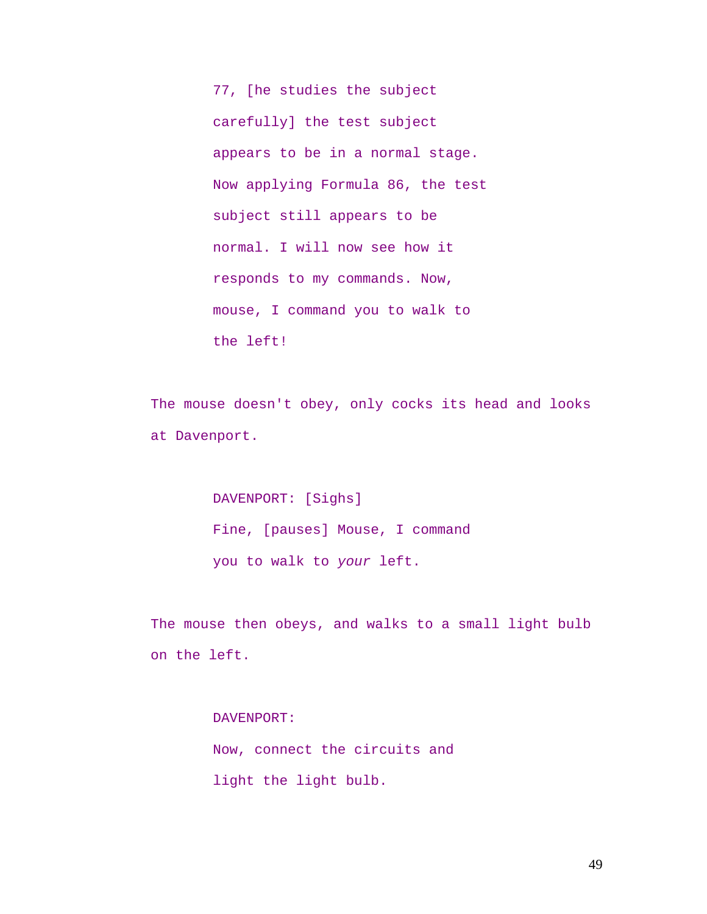77, [he studies the subject carefully] the test subject appears to be in a normal stage. Now applying Formula 86, the test subject still appears to be normal. I will now see how it responds to my commands. Now, mouse, I command you to walk to the left!

The mouse doesn't obey, only cocks its head and looks at Davenport.

DAVENPORT: [Sighs]
Fine, [pauses] Mouse, I command you to walk to *your* left.

The mouse then obeys, and walks to a small light bulb on the left.

DAVENPORT:
Now, connect the circuits and light the light bulb.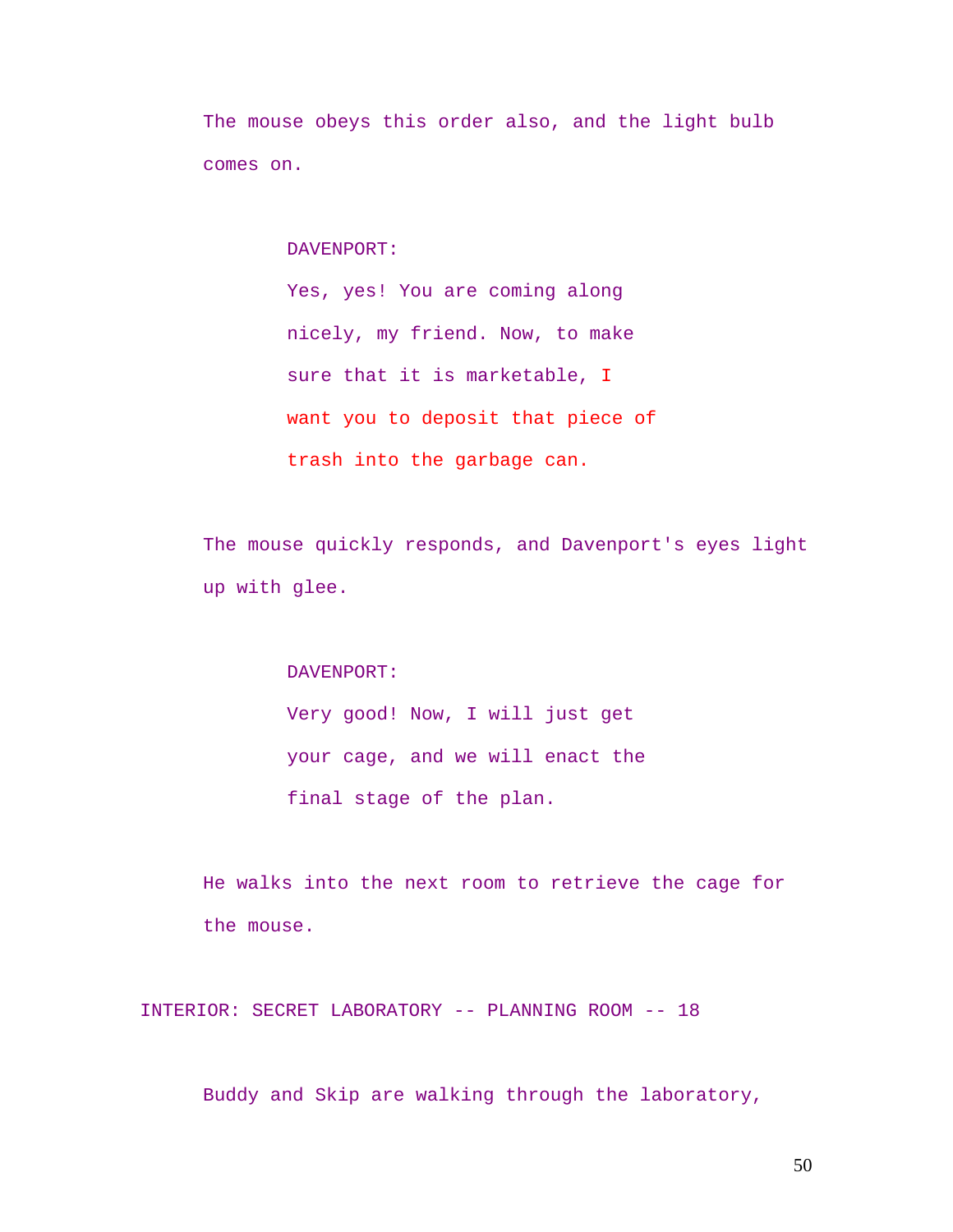The mouse obeys this order also, and the light bulb comes on.

DAVENPORT:

Yes, yes! You are coming along nicely, my friend. Now, to make sure that it is marketable, I want you to deposit that piece of trash into the garbage can.

The mouse quickly responds, and Davenport's eyes light up with glee.

DAVENPORT:

Very good! Now, I will just get your cage, and we will enact the final stage of the plan.

He walks into the next room to retrieve the cage for the mouse.

INTERIOR: SECRET LABORATORY -- PLANNING ROOM -- 18

Buddy and Skip are walking through the laboratory,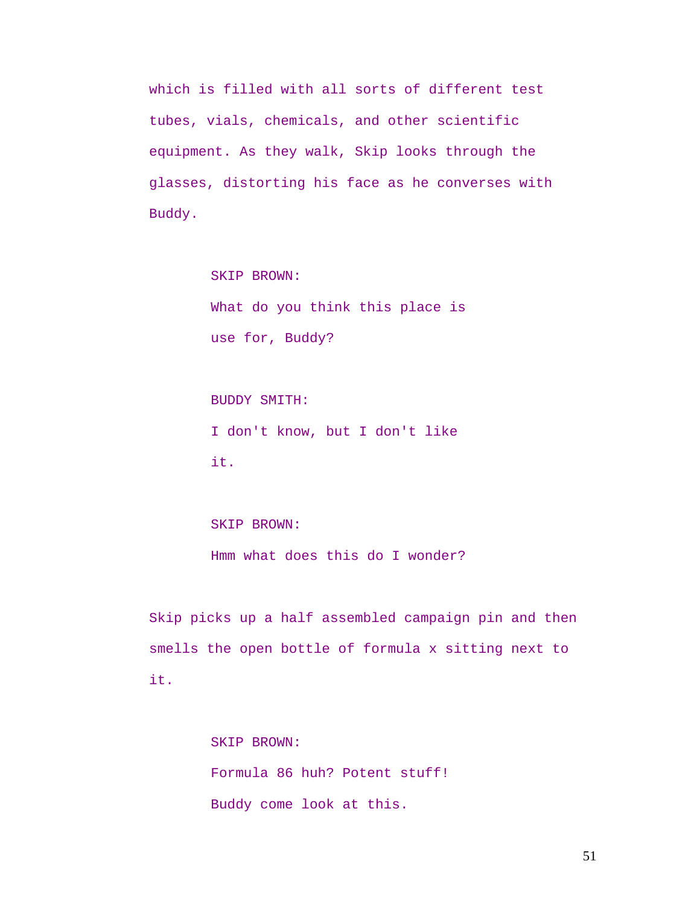which is filled with all sorts of different test tubes, vials, chemicals, and other scientific equipment. As they walk, Skip looks through the glasses, distorting his face as he converses with Buddy.

SKIP BROWN:

What do you think this place is use for, Buddy?

BUDDY SMITH:

I don't know, but I don't like it.

SKIP BROWN:

Hmm what does this do I wonder?

Skip picks up a half assembled campaign pin and then smells the open bottle of formula x sitting next to it.

SKIP BROWN:

Formula 86 huh? Potent stuff! Buddy come look at this.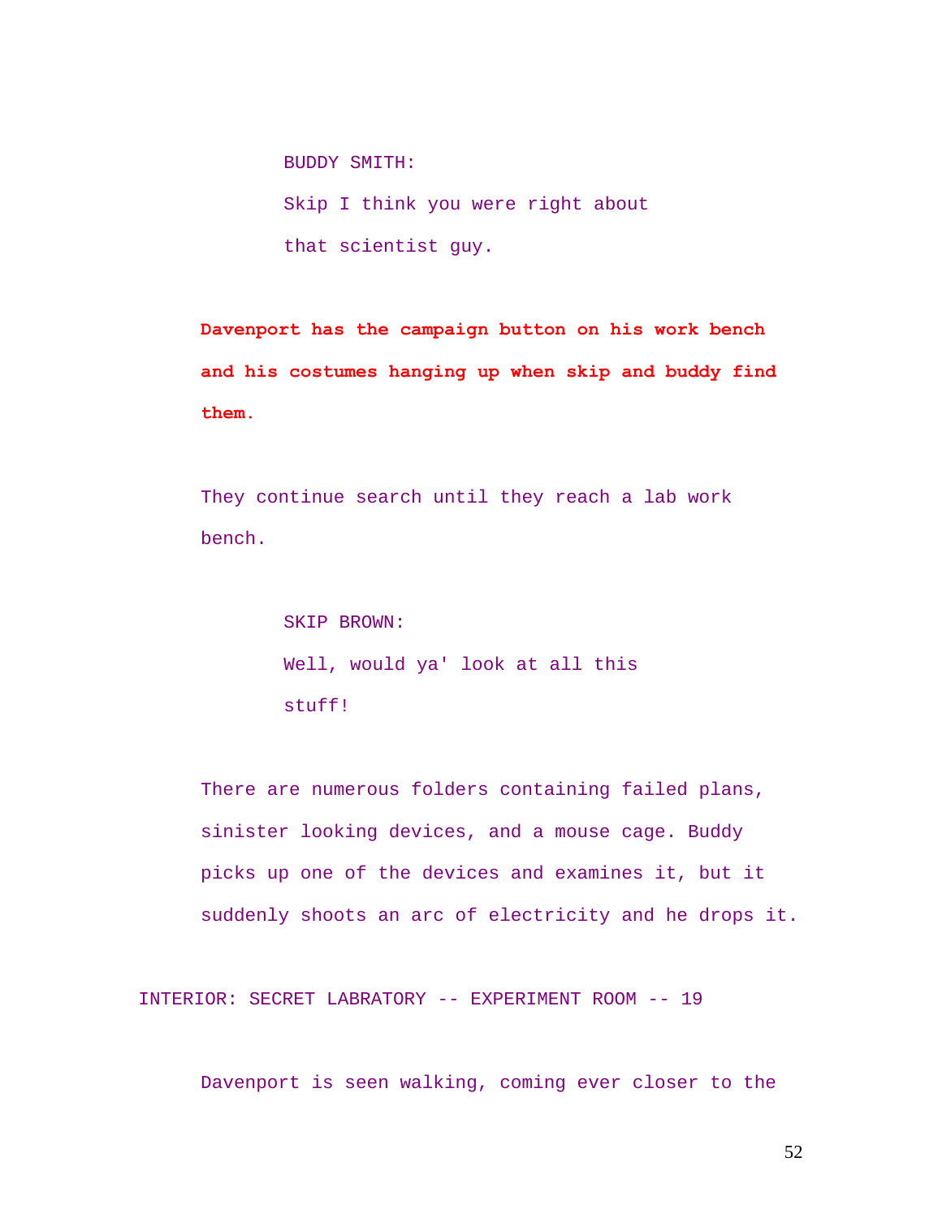BUDDY SMITH:

Skip I think you were right about that scientist guy.

**Davenport has the campaign button on his work bench and his costumes hanging up when skip and buddy find them.**

They continue search until they reach a lab work bench.

SKIP BROWN:

Well, would ya' look at all this stuff!

There are numerous folders containing failed plans, sinister looking devices, and a mouse cage. Buddy picks up one of the devices and examines it, but it suddenly shoots an arc of electricity and he drops it.

INTERIOR: SECRET LABORATORY -- EXPERIMENT ROOM -- 19

Davenport is seen walking, coming ever closer to the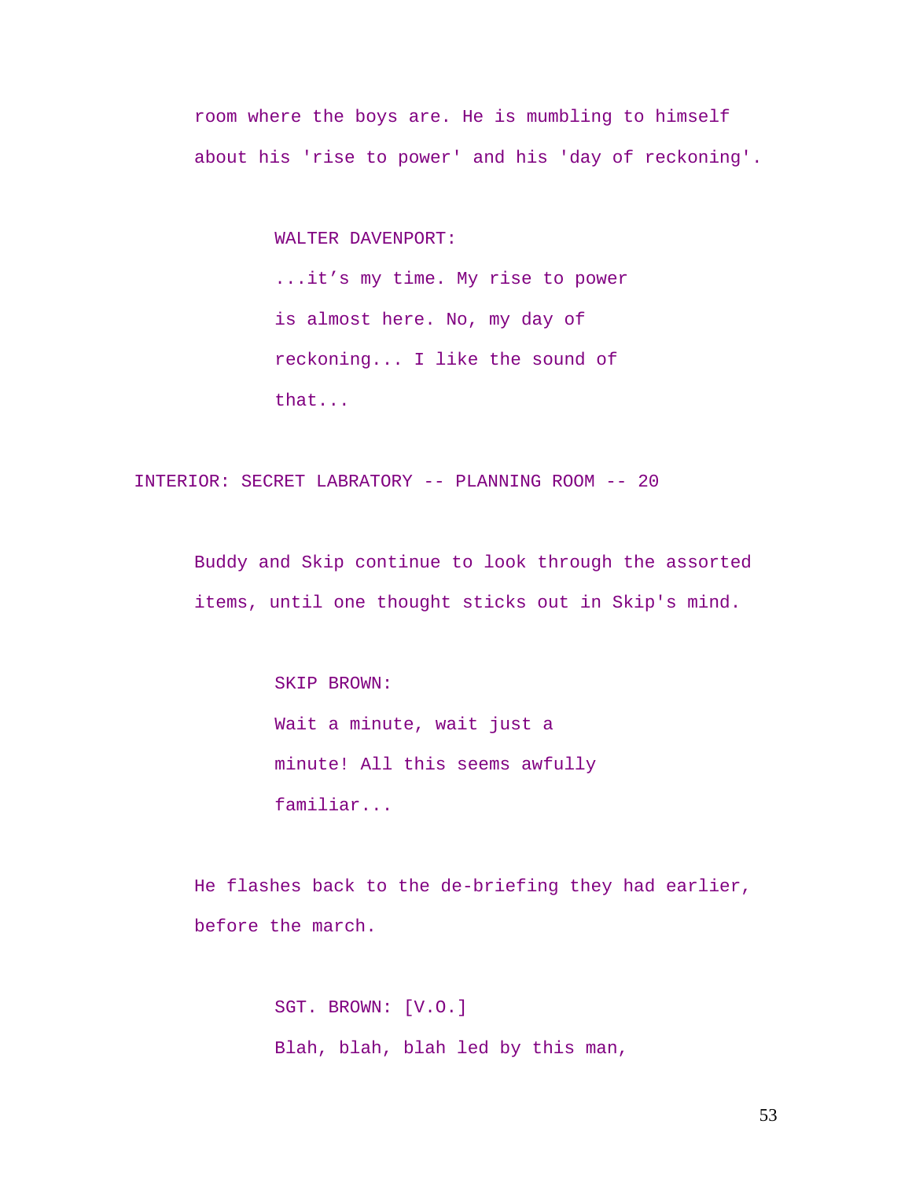room where the boys are. He is mumbling to himself about his 'rise to power' and his 'day of reckoning'.

WALTER DAVENPORT:
...it’s my time. My rise to power is almost here. No, my day of reckoning... I like the sound of that...

INTERIOR: SECRET LABORATORY -- PLANNING ROOM -- 20

Buddy and Skip continue to look through the assorted items, until one thought sticks out in Skip's mind.

SKIP BROWN:
Wait a minute, wait just a minute! All this seems awfully familiar...

He flashes back to the de-briefing they had earlier, before the march.

SGT. BROWN: [V.O.]
Blah, blah, blah led by this man,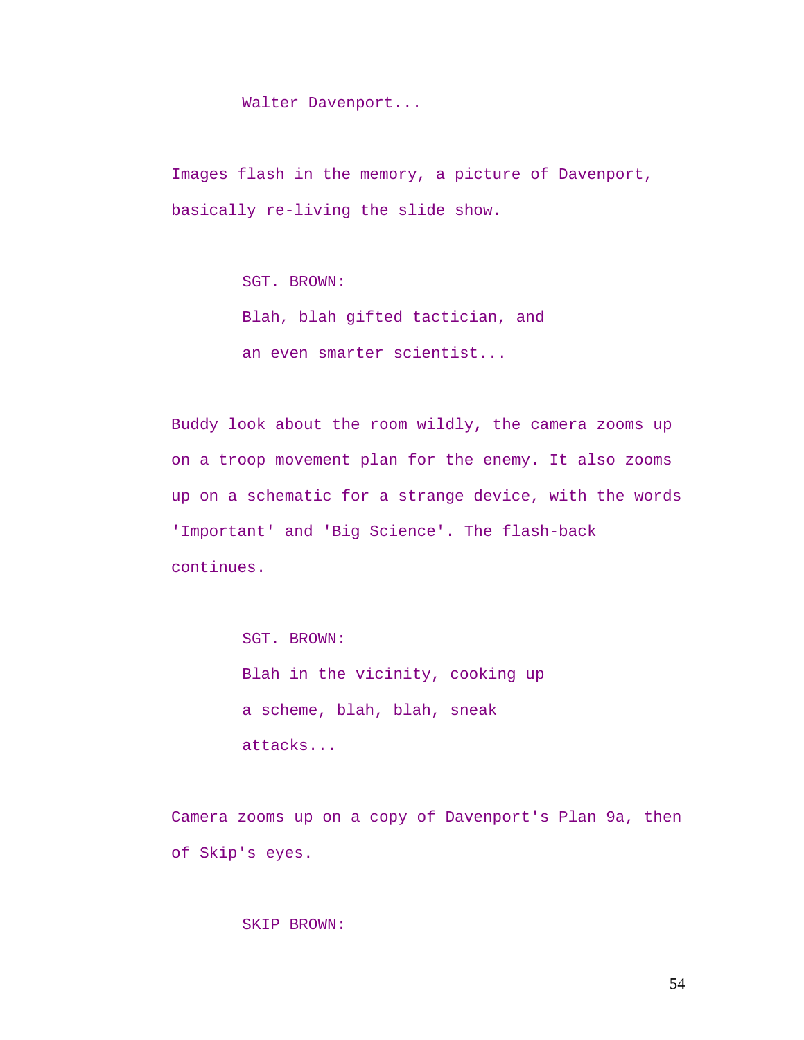Walter Davenport...

Images flash in the memory, a picture of Davenport, basically re-living the slide show.

SGT. BROWN:
Blah, blah gifted tactician, and an even smarter scientist...

Buddy look about the room wildly, the camera zooms up on a troop movement plan for the enemy. It also zooms up on a schematic for a strange device, with the words 'Important' and 'Big Science'. The flash-back continues.

SGT. BROWN:
Blah in the vicinity, cooking up a scheme, blah, blah, sneak attacks...

Camera zooms up on a copy of Davenport's Plan 9a, then of Skip's eyes.

SKIP BROWN: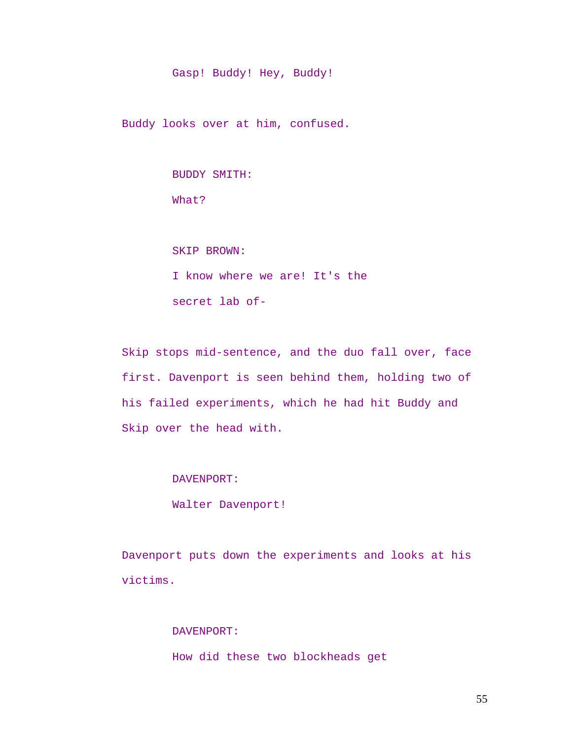Gasp! Buddy! Hey, Buddy!

Buddy looks over at him, confused.

BUDDY SMITH:

What?

SKIP BROWN:

I know where we are! It's the secret lab of-

Skip stops mid-sentence, and the duo fall over, face first. Davenport is seen behind them, holding two of his failed experiments, which he had hit Buddy and Skip over the head with.

DAVENPORT:

Walter Davenport!

Davenport puts down the experiments and looks at his victims.

DAVENPORT:

How did these two blockheads get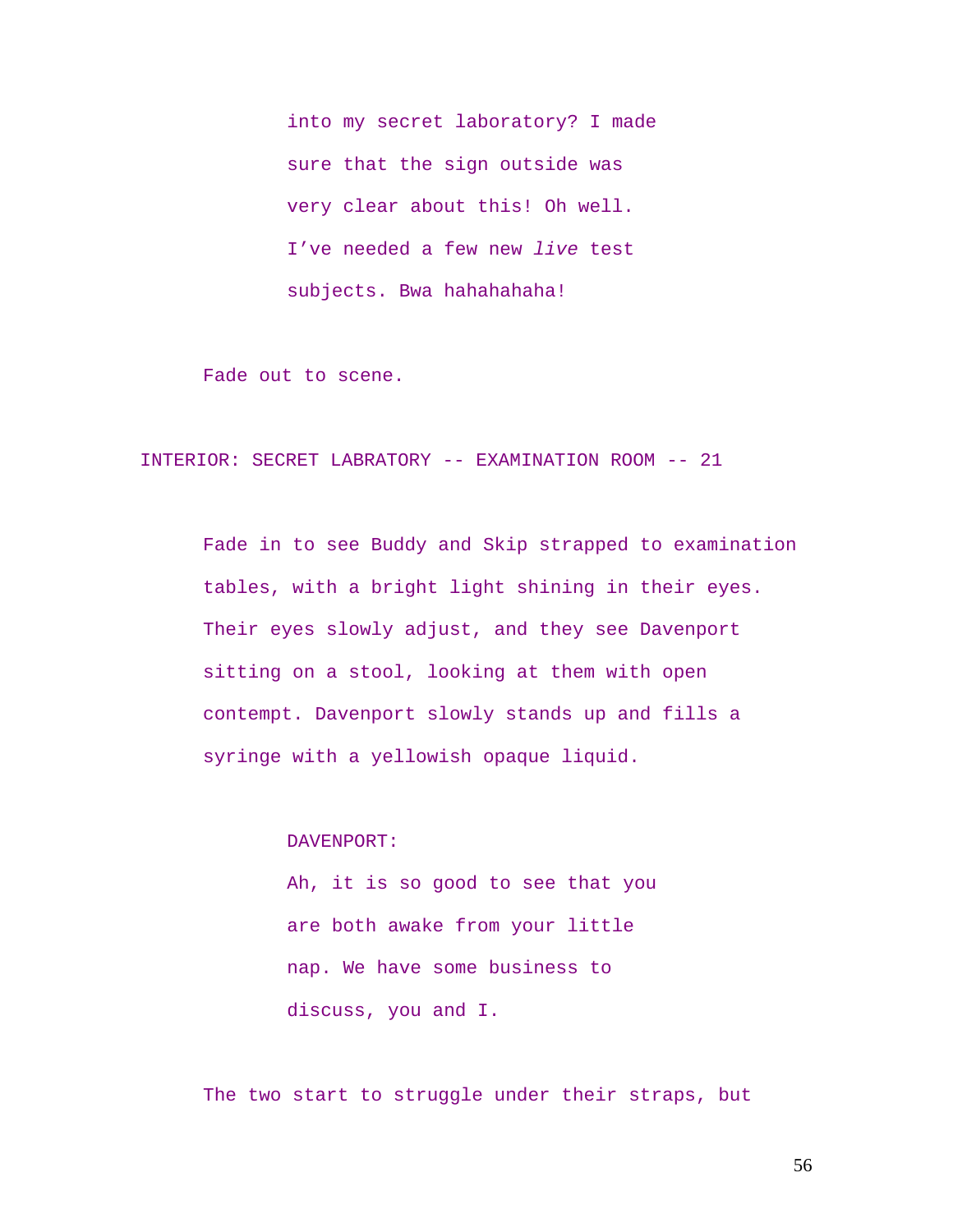into my secret laboratory? I made sure that the sign outside was very clear about this! Oh well. I've needed a few new *live* test subjects. Bwa hahahahaha!

Fade out to scene.

INTERIOR: SECRET LABORATORY -- EXAMINATION ROOM -- 21

Fade in to see Buddy and Skip strapped to examination tables, with a bright light shining in their eyes. Their eyes slowly adjust, and they see Davenport sitting on a stool, looking at them with open contempt. Davenport slowly stands up and fills a syringe with a yellowish opaque liquid.

DAVENPORT:

Ah, it is so good to see that you are both awake from your little nap. We have some business to discuss, you and I.

The two start to struggle under their straps, but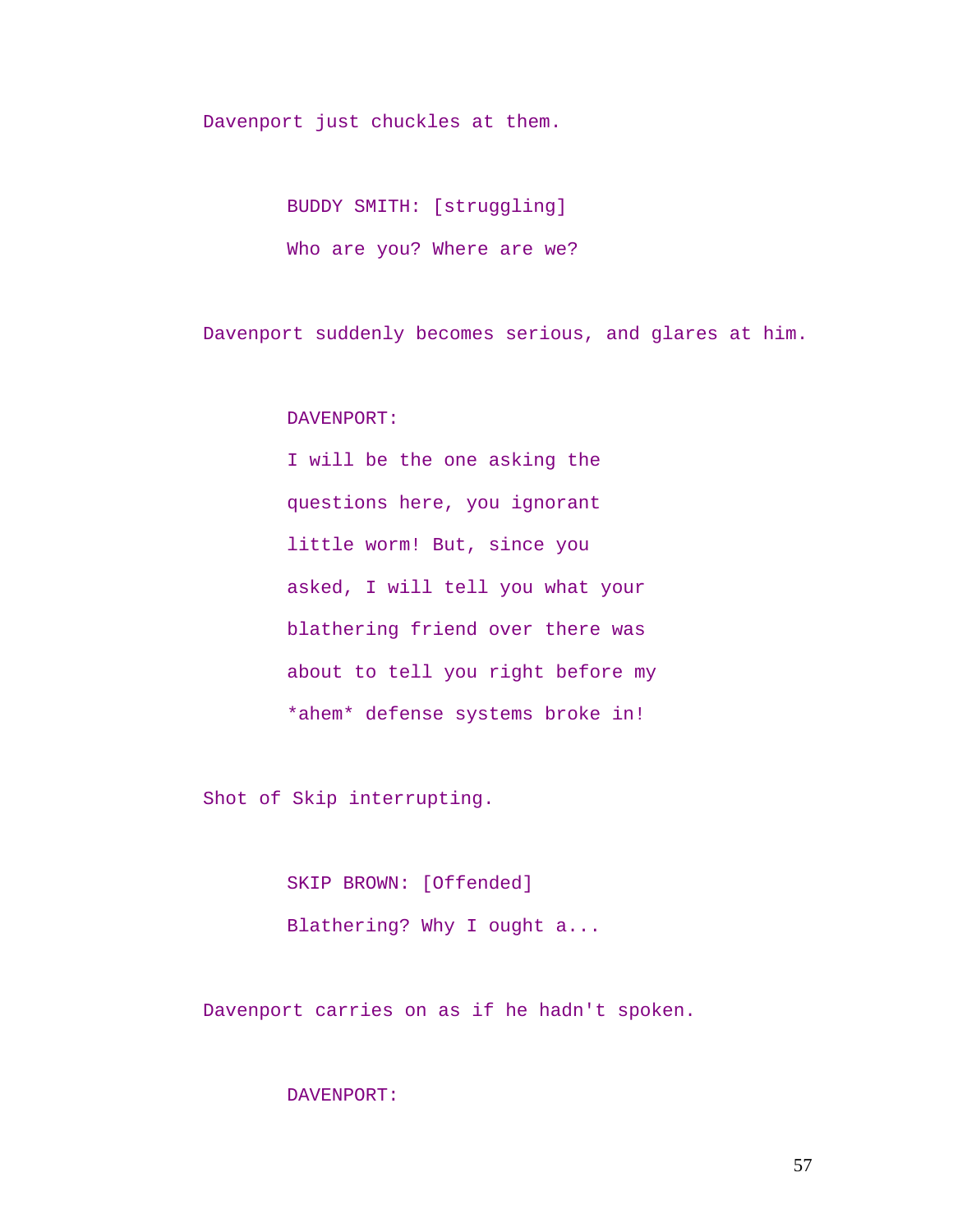Davenport just chuckles at them.

BUDDY SMITH: [struggling]

Who are you? Where are we?

Davenport suddenly becomes serious, and glares at him.

DAVENPORT:

I will be the one asking the questions here, you ignorant little worm! But, since you asked, I will tell you what your blathering friend over there was about to tell you right before my *ahem* defense systems broke in!

Shot of Skip interrupting.

SKIP BROWN: [Offended]

Blathering? Why I ought a...

Davenport carries on as if he hadn't spoken.

DAVENPORT: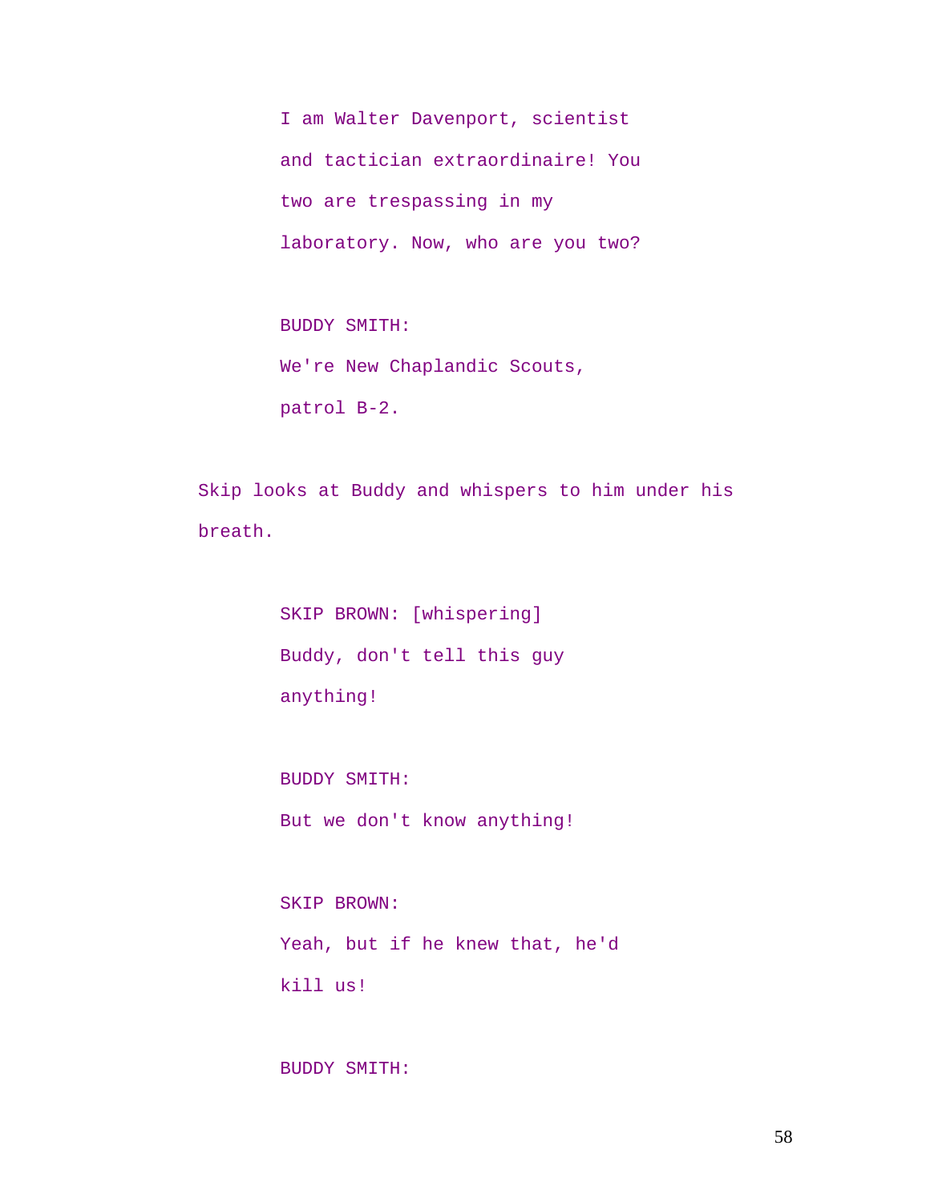I am Walter Davenport, scientist and tactician extraordinaire! You two are trespassing in my laboratory. Now, who are you two?

BUDDY SMITH:

We're New Chaplandic Scouts, patrol B-2.

Skip looks at Buddy and whispers to him under his breath.

SKIP BROWN: [whispering]

Buddy, don't tell this guy anything!

BUDDY SMITH:

But we don't know anything!

SKIP BROWN:

Yeah, but if he knew that, he'd kill us!

BUDDY SMITH: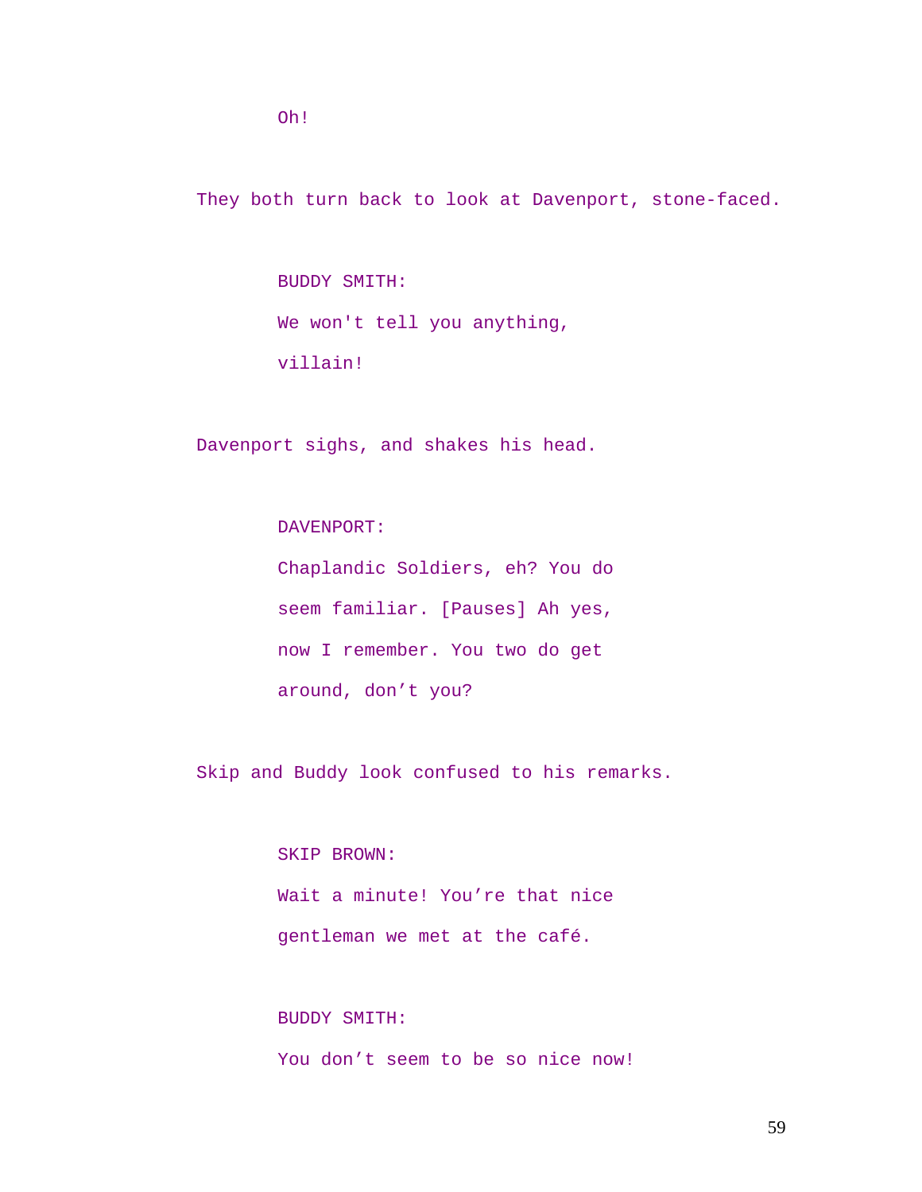Oh!

They both turn back to look at Davenport, stone-faced.

BUDDY SMITH:
We won't tell you anything, villain!

Davenport sighs, and shakes his head.

DAVENPORT:
Chaplandic Soldiers, eh? You do seem familiar. [Pauses] Ah yes, now I remember. You two do get around, don’t you?

Skip and Buddy look confused to his remarks.

SKIP BROWN:
Wait a minute! You’re that nice gentleman we met at the café.

BUDDY SMITH:
You don’t seem to be so nice now!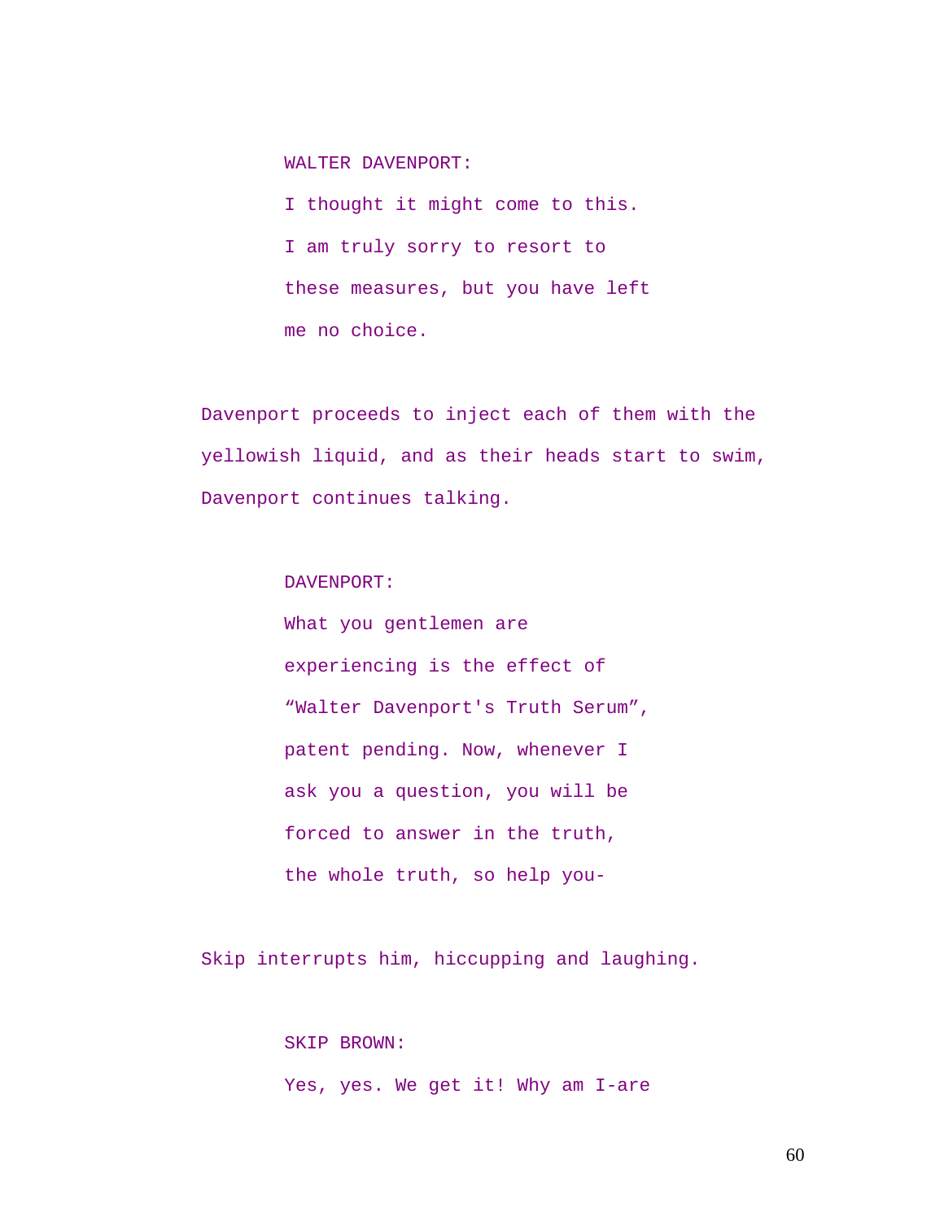WALTER DAVENPORT:

I thought it might come to this. I am truly sorry to resort to these measures, but you have left me no choice.

Davenport proceeds to inject each of them with the yellowish liquid, and as their heads start to swim, Davenport continues talking.

DAVENPORT:

What you gentlemen are experiencing is the effect of “Walter Davenport's Truth Serum”, patent pending. Now, whenever I ask you a question, you will be forced to answer in the truth, the whole truth, so help you-

Skip interrupts him, hiccupping and laughing.

SKIP BROWN:

Yes, yes. We get it! Why am I-are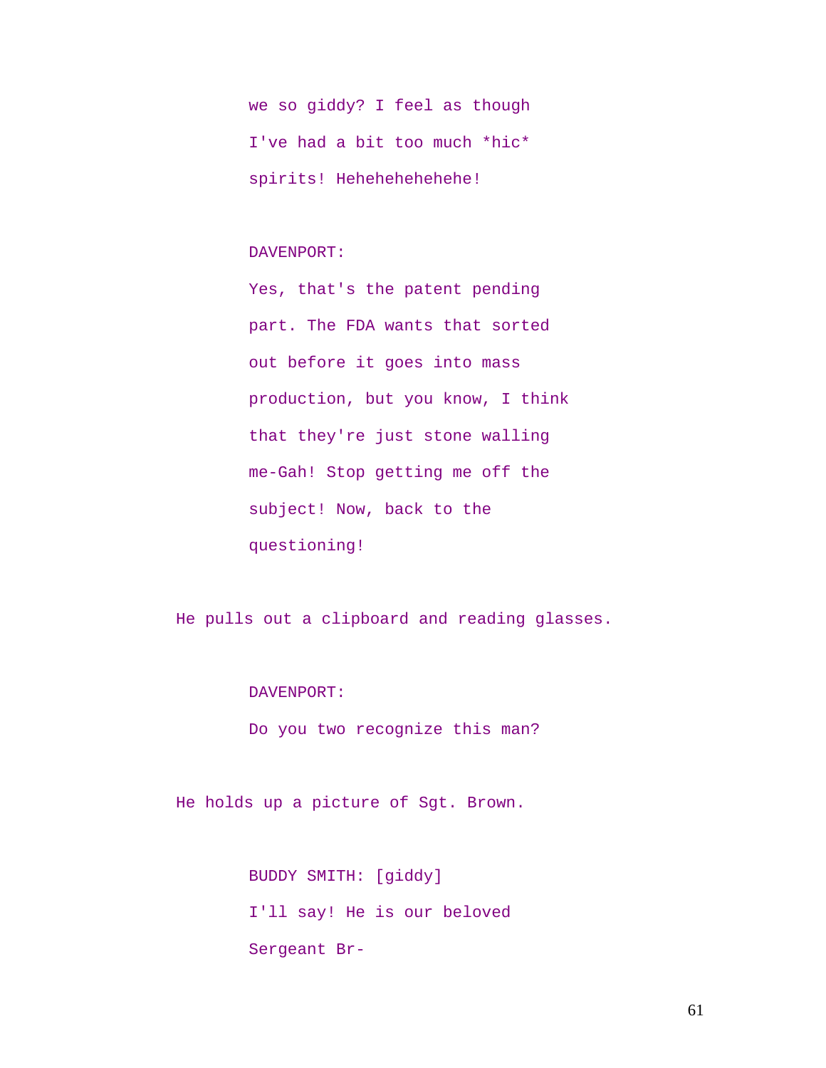we so giddy? I feel as though
I've had a bit too much *hic*
spirits! Hehehehehehehe!

DAVENPORT:
Yes, that's the patent pending
part. The FDA wants that sorted
out before it goes into mass
production, but you know, I think
that they're just stone walling
me-Gah! Stop getting me off the
subject! Now, back to the
questioning!

He pulls out a clipboard and reading glasses.

DAVENPORT:
Do you two recognize this man?

He holds up a picture of Sgt. Brown.

BUDDY SMITH: [giddy]
I'll say! He is our beloved
Sergeant Br-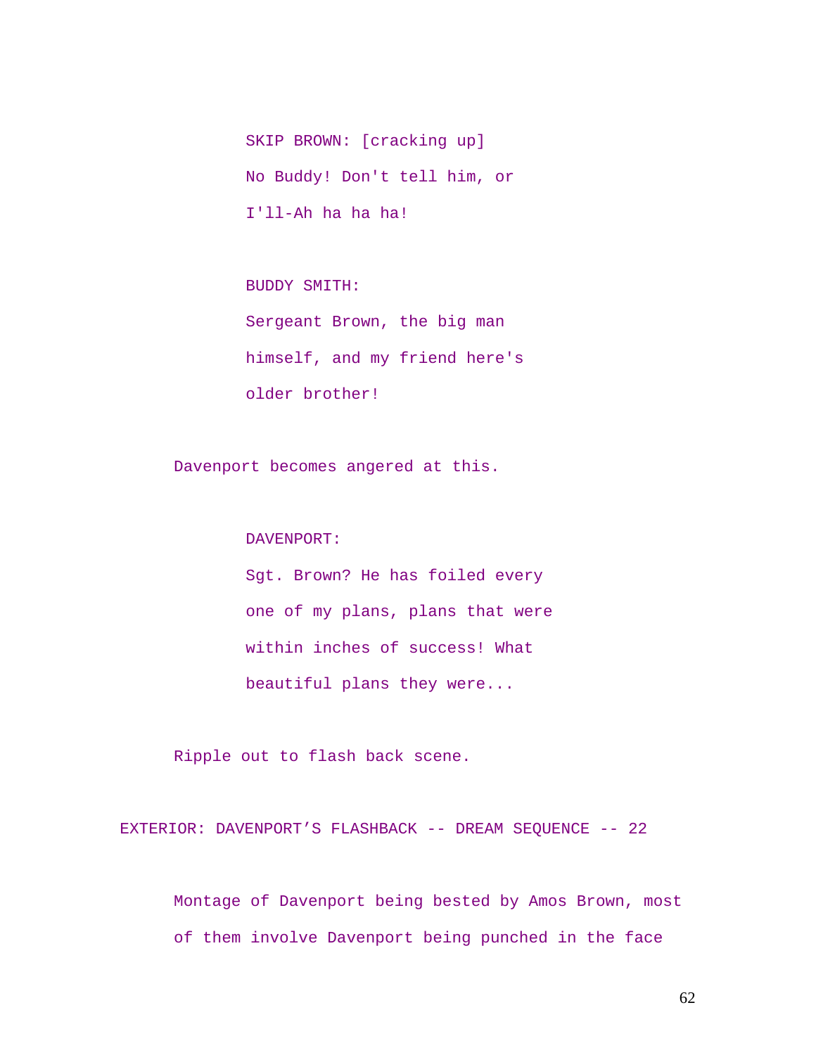SKIP BROWN: [cracking up]
No Buddy! Don't tell him, or
I'll-Ah ha ha ha!

BUDDY SMITH:
Sergeant Brown, the big man
himself, and my friend here's
older brother!

Davenport becomes angered at this.

DAVENPORT:
Sgt. Brown? He has foiled every
one of my plans, plans that were
within inches of success! What
beautiful plans they were...

Ripple out to flash back scene.

EXTERIOR: DAVENPORT'S FLASHBACK -- DREAM SEQUENCE -- 22

Montage of Davenport being bested by Amos Brown, most
of them involve Davenport being punched in the face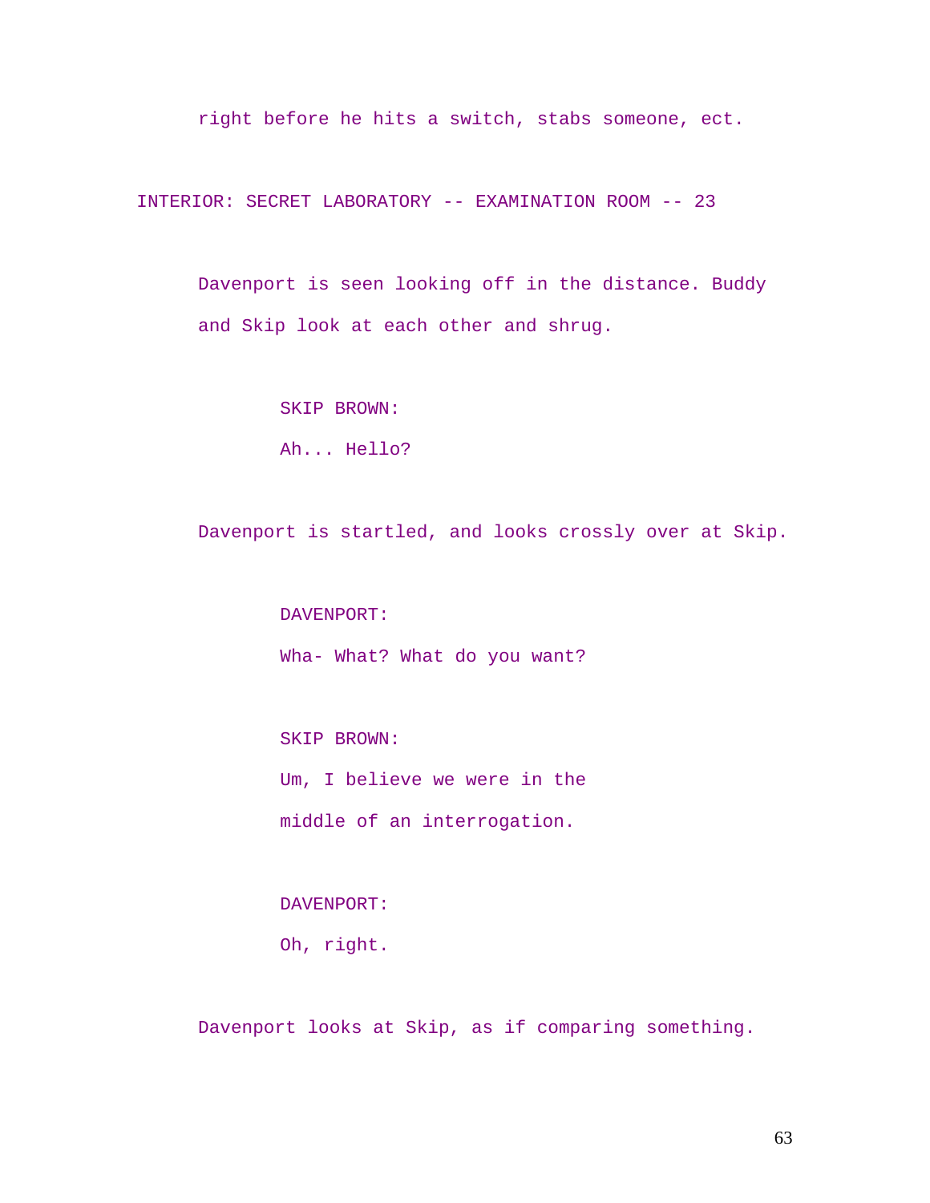right before he hits a switch, stabs someone, ect.

INTERIOR: SECRET LABORATORY -- EXAMINATION ROOM -- 23

Davenport is seen looking off in the distance. Buddy and Skip look at each other and shrug.

SKIP BROWN:

Ah... Hello?

Davenport is startled, and looks crossly over at Skip.

DAVENPORT:

Wha- What? What do you want?

SKIP BROWN:

Um, I believe we were in the middle of an interrogation.

DAVENPORT:

Oh, right.

Davenport looks at Skip, as if comparing something.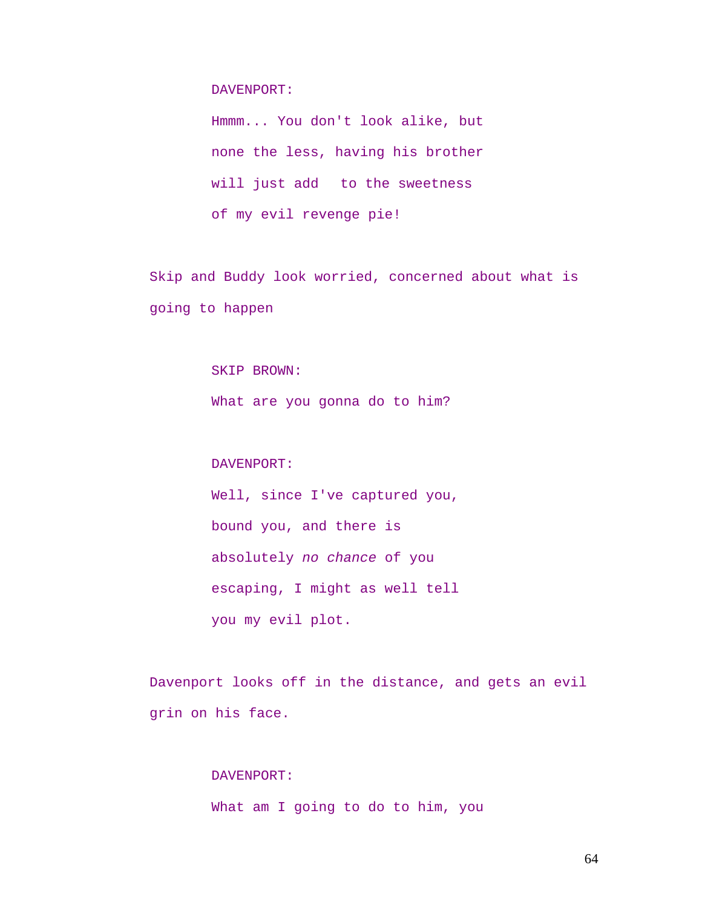DAVENPORT:

Hmmm... You don't look alike, but none the less, having his brother will just add  to the sweetness of my evil revenge pie!

Skip and Buddy look worried, concerned about what is going to happen

SKIP BROWN:

What are you gonna do to him?

DAVENPORT:

Well, since I've captured you, bound you, and there is absolutely *no chance* of you escaping, I might as well tell you my evil plot.

Davenport looks off in the distance, and gets an evil grin on his face.

DAVENPORT:

What am I going to do to him, you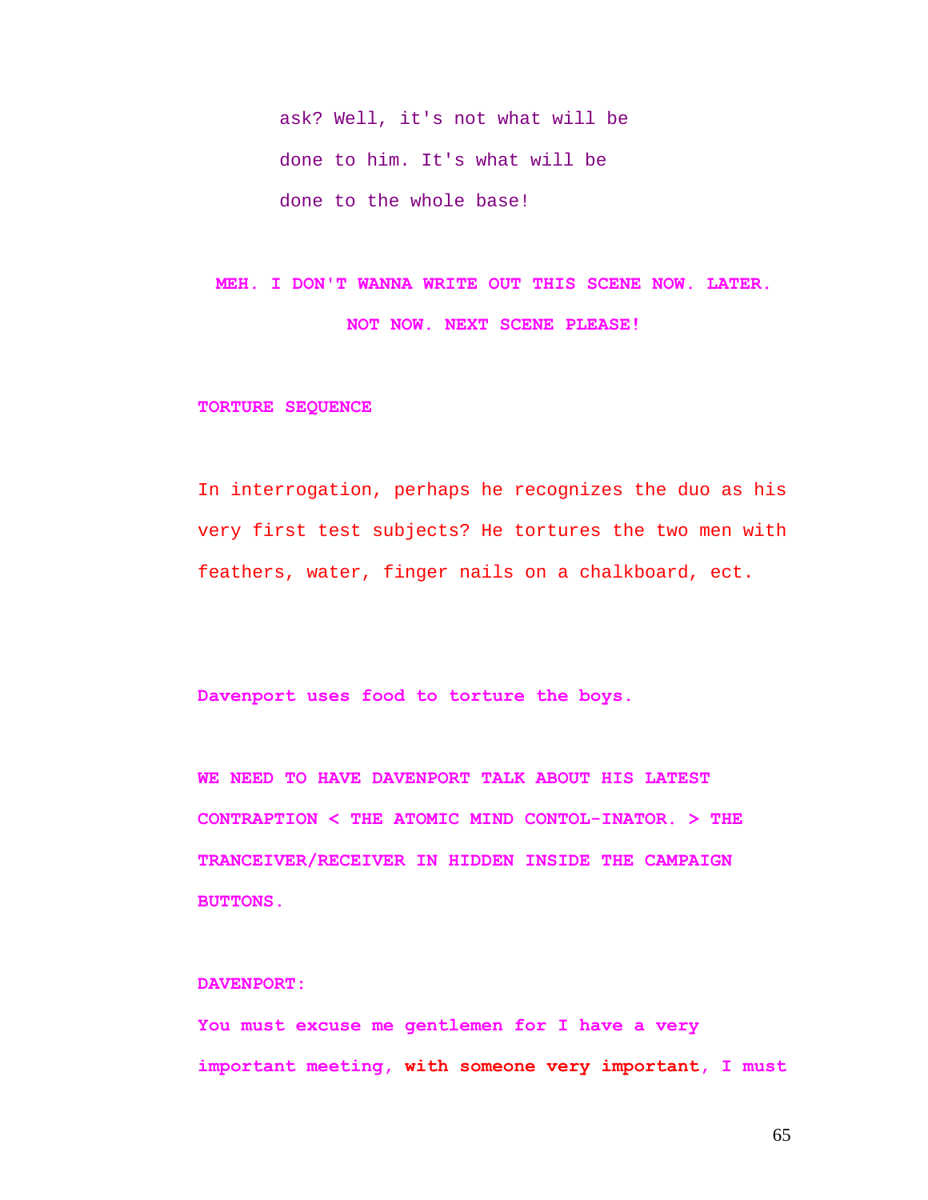ask? Well, it's not what will be done to him. It's what will be done to the whole base!

**MEH. I DON'T WANNA WRITE OUT THIS SCENE NOW. LATER. NOT NOW. NEXT SCENE PLEASE!**

**TORTURE SEQUENCE**

In interrogation, perhaps he recognizes the duo as his very first test subjects? He tortures the two men with feathers, water, finger nails on a chalkboard, ect.

**Davenport uses food to torture the boys.**

**WE NEED TO HAVE DAVENPORT TALK ABOUT HIS LATEST CONTRAPTION < THE ATOMIC MIND CONTOL-INATOR. > THE TRANCEIVER/RECEIVER IN HIDDEN INSIDE THE CAMPAIGN BUTTONS.**

**DAVENPORT:**

**You must excuse me gentlemen for I have a very important meeting, with someone very important, I must**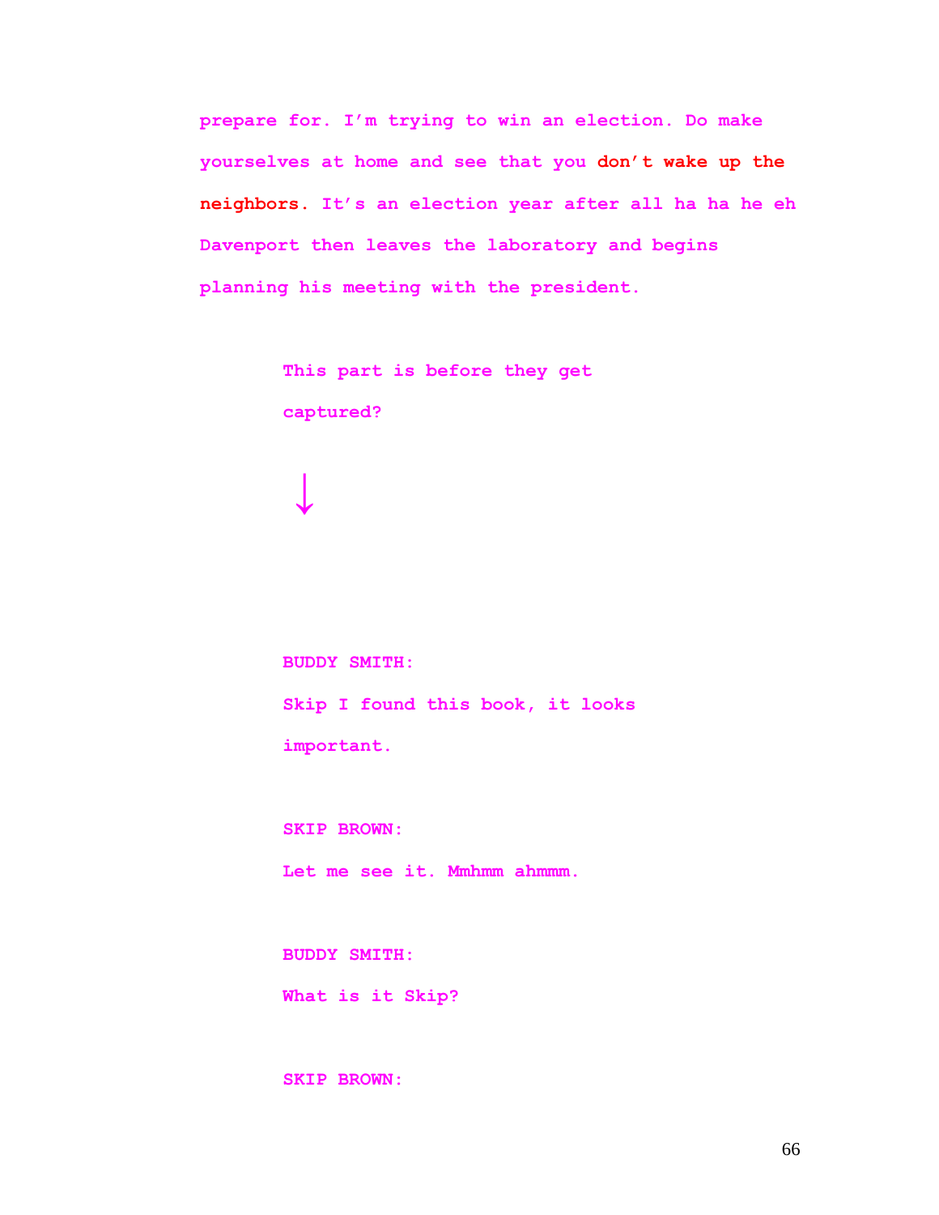prepare for. I’m trying to win an election. Do make yourselves at home and see that you don’t wake up the neighbors. It’s an election year after all ha ha he eh Davenport then leaves the laboratory and begins planning his meeting with the president.

This part is before they get captured?

↓

BUDDY SMITH:

Skip I found this book, it looks important.

SKIP BROWN:

Let me see it. Mmhmm ahmmm.

BUDDY SMITH:

What is it Skip?

SKIP BROWN: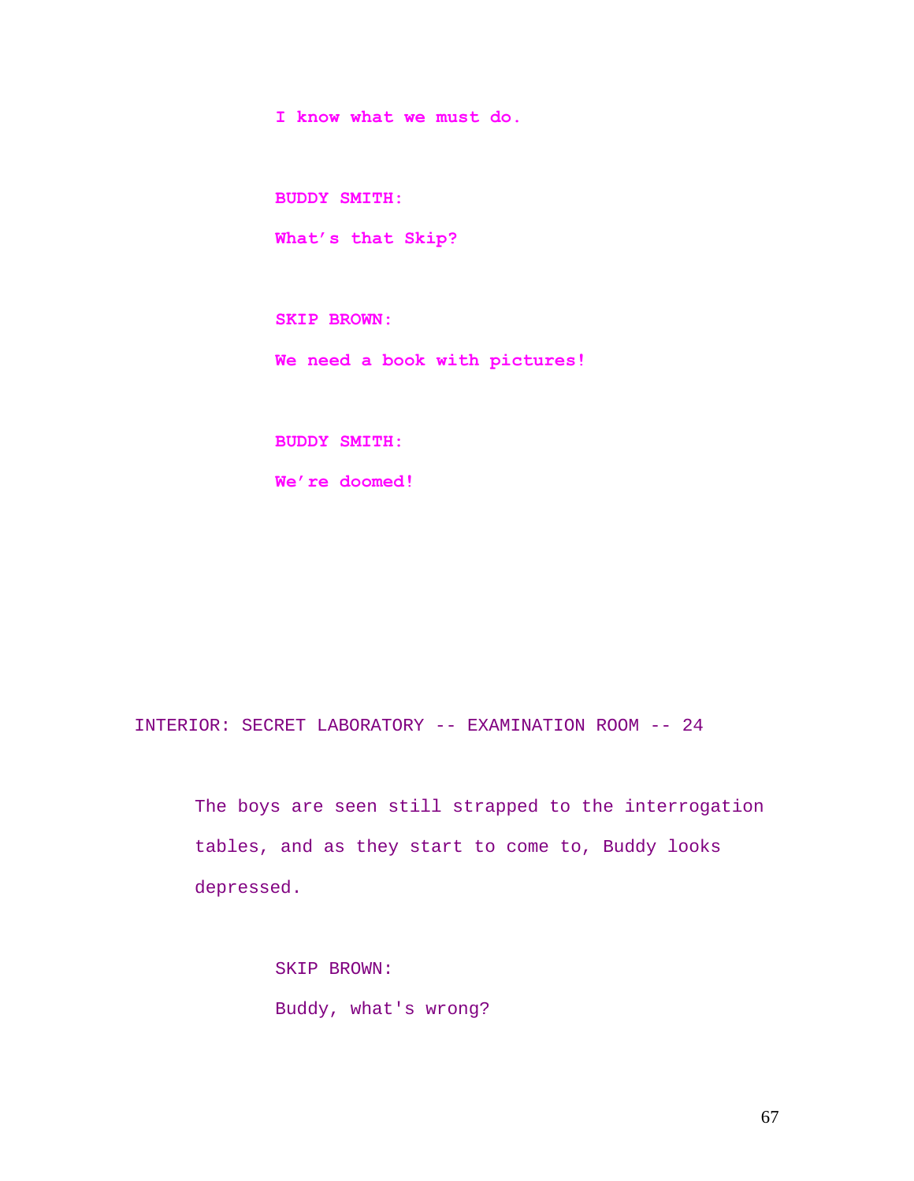**I know what we must do.**

**BUDDY SMITH:**

**What's that Skip?**

**SKIP BROWN:**

**We need a book with pictures!**

**BUDDY SMITH:**

**We're doomed!**

INTERIOR: SECRET LABORATORY -- EXAMINATION ROOM -- 24

The boys are seen still strapped to the interrogation tables, and as they start to come to, Buddy looks depressed.

SKIP BROWN:

Buddy, what's wrong?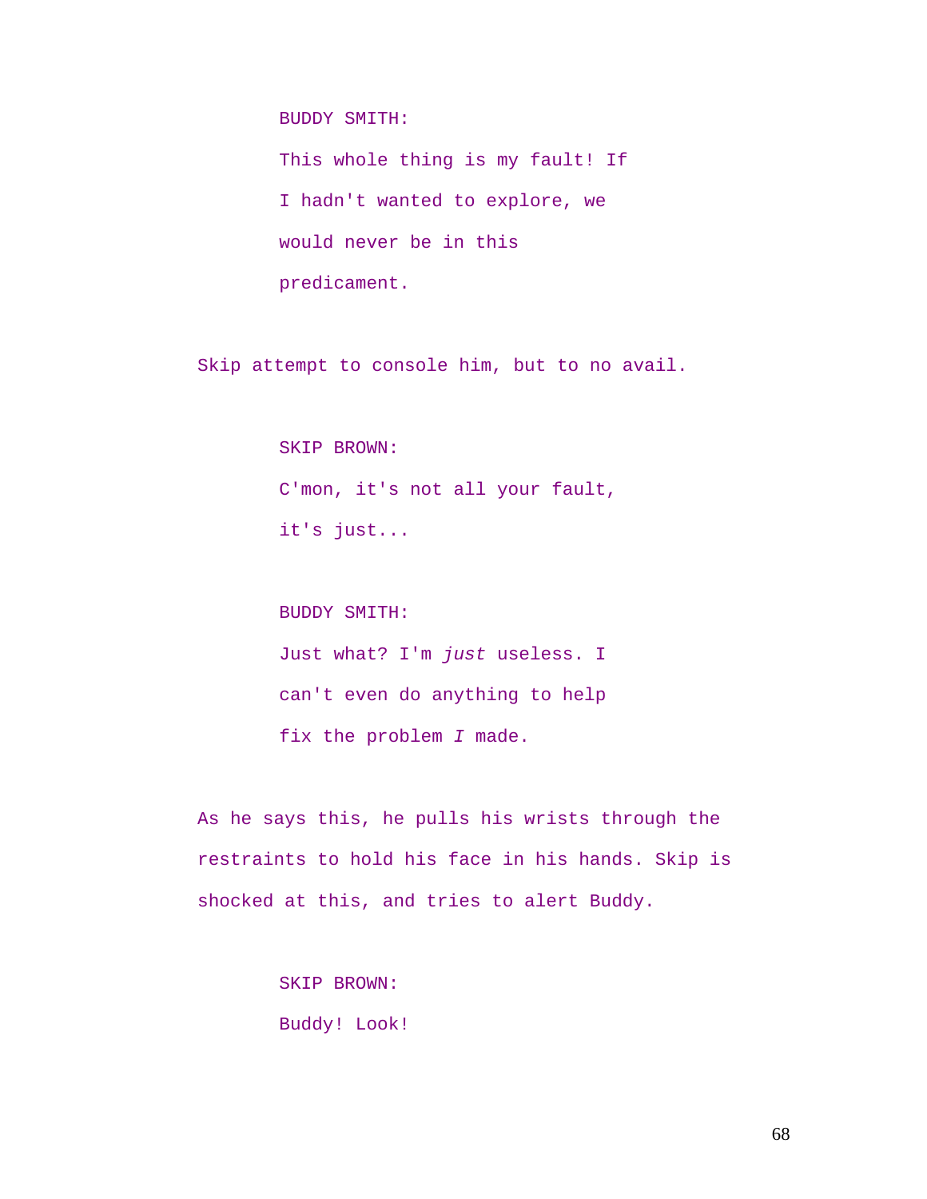BUDDY SMITH:

This whole thing is my fault! If I hadn't wanted to explore, we would never be in this predicament.

Skip attempt to console him, but to no avail.

SKIP BROWN:

C'mon, it's not all your fault, it's just...

BUDDY SMITH:

Just what? I'm *just* useless. I can't even do anything to help fix the problem *I* made.

As he says this, he pulls his wrists through the restraints to hold his face in his hands. Skip is shocked at this, and tries to alert Buddy.

SKIP BROWN:

Buddy! Look!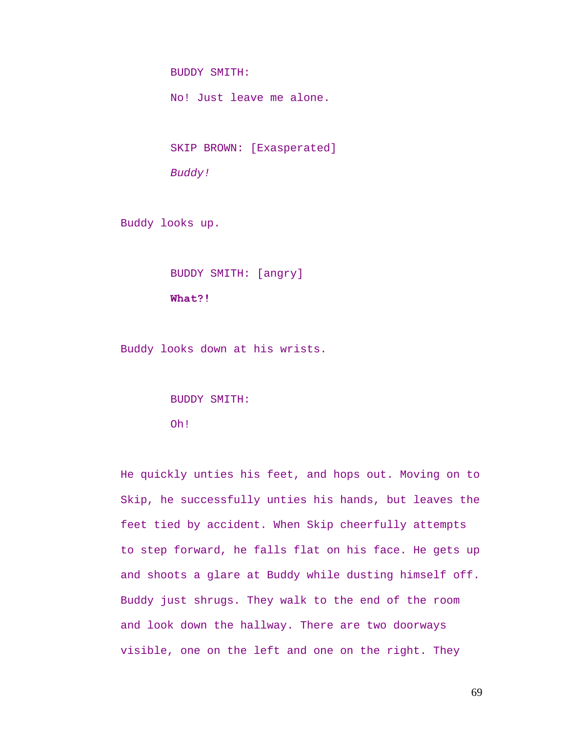BUDDY SMITH:

No! Just leave me alone.

SKIP BROWN: [Exasperated]

*Buddy!*

Buddy looks up.

BUDDY SMITH: [angry]

**What?!**

Buddy looks down at his wrists.

BUDDY SMITH:

Oh!

He quickly unties his feet, and hops out. Moving on to Skip, he successfully unties his hands, but leaves the feet tied by accident. When Skip cheerfully attempts to step forward, he falls flat on his face. He gets up and shoots a glare at Buddy while dusting himself off. Buddy just shrugs. They walk to the end of the room and look down the hallway. There are two doorways visible, one on the left and one on the right. They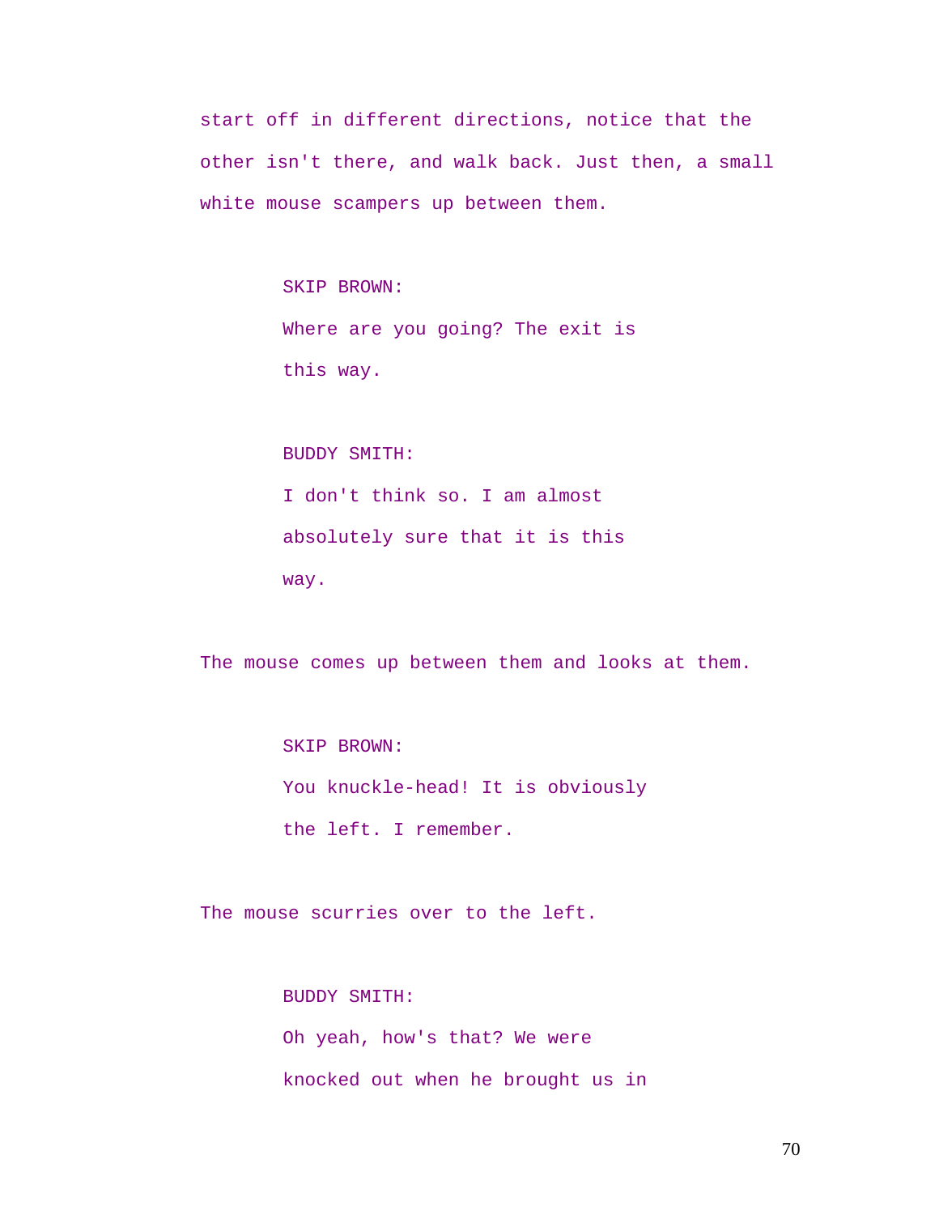start off in different directions, notice that the other isn't there, and walk back. Just then, a small white mouse scampers up between them.

SKIP BROWN:
Where are you going? The exit is this way.

BUDDY SMITH:
I don't think so. I am almost absolutely sure that it is this way.

The mouse comes up between them and looks at them.

SKIP BROWN:
You knuckle-head! It is obviously the left. I remember.

The mouse scurries over to the left.

BUDDY SMITH:
Oh yeah, how's that? We were knocked out when he brought us in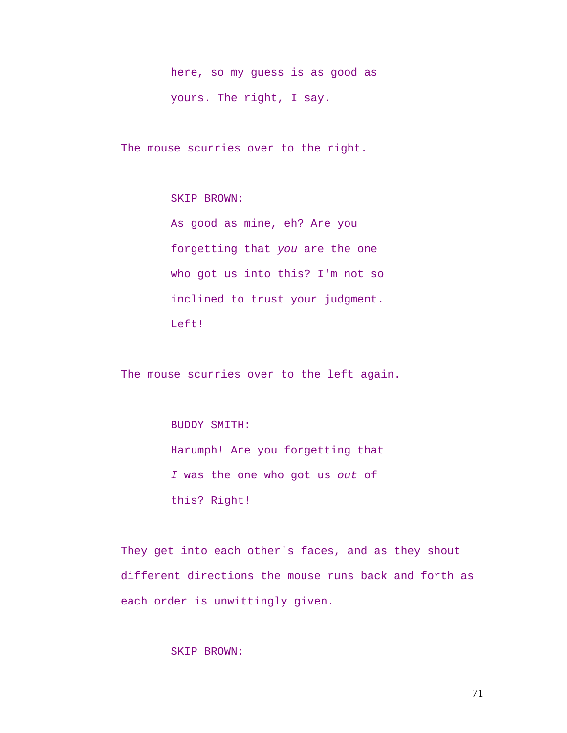here, so my guess is as good as yours. The right, I say.

The mouse scurries over to the right.

SKIP BROWN:

As good as mine, eh? Are you forgetting that *you* are the one who got us into this? I'm not so inclined to trust your judgment. Left!

The mouse scurries over to the left again.

BUDDY SMITH:

Harumph! Are you forgetting that *I* was the one who got us *out* of this? Right!

They get into each other's faces, and as they shout different directions the mouse runs back and forth as each order is unwittingly given.

SKIP BROWN: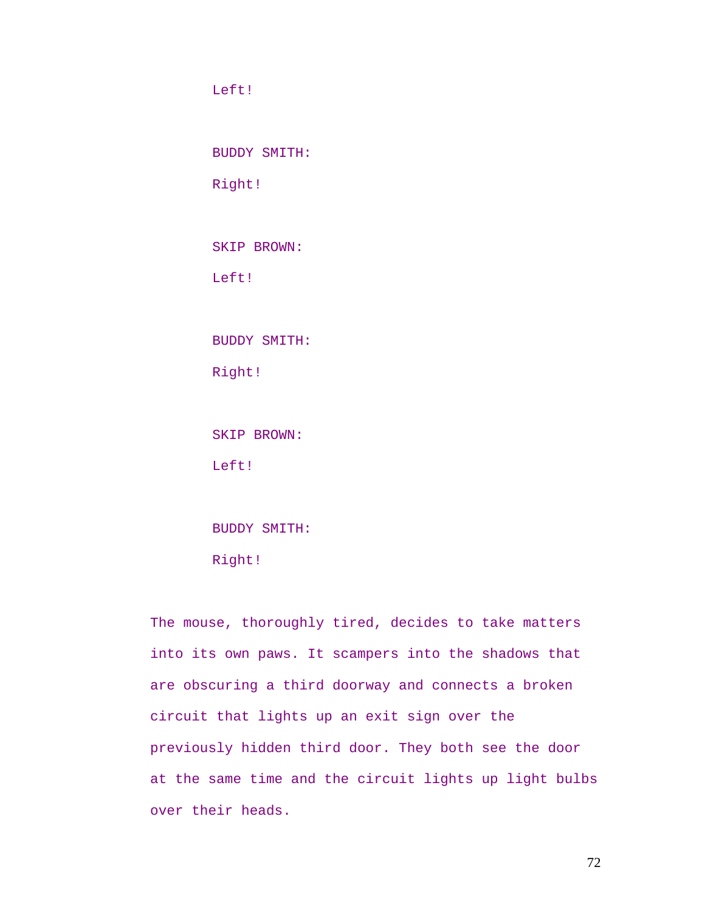Left!

BUDDY SMITH:

Right!

SKIP BROWN:

Left!

BUDDY SMITH:

Right!

SKIP BROWN:

Left!

BUDDY SMITH:

Right!

The mouse, thoroughly tired, decides to take matters into its own paws. It scampers into the shadows that are obscuring a third doorway and connects a broken circuit that lights up an exit sign over the previously hidden third door. They both see the door at the same time and the circuit lights up light bulbs over their heads.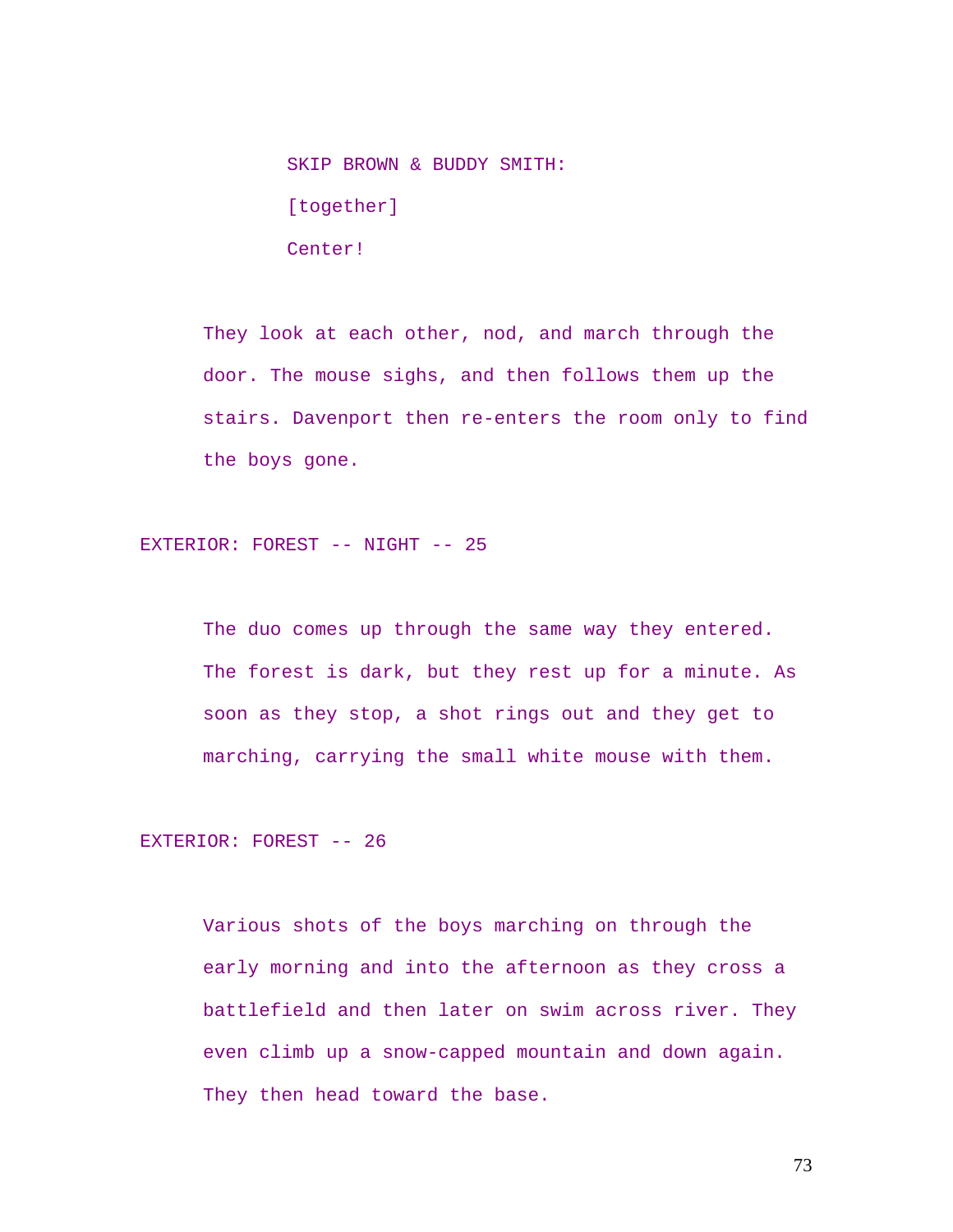SKIP BROWN & BUDDY SMITH:

[together]

Center!

They look at each other, nod, and march through the door. The mouse sighs, and then follows them up the stairs. Davenport then re-enters the room only to find the boys gone.

EXTERIOR: FOREST -- NIGHT -- 25

The duo comes up through the same way they entered. The forest is dark, but they rest up for a minute. As soon as they stop, a shot rings out and they get to marching, carrying the small white mouse with them.

EXTERIOR: FOREST -- 26

Various shots of the boys marching on through the early morning and into the afternoon as they cross a battlefield and then later on swim across river. They even climb up a snow-capped mountain and down again. They then head toward the base.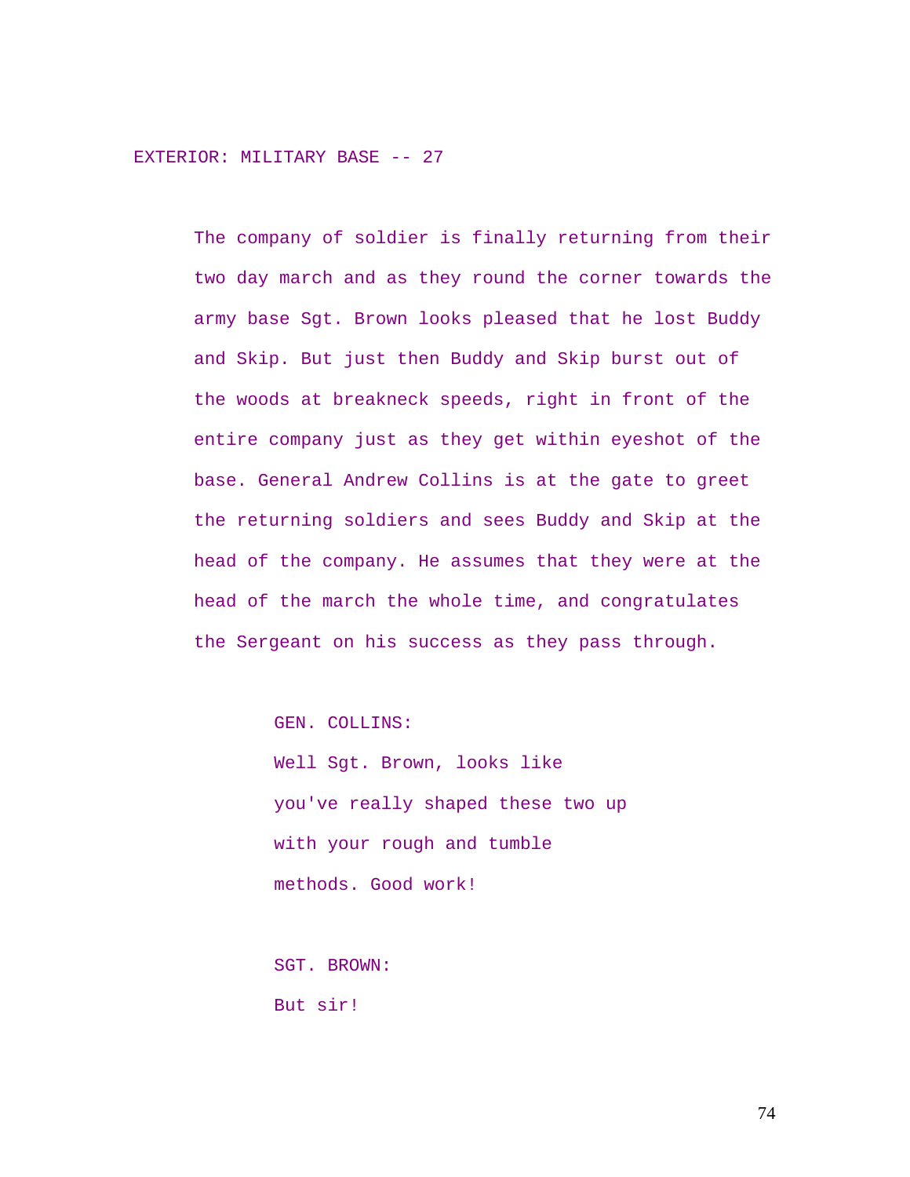EXTERIOR: MILITARY BASE -- 27

The company of soldier is finally returning from their two day march and as they round the corner towards the army base Sgt. Brown looks pleased that he lost Buddy and Skip. But just then Buddy and Skip burst out of the woods at breakneck speeds, right in front of the entire company just as they get within eyeshot of the base. General Andrew Collins is at the gate to greet the returning soldiers and sees Buddy and Skip at the head of the company. He assumes that they were at the head of the march the whole time, and congratulates the Sergeant on his success as they pass through.

GEN. COLLINS:
Well Sgt. Brown, looks like you've really shaped these two up with your rough and tumble methods. Good work!

SGT. BROWN:
But sir!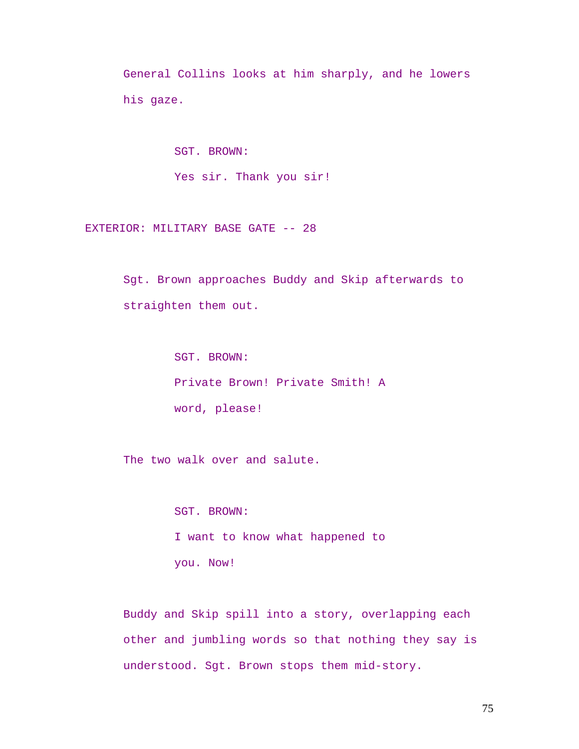General Collins looks at him sharply, and he lowers his gaze.

SGT. BROWN:

Yes sir. Thank you sir!

EXTERIOR: MILITARY BASE GATE -- 28

Sgt. Brown approaches Buddy and Skip afterwards to straighten them out.

SGT. BROWN:

Private Brown! Private Smith! A word, please!

The two walk over and salute.

SGT. BROWN:

I want to know what happened to you. Now!

Buddy and Skip spill into a story, overlapping each other and jumbling words so that nothing they say is understood. Sgt. Brown stops them mid-story.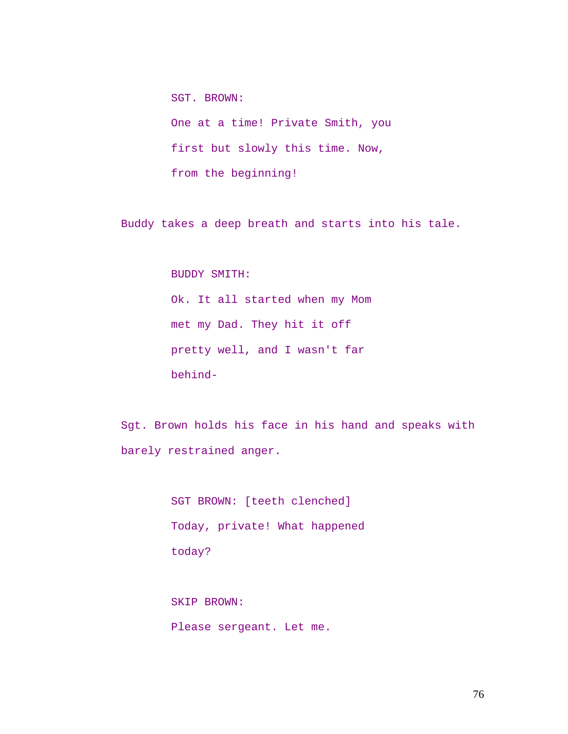SGT. BROWN:

One at a time! Private Smith, you first but slowly this time. Now, from the beginning!

Buddy takes a deep breath and starts into his tale.

BUDDY SMITH:

Ok. It all started when my Mom met my Dad. They hit it off pretty well, and I wasn't far behind-

Sgt. Brown holds his face in his hand and speaks with barely restrained anger.

SGT BROWN: [teeth clenched]

Today, private! What happened today?

SKIP BROWN:

Please sergeant. Let me.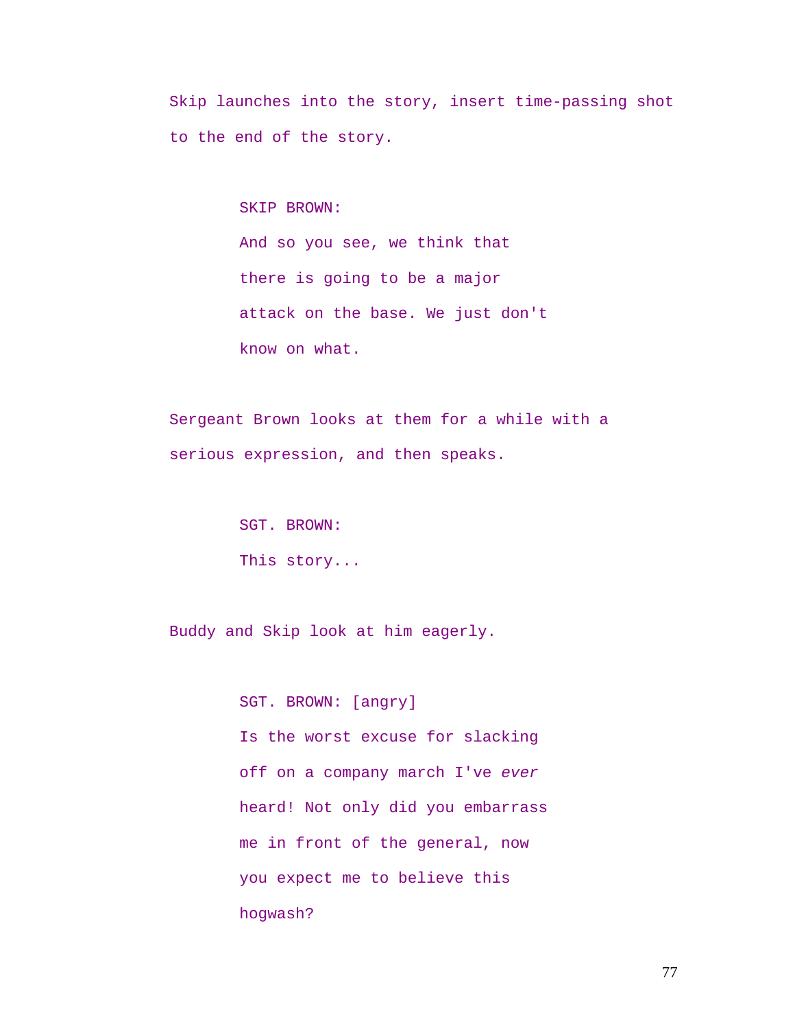Skip launches into the story, insert time-passing shot to the end of the story.

SKIP BROWN:
And so you see, we think that there is going to be a major attack on the base. We just don't know on what.

Sergeant Brown looks at them for a while with a serious expression, and then speaks.

SGT. BROWN:
This story...

Buddy and Skip look at him eagerly.

SGT. BROWN: [angry]
Is the worst excuse for slacking off on a company march I've *ever* heard! Not only did you embarrass me in front of the general, now you expect me to believe this hogwash?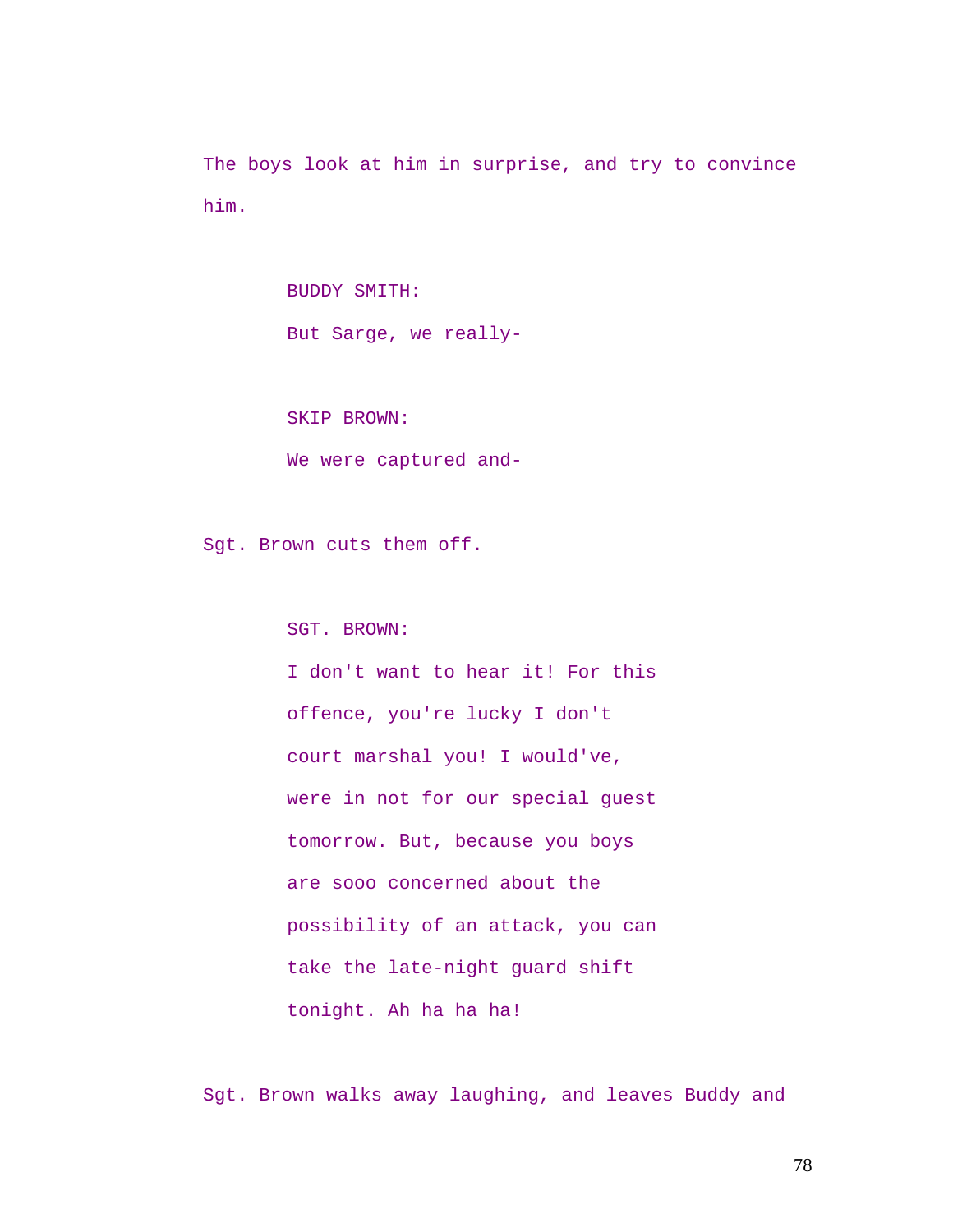The boys look at him in surprise, and try to convince him.

BUDDY SMITH:
But Sarge, we really-

SKIP BROWN:
We were captured and-

Sgt. Brown cuts them off.

SGT. BROWN:
I don't want to hear it! For this offence, you're lucky I don't court marshal you! I would've, were in not for our special guest tomorrow. But, because you boys are sooo concerned about the possibility of an attack, you can take the late-night guard shift tonight. Ah ha ha ha!

Sgt. Brown walks away laughing, and leaves Buddy and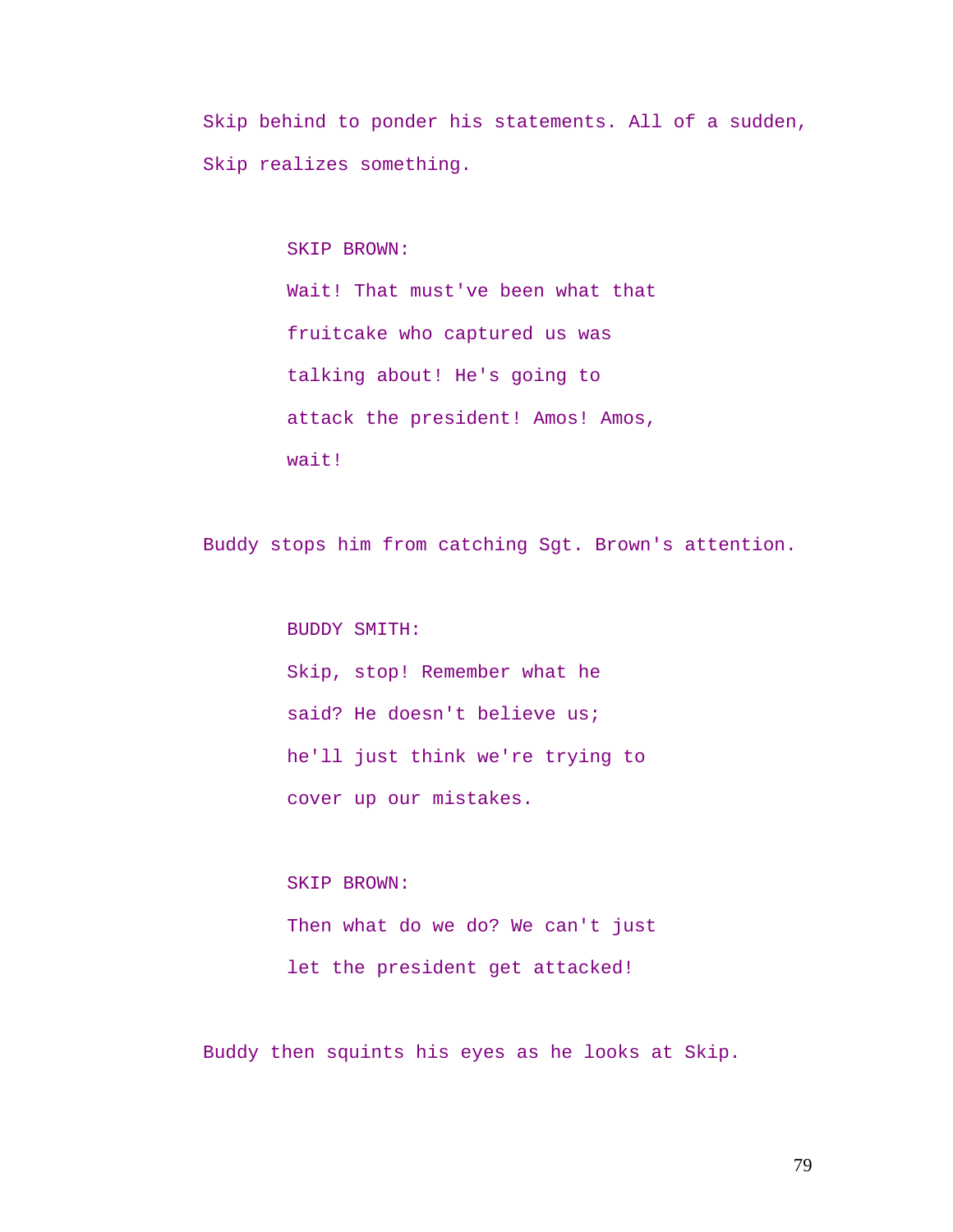Skip behind to ponder his statements. All of a sudden, Skip realizes something.

SKIP BROWN:
Wait! That must've been what that fruitcake who captured us was talking about! He's going to attack the president! Amos! Amos, wait!

Buddy stops him from catching Sgt. Brown's attention.

BUDDY SMITH:
Skip, stop! Remember what he said? He doesn't believe us; he'll just think we're trying to cover up our mistakes.

SKIP BROWN:
Then what do we do? We can't just let the president get attacked!

Buddy then squints his eyes as he looks at Skip.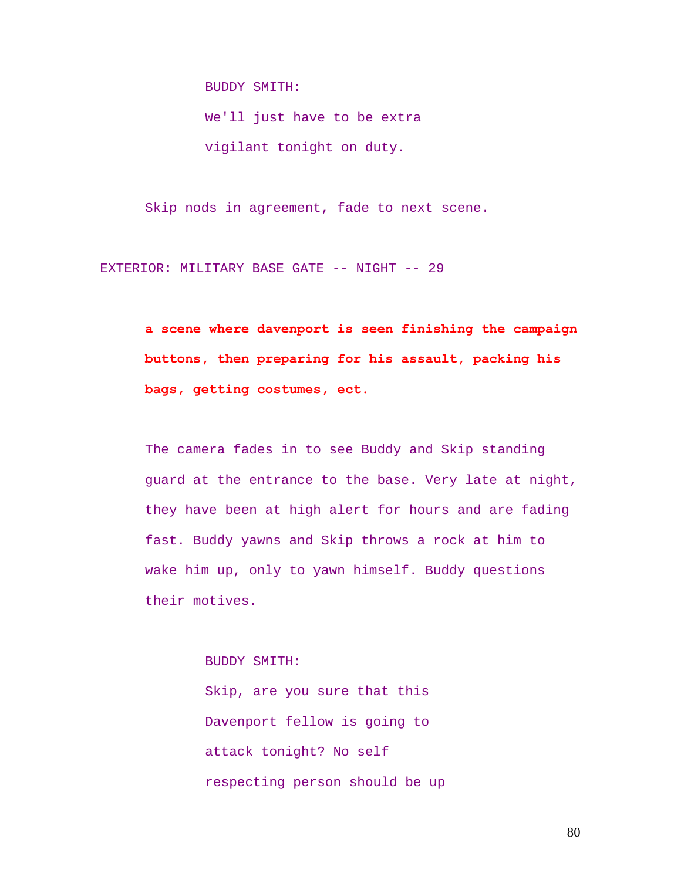BUDDY SMITH:

We'll just have to be extra vigilant tonight on duty.

Skip nods in agreement, fade to next scene.

EXTERIOR: MILITARY BASE GATE -- NIGHT -- 29

**a scene where davenport is seen finishing the campaign buttons, then preparing for his assault, packing his bags, getting costumes, ect.**

The camera fades in to see Buddy and Skip standing guard at the entrance to the base. Very late at night, they have been at high alert for hours and are fading fast. Buddy yawns and Skip throws a rock at him to wake him up, only to yawn himself. Buddy questions their motives.

BUDDY SMITH:

Skip, are you sure that this Davenport fellow is going to attack tonight? No self respecting person should be up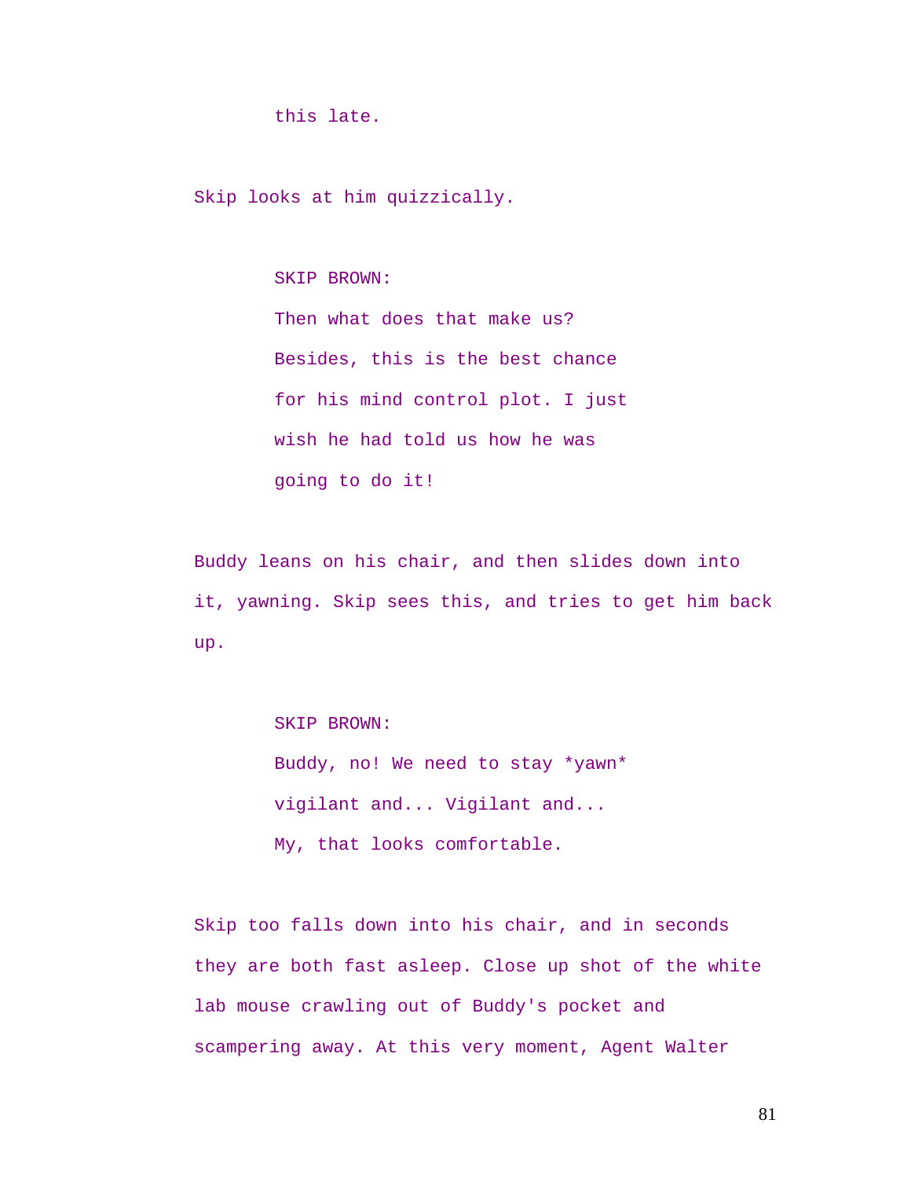this late.

Skip looks at him quizzically.

SKIP BROWN:
Then what does that make us?
Besides, this is the best chance
for his mind control plot. I just
wish he had told us how he was
going to do it!

Buddy leans on his chair, and then slides down into it, yawning. Skip sees this, and tries to get him back up.

SKIP BROWN:
Buddy, no! We need to stay *yawn*
vigilant and... Vigilant and...
My, that looks comfortable.

Skip too falls down into his chair, and in seconds they are both fast asleep. Close up shot of the white lab mouse crawling out of Buddy's pocket and scampering away. At this very moment, Agent Walter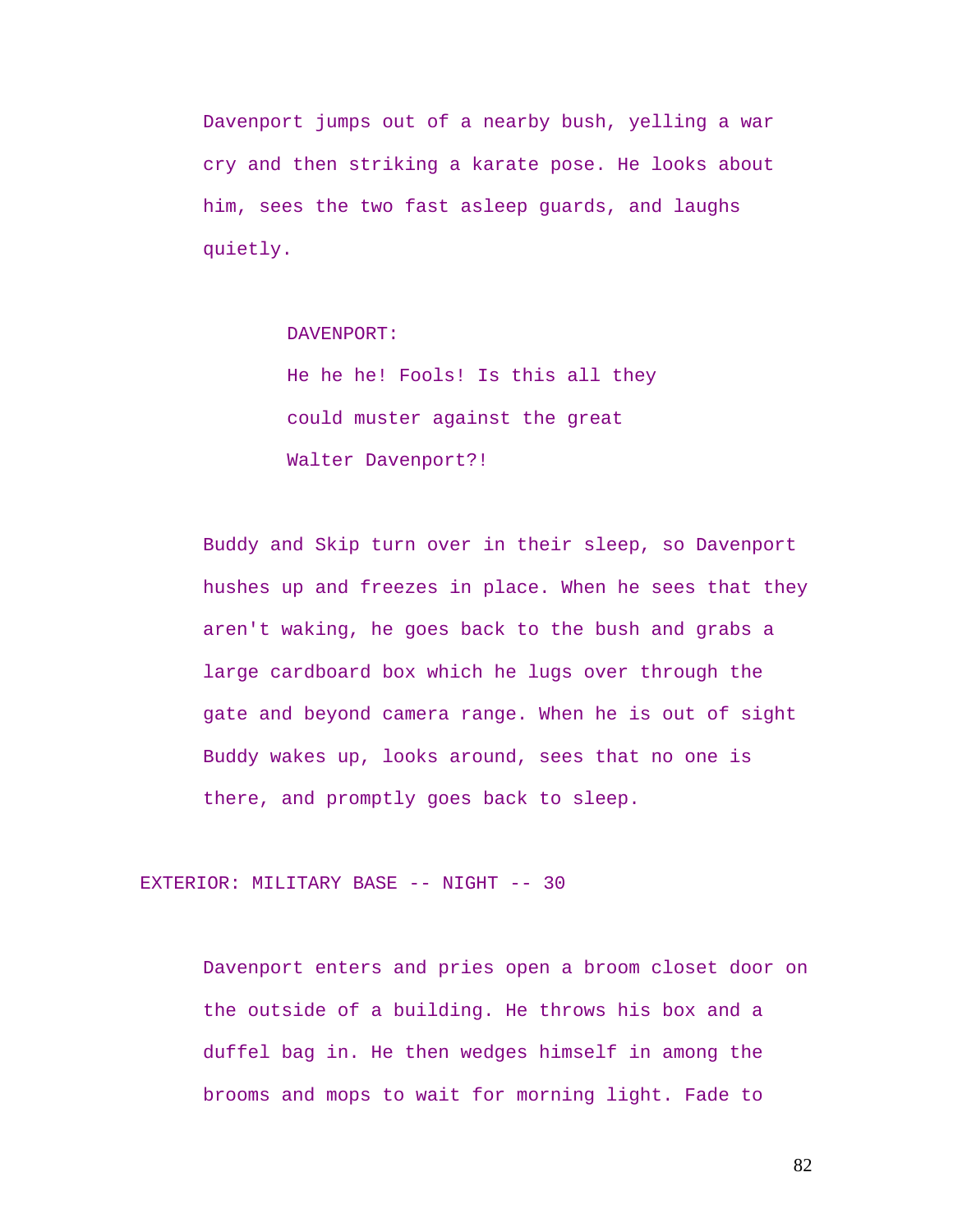Davenport jumps out of a nearby bush, yelling a war cry and then striking a karate pose. He looks about him, sees the two fast asleep guards, and laughs quietly.

DAVENPORT:
He he he! Fools! Is this all they could muster against the great Walter Davenport?!

Buddy and Skip turn over in their sleep, so Davenport hushes up and freezes in place. When he sees that they aren't waking, he goes back to the bush and grabs a large cardboard box which he lugs over through the gate and beyond camera range. When he is out of sight Buddy wakes up, looks around, sees that no one is there, and promptly goes back to sleep.

EXTERIOR: MILITARY BASE -- NIGHT -- 30

Davenport enters and pries open a broom closet door on the outside of a building. He throws his box and a duffel bag in. He then wedges himself in among the brooms and mops to wait for morning light. Fade to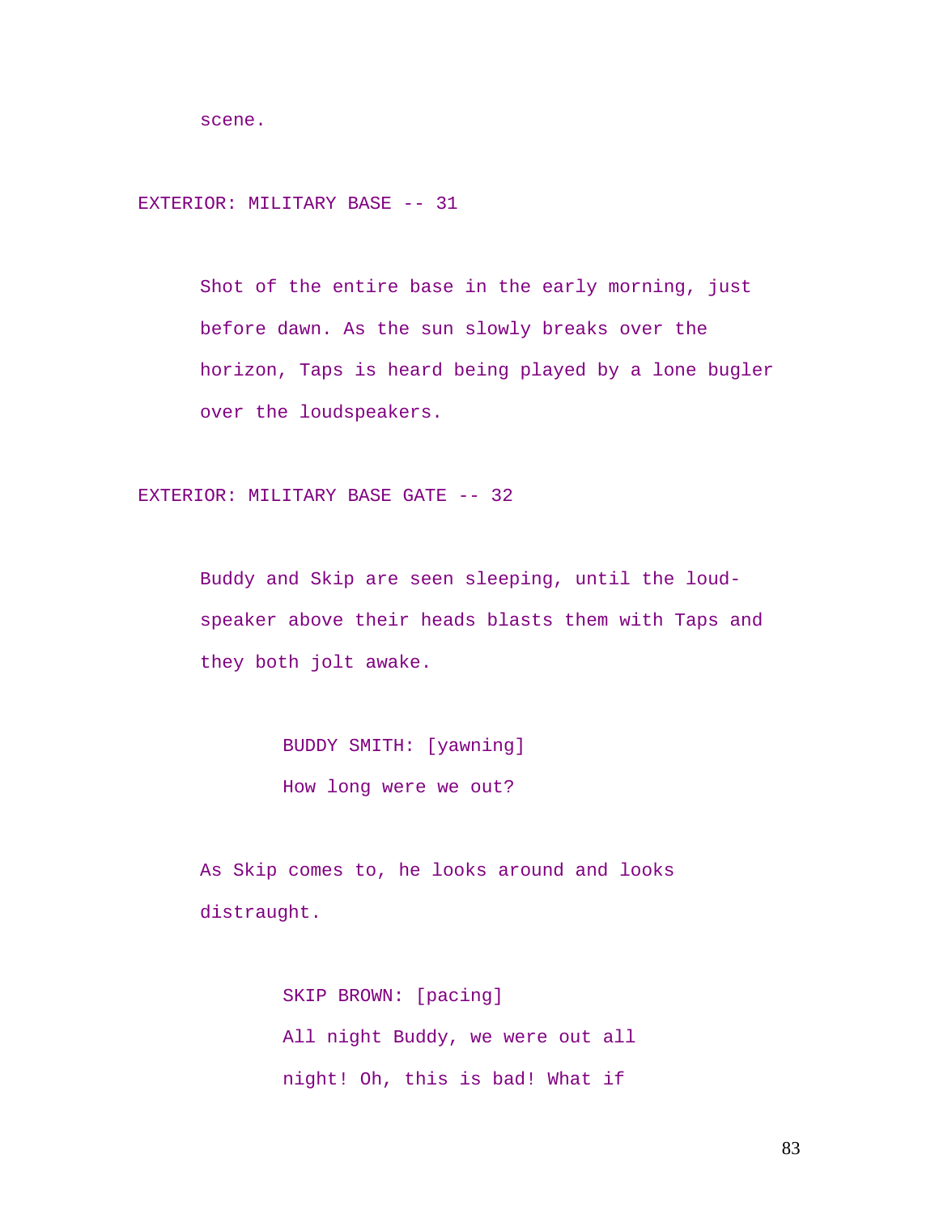scene.

EXTERIOR: MILITARY BASE -- 31

Shot of the entire base in the early morning, just before dawn. As the sun slowly breaks over the horizon, Taps is heard being played by a lone bugler over the loudspeakers.

EXTERIOR: MILITARY BASE GATE -- 32

Buddy and Skip are seen sleeping, until the loud-speaker above their heads blasts them with Taps and they both jolt awake.

BUDDY SMITH: [yawning]
How long were we out?

As Skip comes to, he looks around and looks distraught.

SKIP BROWN: [pacing]
All night Buddy, we were out all night! Oh, this is bad! What if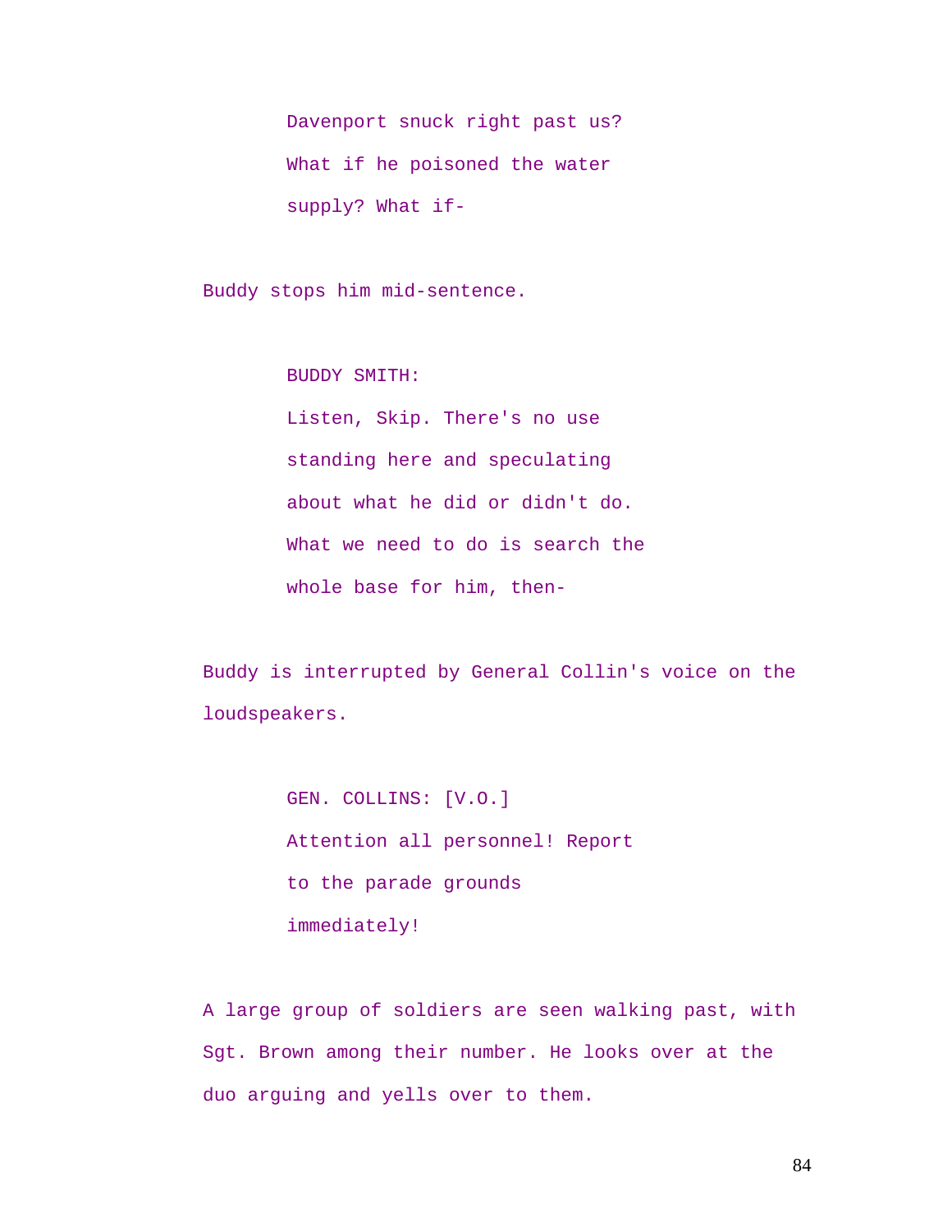Davenport snuck right past us?
What if he poisoned the water
supply? What if-

Buddy stops him mid-sentence.

BUDDY SMITH:
Listen, Skip. There's no use
standing here and speculating
about what he did or didn't do.
What we need to do is search the
whole base for him, then-

Buddy is interrupted by General Collin's voice on the loudspeakers.

GEN. COLLINS: [V.O.]
Attention all personnel! Report
to the parade grounds
immediately!

A large group of soldiers are seen walking past, with Sgt. Brown among their number. He looks over at the duo arguing and yells over to them.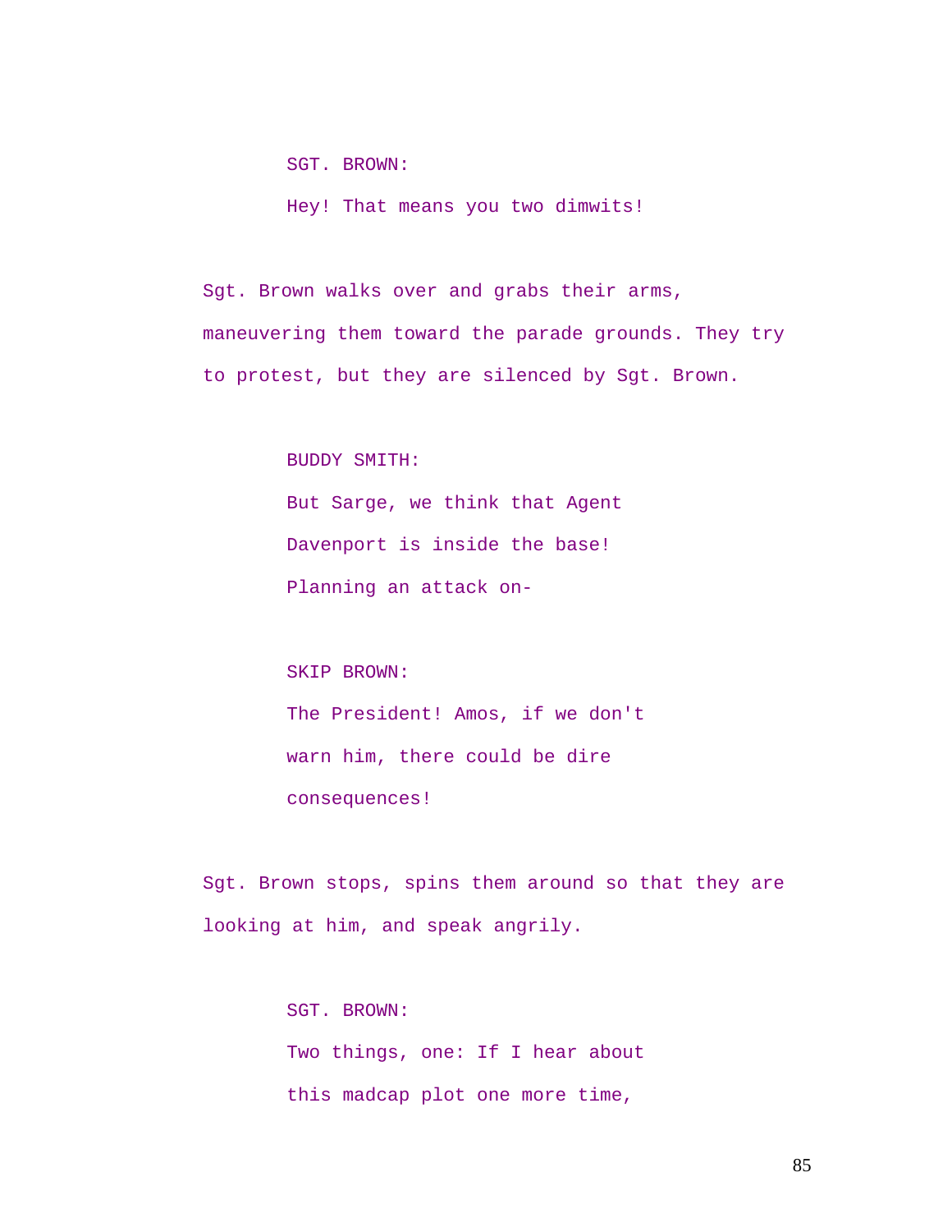SGT. BROWN:

Hey! That means you two dimwits!

Sgt. Brown walks over and grabs their arms, maneuvering them toward the parade grounds. They try to protest, but they are silenced by Sgt. Brown.

BUDDY SMITH:

But Sarge, we think that Agent Davenport is inside the base! Planning an attack on-

SKIP BROWN:

The President! Amos, if we don't warn him, there could be dire consequences!

Sgt. Brown stops, spins them around so that they are looking at him, and speak angrily.

SGT. BROWN:

Two things, one: If I hear about this madcap plot one more time,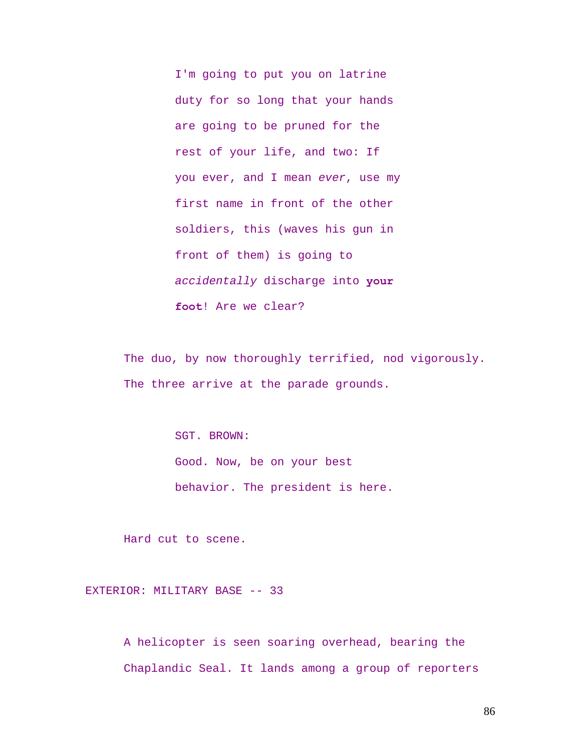I'm going to put you on latrine duty for so long that your hands are going to be pruned for the rest of your life, and two: If you ever, and I mean *ever*, use my first name in front of the other soldiers, this (waves his gun in front of them) is going to *accidentally* discharge into **your foot**! Are we clear?

The duo, by now thoroughly terrified, nod vigorously. The three arrive at the parade grounds.

SGT. BROWN:

Good. Now, be on your best behavior. The president is here.

Hard cut to scene.

EXTERIOR: MILITARY BASE -- 33

A helicopter is seen soaring overhead, bearing the Chaplandic Seal. It lands among a group of reporters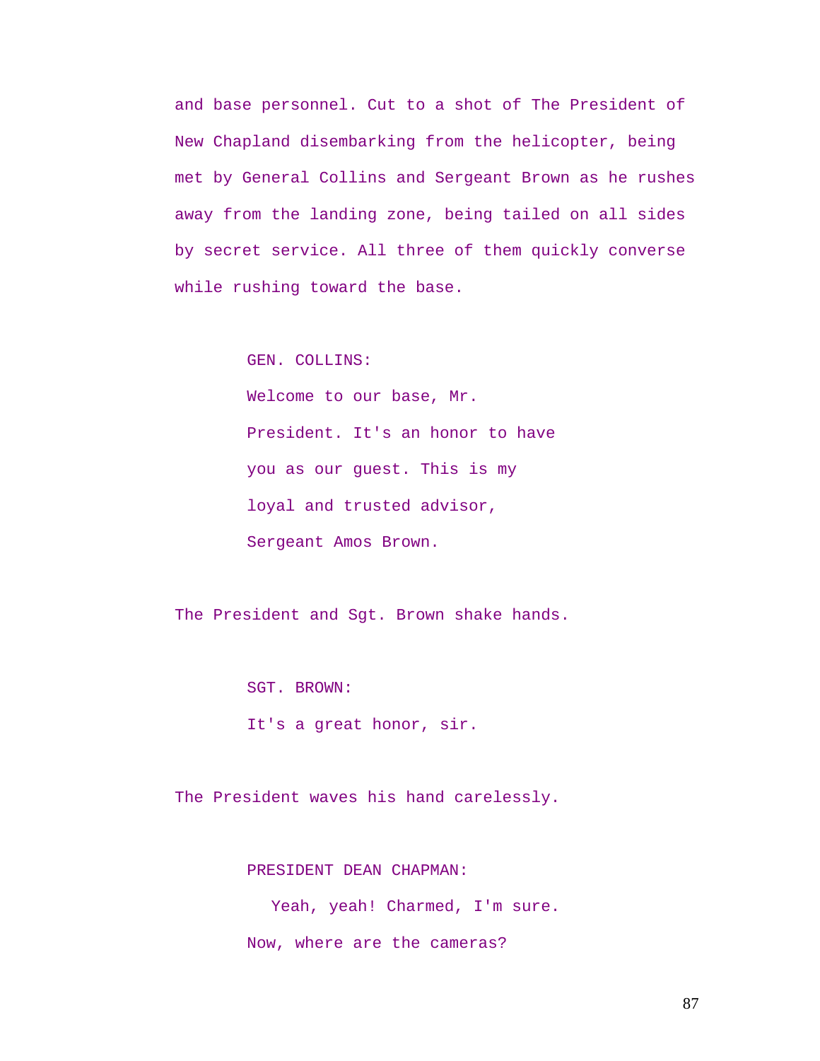and base personnel. Cut to a shot of The President of New Chapland disembarking from the helicopter, being met by General Collins and Sergeant Brown as he rushes away from the landing zone, being tailed on all sides by secret service. All three of them quickly converse while rushing toward the base.

GEN. COLLINS:
Welcome to our base, Mr. President. It's an honor to have you as our guest. This is my loyal and trusted advisor, Sergeant Amos Brown.

The President and Sgt. Brown shake hands.

SGT. BROWN:
It's a great honor, sir.

The President waves his hand carelessly.

PRESIDENT DEAN CHAPMAN:
Yeah, yeah! Charmed, I'm sure. Now, where are the cameras?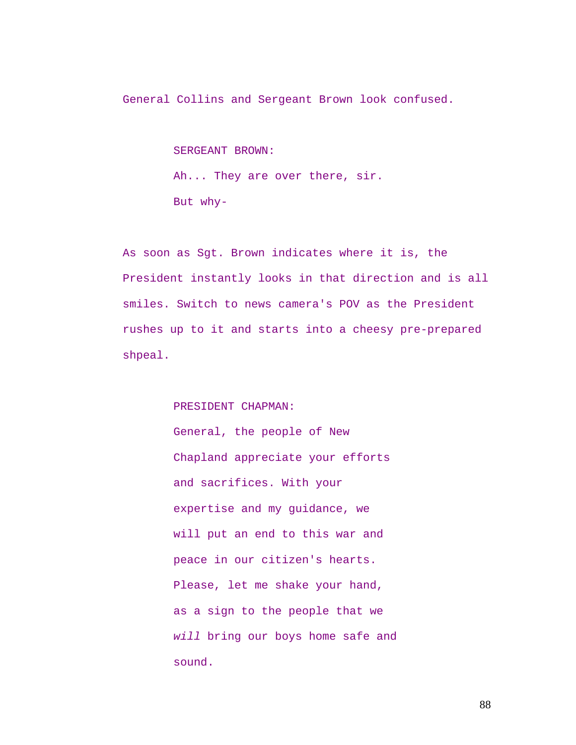General Collins and Sergeant Brown look confused.

SERGEANT BROWN:

Ah... They are over there, sir. But why-

As soon as Sgt. Brown indicates where it is, the President instantly looks in that direction and is all smiles. Switch to news camera's POV as the President rushes up to it and starts into a cheesy pre-prepared shpeal.

PRESIDENT CHAPMAN:

General, the people of New Chapland appreciate your efforts and sacrifices. With your expertise and my guidance, we will put an end to this war and peace in our citizen's hearts. Please, let me shake your hand, as a sign to the people that we *will* bring our boys home safe and sound.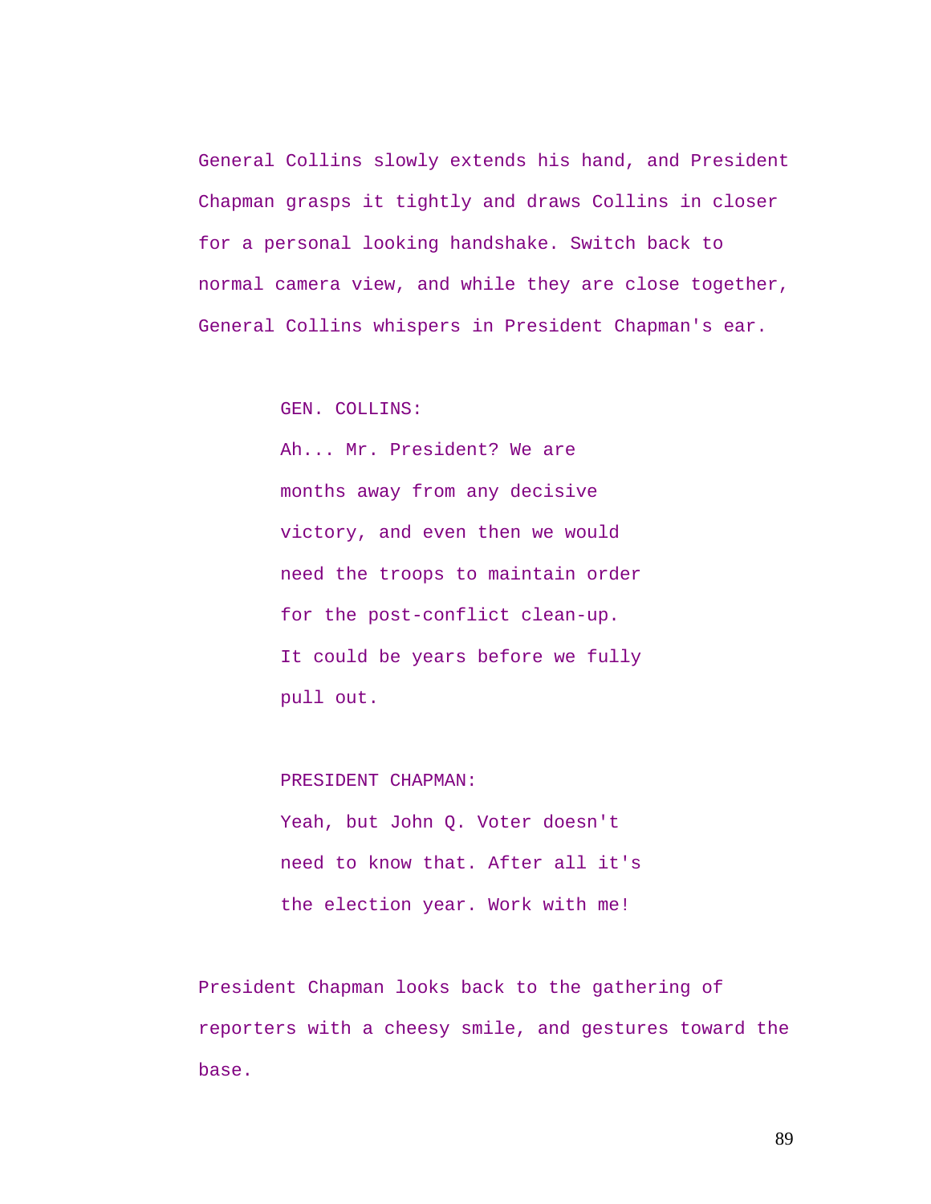General Collins slowly extends his hand, and President Chapman grasps it tightly and draws Collins in closer for a personal looking handshake. Switch back to normal camera view, and while they are close together, General Collins whispers in President Chapman's ear.

GEN. COLLINS:
Ah... Mr. President? We are months away from any decisive victory, and even then we would need the troops to maintain order for the post-conflict clean-up. It could be years before we fully pull out.

PRESIDENT CHAPMAN:
Yeah, but John Q. Voter doesn't need to know that. After all it's the election year. Work with me!

President Chapman looks back to the gathering of reporters with a cheesy smile, and gestures toward the base.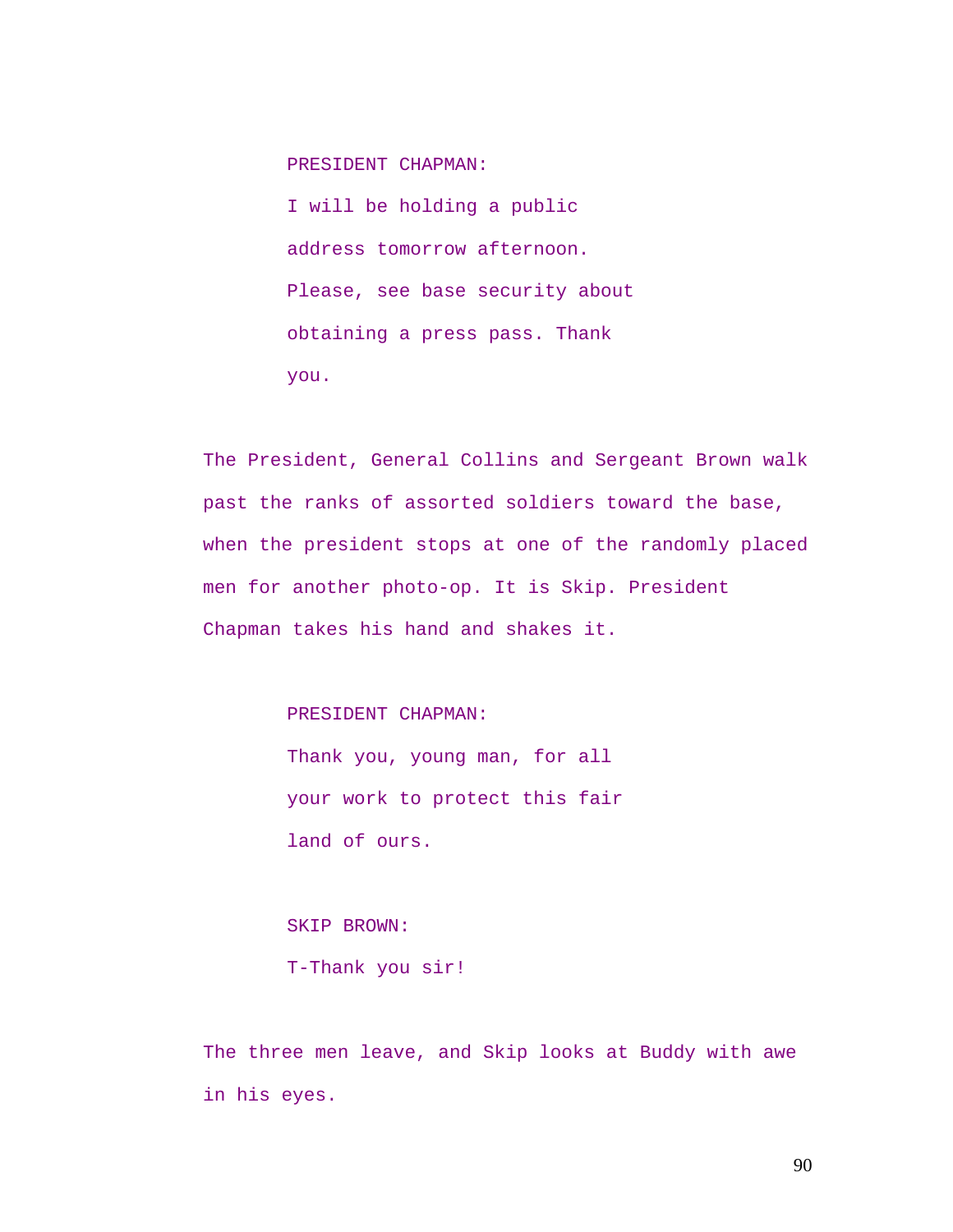PRESIDENT CHAPMAN:

I will be holding a public address tomorrow afternoon. Please, see base security about obtaining a press pass. Thank you.

The President, General Collins and Sergeant Brown walk past the ranks of assorted soldiers toward the base, when the president stops at one of the randomly placed men for another photo-op. It is Skip. President Chapman takes his hand and shakes it.

PRESIDENT CHAPMAN:

Thank you, young man, for all your work to protect this fair land of ours.

SKIP BROWN:

T-Thank you sir!

The three men leave, and Skip looks at Buddy with awe in his eyes.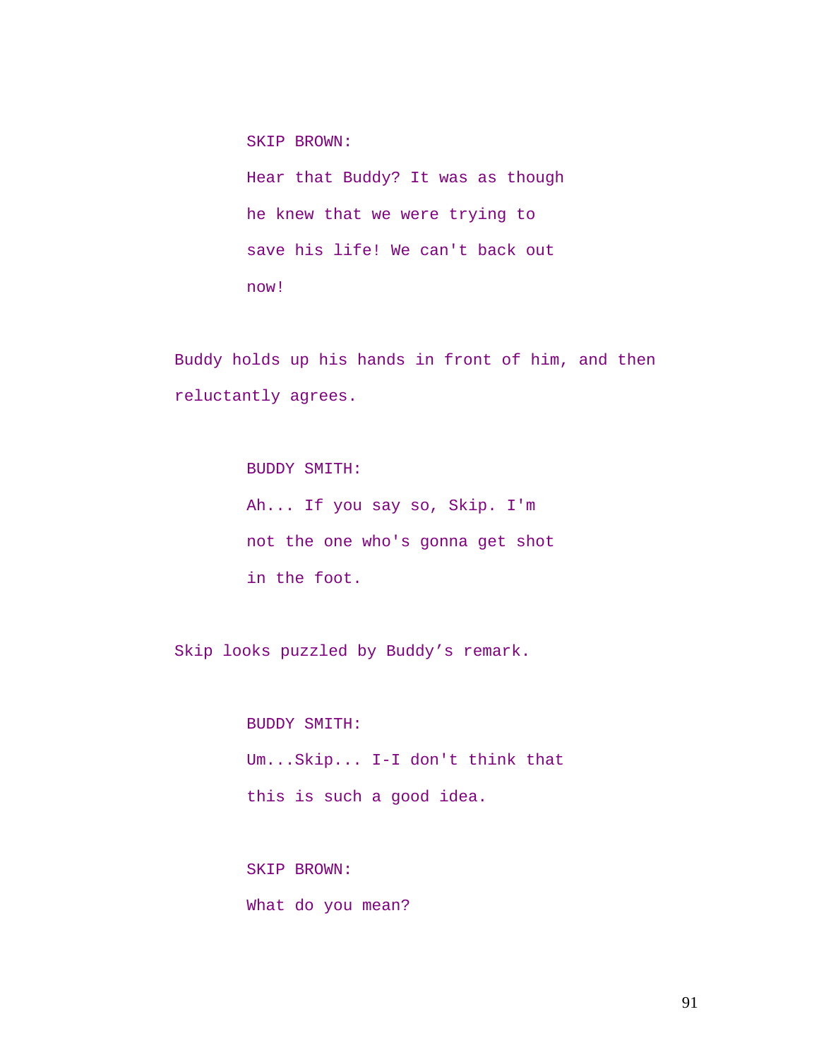SKIP BROWN:

Hear that Buddy? It was as though he knew that we were trying to save his life! We can't back out now!

Buddy holds up his hands in front of him, and then reluctantly agrees.

BUDDY SMITH:

Ah... If you say so, Skip. I'm not the one who's gonna get shot in the foot.

Skip looks puzzled by Buddy’s remark.

BUDDY SMITH:

Um...Skip... I-I don't think that this is such a good idea.

SKIP BROWN:

What do you mean?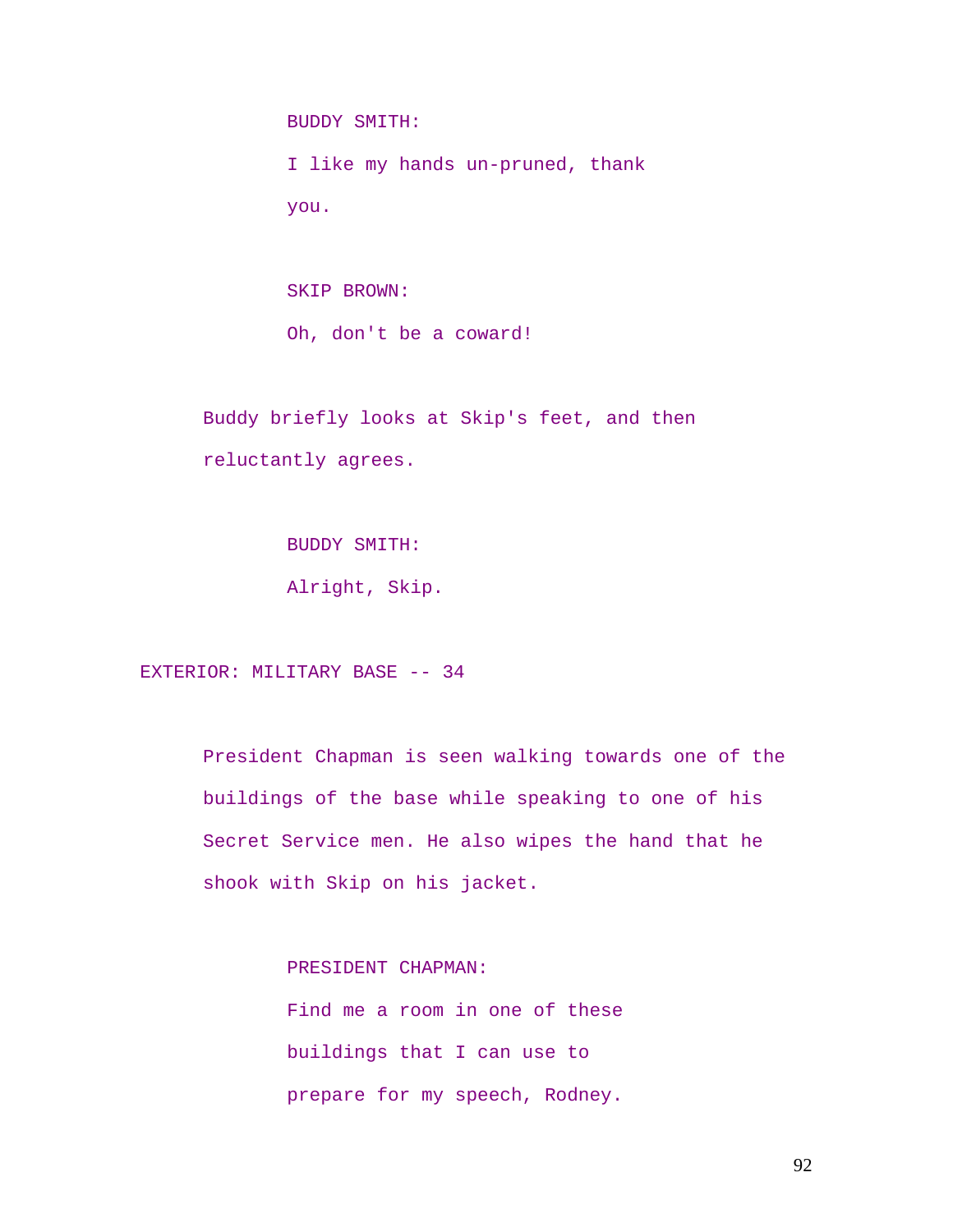BUDDY SMITH:

I like my hands un-pruned, thank you.

SKIP BROWN:

Oh, don't be a coward!

Buddy briefly looks at Skip's feet, and then reluctantly agrees.

BUDDY SMITH:

Alright, Skip.

EXTERIOR: MILITARY BASE -- 34

President Chapman is seen walking towards one of the buildings of the base while speaking to one of his Secret Service men. He also wipes the hand that he shook with Skip on his jacket.

PRESIDENT CHAPMAN:

Find me a room in one of these buildings that I can use to prepare for my speech, Rodney.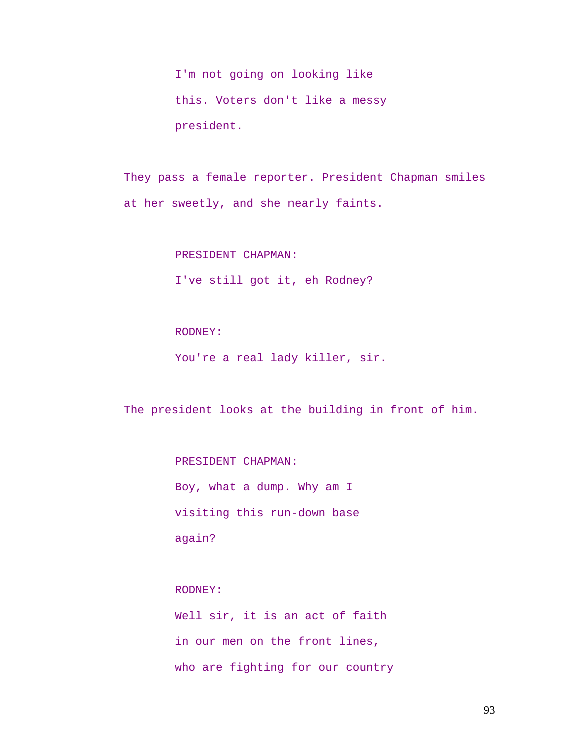I'm not going on looking like this. Voters don't like a messy president.

They pass a female reporter. President Chapman smiles at her sweetly, and she nearly faints.

PRESIDENT CHAPMAN:
I've still got it, eh Rodney?

RODNEY:
You're a real lady killer, sir.

The president looks at the building in front of him.

PRESIDENT CHAPMAN:
Boy, what a dump. Why am I visiting this run-down base again?

RODNEY:
Well sir, it is an act of faith in our men on the front lines, who are fighting for our country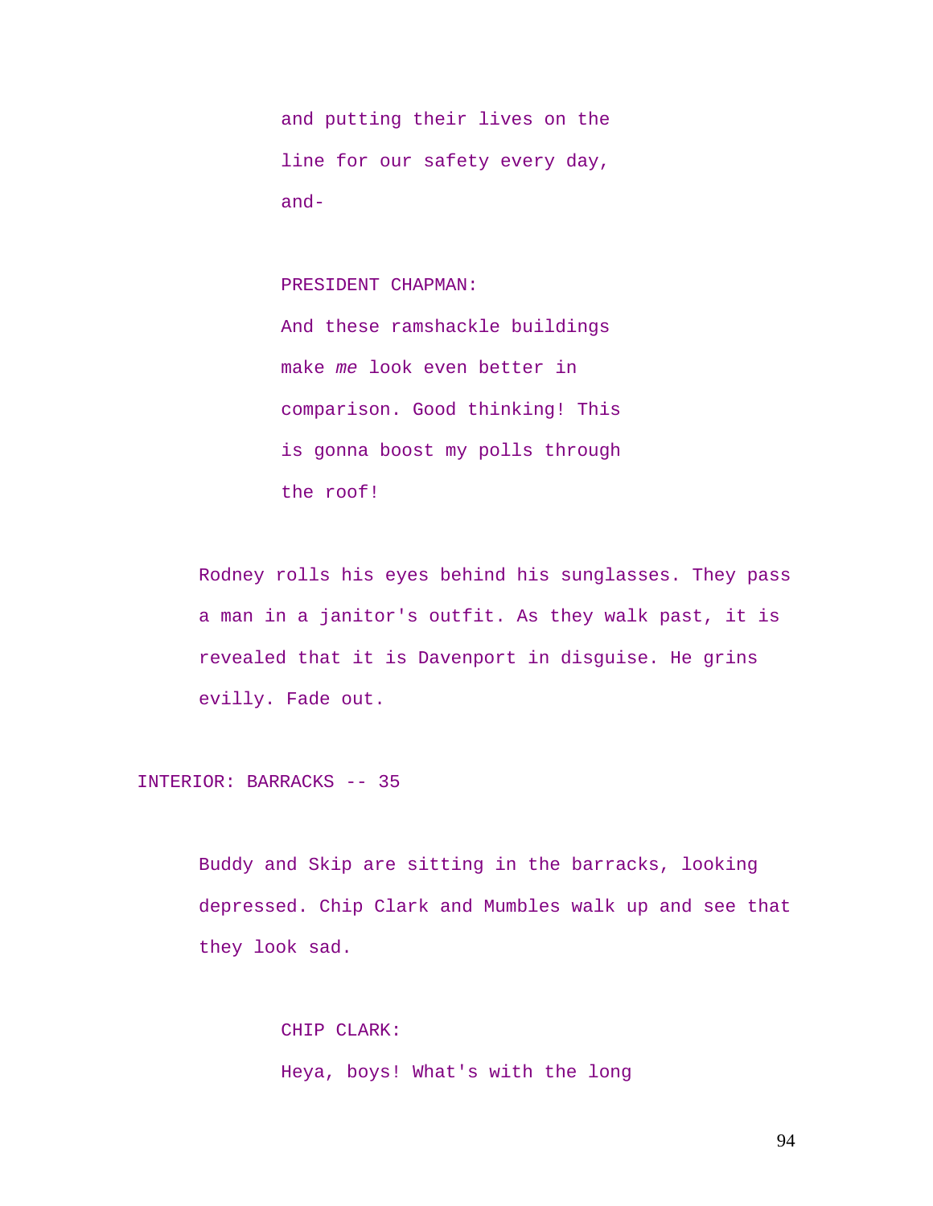and putting their lives on the
line for our safety every day,
and-

PRESIDENT CHAPMAN:
And these ramshackle buildings
make *me* look even better in
comparison. Good thinking! This
is gonna boost my polls through
the roof!

Rodney rolls his eyes behind his sunglasses. They pass a man in a janitor's outfit. As they walk past, it is revealed that it is Davenport in disguise. He grins evilly. Fade out.

INTERIOR: BARRACKS -- 35

Buddy and Skip are sitting in the barracks, looking depressed. Chip Clark and Mumbles walk up and see that they look sad.

CHIP CLARK:
Heya, boys! What's with the long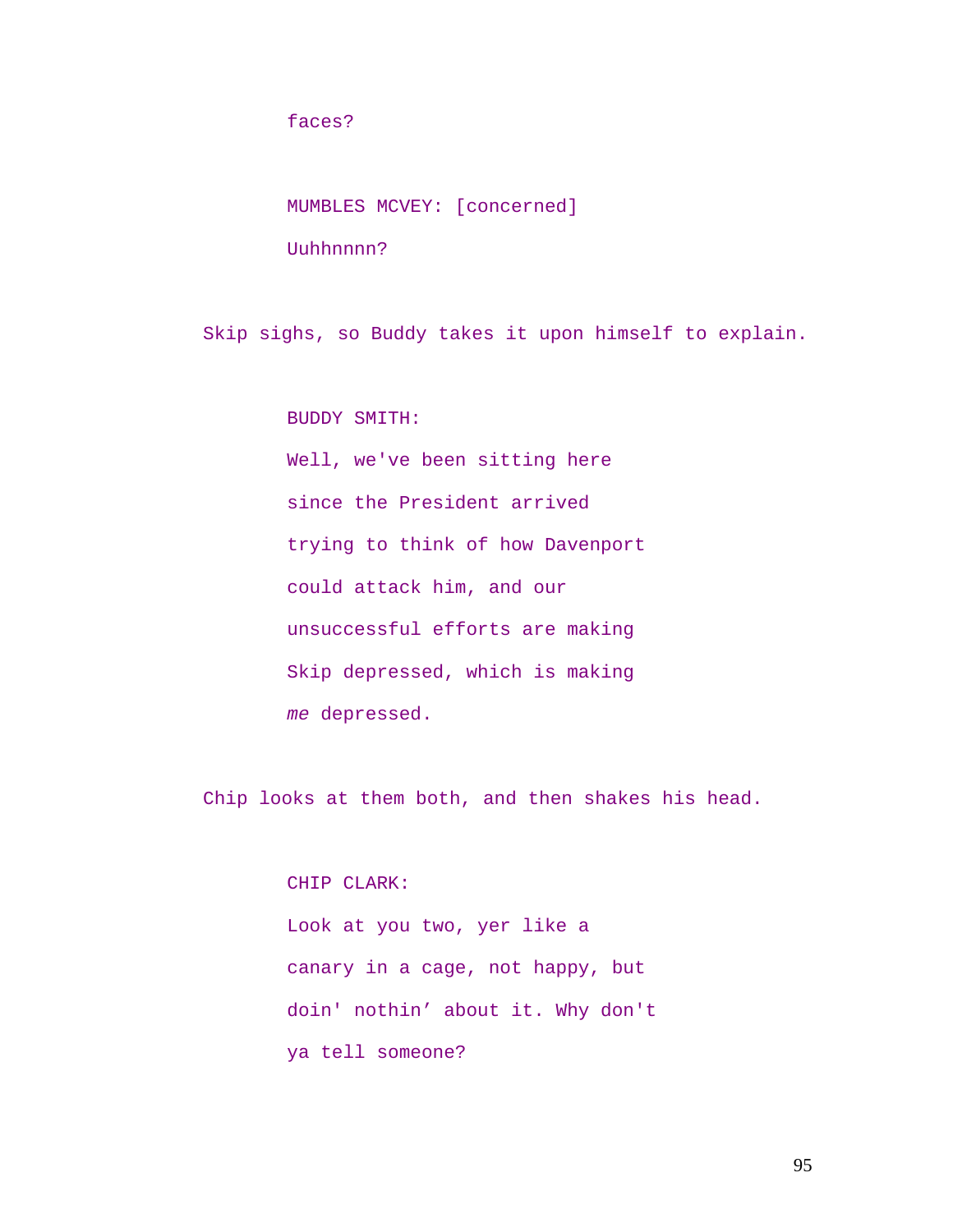faces?

MUMBLES MCVEY: [concerned]

Uuhhnnnn?

Skip sighs, so Buddy takes it upon himself to explain.

BUDDY SMITH:

Well, we've been sitting here
since the President arrived
trying to think of how Davenport
could attack him, and our
unsuccessful efforts are making
Skip depressed, which is making
*me* depressed.

Chip looks at them both, and then shakes his head.

CHIP CLARK:

Look at you two, yer like a
canary in a cage, not happy, but
doin' nothin’ about it. Why don't
ya tell someone?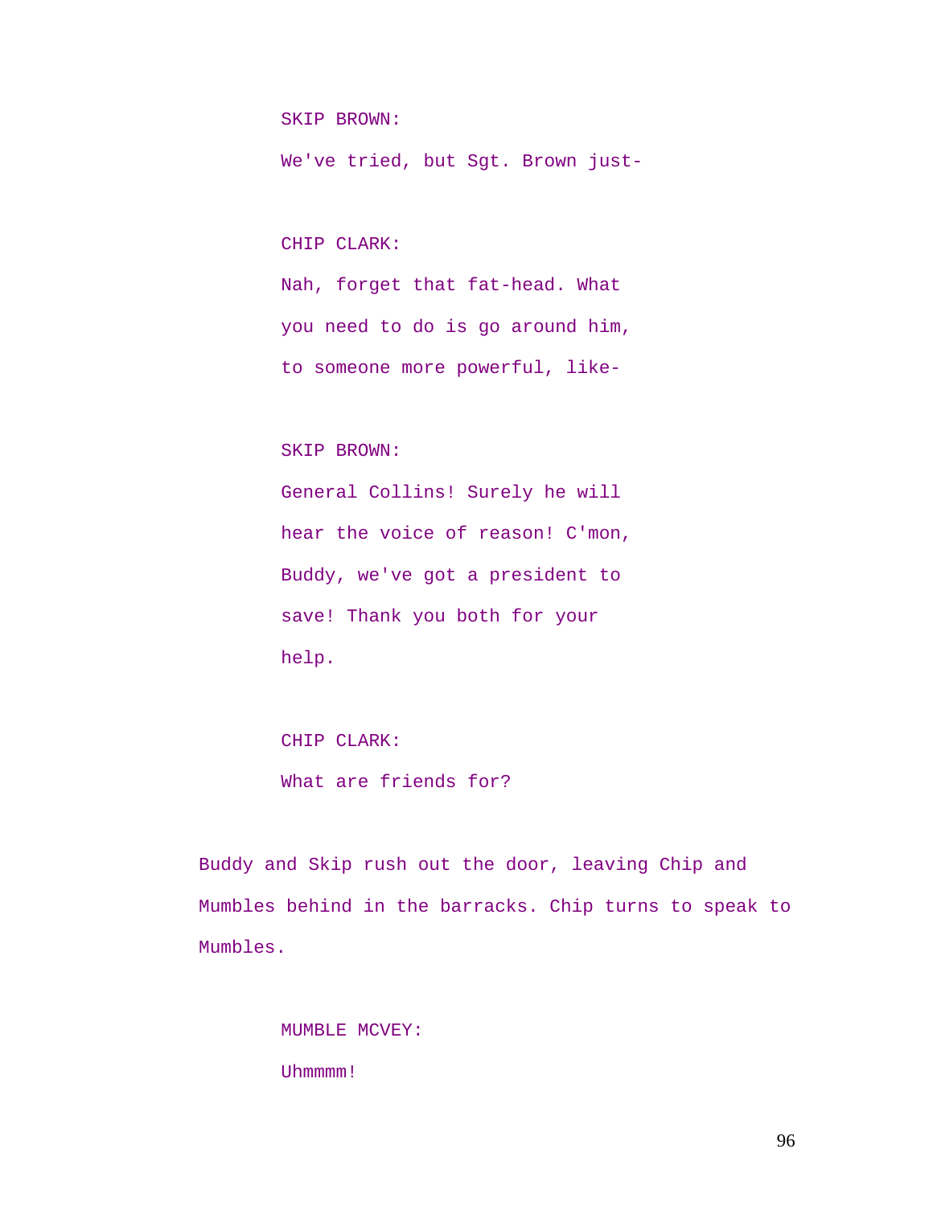SKIP BROWN:

We've tried, but Sgt. Brown just-

CHIP CLARK:

Nah, forget that fat-head. What you need to do is go around him, to someone more powerful, like-

SKIP BROWN:

General Collins! Surely he will hear the voice of reason! C'mon, Buddy, we've got a president to save! Thank you both for your help.

CHIP CLARK:

What are friends for?

Buddy and Skip rush out the door, leaving Chip and Mumbles behind in the barracks. Chip turns to speak to Mumbles.

MUMBLE MCVEY:

Uhmmmm!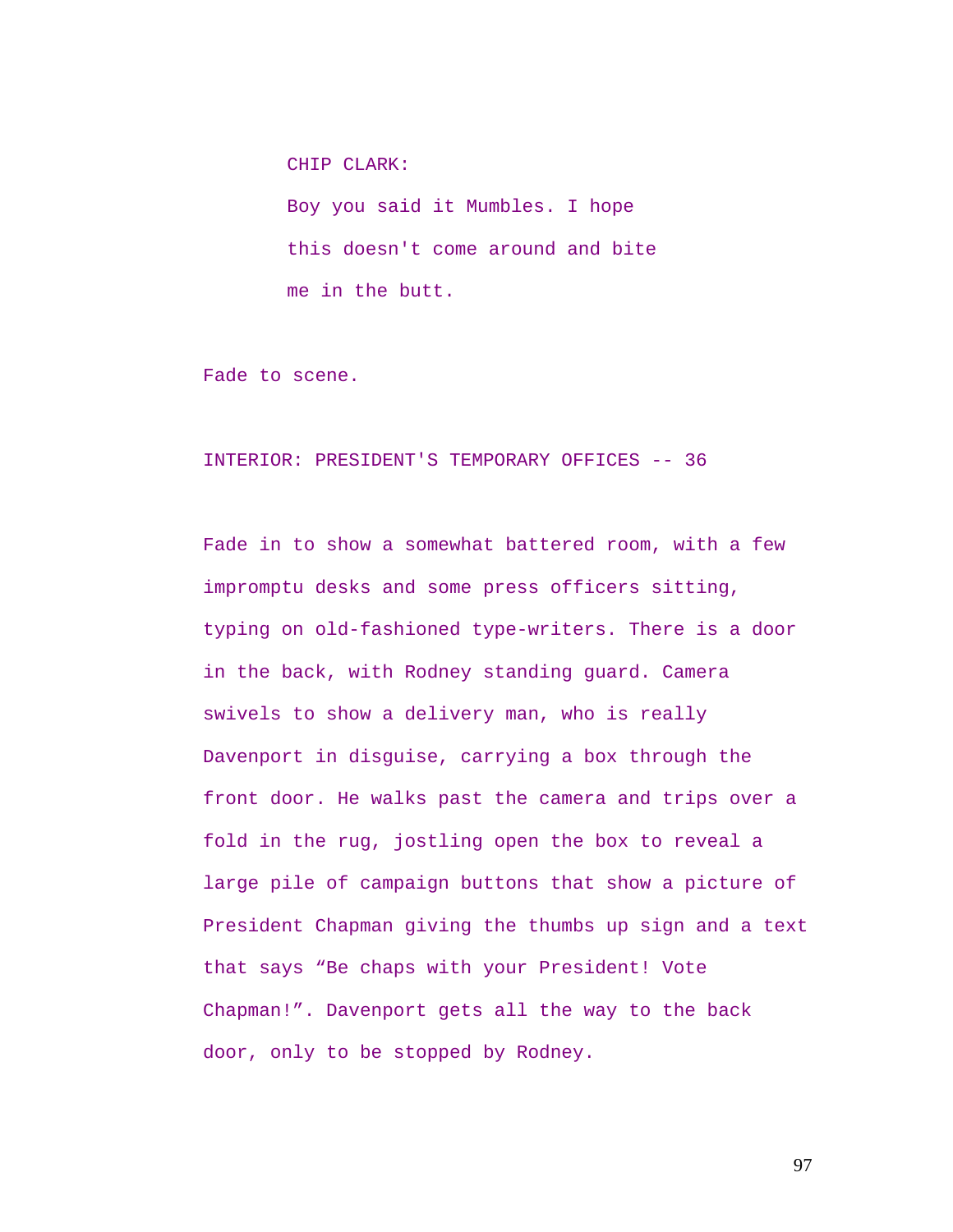CHIP CLARK:

Boy you said it Mumbles. I hope this doesn't come around and bite me in the butt.

Fade to scene.

INTERIOR: PRESIDENT'S TEMPORARY OFFICES -- 36

Fade in to show a somewhat battered room, with a few impromptu desks and some press officers sitting, typing on old-fashioned type-writers. There is a door in the back, with Rodney standing guard. Camera swivels to show a delivery man, who is really Davenport in disguise, carrying a box through the front door. He walks past the camera and trips over a fold in the rug, jostling open the box to reveal a large pile of campaign buttons that show a picture of President Chapman giving the thumbs up sign and a text that says “Be chaps with your President! Vote Chapman!”. Davenport gets all the way to the back door, only to be stopped by Rodney.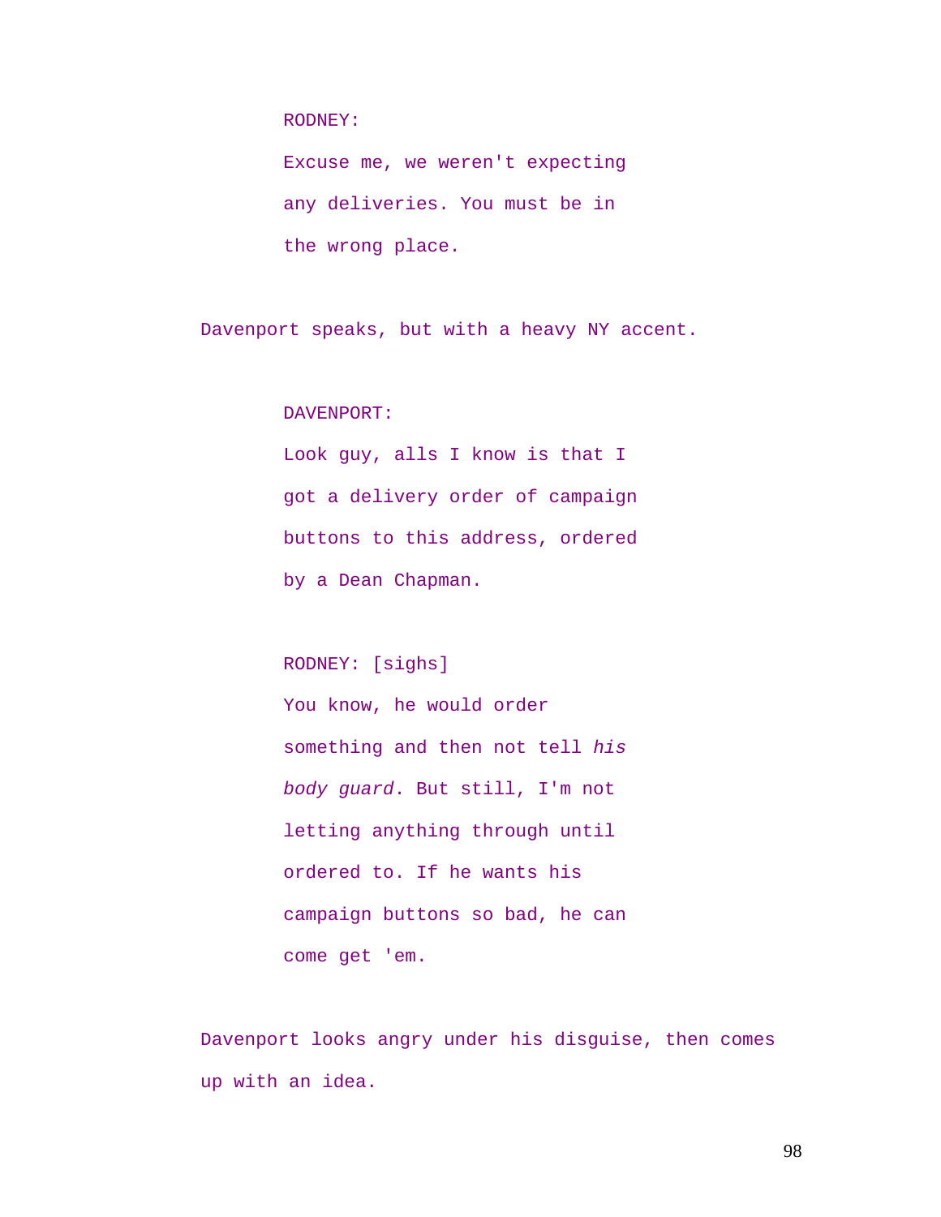RODNEY:

Excuse me, we weren't expecting any deliveries. You must be in the wrong place.

Davenport speaks, but with a heavy NY accent.

DAVENPORT:

Look guy, alls I know is that I got a delivery order of campaign buttons to this address, ordered by a Dean Chapman.

RODNEY: [sighs]

You know, he would order something and then not tell *his body guard*. But still, I'm not letting anything through until ordered to. If he wants his campaign buttons so bad, he can come get 'em.

Davenport looks angry under his disguise, then comes up with an idea.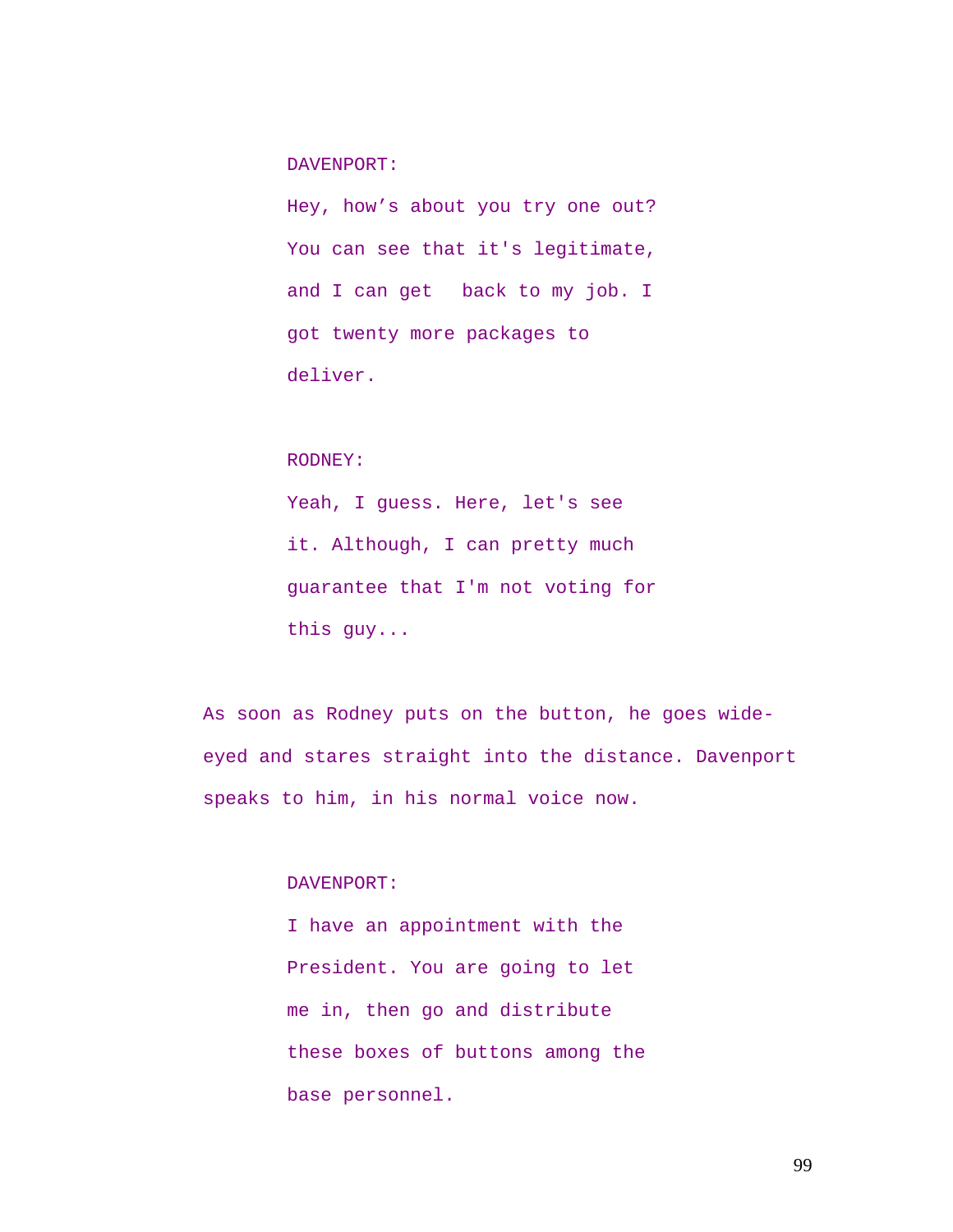DAVENPORT:

Hey, how's about you try one out? You can see that it's legitimate, and I can get back to my job. I got twenty more packages to deliver.

RODNEY:

Yeah, I guess. Here, let's see it. Although, I can pretty much guarantee that I'm not voting for this guy...

As soon as Rodney puts on the button, he goes wide-eyed and stares straight into the distance. Davenport speaks to him, in his normal voice now.

DAVENPORT:

I have an appointment with the President. You are going to let me in, then go and distribute these boxes of buttons among the base personnel.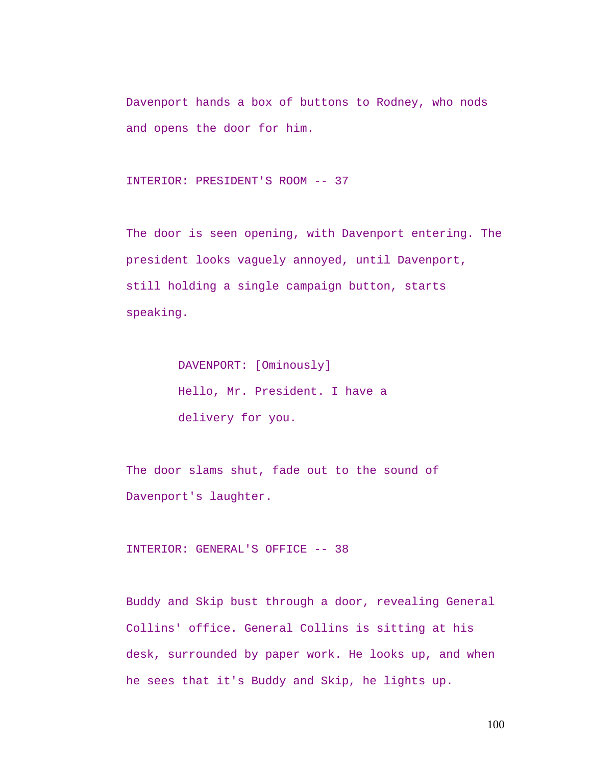Davenport hands a box of buttons to Rodney, who nods and opens the door for him.

INTERIOR: PRESIDENT'S ROOM -- 37

The door is seen opening, with Davenport entering. The president looks vaguely annoyed, until Davenport, still holding a single campaign button, starts speaking.

> DAVENPORT: [Ominously]
> Hello, Mr. President. I have a delivery for you.

The door slams shut, fade out to the sound of Davenport's laughter.

INTERIOR: GENERAL'S OFFICE -- 38

Buddy and Skip bust through a door, revealing General Collins' office. General Collins is sitting at his desk, surrounded by paper work. He looks up, and when he sees that it's Buddy and Skip, he lights up.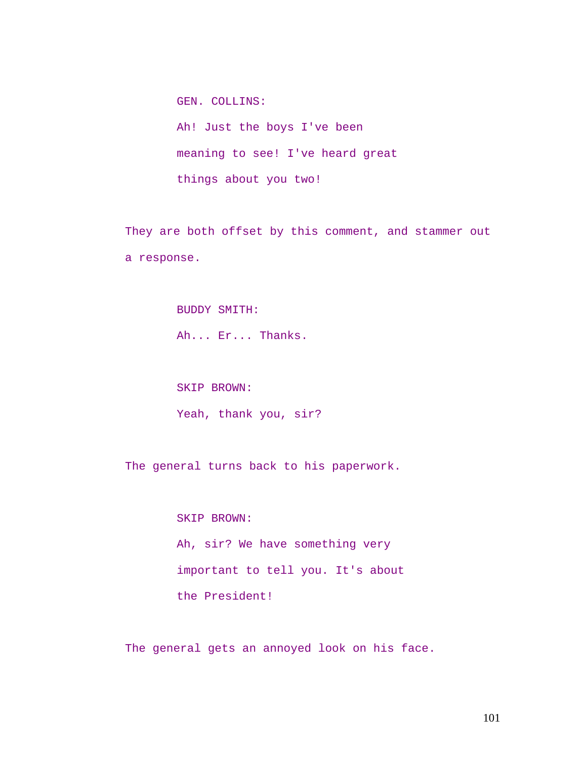GEN. COLLINS:

Ah! Just the boys I've been meaning to see! I've heard great things about you two!

They are both offset by this comment, and stammer out a response.

BUDDY SMITH:

Ah... Er... Thanks.

SKIP BROWN:

Yeah, thank you, sir?

The general turns back to his paperwork.

SKIP BROWN:

Ah, sir? We have something very important to tell you. It's about the President!

The general gets an annoyed look on his face.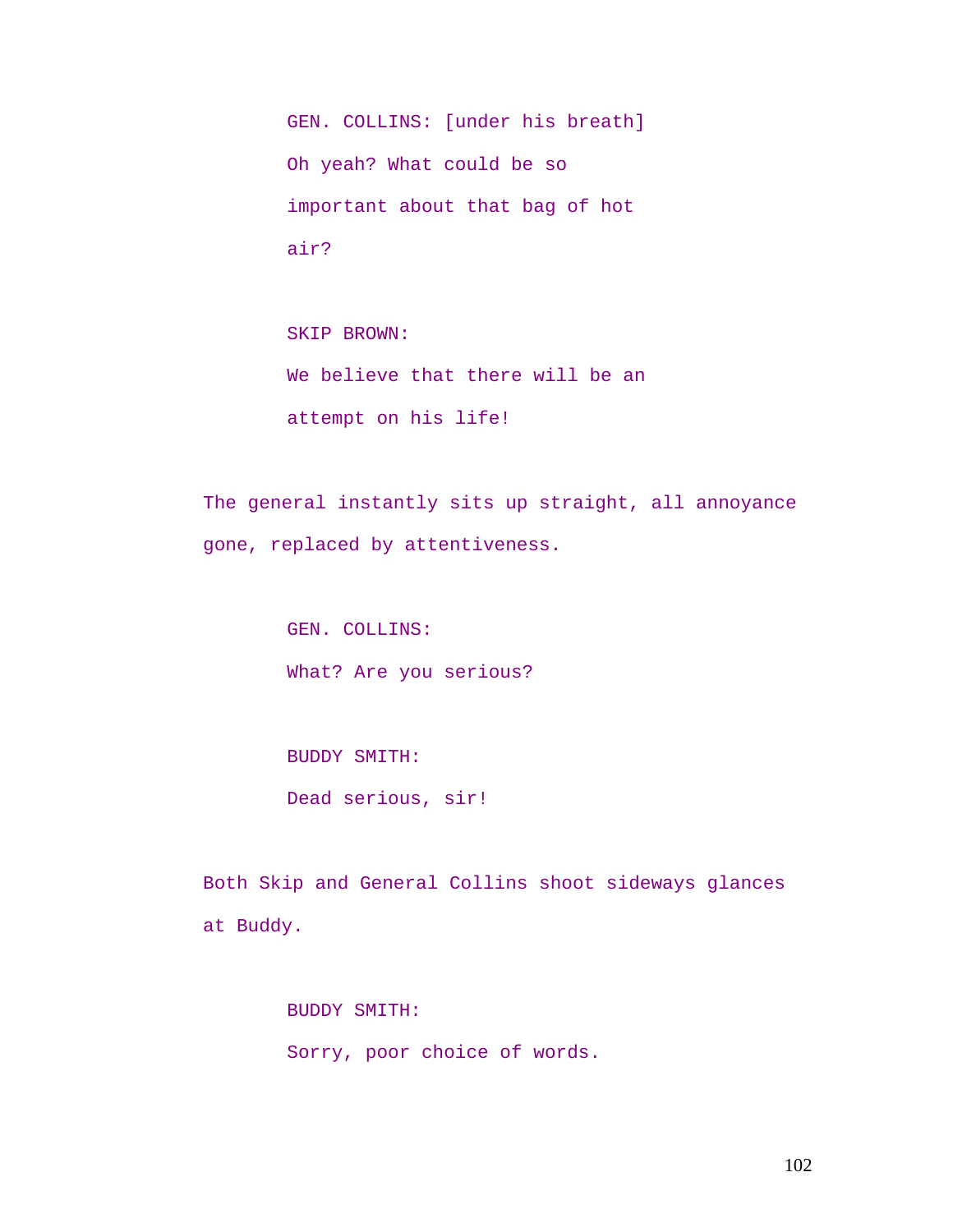GEN. COLLINS: [under his breath]
Oh yeah? What could be so important about that bag of hot air?

SKIP BROWN:
We believe that there will be an attempt on his life!

The general instantly sits up straight, all annoyance gone, replaced by attentiveness.

GEN. COLLINS:
What? Are you serious?

BUDDY SMITH:
Dead serious, sir!

Both Skip and General Collins shoot sideways glances at Buddy.

BUDDY SMITH:
Sorry, poor choice of words.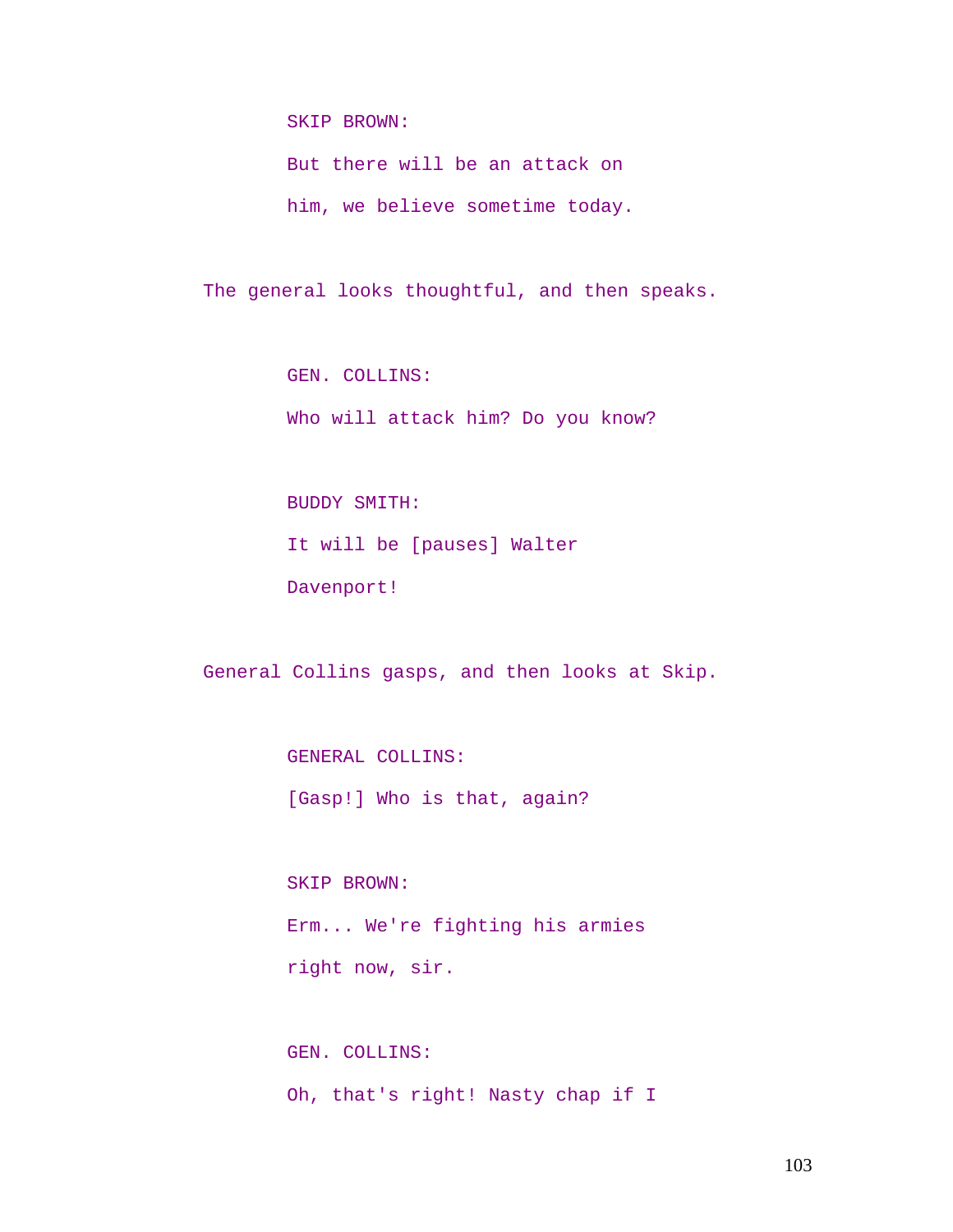SKIP BROWN:

But there will be an attack on him, we believe sometime today.

The general looks thoughtful, and then speaks.

GEN. COLLINS:

Who will attack him? Do you know?

BUDDY SMITH:

It will be [pauses] Walter Davenport!

General Collins gasps, and then looks at Skip.

GENERAL COLLINS:

[Gasp!] Who is that, again?

SKIP BROWN:

Erm... We're fighting his armies right now, sir.

GEN. COLLINS:

Oh, that's right! Nasty chap if I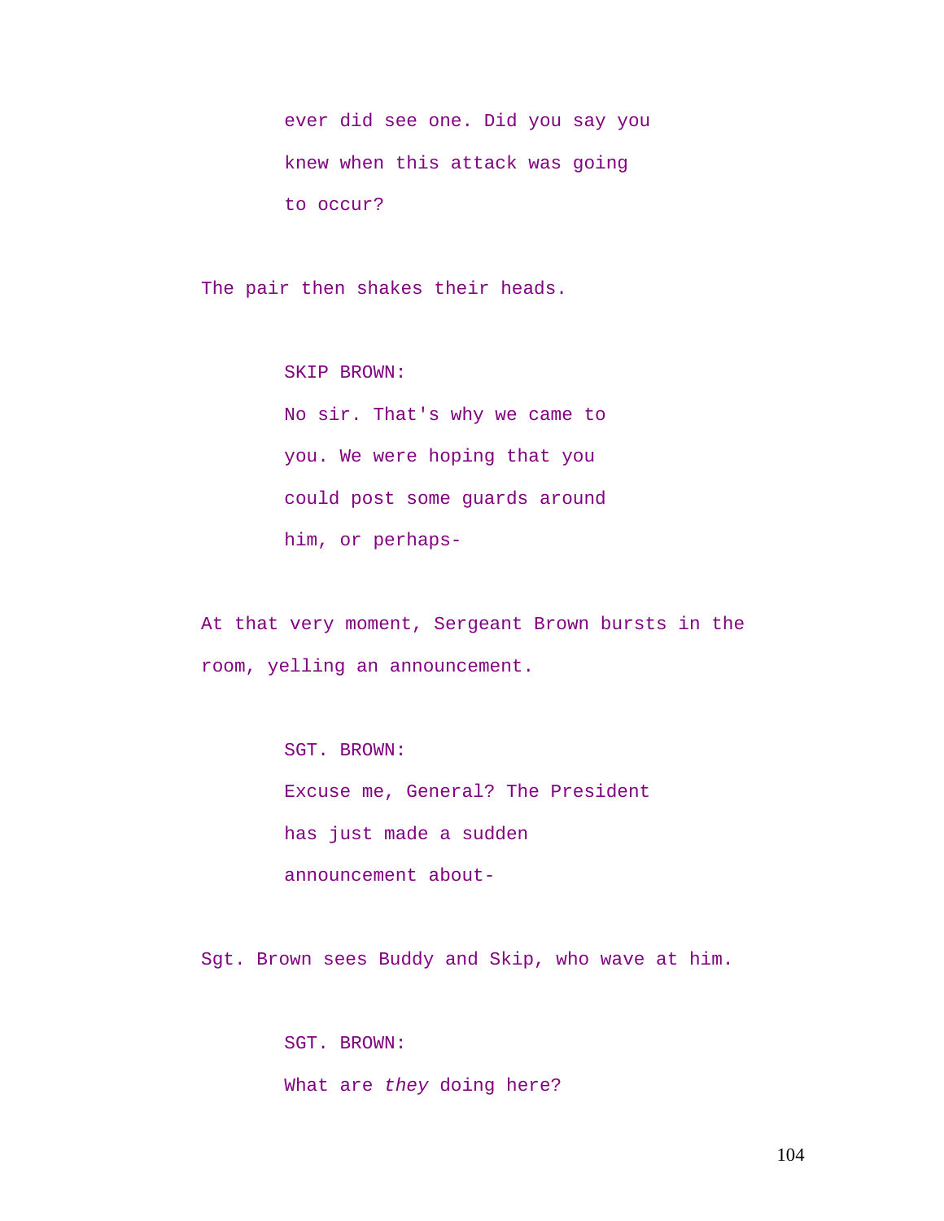ever did see one. Did you say you knew when this attack was going to occur?

The pair then shakes their heads.

SKIP BROWN:
No sir. That's why we came to you. We were hoping that you could post some guards around him, or perhaps-

At that very moment, Sergeant Brown bursts in the room, yelling an announcement.

SGT. BROWN:
Excuse me, General? The President has just made a sudden announcement about-

Sgt. Brown sees Buddy and Skip, who wave at him.

SGT. BROWN:
What are *they* doing here?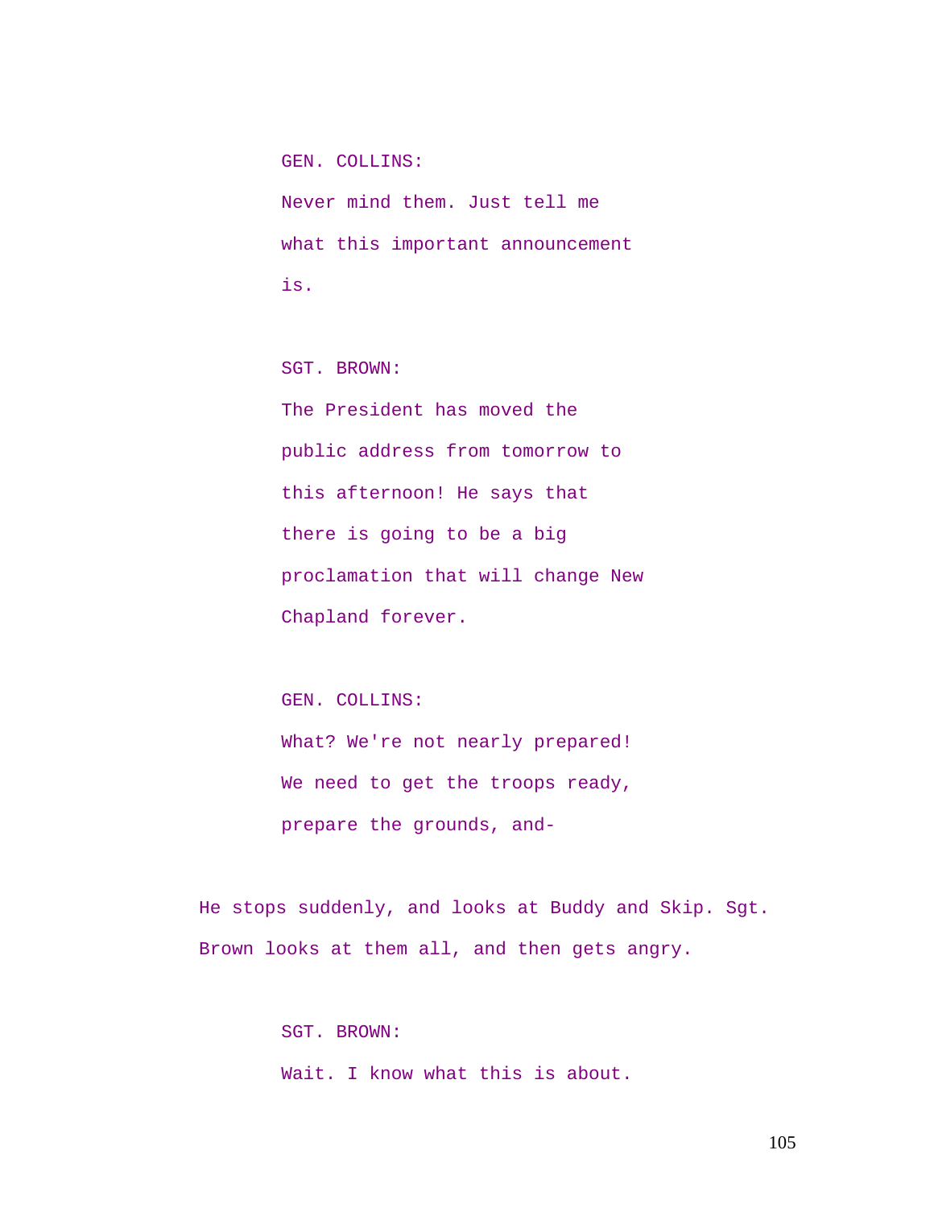GEN. COLLINS:

Never mind them. Just tell me what this important announcement is.

SGT. BROWN:

The President has moved the public address from tomorrow to this afternoon! He says that there is going to be a big proclamation that will change New Chapland forever.

GEN. COLLINS:

What? We're not nearly prepared! We need to get the troops ready, prepare the grounds, and-

He stops suddenly, and looks at Buddy and Skip. Sgt. Brown looks at them all, and then gets angry.

SGT. BROWN:

Wait. I know what this is about.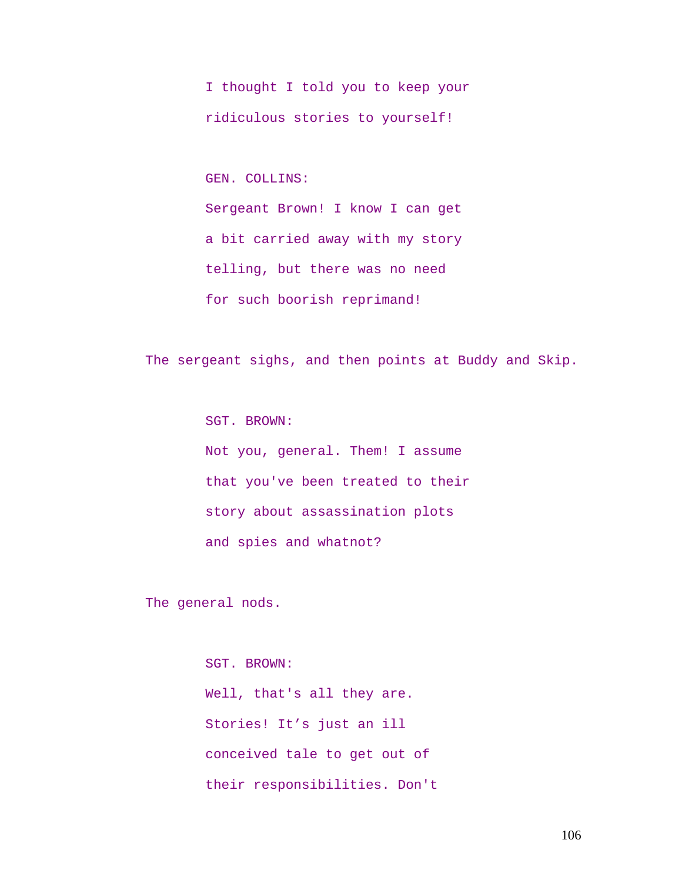I thought I told you to keep your ridiculous stories to yourself!

GEN. COLLINS:

Sergeant Brown! I know I can get a bit carried away with my story telling, but there was no need for such boorish reprimand!

The sergeant sighs, and then points at Buddy and Skip.

SGT. BROWN:

Not you, general. Them! I assume that you've been treated to their story about assassination plots and spies and whatnot?

The general nods.

SGT. BROWN:

Well, that's all they are. Stories! It’s just an ill conceived tale to get out of their responsibilities. Don't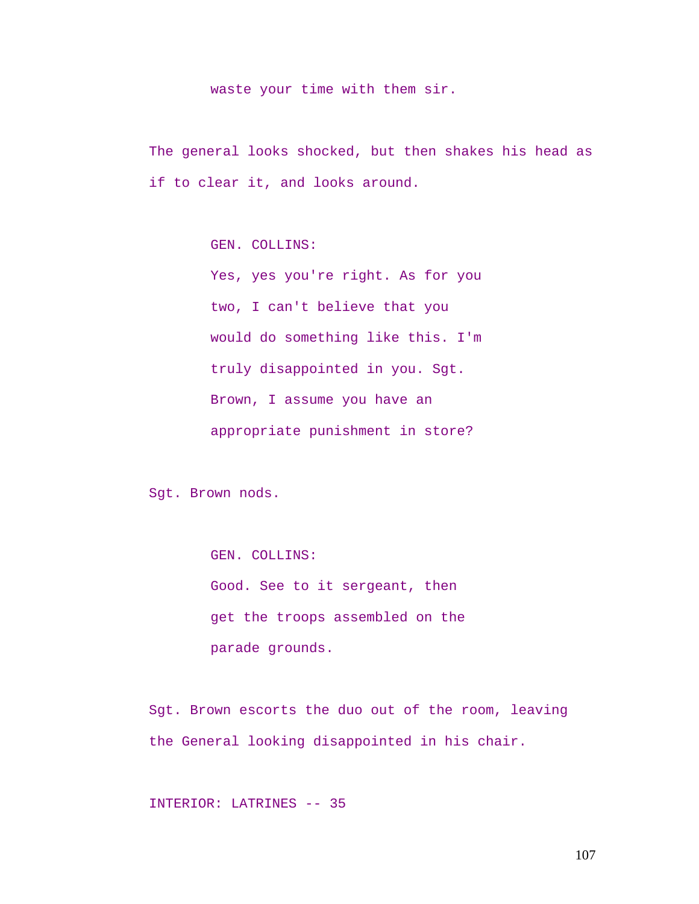waste your time with them sir.

The general looks shocked, but then shakes his head as if to clear it, and looks around.

GEN. COLLINS:
Yes, yes you're right. As for you two, I can't believe that you would do something like this. I'm truly disappointed in you. Sgt. Brown, I assume you have an appropriate punishment in store?

Sgt. Brown nods.

GEN. COLLINS:
Good. See to it sergeant, then get the troops assembled on the parade grounds.

Sgt. Brown escorts the duo out of the room, leaving the General looking disappointed in his chair.

INTERIOR: LATRINES -- 35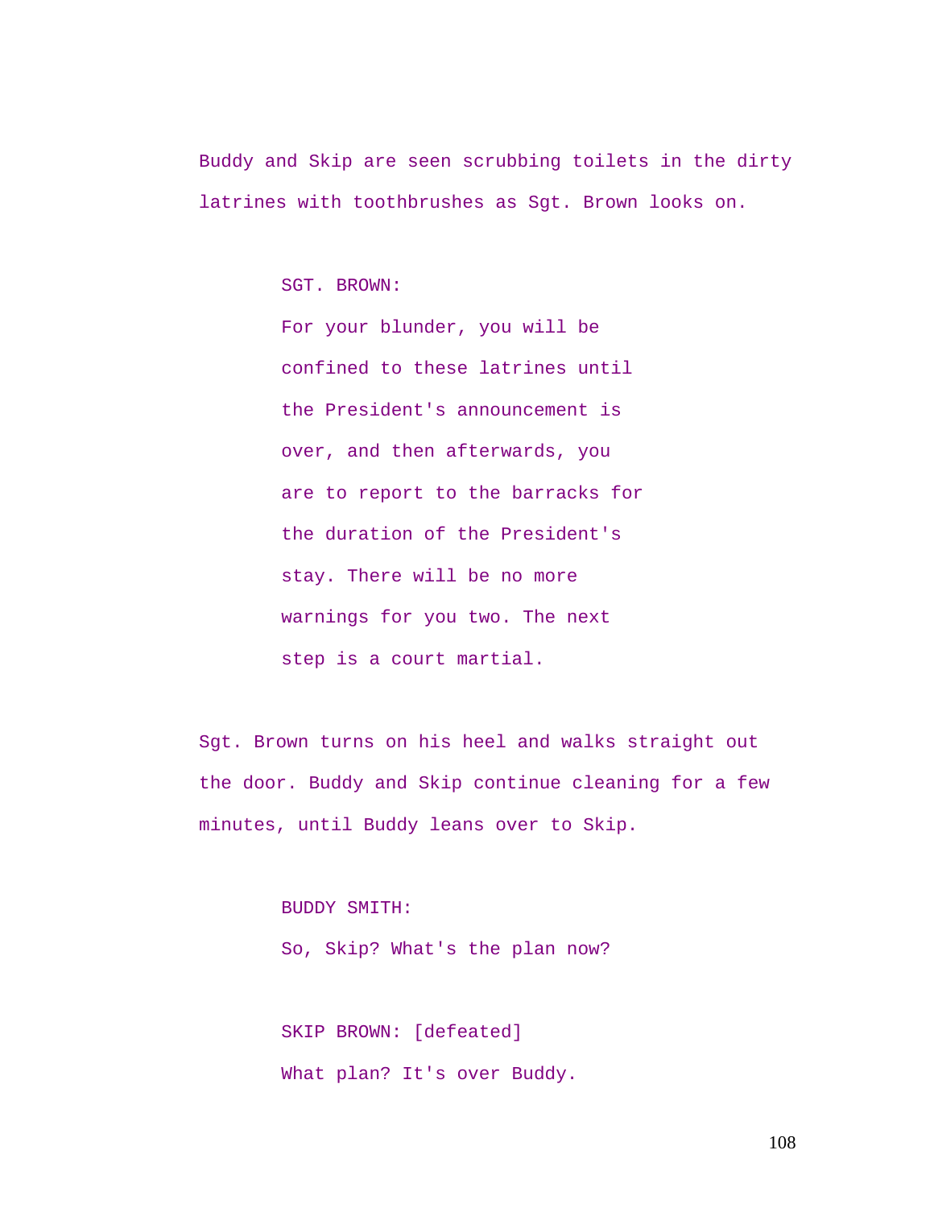Buddy and Skip are seen scrubbing toilets in the dirty latrines with toothbrushes as Sgt. Brown looks on.

SGT. BROWN:

For your blunder, you will be confined to these latrines until the President's announcement is over, and then afterwards, you are to report to the barracks for the duration of the President's stay. There will be no more warnings for you two. The next step is a court martial.

Sgt. Brown turns on his heel and walks straight out the door. Buddy and Skip continue cleaning for a few minutes, until Buddy leans over to Skip.

BUDDY SMITH:

So, Skip? What's the plan now?

SKIP BROWN: [defeated]

What plan? It's over Buddy.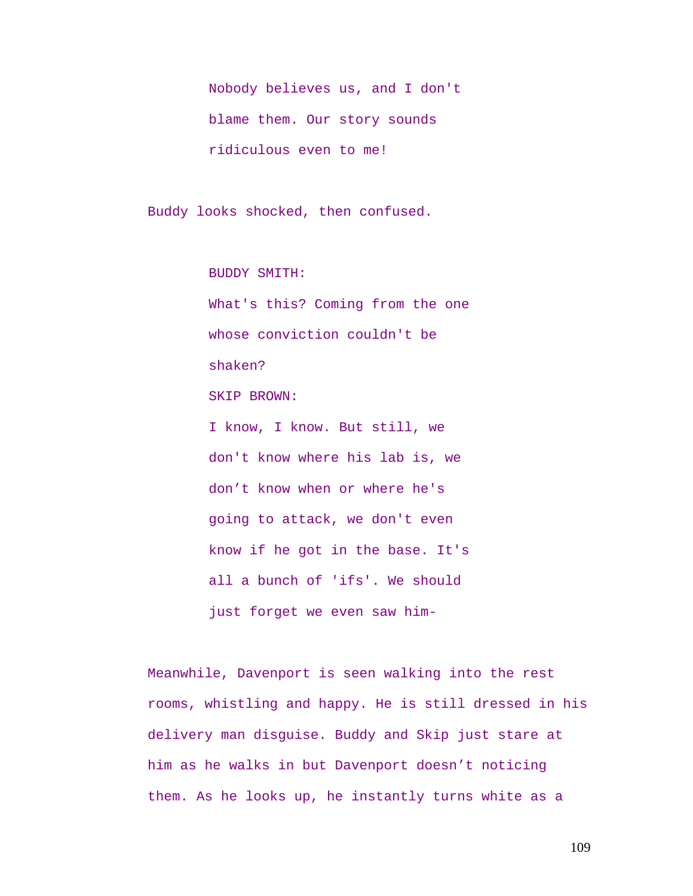Nobody believes us, and I don't blame them. Our story sounds ridiculous even to me!

Buddy looks shocked, then confused.

BUDDY SMITH:

What's this? Coming from the one whose conviction couldn't be shaken?

SKIP BROWN:

I know, I know. But still, we don't know where his lab is, we don’t know when or where he's going to attack, we don't even know if he got in the base. It's all a bunch of 'ifs'. We should just forget we even saw him-

Meanwhile, Davenport is seen walking into the rest rooms, whistling and happy. He is still dressed in his delivery man disguise. Buddy and Skip just stare at him as he walks in but Davenport doesn’t noticing them. As he looks up, he instantly turns white as a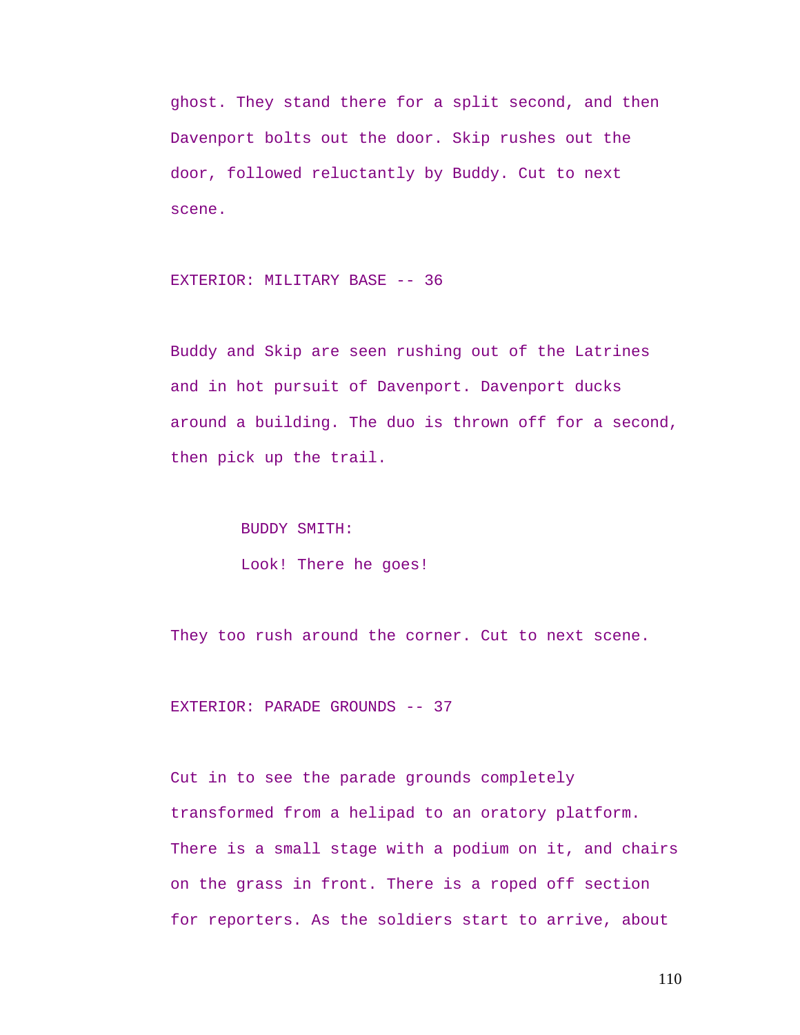ghost. They stand there for a split second, and then Davenport bolts out the door. Skip rushes out the door, followed reluctantly by Buddy. Cut to next scene.

EXTERIOR: MILITARY BASE -- 36

Buddy and Skip are seen rushing out of the Latrines and in hot pursuit of Davenport. Davenport ducks around a building. The duo is thrown off for a second, then pick up the trail.

BUDDY SMITH:
Look! There he goes!

They too rush around the corner. Cut to next scene.

EXTERIOR: PARADE GROUNDS -- 37

Cut in to see the parade grounds completely transformed from a helipad to an oratory platform. There is a small stage with a podium on it, and chairs on the grass in front. There is a roped off section for reporters. As the soldiers start to arrive, about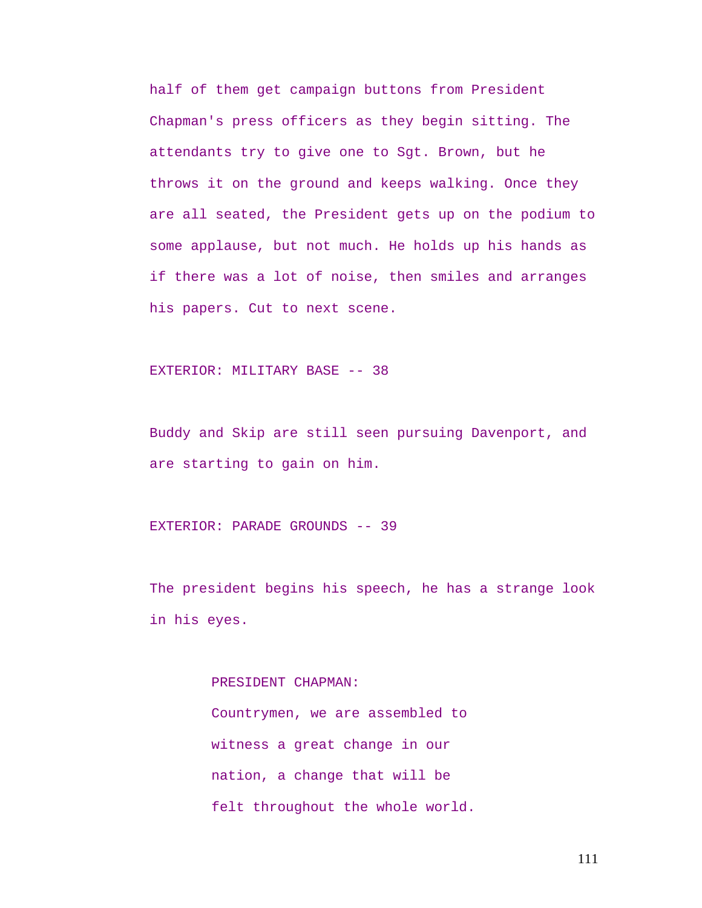half of them get campaign buttons from President Chapman's press officers as they begin sitting. The attendants try to give one to Sgt. Brown, but he throws it on the ground and keeps walking. Once they are all seated, the President gets up on the podium to some applause, but not much. He holds up his hands as if there was a lot of noise, then smiles and arranges his papers. Cut to next scene.

EXTERIOR: MILITARY BASE -- 38

Buddy and Skip are still seen pursuing Davenport, and are starting to gain on him.

EXTERIOR: PARADE GROUNDS -- 39

The president begins his speech, he has a strange look in his eyes.

PRESIDENT CHAPMAN:
Countrymen, we are assembled to witness a great change in our nation, a change that will be felt throughout the whole world.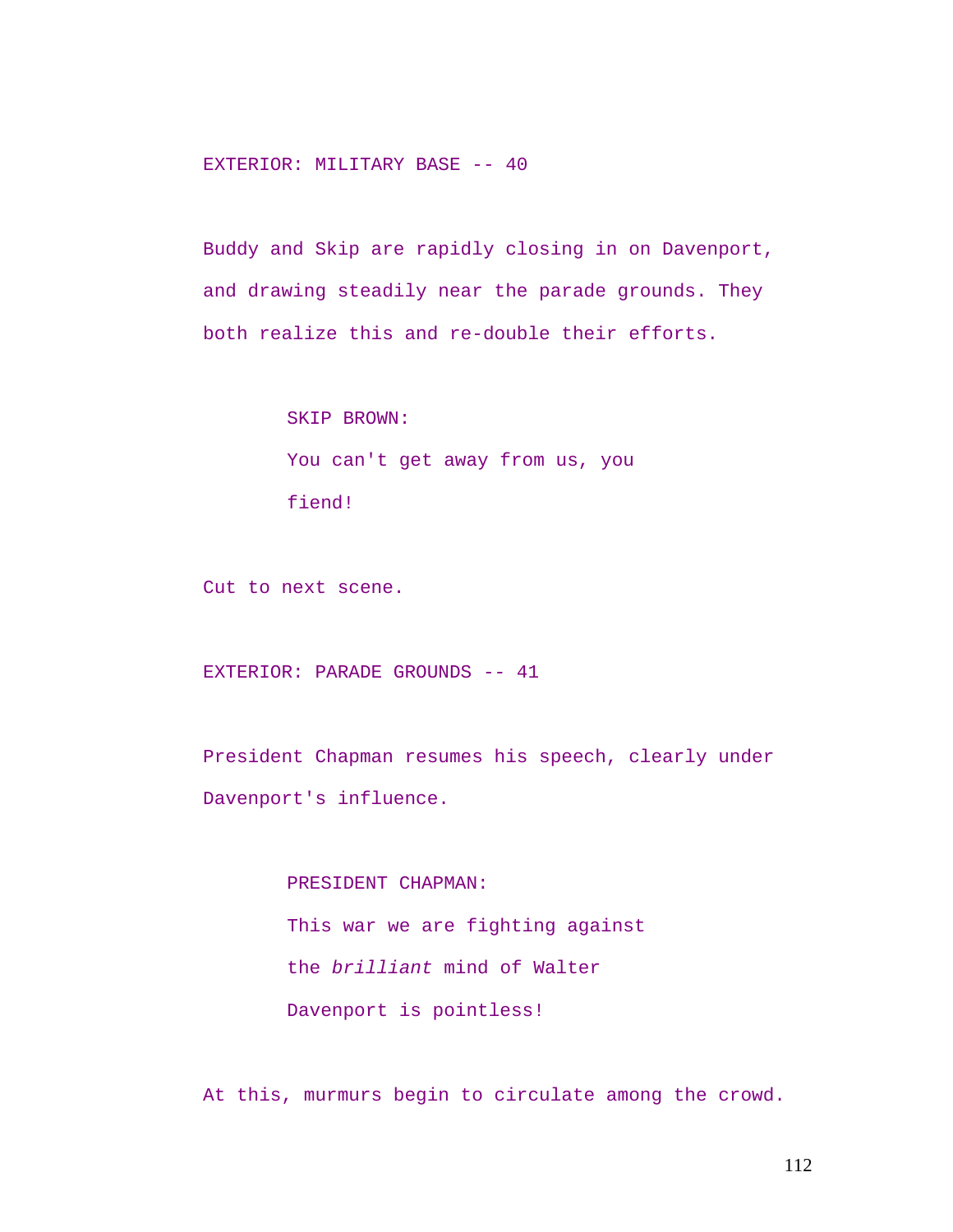EXTERIOR: MILITARY BASE -- 40

Buddy and Skip are rapidly closing in on Davenport, and drawing steadily near the parade grounds. They both realize this and re-double their efforts.

SKIP BROWN:
You can't get away from us, you fiend!

Cut to next scene.

EXTERIOR: PARADE GROUNDS -- 41

President Chapman resumes his speech, clearly under Davenport's influence.

PRESIDENT CHAPMAN:
This war we are fighting against the *brilliant* mind of Walter Davenport is pointless!

At this, murmurs begin to circulate among the crowd.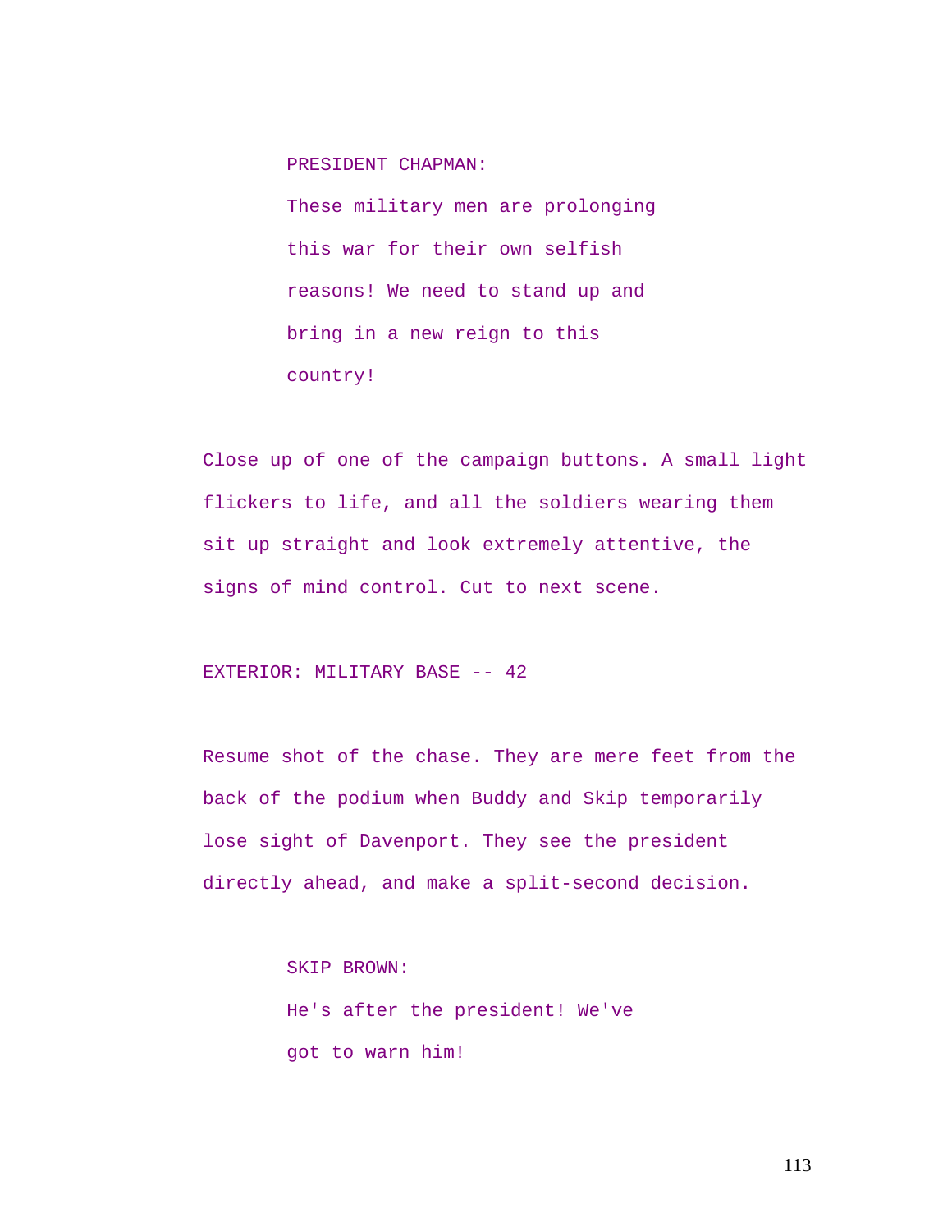PRESIDENT CHAPMAN:

These military men are prolonging this war for their own selfish reasons! We need to stand up and bring in a new reign to this country!

Close up of one of the campaign buttons. A small light flickers to life, and all the soldiers wearing them sit up straight and look extremely attentive, the signs of mind control. Cut to next scene.

EXTERIOR: MILITARY BASE -- 42

Resume shot of the chase. They are mere feet from the back of the podium when Buddy and Skip temporarily lose sight of Davenport. They see the president directly ahead, and make a split-second decision.

SKIP BROWN:

He's after the president! We've got to warn him!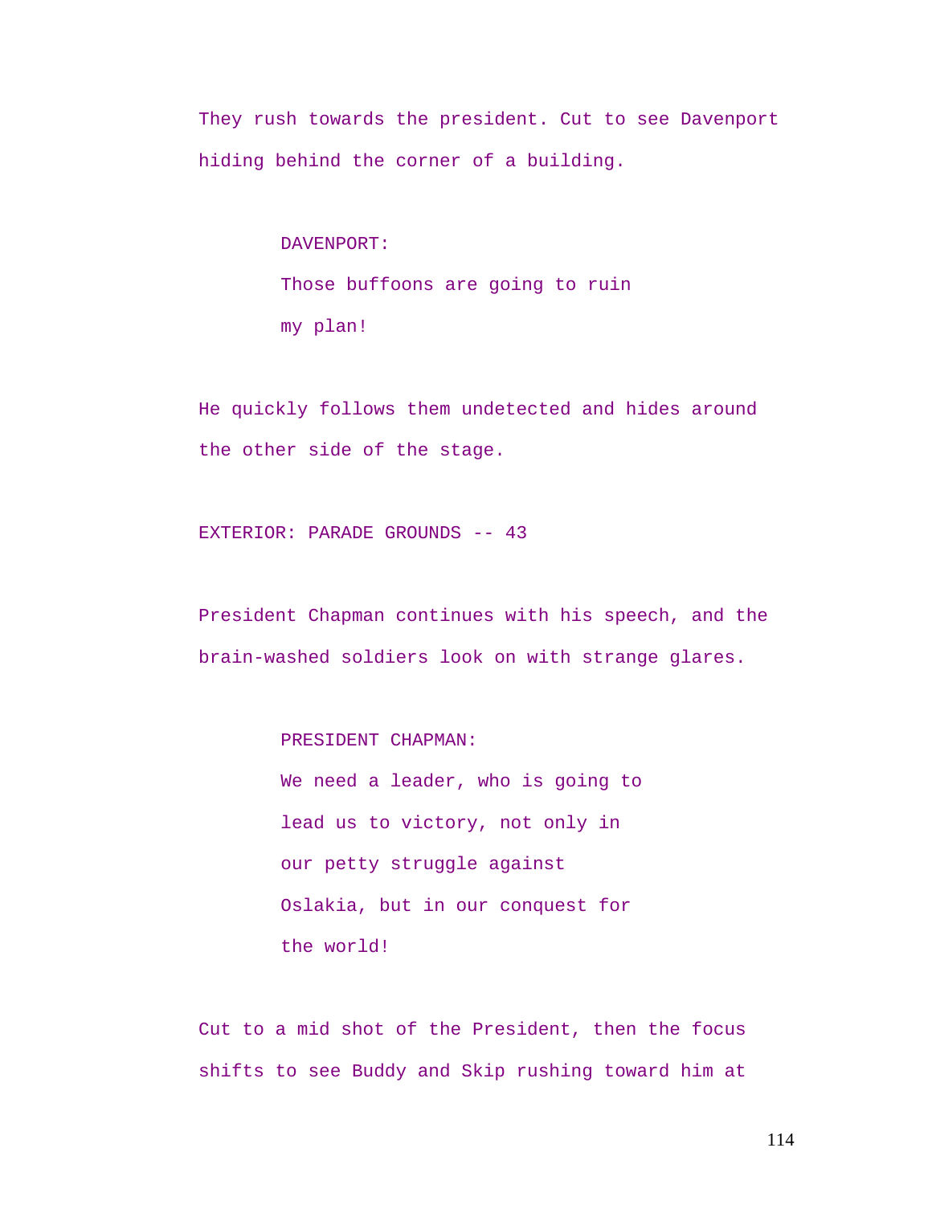They rush towards the president. Cut to see Davenport hiding behind the corner of a building.

DAVENPORT:
Those buffoons are going to ruin my plan!

He quickly follows them undetected and hides around the other side of the stage.

EXTERIOR: PARADE GROUNDS -- 43

President Chapman continues with his speech, and the brain-washed soldiers look on with strange glares.

PRESIDENT CHAPMAN:
We need a leader, who is going to lead us to victory, not only in our petty struggle against Oslakia, but in our conquest for the world!

Cut to a mid shot of the President, then the focus shifts to see Buddy and Skip rushing toward him at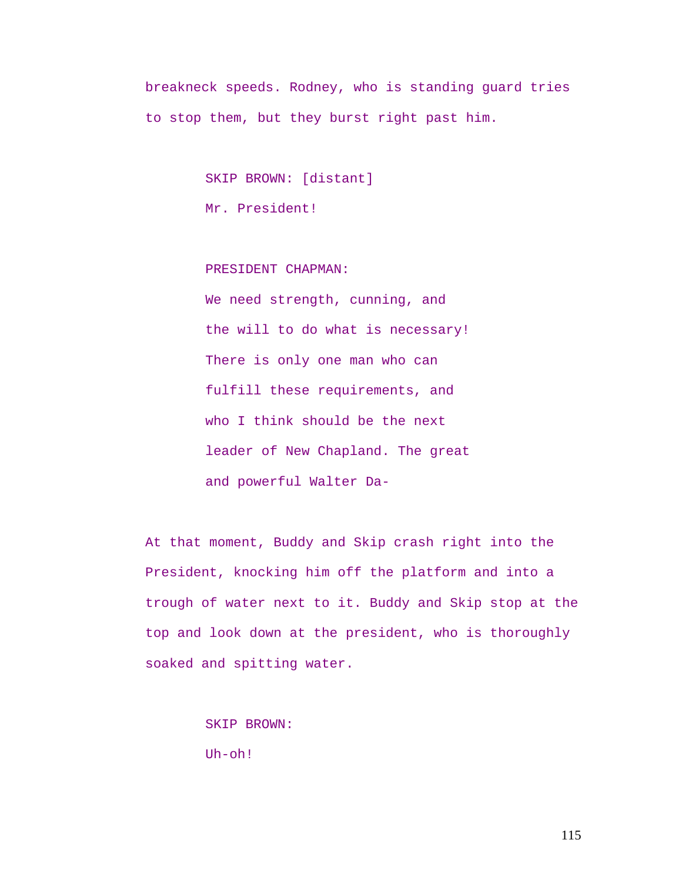breakneck speeds. Rodney, who is standing guard tries to stop them, but they burst right past him.

SKIP BROWN: [distant]
Mr. President!

PRESIDENT CHAPMAN:
We need strength, cunning, and the will to do what is necessary! There is only one man who can fulfill these requirements, and who I think should be the next leader of New Chapland. The great and powerful Walter Da-

At that moment, Buddy and Skip crash right into the President, knocking him off the platform and into a trough of water next to it. Buddy and Skip stop at the top and look down at the president, who is thoroughly soaked and spitting water.

SKIP BROWN:
Uh-oh!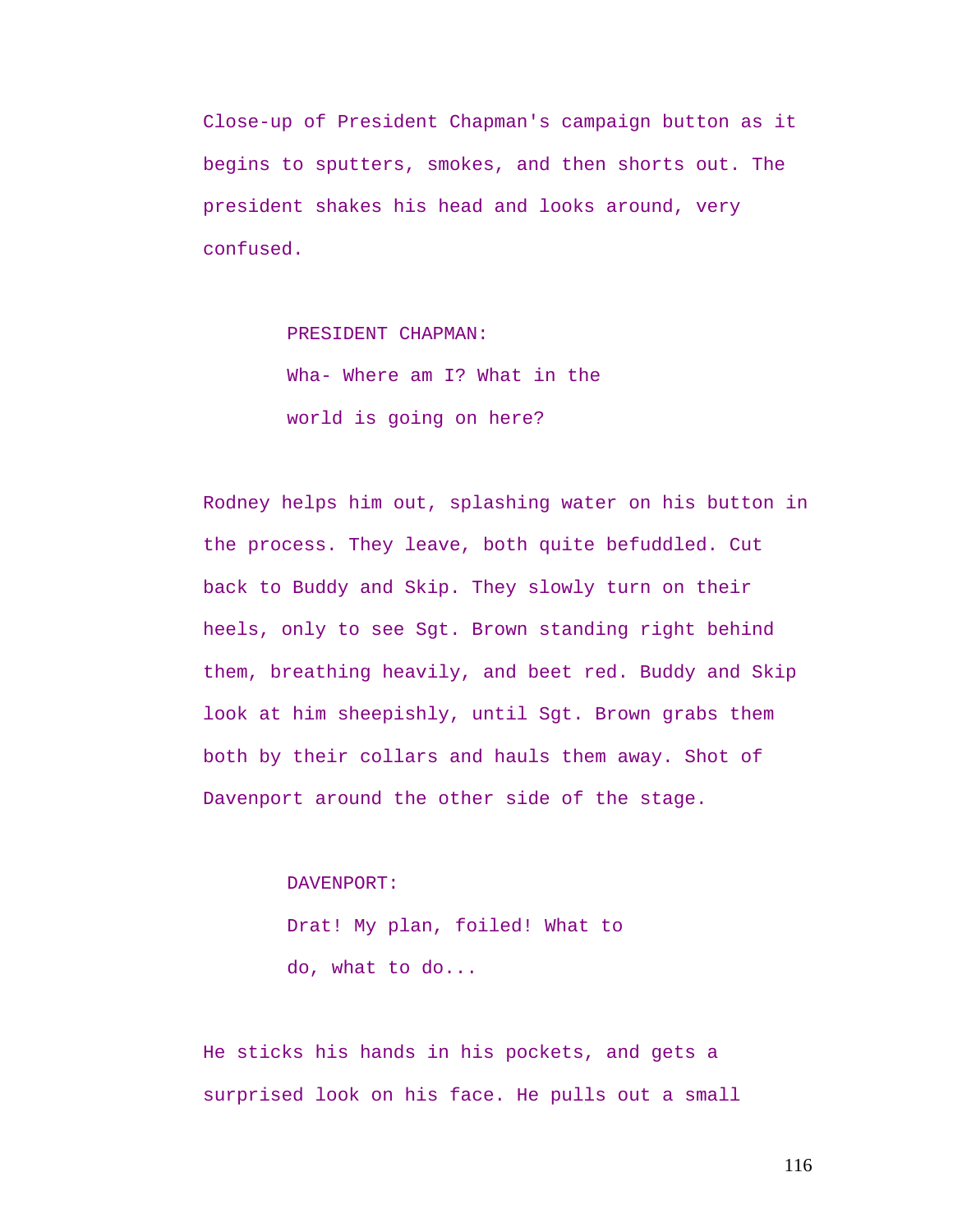Close-up of President Chapman's campaign button as it begins to sputters, smokes, and then shorts out. The president shakes his head and looks around, very confused.

PRESIDENT CHAPMAN:
Wha- Where am I? What in the world is going on here?

Rodney helps him out, splashing water on his button in the process. They leave, both quite befuddled. Cut back to Buddy and Skip. They slowly turn on their heels, only to see Sgt. Brown standing right behind them, breathing heavily, and beet red. Buddy and Skip look at him sheepishly, until Sgt. Brown grabs them both by their collars and hauls them away. Shot of Davenport around the other side of the stage.

DAVENPORT:
Drat! My plan, foiled! What to do, what to do...

He sticks his hands in his pockets, and gets a surprised look on his face. He pulls out a small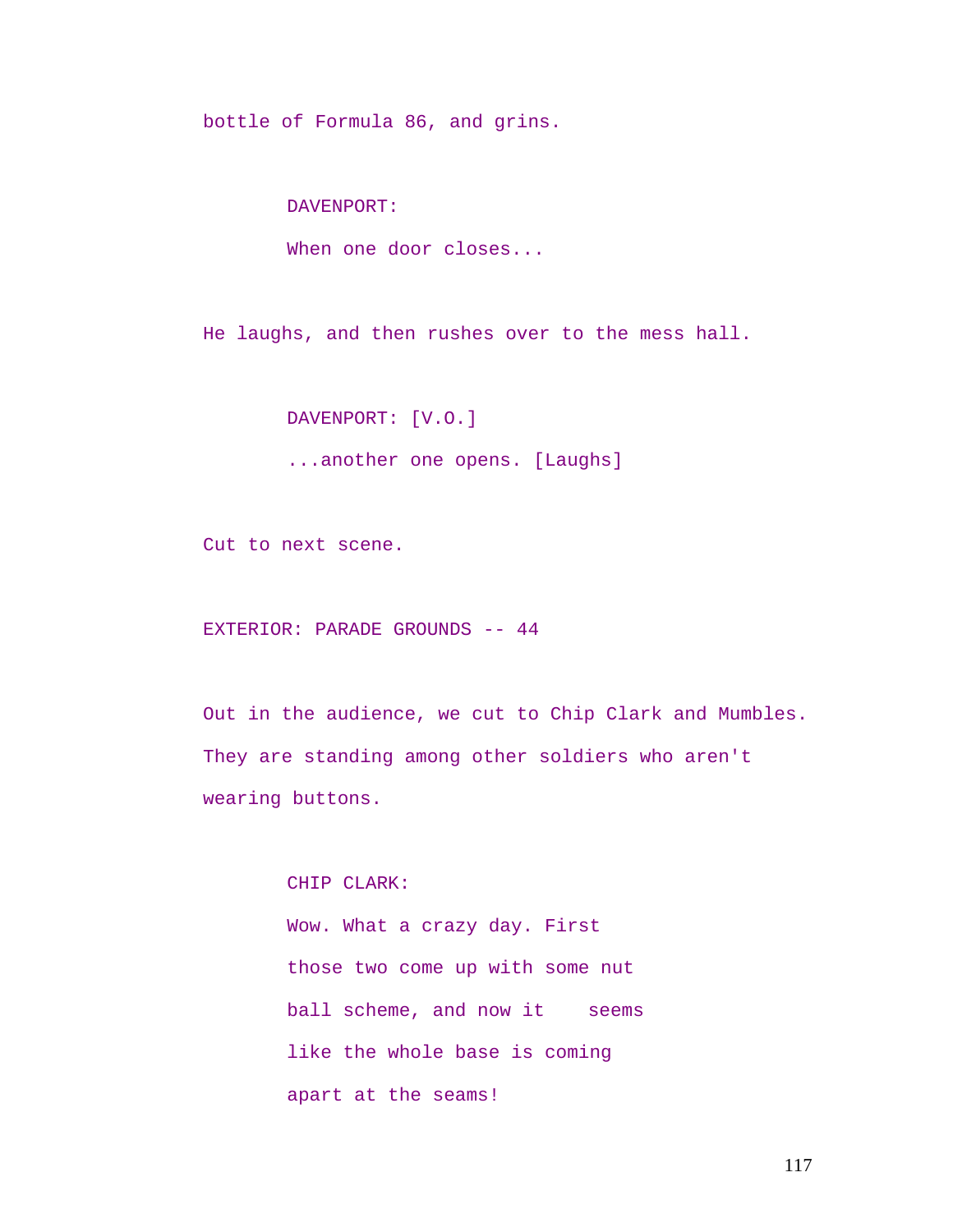bottle of Formula 86, and grins.

DAVENPORT:

When one door closes...

He laughs, and then rushes over to the mess hall.

DAVENPORT: [V.O.]

...another one opens. [Laughs]

Cut to next scene.

EXTERIOR: PARADE GROUNDS -- 44

Out in the audience, we cut to Chip Clark and Mumbles. They are standing among other soldiers who aren't wearing buttons.

CHIP CLARK:

Wow. What a crazy day. First those two come up with some nut ball scheme, and now it seems like the whole base is coming apart at the seams!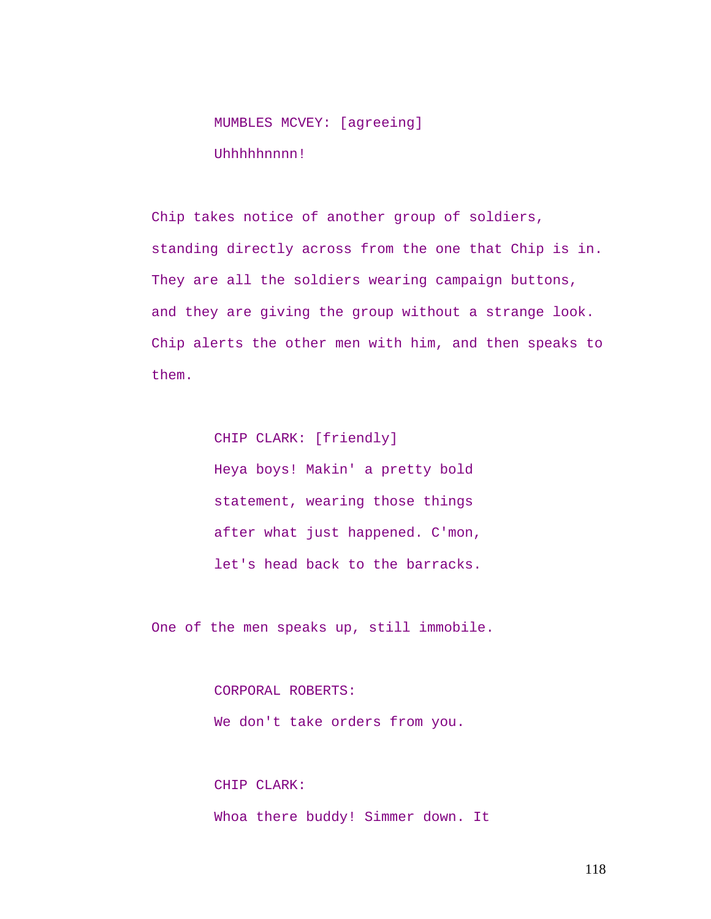MUMBLES MCVEY: [agreeing]

Uhhhhhnnnn!

Chip takes notice of another group of soldiers, standing directly across from the one that Chip is in. They are all the soldiers wearing campaign buttons, and they are giving the group without a strange look. Chip alerts the other men with him, and then speaks to them.

CHIP CLARK: [friendly]

Heya boys! Makin' a pretty bold statement, wearing those things after what just happened. C'mon, let's head back to the barracks.

One of the men speaks up, still immobile.

CORPORAL ROBERTS:

We don't take orders from you.

CHIP CLARK:

Whoa there buddy! Simmer down. It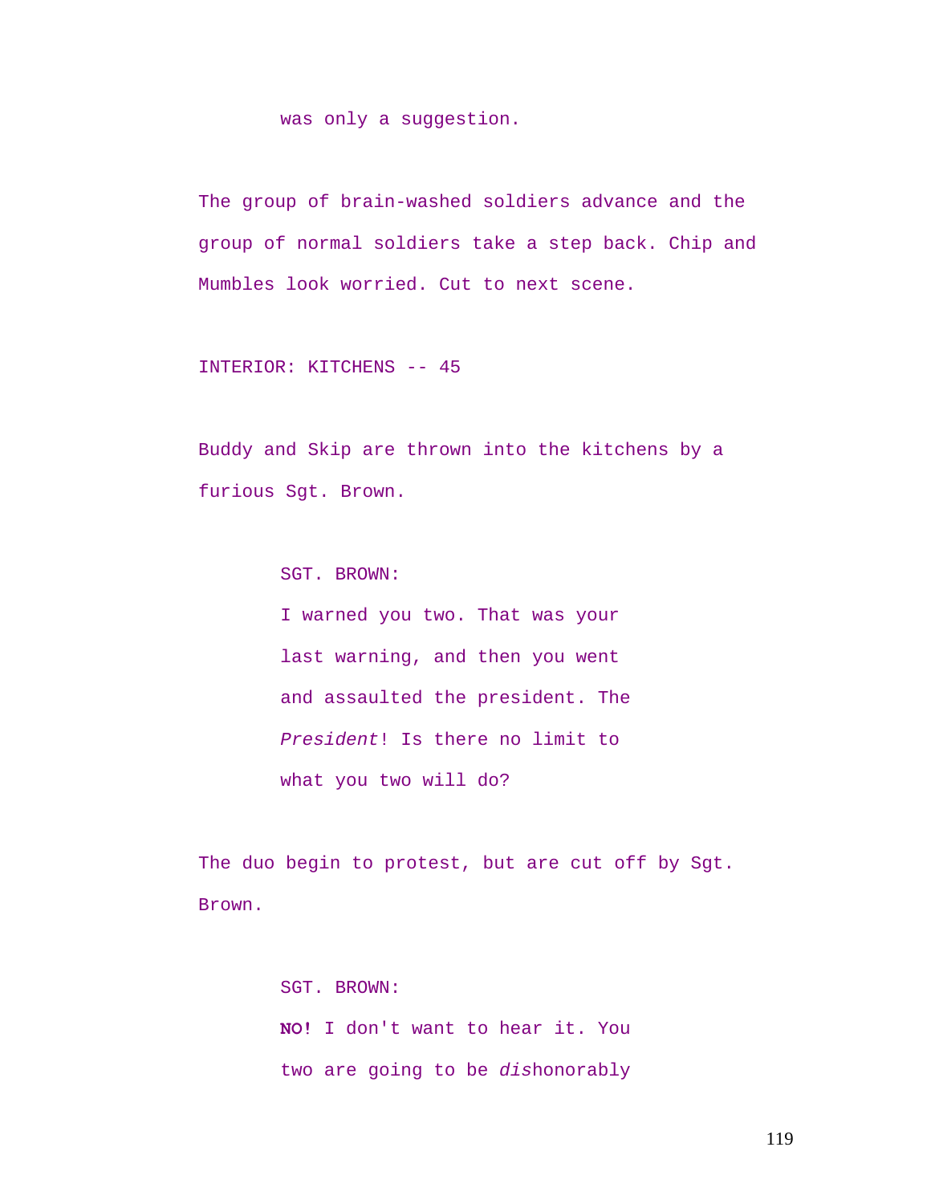was only a suggestion.

The group of brain-washed soldiers advance and the group of normal soldiers take a step back. Chip and Mumbles look worried. Cut to next scene.

INTERIOR: KITCHENS -- 45

Buddy and Skip are thrown into the kitchens by a furious Sgt. Brown.

SGT. BROWN:
I warned you two. That was your last warning, and then you went and assaulted the president. The *President*! Is there no limit to what you two will do?

The duo begin to protest, but are cut off by Sgt. Brown.

SGT. BROWN:
**NO!** I don't want to hear it. You two are going to be *dis*honorably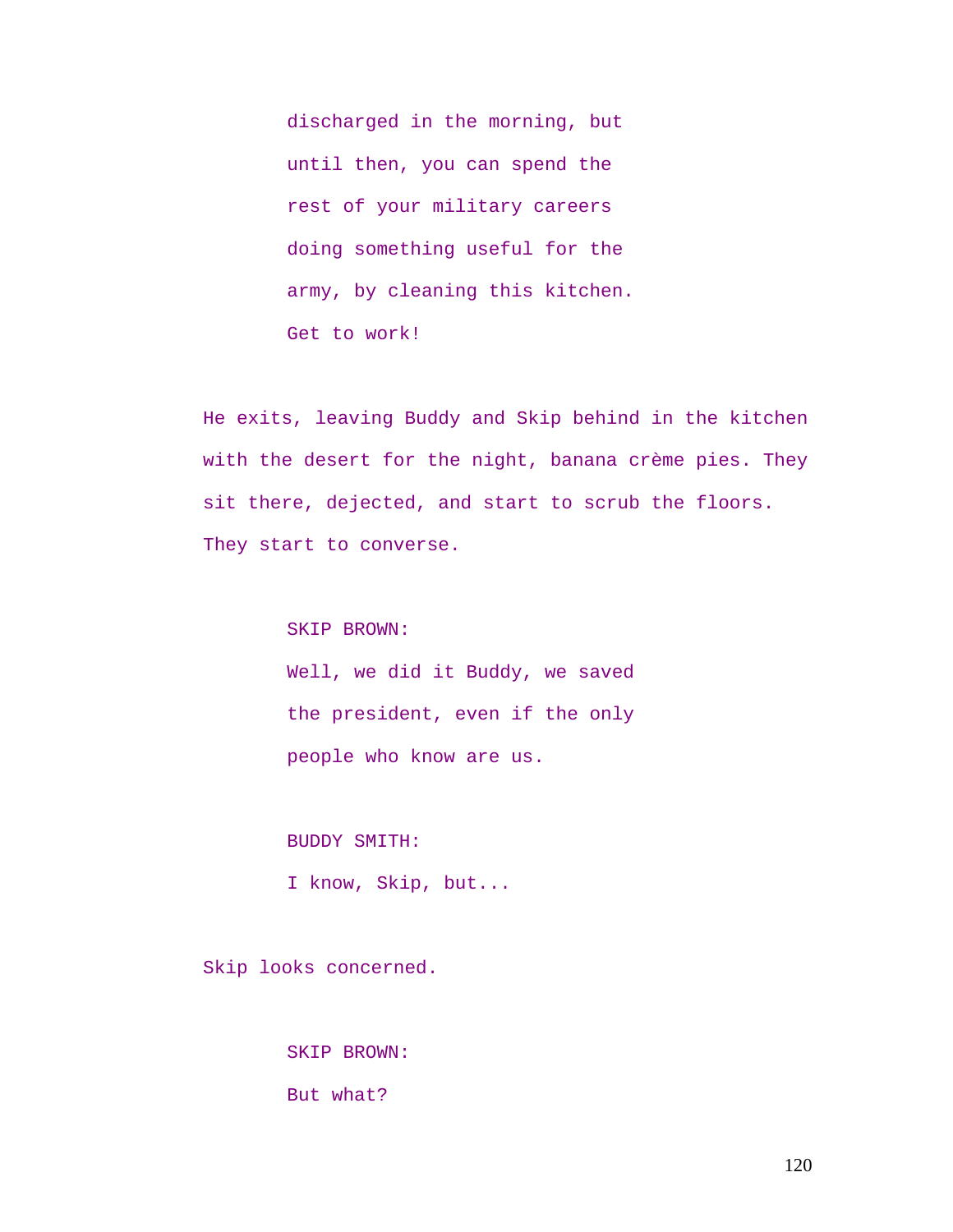discharged in the morning, but
until then, you can spend the
rest of your military careers
doing something useful for the
army, by cleaning this kitchen.
Get to work!

He exits, leaving Buddy and Skip behind in the kitchen with the desert for the night, banana crème pies. They sit there, dejected, and start to scrub the floors. They start to converse.

SKIP BROWN:
Well, we did it Buddy, we saved
the president, even if the only
people who know are us.

BUDDY SMITH:
I know, Skip, but...

Skip looks concerned.

SKIP BROWN:
But what?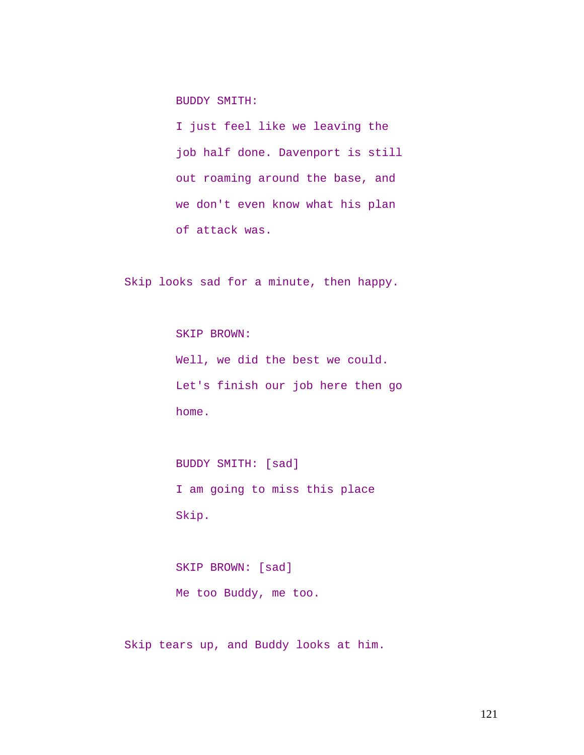BUDDY SMITH:

I just feel like we leaving the job half done. Davenport is still out roaming around the base, and we don't even know what his plan of attack was.

Skip looks sad for a minute, then happy.

SKIP BROWN:

Well, we did the best we could. Let's finish our job here then go home.

BUDDY SMITH: [sad]

I am going to miss this place Skip.

SKIP BROWN: [sad]

Me too Buddy, me too.

Skip tears up, and Buddy looks at him.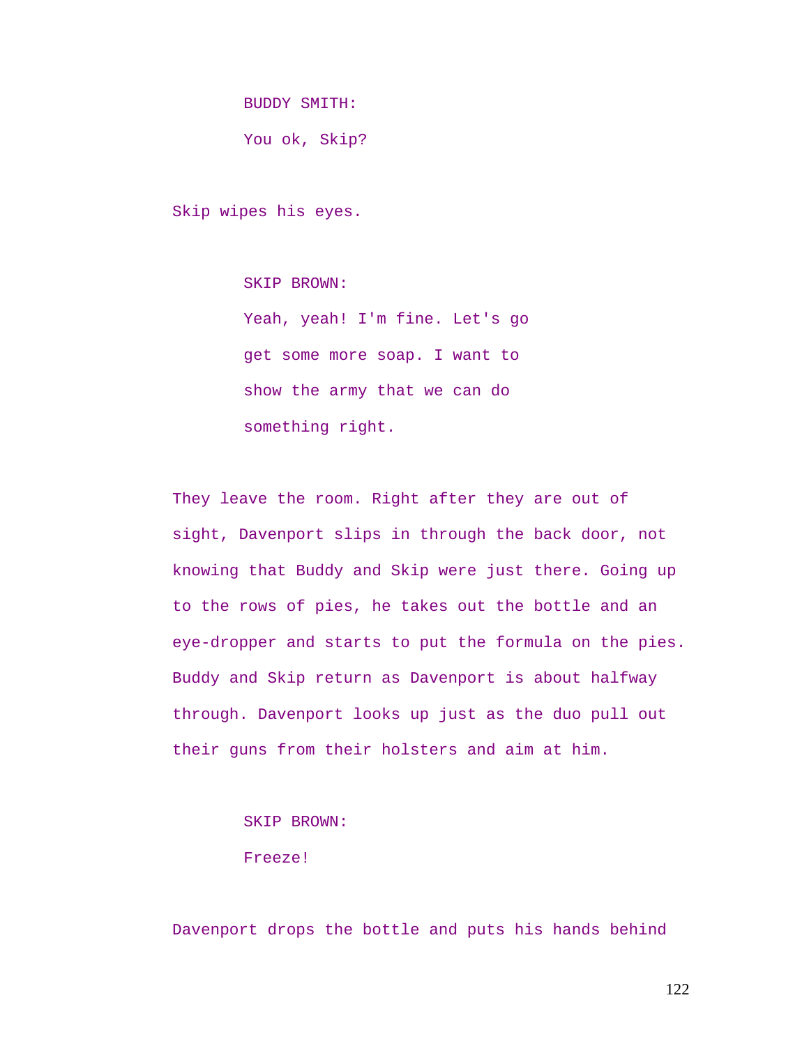BUDDY SMITH:

You ok, Skip?

Skip wipes his eyes.

SKIP BROWN:

Yeah, yeah! I'm fine. Let's go get some more soap. I want to show the army that we can do something right.

They leave the room. Right after they are out of sight, Davenport slips in through the back door, not knowing that Buddy and Skip were just there. Going up to the rows of pies, he takes out the bottle and an eye-dropper and starts to put the formula on the pies. Buddy and Skip return as Davenport is about halfway through. Davenport looks up just as the duo pull out their guns from their holsters and aim at him.

SKIP BROWN:

Freeze!

Davenport drops the bottle and puts his hands behind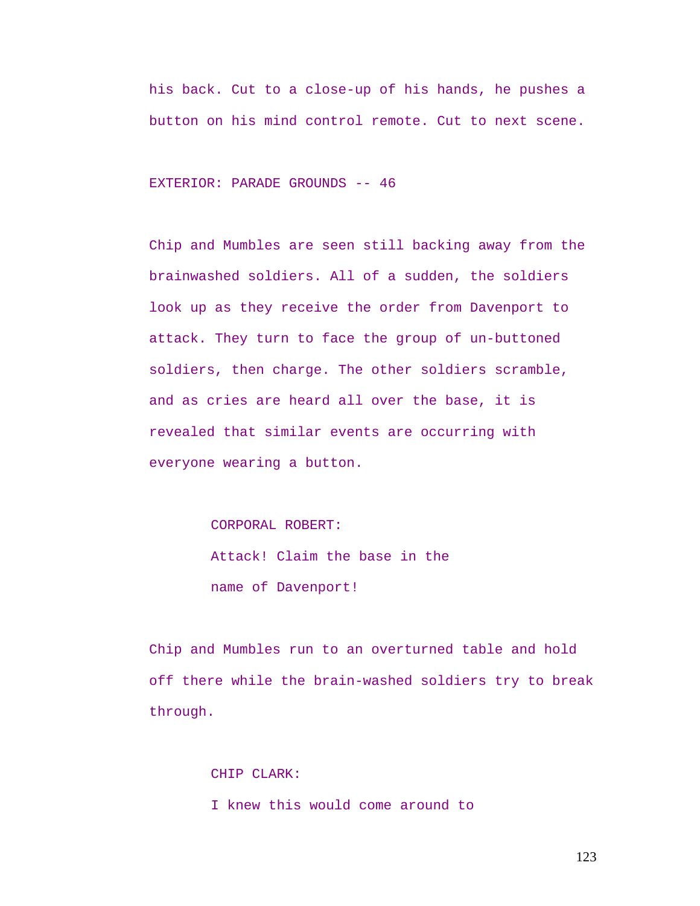his back. Cut to a close-up of his hands, he pushes a button on his mind control remote. Cut to next scene.

EXTERIOR: PARADE GROUNDS -- 46

Chip and Mumbles are seen still backing away from the brainwashed soldiers. All of a sudden, the soldiers look up as they receive the order from Davenport to attack. They turn to face the group of un-buttoned soldiers, then charge. The other soldiers scramble, and as cries are heard all over the base, it is revealed that similar events are occurring with everyone wearing a button.

CORPORAL ROBERT:

Attack! Claim the base in the name of Davenport!

Chip and Mumbles run to an overturned table and hold off there while the brain-washed soldiers try to break through.

CHIP CLARK:

I knew this would come around to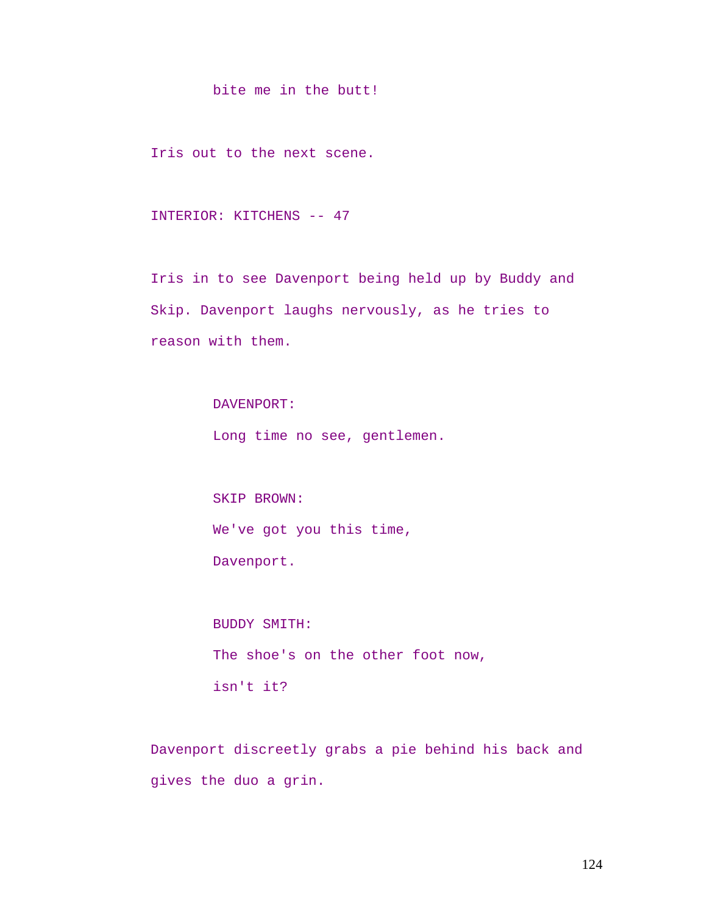bite me in the butt!

Iris out to the next scene.

INTERIOR: KITCHENS -- 47

Iris in to see Davenport being held up by Buddy and Skip. Davenport laughs nervously, as he tries to reason with them.

DAVENPORT:
Long time no see, gentlemen.

SKIP BROWN:
We've got you this time,
Davenport.

BUDDY SMITH:
The shoe's on the other foot now,
isn't it?

Davenport discreetly grabs a pie behind his back and gives the duo a grin.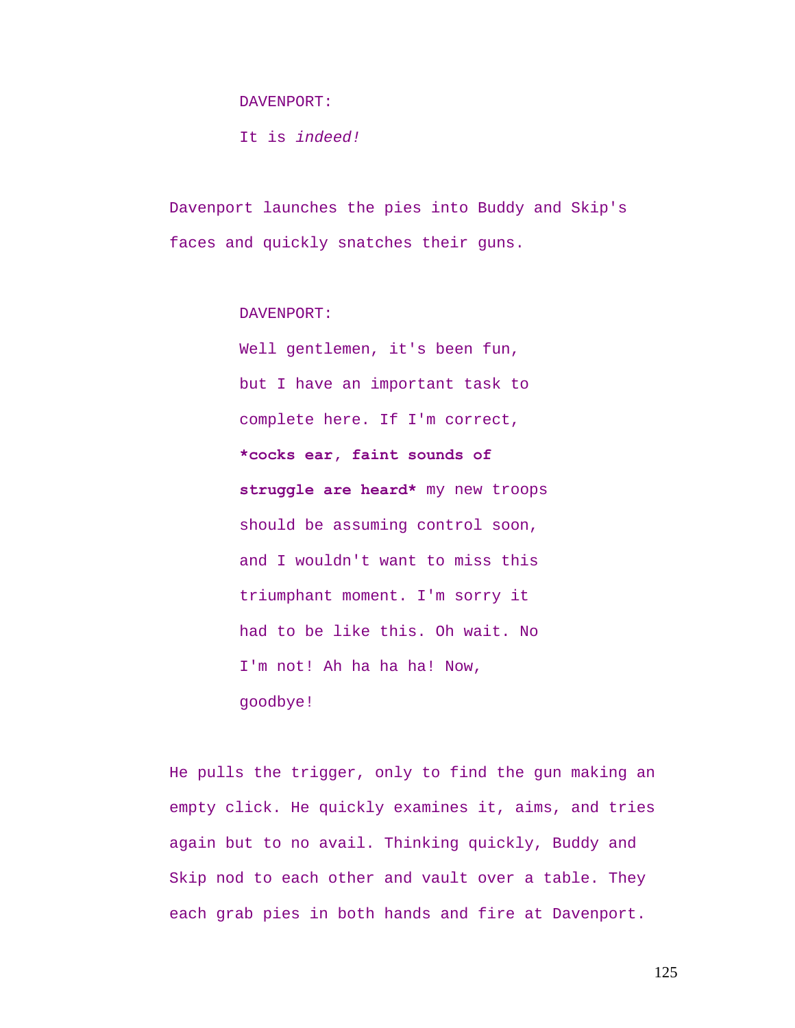DAVENPORT:

It is *indeed!*

Davenport launches the pies into Buddy and Skip's faces and quickly snatches their guns.

DAVENPORT:

Well gentlemen, it's been fun, but I have an important task to complete here. If I'm correct, ***cocks ear, faint sounds of struggle are heard*** my new troops should be assuming control soon, and I wouldn't want to miss this triumphant moment. I'm sorry it had to be like this. Oh wait. No I'm not! Ah ha ha ha! Now, goodbye!

He pulls the trigger, only to find the gun making an empty click. He quickly examines it, aims, and tries again but to no avail. Thinking quickly, Buddy and Skip nod to each other and vault over a table. They each grab pies in both hands and fire at Davenport.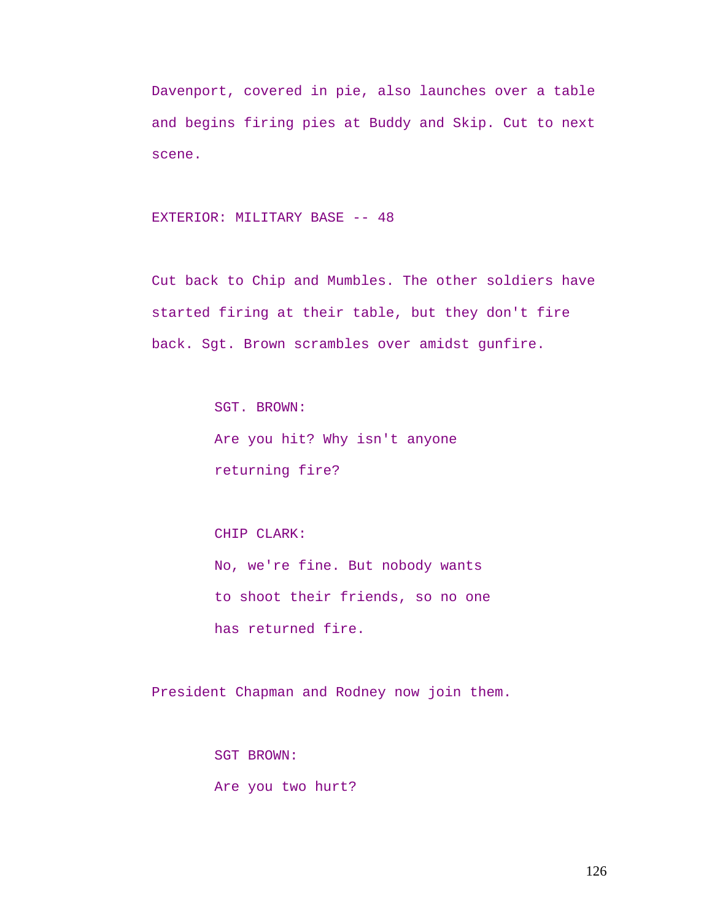Davenport, covered in pie, also launches over a table and begins firing pies at Buddy and Skip. Cut to next scene.

EXTERIOR: MILITARY BASE -- 48

Cut back to Chip and Mumbles. The other soldiers have started firing at their table, but they don't fire back. Sgt. Brown scrambles over amidst gunfire.

SGT. BROWN:
Are you hit? Why isn't anyone returning fire?

CHIP CLARK:
No, we're fine. But nobody wants to shoot their friends, so no one has returned fire.

President Chapman and Rodney now join them.

SGT BROWN:
Are you two hurt?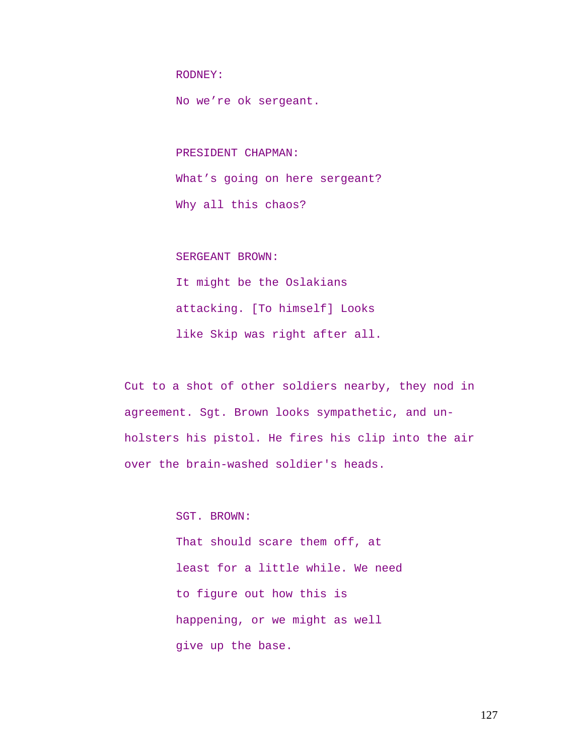RODNEY:

No we're ok sergeant.

PRESIDENT CHAPMAN:

What's going on here sergeant?

Why all this chaos?

SERGEANT BROWN:

It might be the Oslakians

attacking. [To himself] Looks

like Skip was right after all.

Cut to a shot of other soldiers nearby, they nod in agreement. Sgt. Brown looks sympathetic, and un-holsters his pistol. He fires his clip into the air over the brain-washed soldier's heads.

SGT. BROWN:

That should scare them off, at

least for a little while. We need

to figure out how this is

happening, or we might as well

give up the base.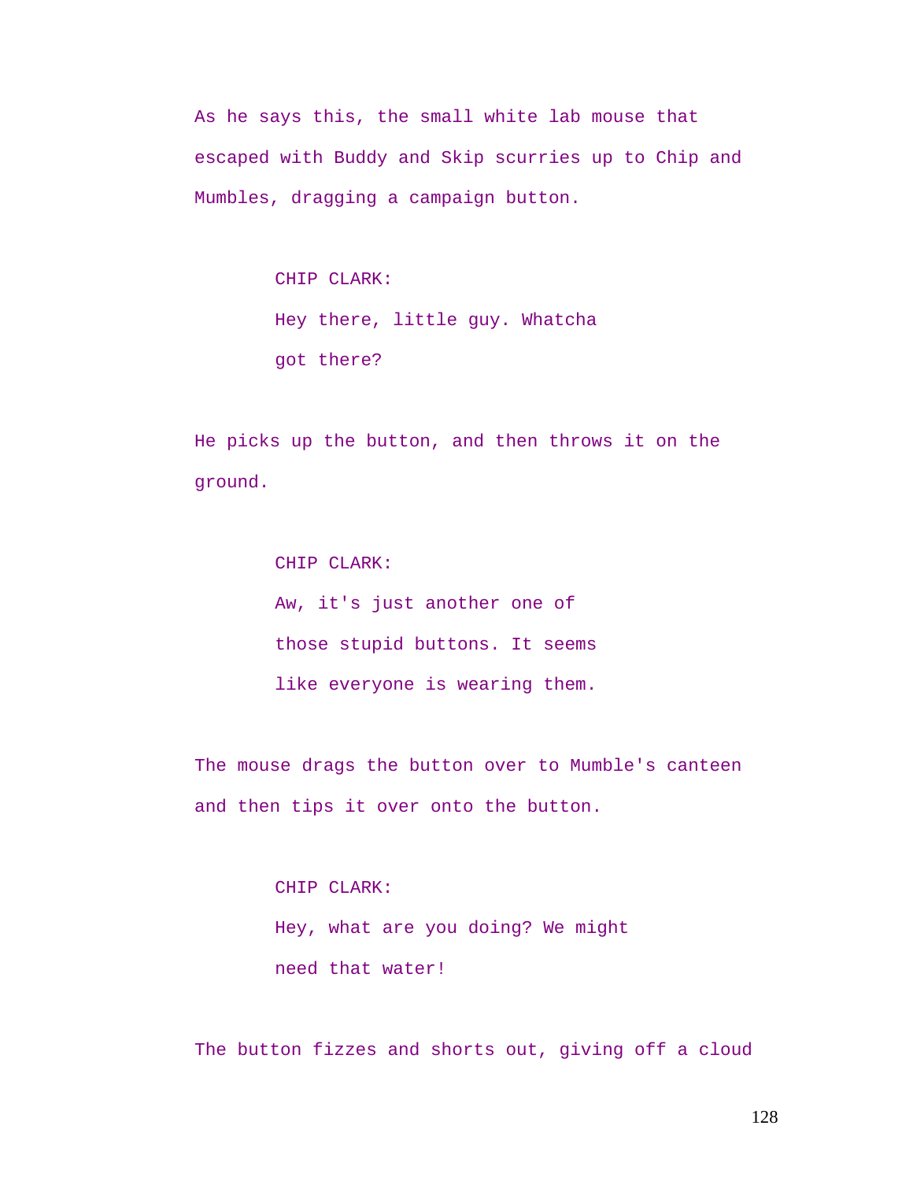As he says this, the small white lab mouse that escaped with Buddy and Skip scurries up to Chip and Mumbles, dragging a campaign button.

CHIP CLARK:
Hey there, little guy. Whatcha got there?

He picks up the button, and then throws it on the ground.

CHIP CLARK:
Aw, it's just another one of those stupid buttons. It seems like everyone is wearing them.

The mouse drags the button over to Mumble's canteen and then tips it over onto the button.

CHIP CLARK:
Hey, what are you doing? We might need that water!

The button fizzes and shorts out, giving off a cloud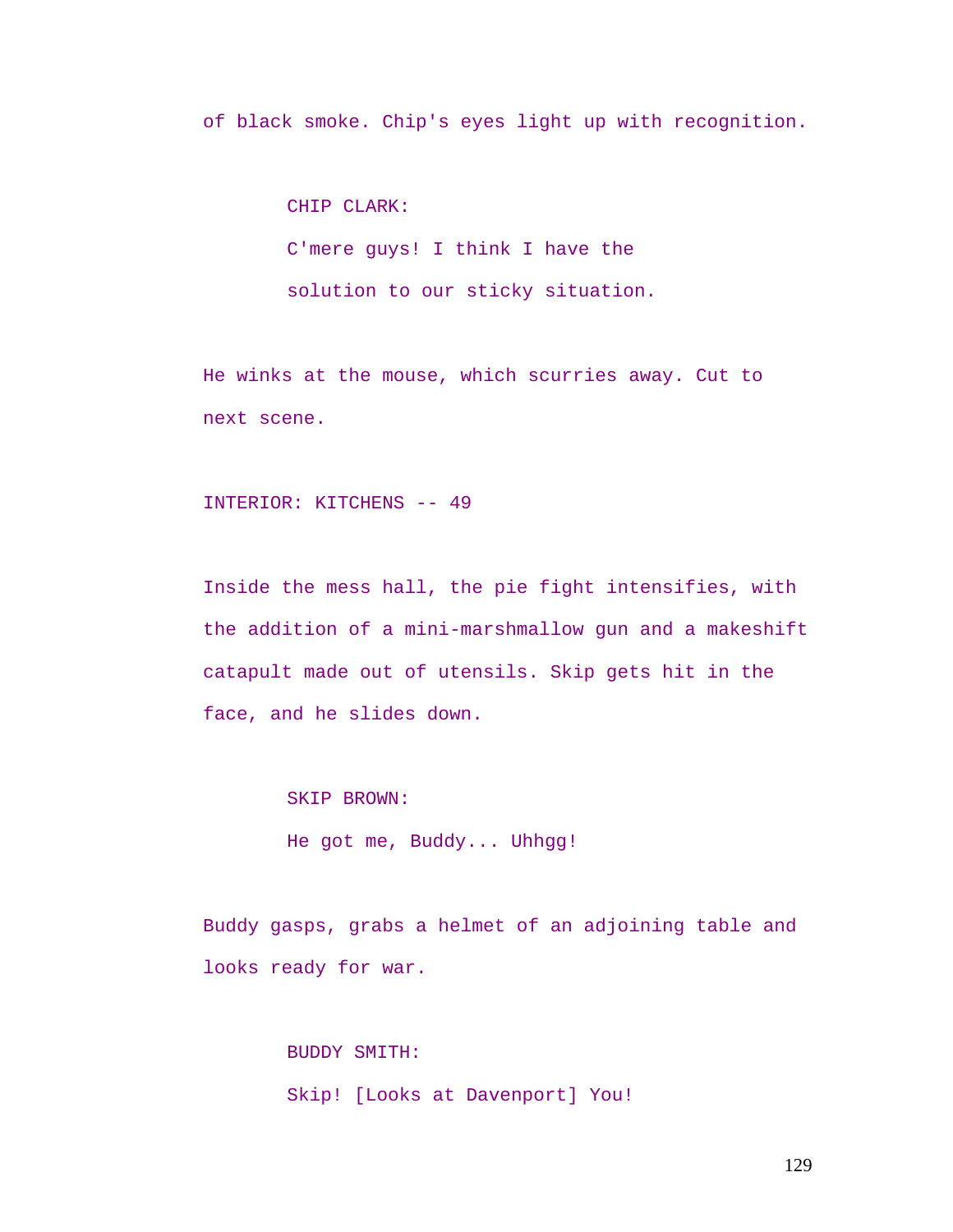of black smoke. Chip's eyes light up with recognition.

CHIP CLARK:

C'mere guys! I think I have the solution to our sticky situation.

He winks at the mouse, which scurries away. Cut to next scene.

INTERIOR: KITCHENS -- 49

Inside the mess hall, the pie fight intensifies, with the addition of a mini-marshmallow gun and a makeshift catapult made out of utensils. Skip gets hit in the face, and he slides down.

SKIP BROWN:

He got me, Buddy... Uhhgg!

Buddy gasps, grabs a helmet of an adjoining table and looks ready for war.

BUDDY SMITH:

Skip! [Looks at Davenport] You!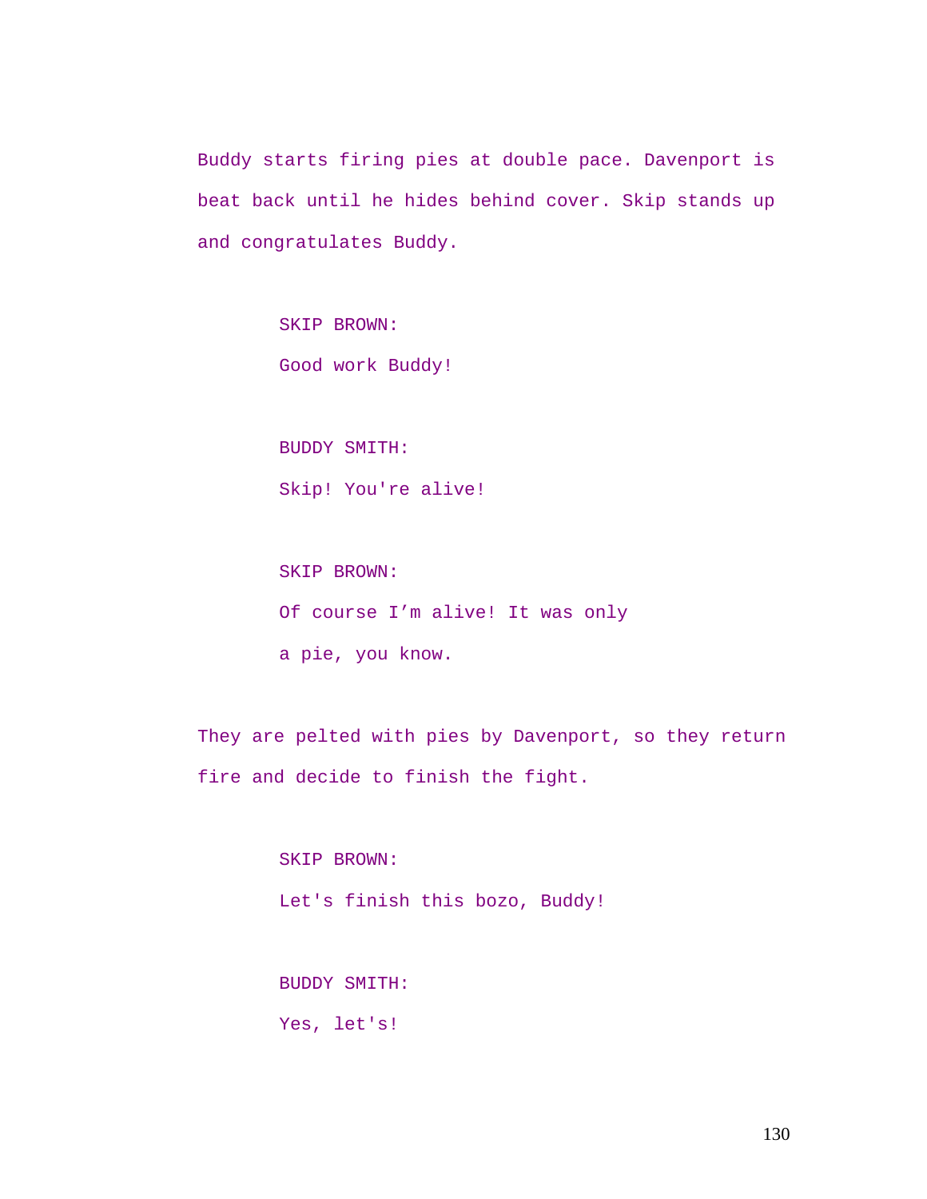Buddy starts firing pies at double pace. Davenport is beat back until he hides behind cover. Skip stands up and congratulates Buddy.

SKIP BROWN:
Good work Buddy!

BUDDY SMITH:
Skip! You're alive!

SKIP BROWN:
Of course I'm alive! It was only a pie, you know.

They are pelted with pies by Davenport, so they return fire and decide to finish the fight.

SKIP BROWN:
Let's finish this bozo, Buddy!

BUDDY SMITH:
Yes, let's!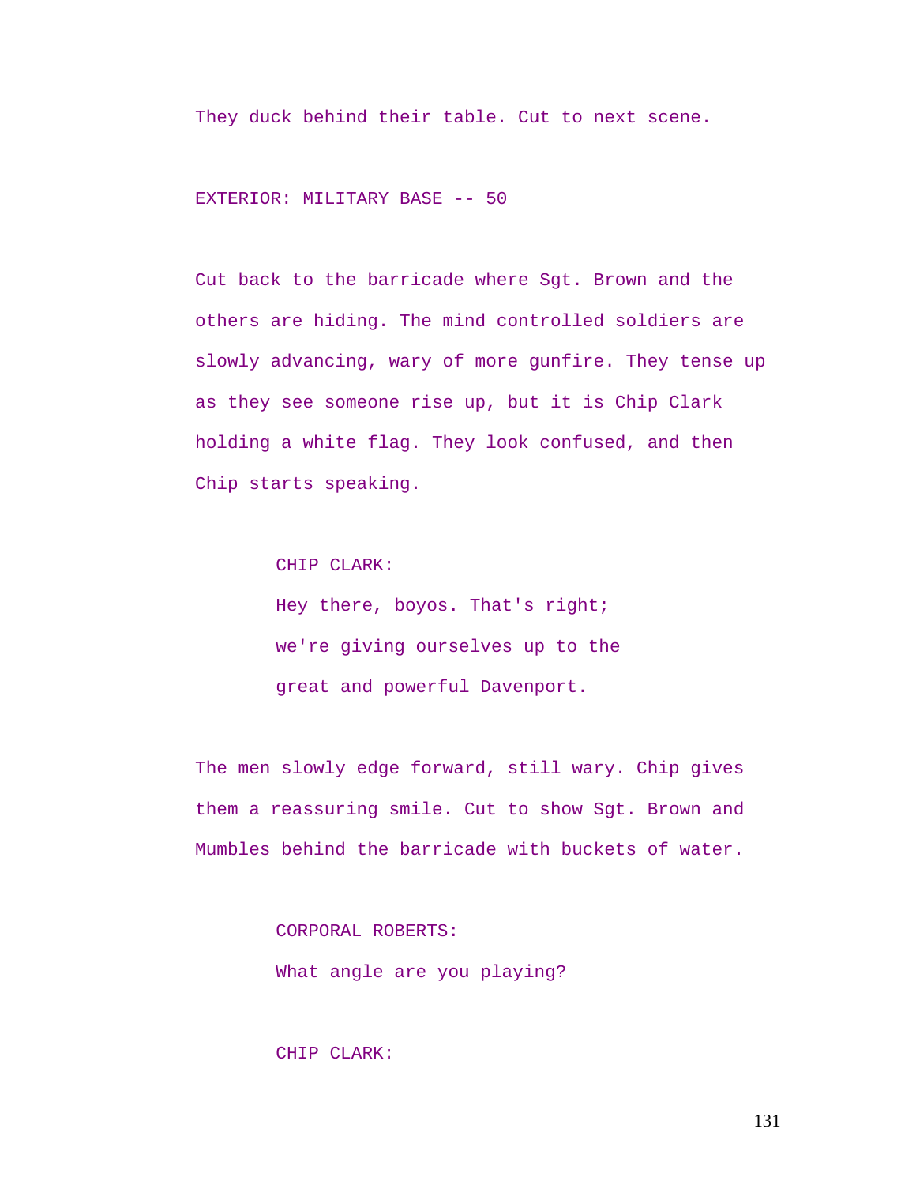They duck behind their table. Cut to next scene.

EXTERIOR: MILITARY BASE -- 50

Cut back to the barricade where Sgt. Brown and the others are hiding. The mind controlled soldiers are slowly advancing, wary of more gunfire. They tense up as they see someone rise up, but it is Chip Clark holding a white flag. They look confused, and then Chip starts speaking.

CHIP CLARK:
Hey there, boyos. That's right; we're giving ourselves up to the great and powerful Davenport.

The men slowly edge forward, still wary. Chip gives them a reassuring smile. Cut to show Sgt. Brown and Mumbles behind the barricade with buckets of water.

CORPORAL ROBERTS:
What angle are you playing?

CHIP CLARK: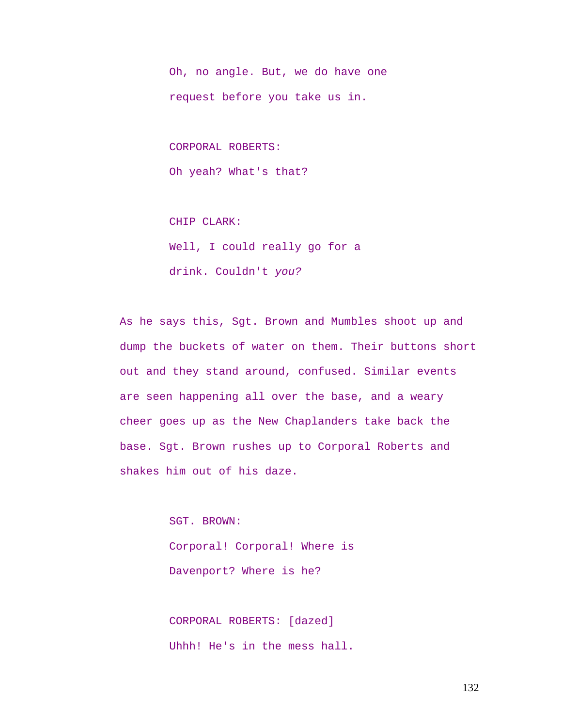Oh, no angle. But, we do have one request before you take us in.

CORPORAL ROBERTS:

Oh yeah? What's that?

CHIP CLARK:

Well, I could really go for a drink. Couldn't *you?*

As he says this, Sgt. Brown and Mumbles shoot up and dump the buckets of water on them. Their buttons short out and they stand around, confused. Similar events are seen happening all over the base, and a weary cheer goes up as the New Chaplanders take back the base. Sgt. Brown rushes up to Corporal Roberts and shakes him out of his daze.

SGT. BROWN:

Corporal! Corporal! Where is Davenport? Where is he?

CORPORAL ROBERTS: [dazed]

Uhhh! He's in the mess hall.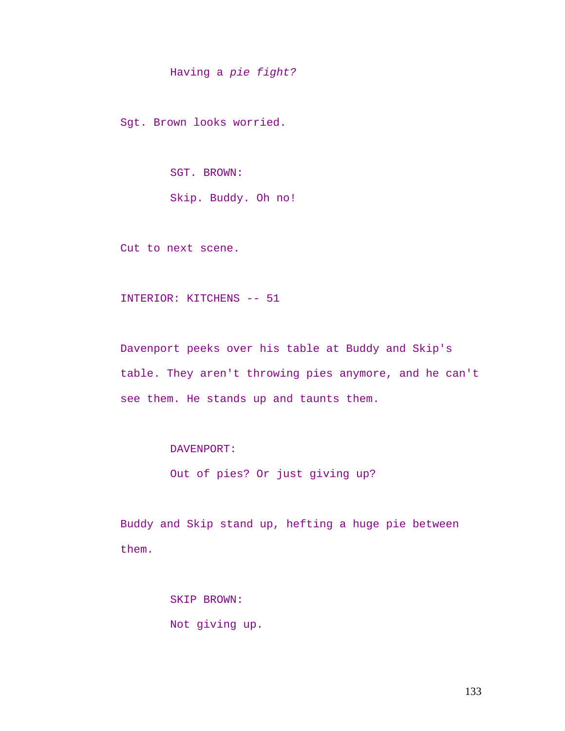Having a *pie fight?*

Sgt. Brown looks worried.

SGT. BROWN:

Skip. Buddy. Oh no!

Cut to next scene.

INTERIOR: KITCHENS -- 51

Davenport peeks over his table at Buddy and Skip's table. They aren't throwing pies anymore, and he can't see them. He stands up and taunts them.

DAVENPORT:

Out of pies? Or just giving up?

Buddy and Skip stand up, hefting a huge pie between them.

SKIP BROWN:

Not giving up.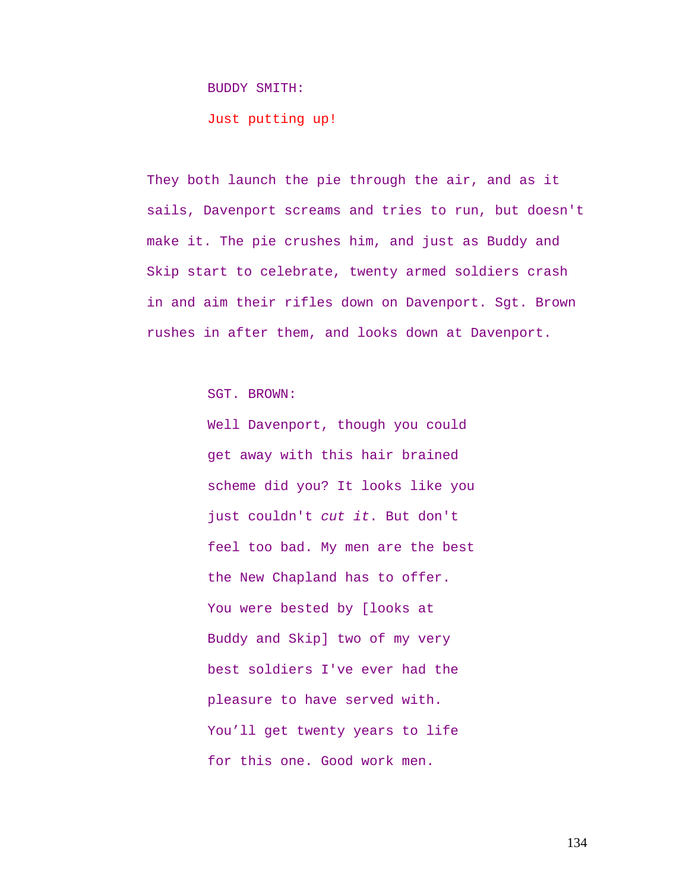BUDDY SMITH:

Just putting up!

They both launch the pie through the air, and as it sails, Davenport screams and tries to run, but doesn't make it. The pie crushes him, and just as Buddy and Skip start to celebrate, twenty armed soldiers crash in and aim their rifles down on Davenport. Sgt. Brown rushes in after them, and looks down at Davenport.

SGT. BROWN:

Well Davenport, though you could get away with this hair brained scheme did you? It looks like you just couldn't *cut it*. But don't feel too bad. My men are the best the New Chapland has to offer. You were bested by [looks at Buddy and Skip] two of my very best soldiers I've ever had the pleasure to have served with. You'll get twenty years to life for this one. Good work men.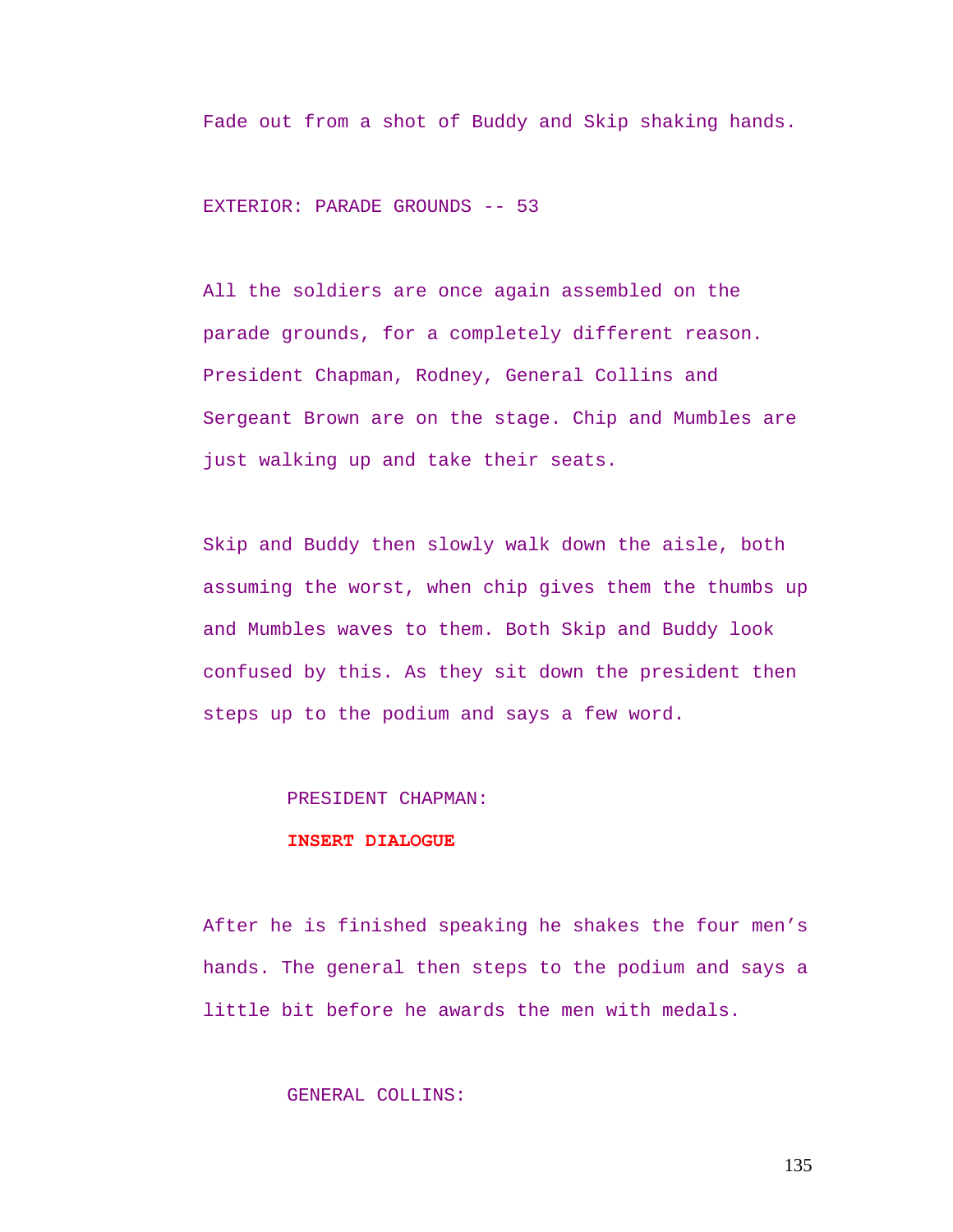Fade out from a shot of Buddy and Skip shaking hands.

EXTERIOR: PARADE GROUNDS -- 53

All the soldiers are once again assembled on the parade grounds, for a completely different reason. President Chapman, Rodney, General Collins and Sergeant Brown are on the stage. Chip and Mumbles are just walking up and take their seats.

Skip and Buddy then slowly walk down the aisle, both assuming the worst, when chip gives them the thumbs up and Mumbles waves to them. Both Skip and Buddy look confused by this. As they sit down the president then steps up to the podium and says a few word.

PRESIDENT CHAPMAN:

**INSERT DIALOGUE**

After he is finished speaking he shakes the four men's hands. The general then steps to the podium and says a little bit before he awards the men with medals.

GENERAL COLLINS: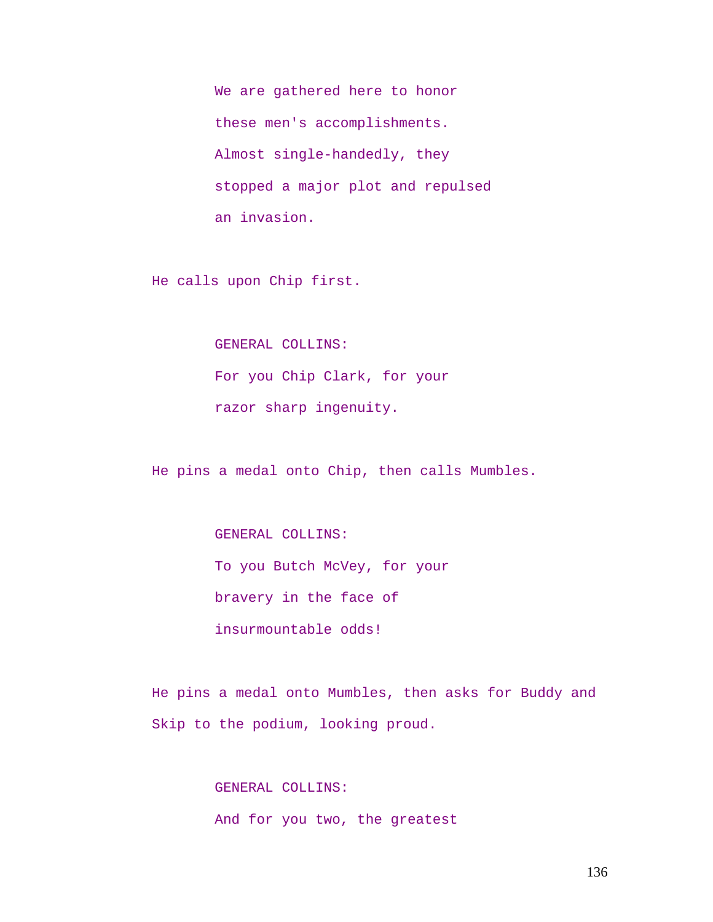We are gathered here to honor these men's accomplishments. Almost single-handedly, they stopped a major plot and repulsed an invasion.

He calls upon Chip first.

GENERAL COLLINS:

For you Chip Clark, for your razor sharp ingenuity.

He pins a medal onto Chip, then calls Mumbles.

GENERAL COLLINS:

To you Butch McVey, for your bravery in the face of insurmountable odds!

He pins a medal onto Mumbles, then asks for Buddy and Skip to the podium, looking proud.

GENERAL COLLINS:

And for you two, the greatest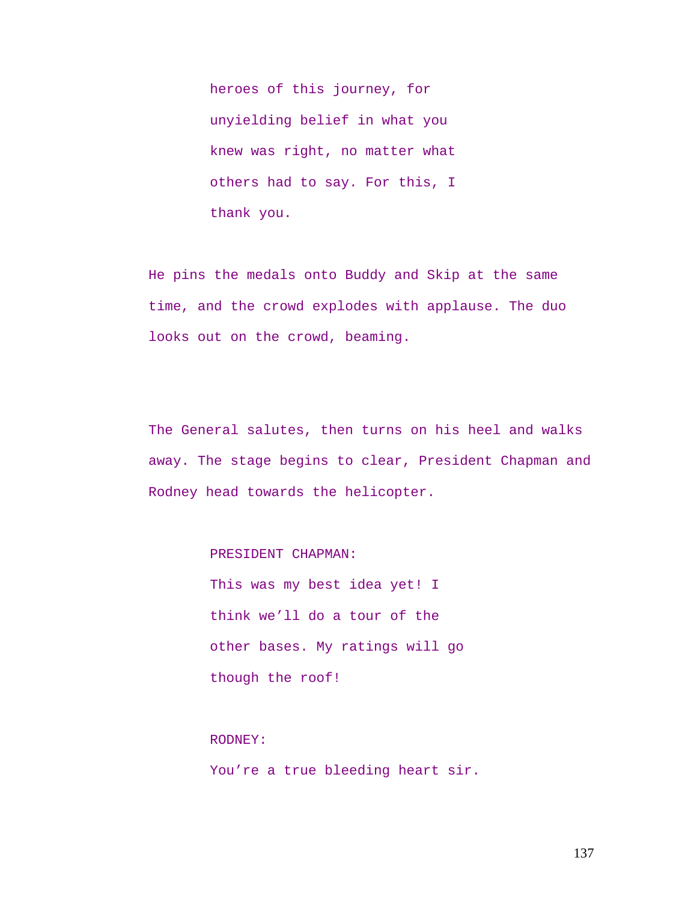heroes of this journey, for unyielding belief in what you knew was right, no matter what others had to say. For this, I thank you.

He pins the medals onto Buddy and Skip at the same time, and the crowd explodes with applause. The duo looks out on the crowd, beaming.

The General salutes, then turns on his heel and walks away. The stage begins to clear, President Chapman and Rodney head towards the helicopter.

PRESIDENT CHAPMAN:

This was my best idea yet! I think we'll do a tour of the other bases. My ratings will go though the roof!

RODNEY:

You're a true bleeding heart sir.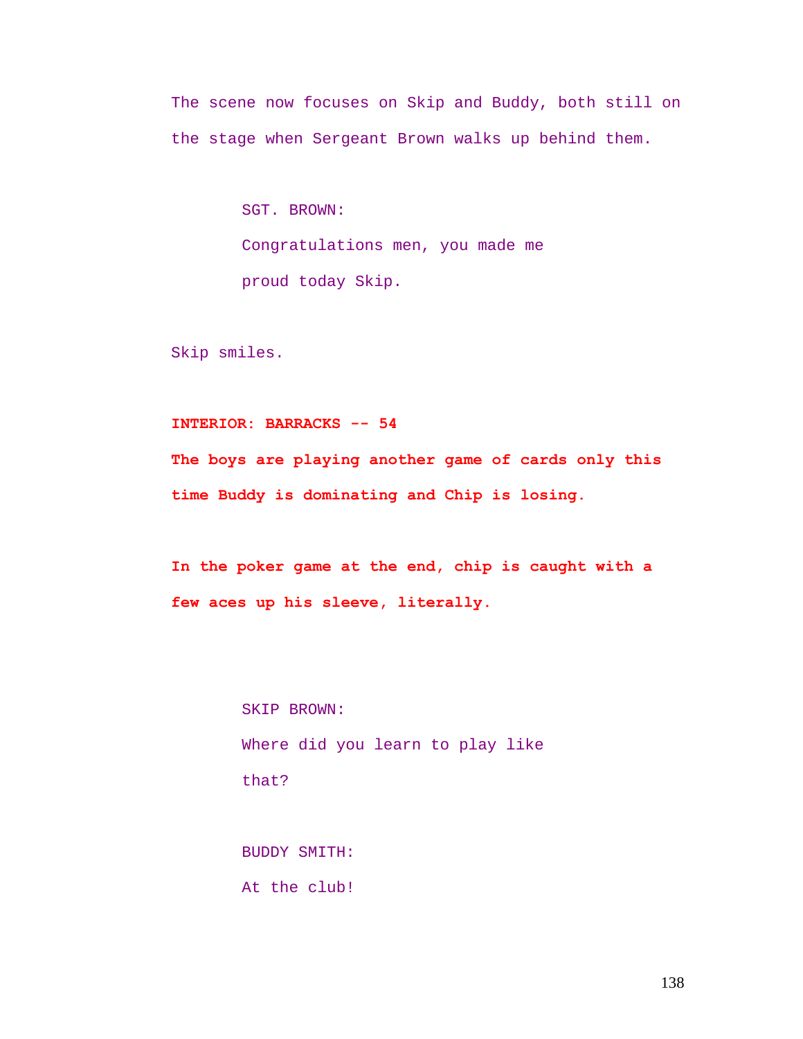The scene now focuses on Skip and Buddy, both still on the stage when Sergeant Brown walks up behind them.

SGT. BROWN:
Congratulations men, you made me proud today Skip.

Skip smiles.

**INTERIOR: BARRACKS -- 54**

**The boys are playing another game of cards only this time Buddy is dominating and Chip is losing.**

**In the poker game at the end, chip is caught with a few aces up his sleeve, literally.**

SKIP BROWN:
Where did you learn to play like that?

BUDDY SMITH:
At the club!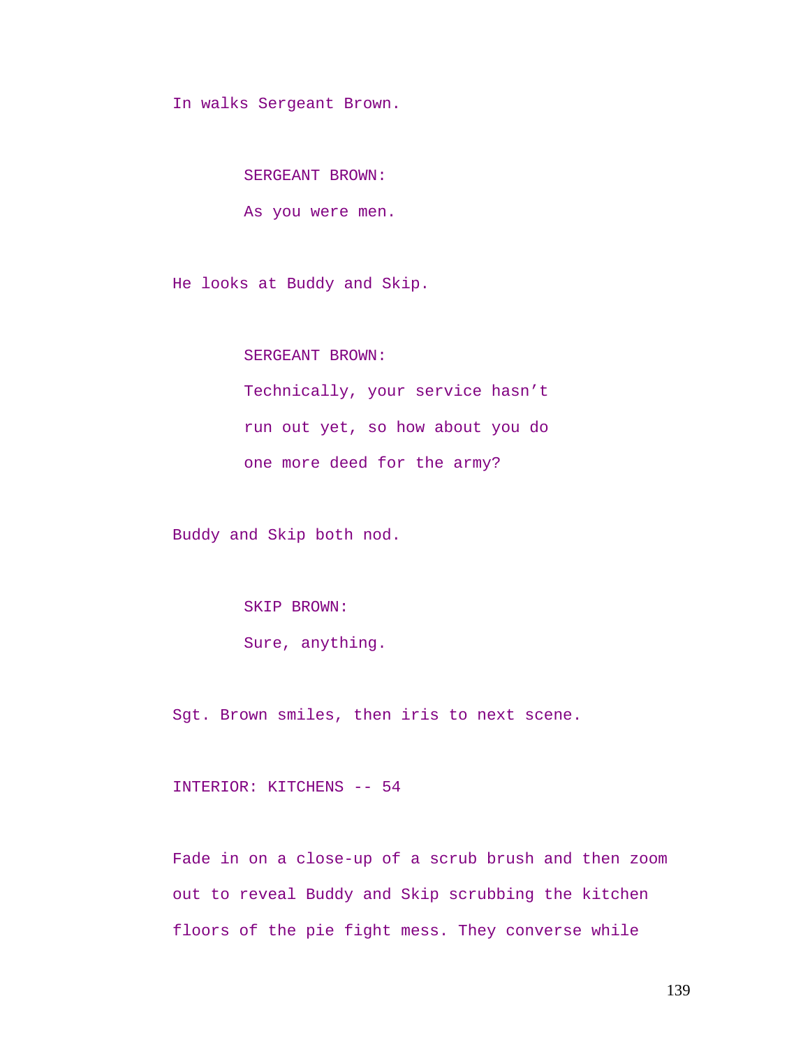In walks Sergeant Brown.

SERGEANT BROWN:

As you were men.

He looks at Buddy and Skip.

SERGEANT BROWN:

Technically, your service hasn't run out yet, so how about you do one more deed for the army?

Buddy and Skip both nod.

SKIP BROWN:

Sure, anything.

Sgt. Brown smiles, then iris to next scene.

INTERIOR: KITCHENS -- 54

Fade in on a close-up of a scrub brush and then zoom out to reveal Buddy and Skip scrubbing the kitchen floors of the pie fight mess. They converse while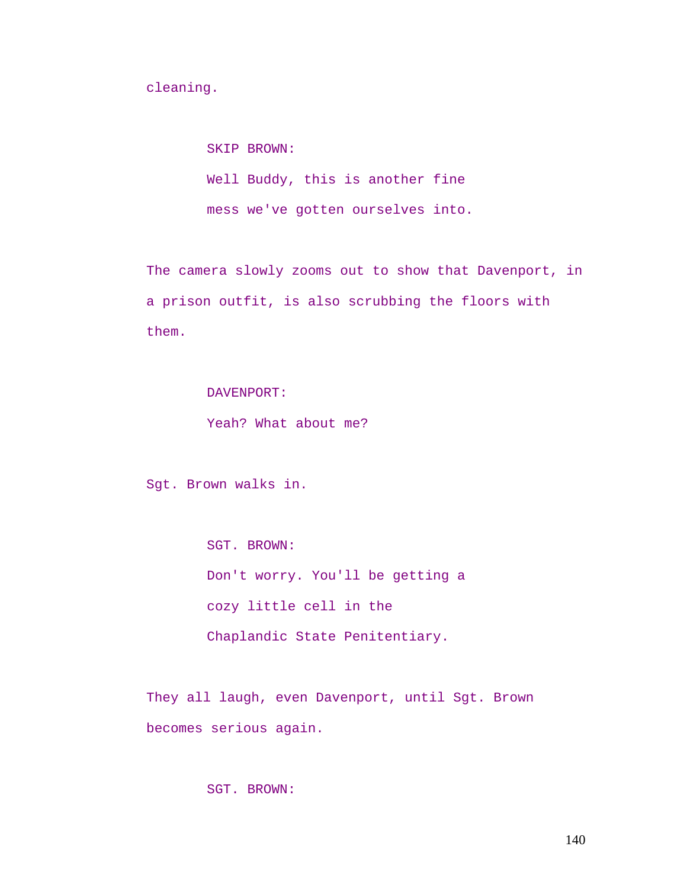cleaning.

SKIP BROWN:

Well Buddy, this is another fine mess we've gotten ourselves into.

The camera slowly zooms out to show that Davenport, in a prison outfit, is also scrubbing the floors with them.

DAVENPORT:

Yeah? What about me?

Sgt. Brown walks in.

SGT. BROWN:

Don't worry. You'll be getting a cozy little cell in the Chaplandic State Penitentiary.

They all laugh, even Davenport, until Sgt. Brown becomes serious again.

SGT. BROWN: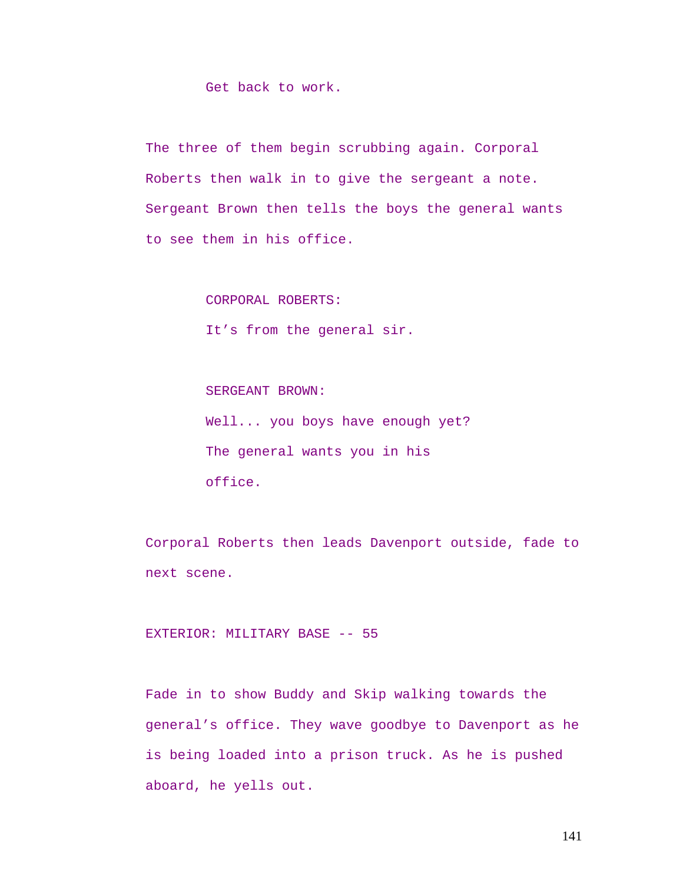Get back to work.

The three of them begin scrubbing again. Corporal Roberts then walk in to give the sergeant a note. Sergeant Brown then tells the boys the general wants to see them in his office.

CORPORAL ROBERTS:

It's from the general sir.

SERGEANT BROWN:

Well... you boys have enough yet? The general wants you in his office.

Corporal Roberts then leads Davenport outside, fade to next scene.

EXTERIOR: MILITARY BASE -- 55

Fade in to show Buddy and Skip walking towards the general's office. They wave goodbye to Davenport as he is being loaded into a prison truck. As he is pushed aboard, he yells out.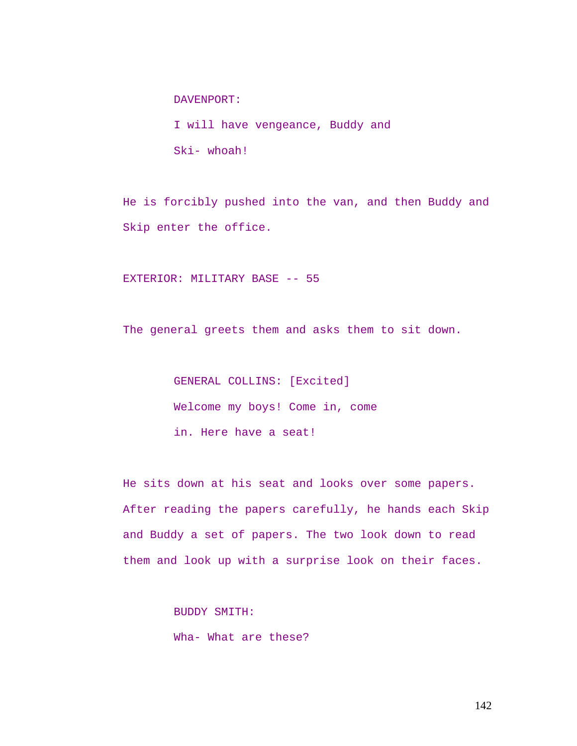DAVENPORT:

I will have vengeance, Buddy and Ski- whoah!

He is forcibly pushed into the van, and then Buddy and Skip enter the office.

EXTERIOR: MILITARY BASE -- 55

The general greets them and asks them to sit down.

GENERAL COLLINS: [Excited]

Welcome my boys! Come in, come in. Here have a seat!

He sits down at his seat and looks over some papers. After reading the papers carefully, he hands each Skip and Buddy a set of papers. The two look down to read them and look up with a surprise look on their faces.

BUDDY SMITH:

Wha- What are these?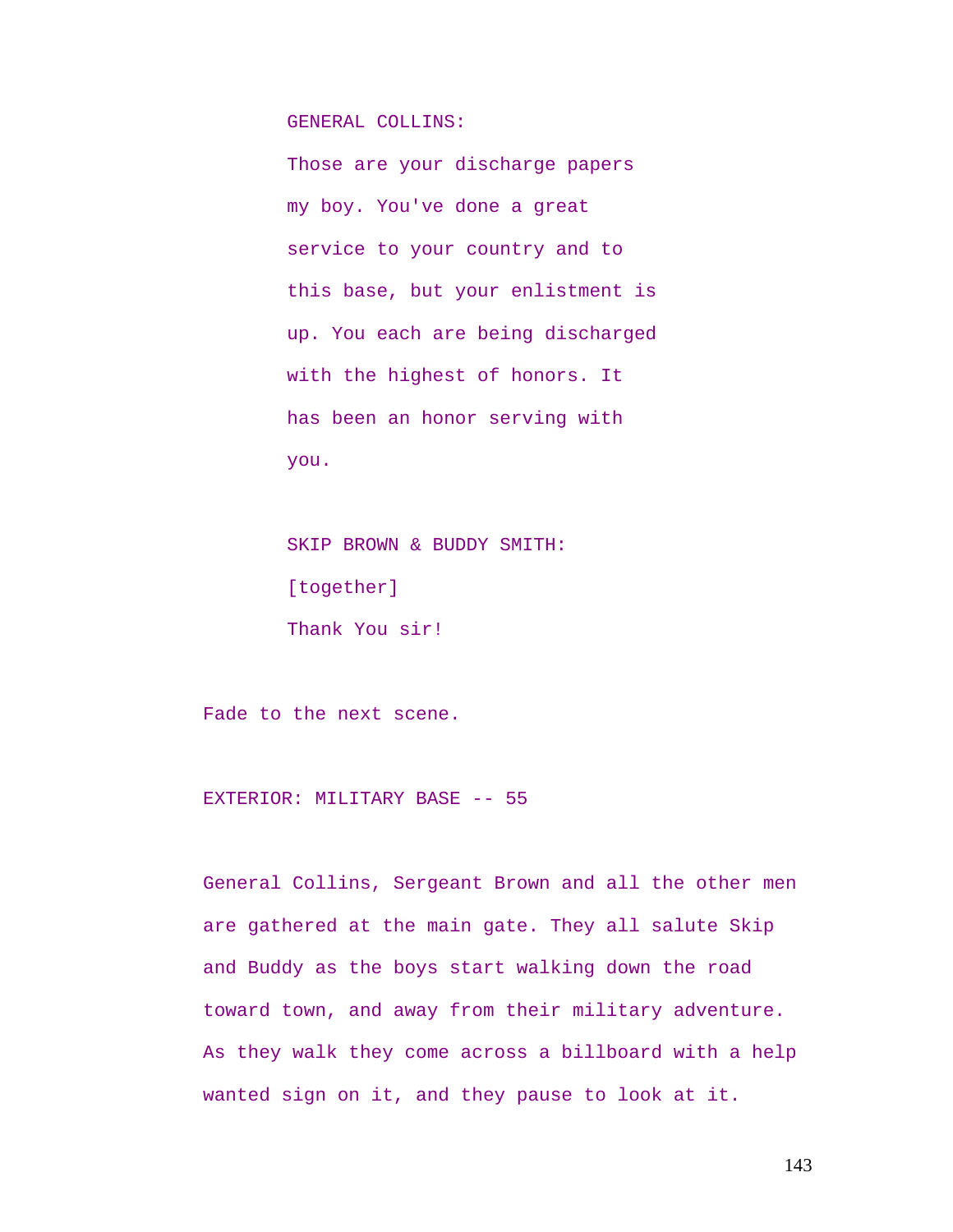GENERAL COLLINS:

Those are your discharge papers my boy. You've done a great service to your country and to this base, but your enlistment is up. You each are being discharged with the highest of honors. It has been an honor serving with you.

SKIP BROWN & BUDDY SMITH:

[together]

Thank You sir!

Fade to the next scene.

EXTERIOR: MILITARY BASE -- 55

General Collins, Sergeant Brown and all the other men are gathered at the main gate. They all salute Skip and Buddy as the boys start walking down the road toward town, and away from their military adventure. As they walk they come across a billboard with a help wanted sign on it, and they pause to look at it.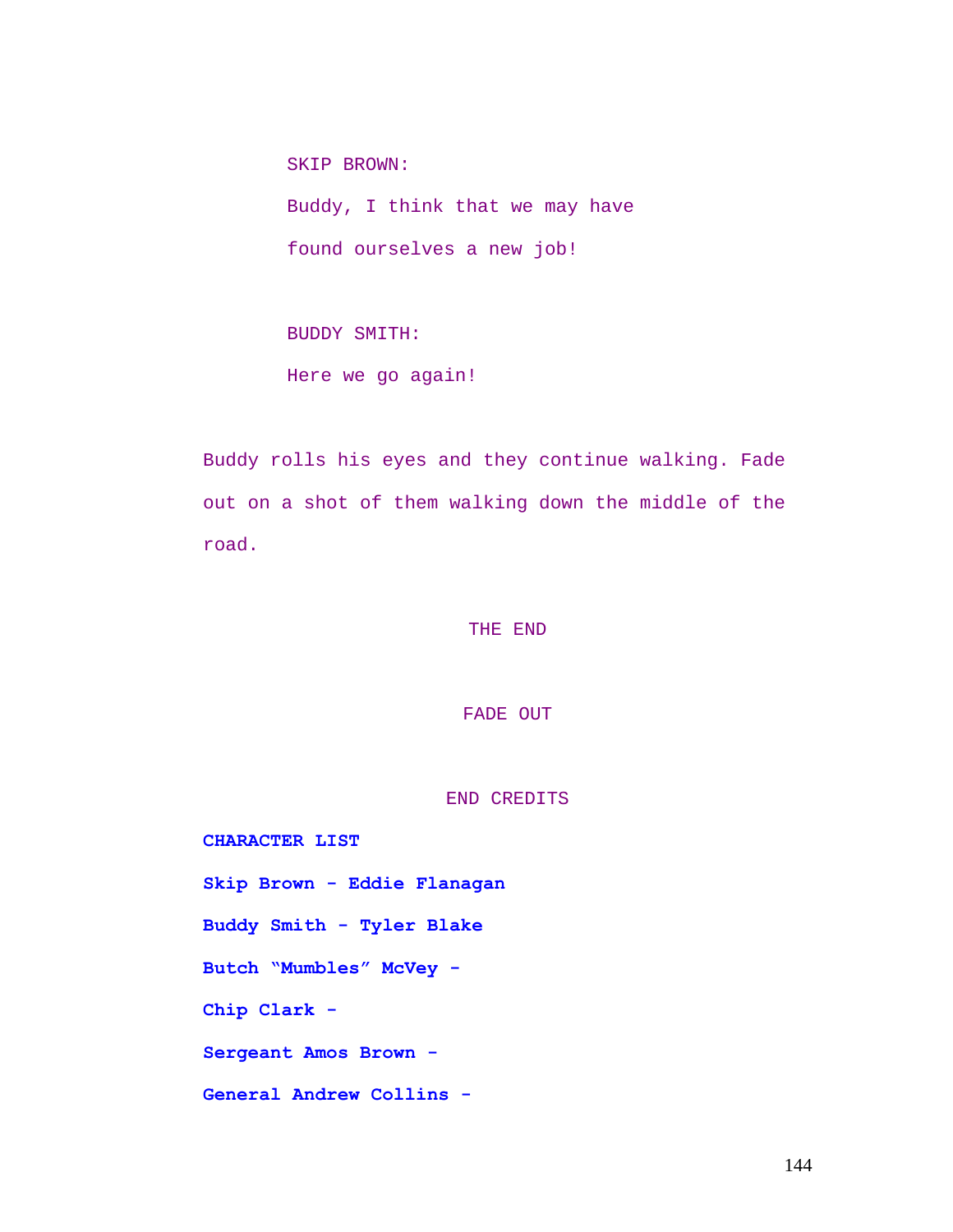SKIP BROWN:

Buddy, I think that we may have found ourselves a new job!

BUDDY SMITH:

Here we go again!

Buddy rolls his eyes and they continue walking. Fade out on a shot of them walking down the middle of the road.

THE END

FADE OUT

END CREDITS

**CHARACTER LIST**

**Skip Brown - Eddie Flanagan**

**Buddy Smith - Tyler Blake**

**Butch “Mumbles” McVey -**

**Chip Clark -**

**Sergeant Amos Brown -**

**General Andrew Collins -**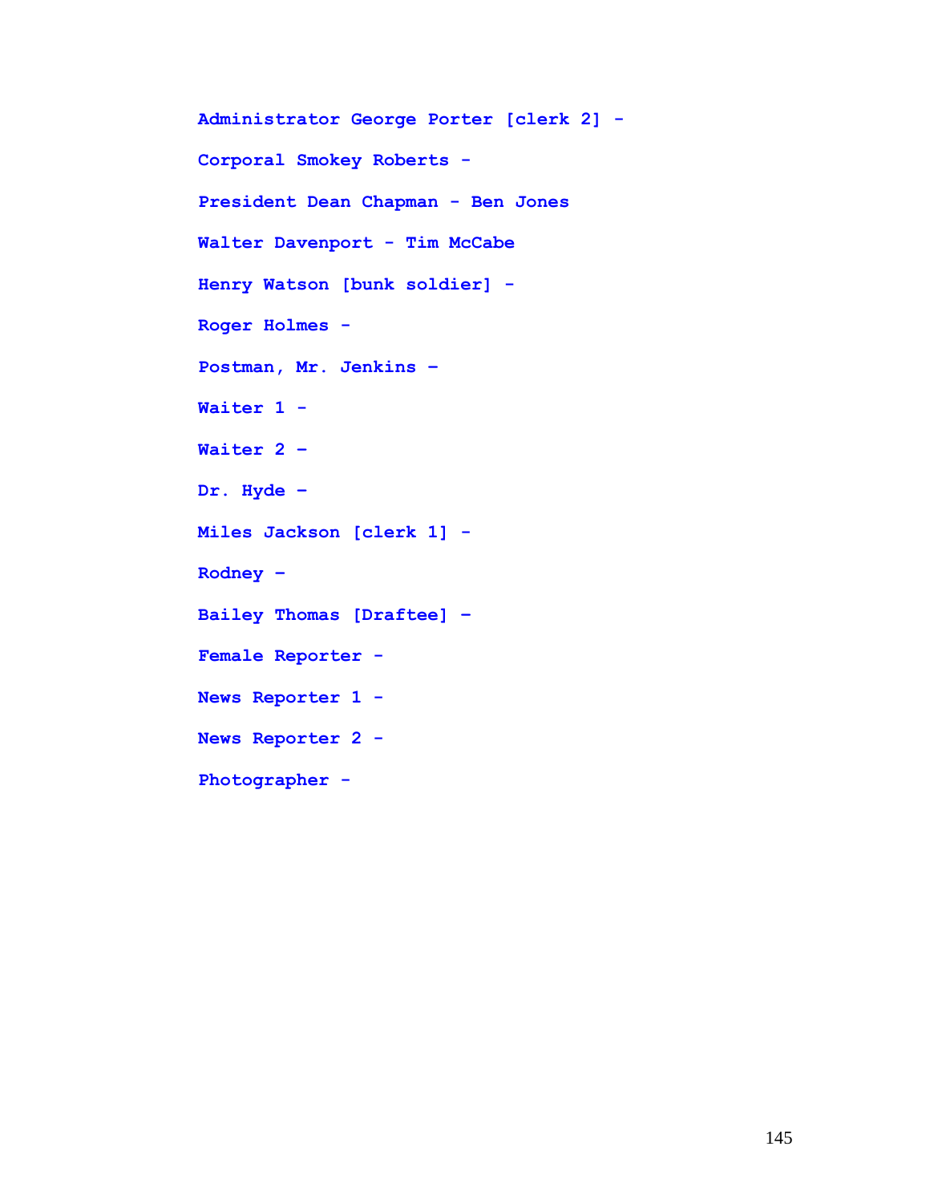**Administrator George Porter [clerk 2] -**

**Corporal Smokey Roberts -**

**President Dean Chapman - Ben Jones**

**Walter Davenport - Tim McCabe**

**Henry Watson [bunk soldier] -**

**Roger Holmes -**

**Postman, Mr. Jenkins –**

**Waiter 1 -**

**Waiter 2 –**

**Dr. Hyde –**

**Miles Jackson [clerk 1] -**

**Rodney –**

**Bailey Thomas [Draftee] –**

**Female Reporter -**

**News Reporter 1 -**

**News Reporter 2 -**

**Photographer -**